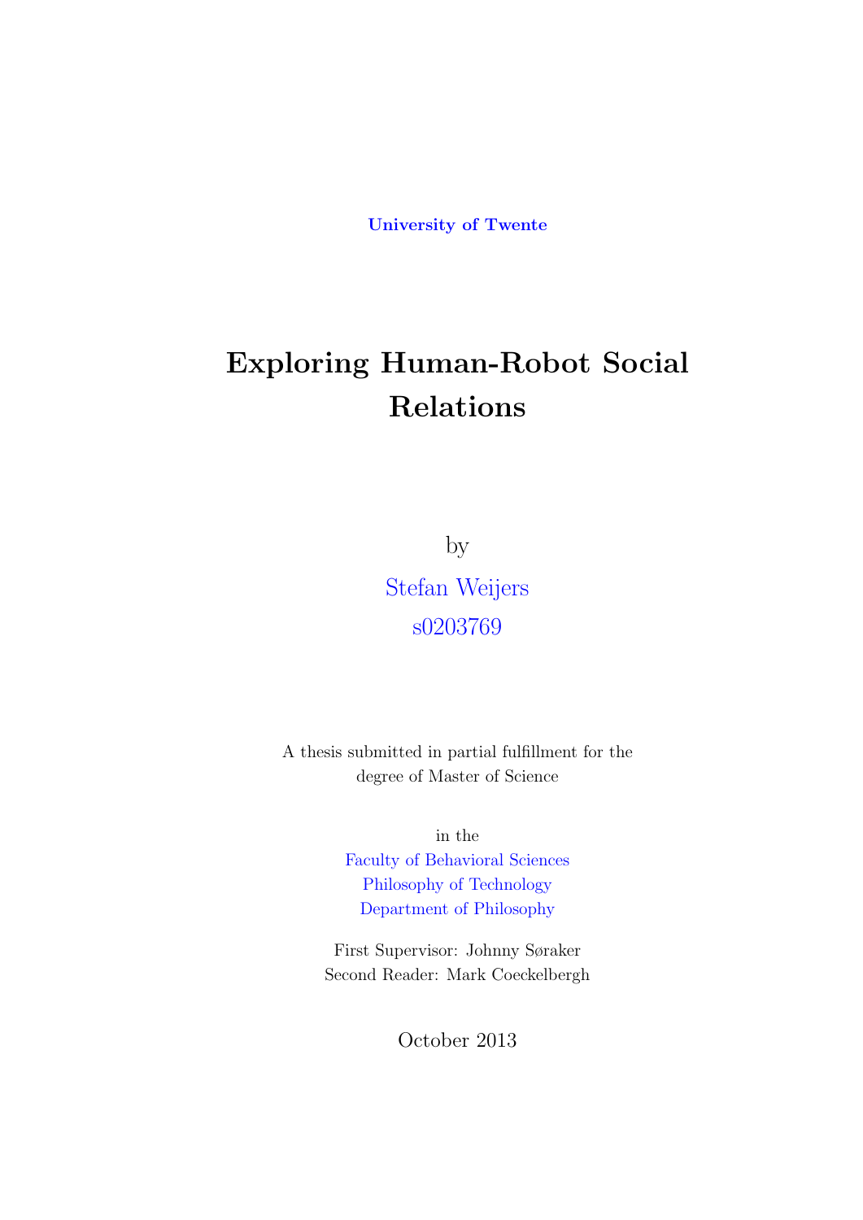University of Twente

# Exploring Human-Robot Social Relations

by

Stefan Weijers

s0203769

A thesis submitted in partial fulfillment for the degree of Master of Science

in the

Faculty of Behavioral Sciences
Philosophy of Technology
Department of Philosophy

First Supervisor: Johnny Søraker
Second Reader: Mark Coeckelbergh

October 2013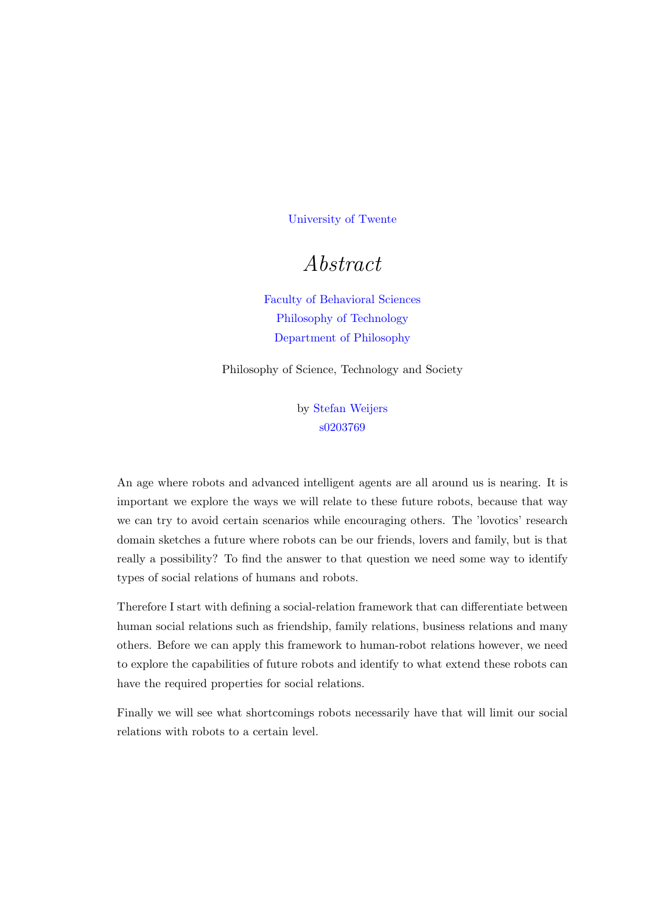University of Twente

# *Abstract*

Faculty of Behavioral Sciences
Philosophy of Technology
Department of Philosophy

Philosophy of Science, Technology and Society

by Stefan Weijers
s0203769

An age where robots and advanced intelligent agents are all around us is nearing. It is important we explore the ways we will relate to these future robots, because that way we can try to avoid certain scenarios while encouraging others. The 'lovotics' research domain sketches a future where robots can be our friends, lovers and family, but is that really a possibility? To find the answer to that question we need some way to identify types of social relations of humans and robots.

Therefore I start with defining a social-relation framework that can differentiate between human social relations such as friendship, family relations, business relations and many others. Before we can apply this framework to human-robot relations however, we need to explore the capabilities of future robots and identify to what extend these robots can have the required properties for social relations.

Finally we will see what shortcomings robots necessarily have that will limit our social relations with robots to a certain level.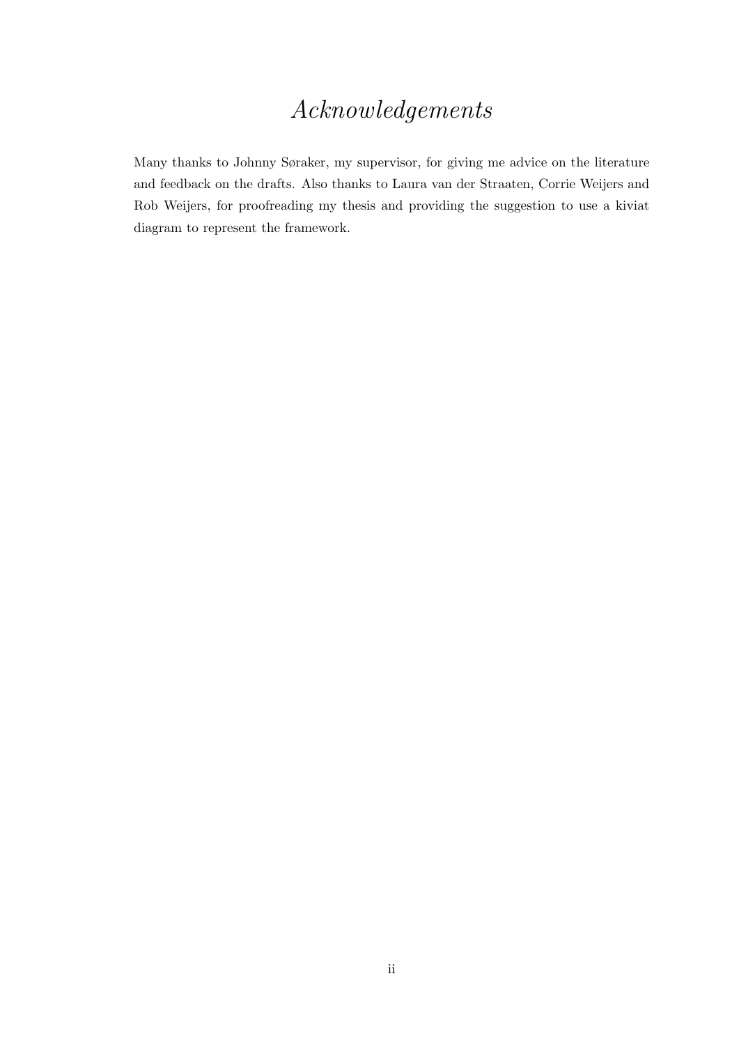# *Acknowledgements*

Many thanks to Johnny Søraker, my supervisor, for giving me advice on the literature and feedback on the drafts. Also thanks to Laura van der Straaten, Corrie Weijers and Rob Weijers, for proofreading my thesis and providing the suggestion to use a kiviat diagram to represent the framework.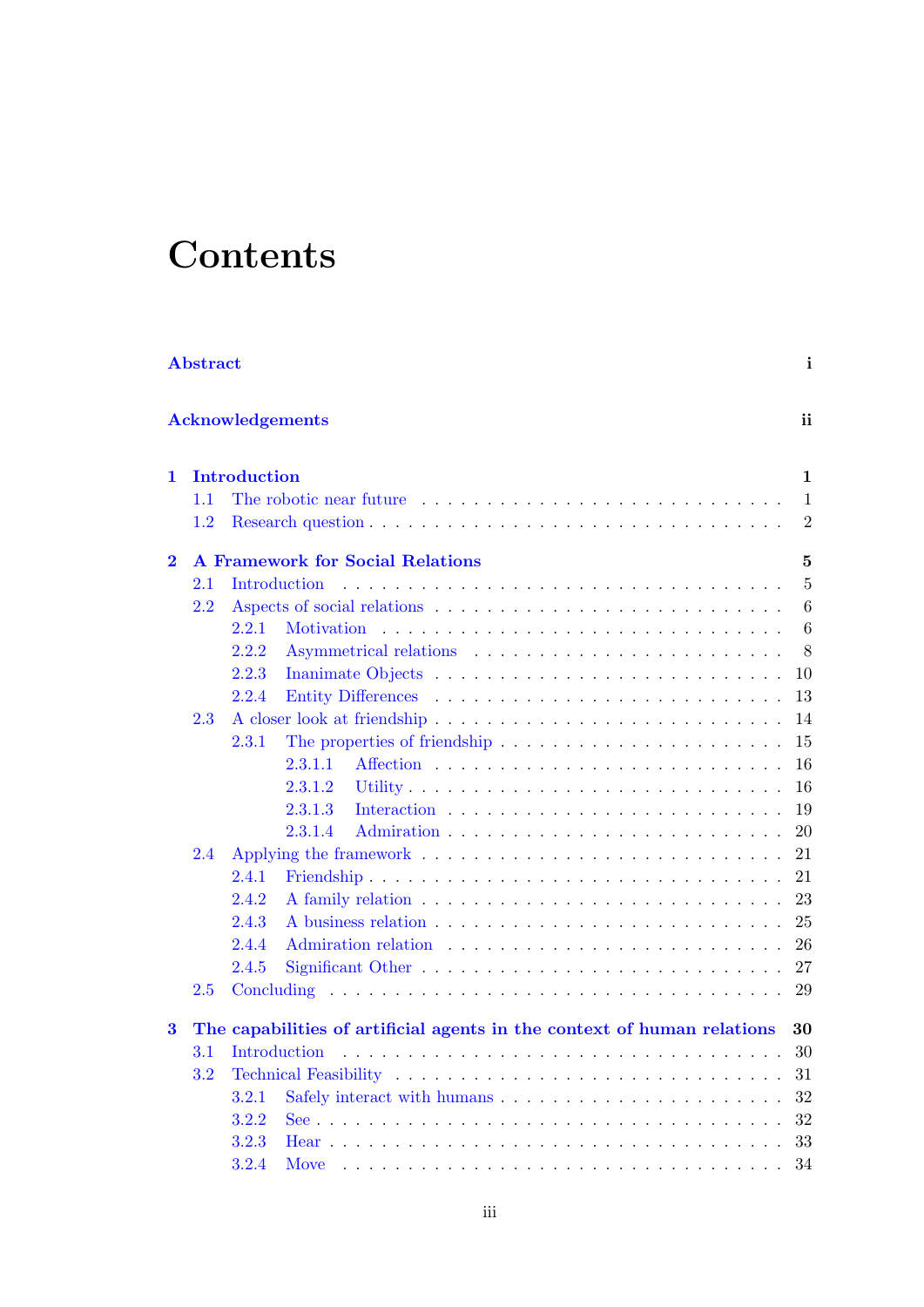# Contents

**Abstract** **i**

**Acknowledgements** **ii**

**1 Introduction** **1**

- 1.1 The robotic near future . . . . . 1
- 1.2 Research question . . . . . 2

**2 A Framework for Social Relations** **5**

- 2.1 Introduction . . . . . 5
- 2.2 Aspects of social relations . . . . . 6
  - 2.2.1 Motivation . . . . . 6
  - 2.2.2 Asymmetrical relations . . . . . 8
  - 2.2.3 Inanimate Objects . . . . . 10
  - 2.2.4 Entity Differences . . . . . 13
- 2.3 A closer look at friendship . . . . . 14
  - 2.3.1 The properties of friendship . . . . . 15
    - 2.3.1.1 Affection . . . . . 16
    - 2.3.1.2 Utility . . . . . 16
    - 2.3.1.3 Interaction . . . . . 19
    - 2.3.1.4 Admiration . . . . . 20
- 2.4 Applying the framework . . . . . 21
  - 2.4.1 Friendship . . . . . 21
  - 2.4.2 A family relation . . . . . 23
  - 2.4.3 A business relation . . . . . 25
  - 2.4.4 Admiration relation . . . . . 26
  - 2.4.5 Significant Other . . . . . 27
- 2.5 Concluding . . . . . 29

**3 The capabilities of artificial agents in the context of human relations** **30**

- 3.1 Introduction . . . . . 30
- 3.2 Technical Feasibility . . . . . 31
  - 3.2.1 Safely interact with humans . . . . . 32
  - 3.2.2 See . . . . . 32
  - 3.2.3 Hear . . . . . 33
  - 3.2.4 Move . . . . . 34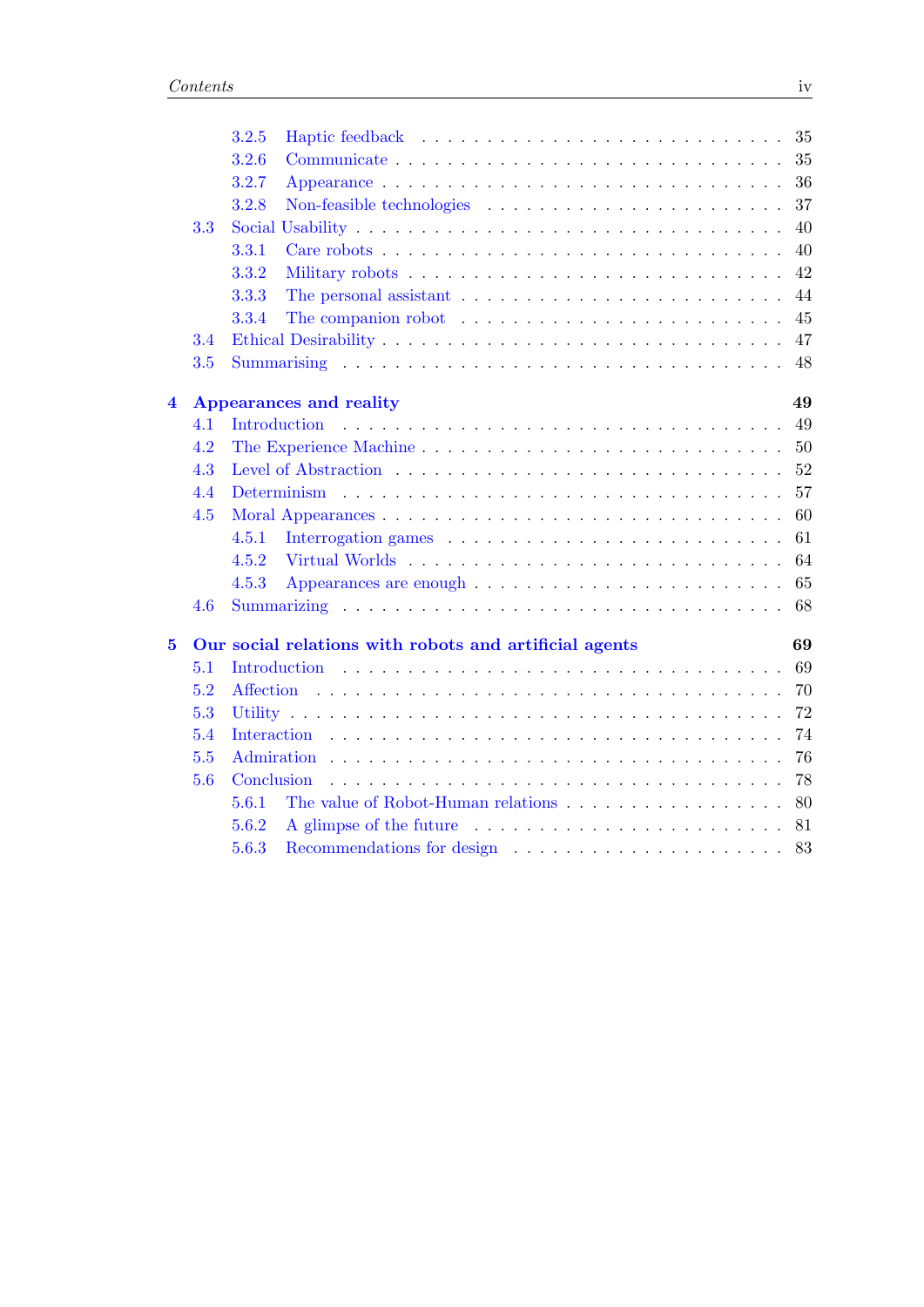- 3.2.5 Haptic feedback . . . 35
- 3.2.6 Communicate . . . 35
- 3.2.7 Appearance . . . 36
- 3.2.8 Non-feasible technologies . . . 37
- 3.3 Social Usability . . . 40
  - 3.3.1 Care robots . . . 40
  - 3.3.2 Military robots . . . 42
  - 3.3.3 The personal assistant . . . 44
  - 3.3.4 The companion robot . . . 45
- 3.4 Ethical Desirability . . . 47
- 3.5 Summarising . . . 48

**4 Appearances and reality** **49**

- 4.1 Introduction . . . 49
- 4.2 The Experience Machine . . . 50
- 4.3 Level of Abstraction . . . 52
- 4.4 Determinism . . . 57
- 4.5 Moral Appearances . . . 60
  - 4.5.1 Interrogation games . . . 61
  - 4.5.2 Virtual Worlds . . . 64
  - 4.5.3 Appearances are enough . . . 65
- 4.6 Summarizing . . . 68

**5 Our social relations with robots and artificial agents** **69**

- 5.1 Introduction . . . 69
- 5.2 Affection . . . 70
- 5.3 Utility . . . 72
- 5.4 Interaction . . . 74
- 5.5 Admiration . . . 76
- 5.6 Conclusion . . . 78
  - 5.6.1 The value of Robot-Human relations . . . 80
  - 5.6.2 A glimpse of the future . . . 81
  - 5.6.3 Recommendations for design . . . 83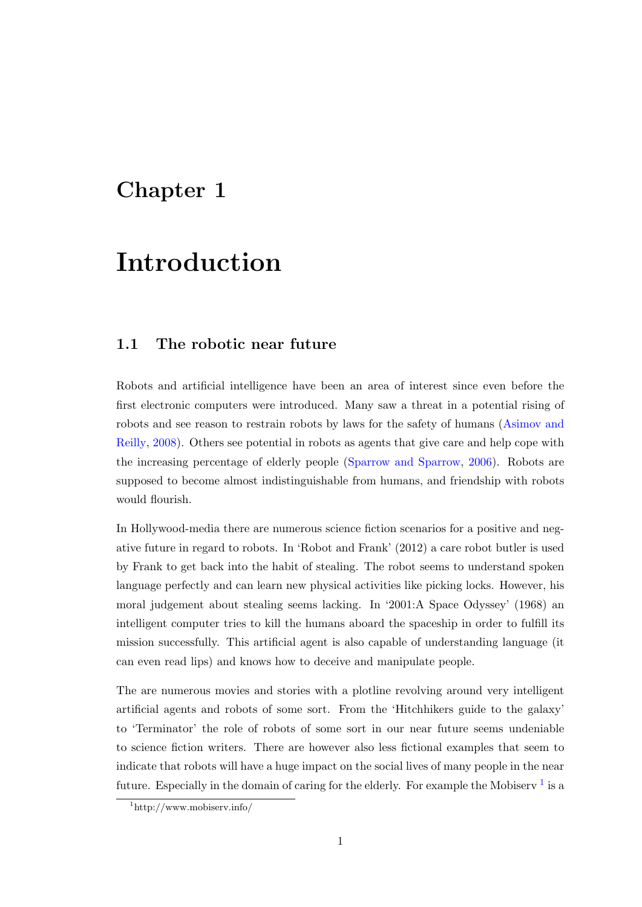# Chapter 1

# Introduction

## 1.1 The robotic near future

Robots and artificial intelligence have been an area of interest since even before the first electronic computers were introduced. Many saw a threat in a potential rising of robots and see reason to restrain robots by laws for the safety of humans (Asimov and Reilly, 2008). Others see potential in robots as agents that give care and help cope with the increasing percentage of elderly people (Sparrow and Sparrow, 2006). Robots are supposed to become almost indistinguishable from humans, and friendship with robots would flourish.

In Hollywood-media there are numerous science fiction scenarios for a positive and negative future in regard to robots. In 'Robot and Frank' (2012) a care robot butler is used by Frank to get back into the habit of stealing. The robot seems to understand spoken language perfectly and can learn new physical activities like picking locks. However, his moral judgement about stealing seems lacking. In '2001:A Space Odyssey' (1968) an intelligent computer tries to kill the humans aboard the spaceship in order to fulfill its mission successfully. This artificial agent is also capable of understanding language (it can even read lips) and knows how to deceive and manipulate people.

The are numerous movies and stories with a plotline revolving around very intelligent artificial agents and robots of some sort. From the 'Hitchhikers guide to the galaxy' to 'Terminator' the role of robots of some sort in our near future seems undeniable to science fiction writers. There are however also less fictional examples that seem to indicate that robots will have a huge impact on the social lives of many people in the near future. Especially in the domain of caring for the elderly. For example the Mobiserv [1] is a

[1] http://www.mobiserv.info/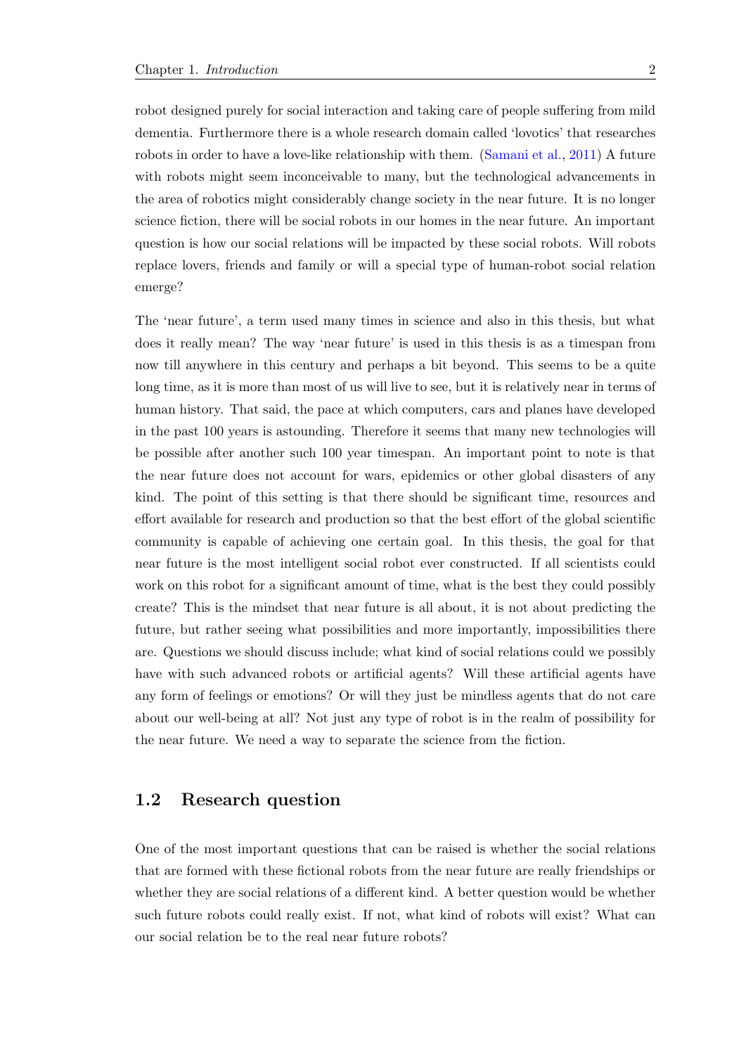robot designed purely for social interaction and taking care of people suffering from mild dementia. Furthermore there is a whole research domain called 'lovotics' that researches robots in order to have a love-like relationship with them. (Samani et al., 2011) A future with robots might seem inconceivable to many, but the technological advancements in the area of robotics might considerably change society in the near future. It is no longer science fiction, there will be social robots in our homes in the near future. An important question is how our social relations will be impacted by these social robots. Will robots replace lovers, friends and family or will a special type of human-robot social relation emerge?

The 'near future', a term used many times in science and also in this thesis, but what does it really mean? The way 'near future' is used in this thesis is as a timespan from now till anywhere in this century and perhaps a bit beyond. This seems to be a quite long time, as it is more than most of us will live to see, but it is relatively near in terms of human history. That said, the pace at which computers, cars and planes have developed in the past 100 years is astounding. Therefore it seems that many new technologies will be possible after another such 100 year timespan. An important point to note is that the near future does not account for wars, epidemics or other global disasters of any kind. The point of this setting is that there should be significant time, resources and effort available for research and production so that the best effort of the global scientific community is capable of achieving one certain goal. In this thesis, the goal for that near future is the most intelligent social robot ever constructed. If all scientists could work on this robot for a significant amount of time, what is the best they could possibly create? This is the mindset that near future is all about, it is not about predicting the future, but rather seeing what possibilities and more importantly, impossibilities there are. Questions we should discuss include; what kind of social relations could we possibly have with such advanced robots or artificial agents? Will these artificial agents have any form of feelings or emotions? Or will they just be mindless agents that do not care about our well-being at all? Not just any type of robot is in the realm of possibility for the near future. We need a way to separate the science from the fiction.

## 1.2 Research question

One of the most important questions that can be raised is whether the social relations that are formed with these fictional robots from the near future are really friendships or whether they are social relations of a different kind. A better question would be whether such future robots could really exist. If not, what kind of robots will exist? What can our social relation be to the real near future robots?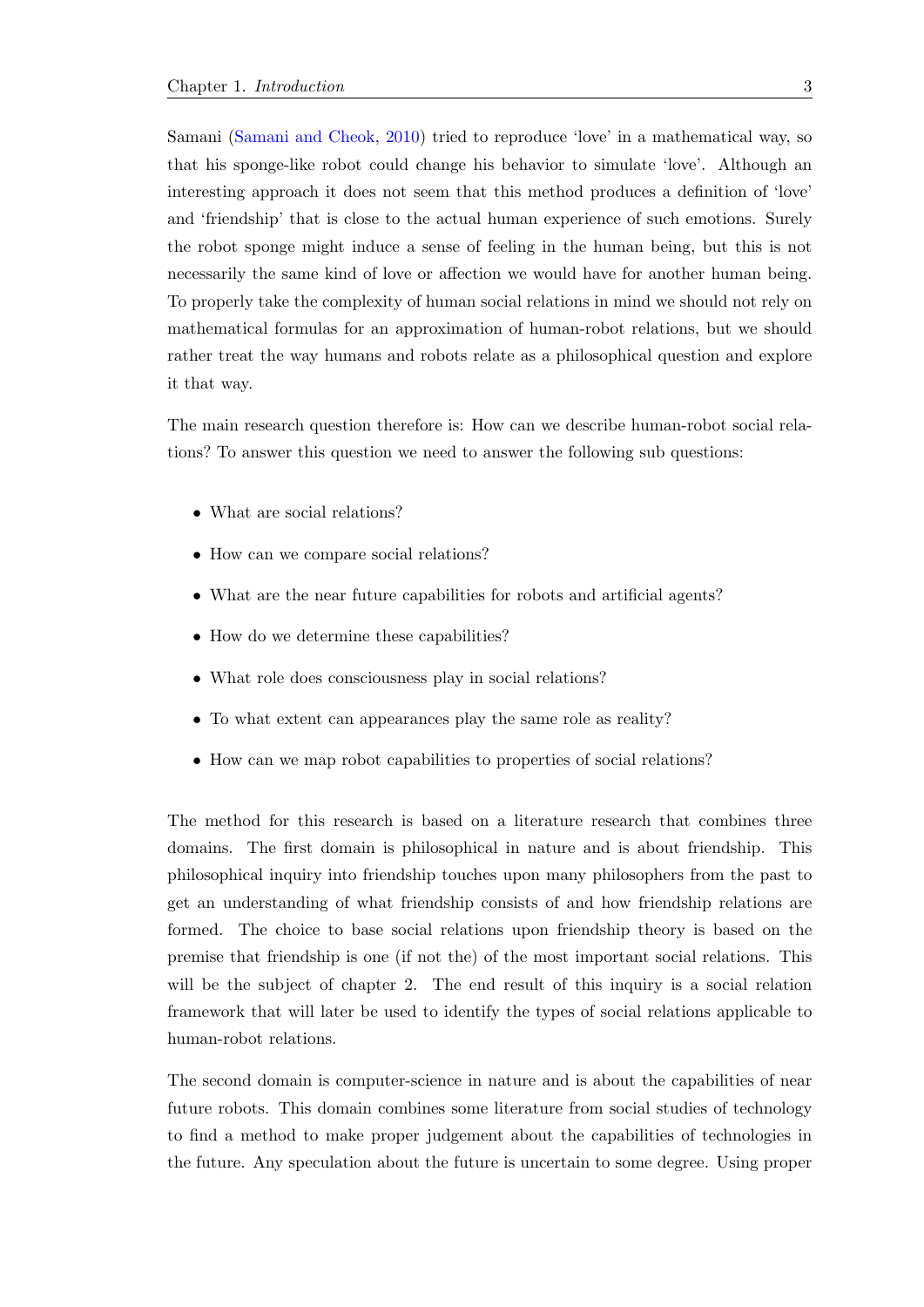Samani (Samani and Cheok, 2010) tried to reproduce 'love' in a mathematical way, so that his sponge-like robot could change his behavior to simulate 'love'. Although an interesting approach it does not seem that this method produces a definition of 'love' and 'friendship' that is close to the actual human experience of such emotions. Surely the robot sponge might induce a sense of feeling in the human being, but this is not necessarily the same kind of love or affection we would have for another human being. To properly take the complexity of human social relations in mind we should not rely on mathematical formulas for an approximation of human-robot relations, but we should rather treat the way humans and robots relate as a philosophical question and explore it that way.

The main research question therefore is: How can we describe human-robot social relations? To answer this question we need to answer the following sub questions:

- What are social relations?
- How can we compare social relations?
- What are the near future capabilities for robots and artificial agents?
- How do we determine these capabilities?
- What role does consciousness play in social relations?
- To what extent can appearances play the same role as reality?
- How can we map robot capabilities to properties of social relations?

The method for this research is based on a literature research that combines three domains. The first domain is philosophical in nature and is about friendship. This philosophical inquiry into friendship touches upon many philosophers from the past to get an understanding of what friendship consists of and how friendship relations are formed. The choice to base social relations upon friendship theory is based on the premise that friendship is one (if not the) of the most important social relations. This will be the subject of chapter 2. The end result of this inquiry is a social relation framework that will later be used to identify the types of social relations applicable to human-robot relations.

The second domain is computer-science in nature and is about the capabilities of near future robots. This domain combines some literature from social studies of technology to find a method to make proper judgement about the capabilities of technologies in the future. Any speculation about the future is uncertain to some degree. Using proper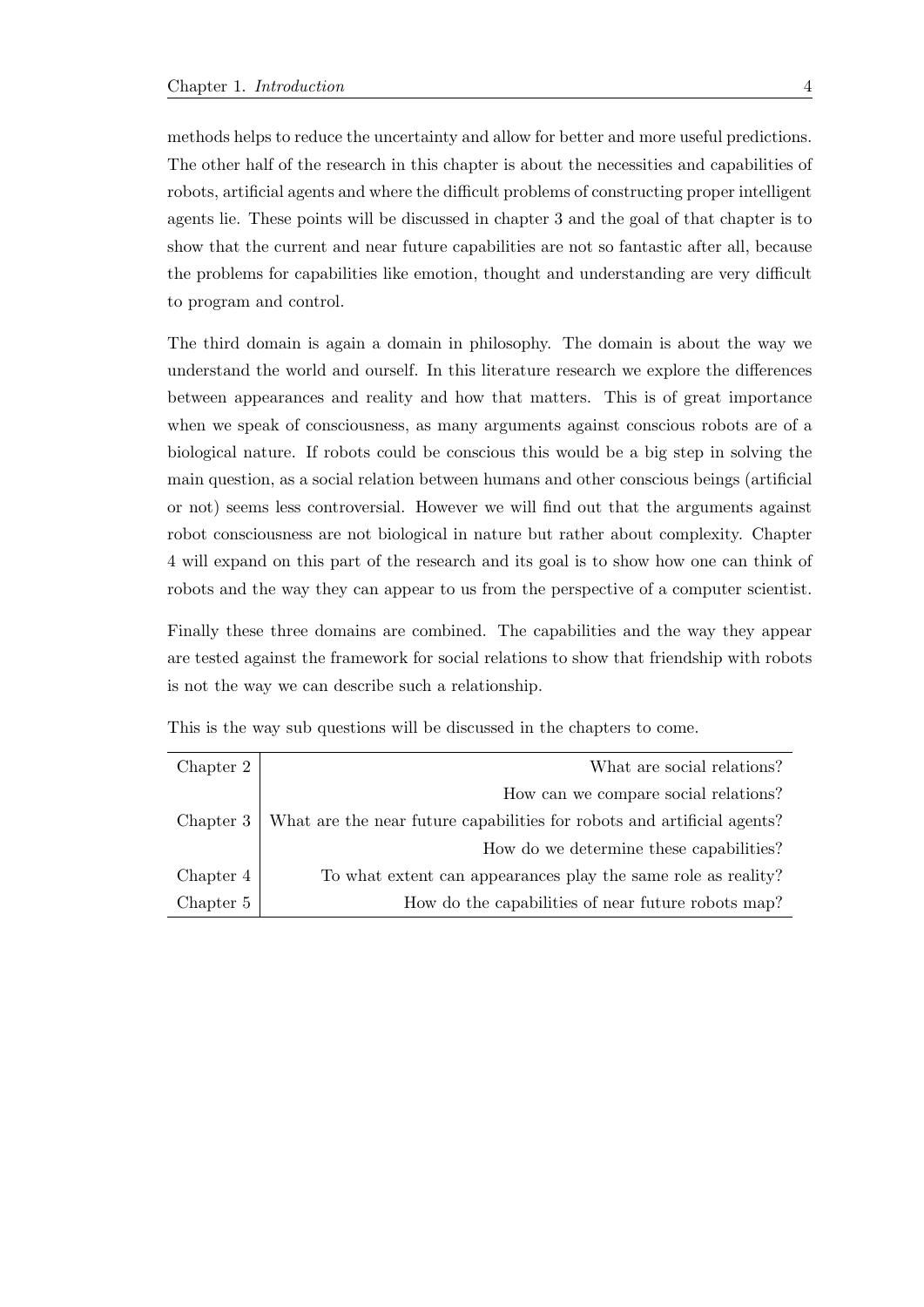methods helps to reduce the uncertainty and allow for better and more useful predictions. The other half of the research in this chapter is about the necessities and capabilities of robots, artificial agents and where the difficult problems of constructing proper intelligent agents lie. These points will be discussed in chapter 3 and the goal of that chapter is to show that the current and near future capabilities are not so fantastic after all, because the problems for capabilities like emotion, thought and understanding are very difficult to program and control.

The third domain is again a domain in philosophy. The domain is about the way we understand the world and ourself. In this literature research we explore the differences between appearances and reality and how that matters. This is of great importance when we speak of consciousness, as many arguments against conscious robots are of a biological nature. If robots could be conscious this would be a big step in solving the main question, as a social relation between humans and other conscious beings (artificial or not) seems less controversial. However we will find out that the arguments against robot consciousness are not biological in nature but rather about complexity. Chapter 4 will expand on this part of the research and its goal is to show how one can think of robots and the way they can appear to us from the perspective of a computer scientist.

Finally these three domains are combined. The capabilities and the way they appear are tested against the framework for social relations to show that friendship with robots is not the way we can describe such a relationship.

This is the way sub questions will be discussed in the chapters to come.

| | |
|---|---|
| Chapter 2 | What are social relations? |
| | How can we compare social relations? |
| Chapter 3 | What are the near future capabilities for robots and artificial agents? |
| | How do we determine these capabilities? |
| Chapter 4 | To what extent can appearances play the same role as reality? |
| Chapter 5 | How do the capabilities of near future robots map? |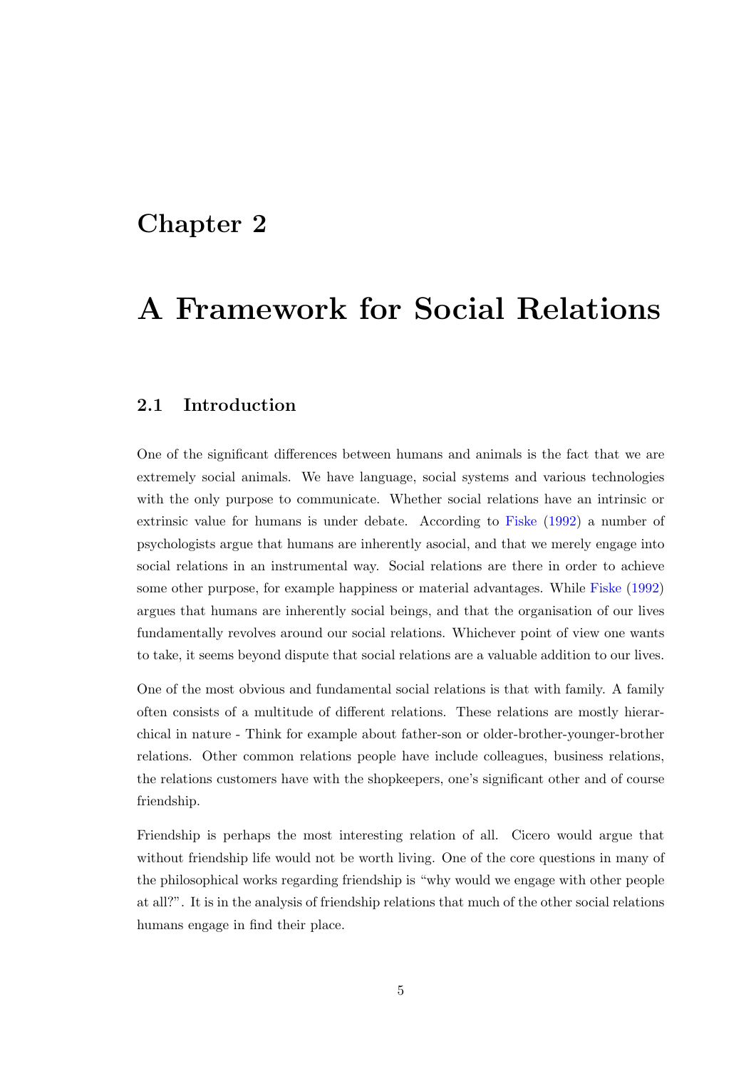# Chapter 2

# A Framework for Social Relations

## 2.1 Introduction

One of the significant differences between humans and animals is the fact that we are extremely social animals. We have language, social systems and various technologies with the only purpose to communicate. Whether social relations have an intrinsic or extrinsic value for humans is under debate. According to Fiske (1992) a number of psychologists argue that humans are inherently asocial, and that we merely engage into social relations in an instrumental way. Social relations are there in order to achieve some other purpose, for example happiness or material advantages. While Fiske (1992) argues that humans are inherently social beings, and that the organisation of our lives fundamentally revolves around our social relations. Whichever point of view one wants to take, it seems beyond dispute that social relations are a valuable addition to our lives.

One of the most obvious and fundamental social relations is that with family. A family often consists of a multitude of different relations. These relations are mostly hierarchical in nature - Think for example about father-son or older-brother-younger-brother relations. Other common relations people have include colleagues, business relations, the relations customers have with the shopkeepers, one's significant other and of course friendship.

Friendship is perhaps the most interesting relation of all. Cicero would argue that without friendship life would not be worth living. One of the core questions in many of the philosophical works regarding friendship is "why would we engage with other people at all?". It is in the analysis of friendship relations that much of the other social relations humans engage in find their place.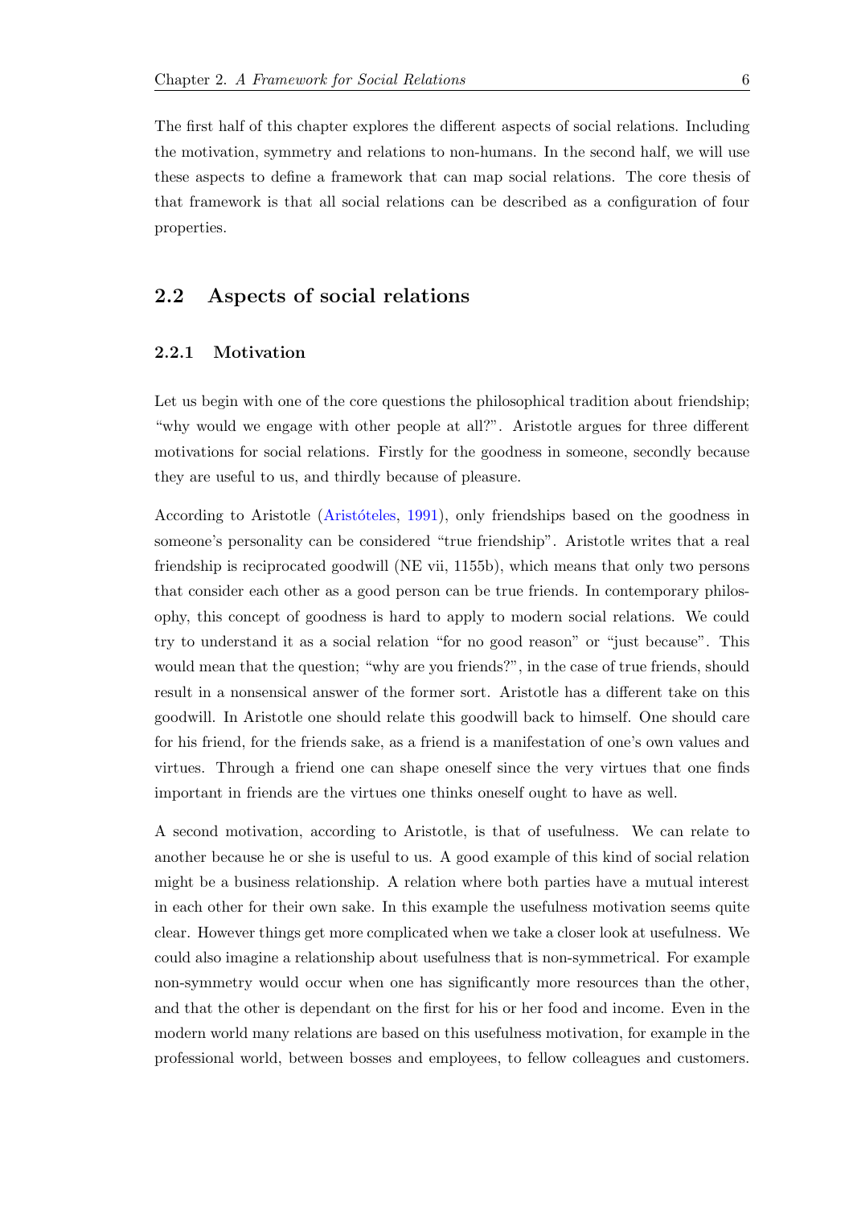The first half of this chapter explores the different aspects of social relations. Including the motivation, symmetry and relations to non-humans. In the second half, we will use these aspects to define a framework that can map social relations. The core thesis of that framework is that all social relations can be described as a configuration of four properties.

## 2.2 Aspects of social relations

### 2.2.1 Motivation

Let us begin with one of the core questions the philosophical tradition about friendship; "why would we engage with other people at all?". Aristotle argues for three different motivations for social relations. Firstly for the goodness in someone, secondly because they are useful to us, and thirdly because of pleasure.

According to Aristotle (Aristóteles, 1991), only friendships based on the goodness in someone's personality can be considered "true friendship". Aristotle writes that a real friendship is reciprocated goodwill (NE vii, 1155b), which means that only two persons that consider each other as a good person can be true friends. In contemporary philosophy, this concept of goodness is hard to apply to modern social relations. We could try to understand it as a social relation "for no good reason" or "just because". This would mean that the question; "why are you friends?", in the case of true friends, should result in a nonsensical answer of the former sort. Aristotle has a different take on this goodwill. In Aristotle one should relate this goodwill back to himself. One should care for his friend, for the friends sake, as a friend is a manifestation of one's own values and virtues. Through a friend one can shape oneself since the very virtues that one finds important in friends are the virtues one thinks oneself ought to have as well.

A second motivation, according to Aristotle, is that of usefulness. We can relate to another because he or she is useful to us. A good example of this kind of social relation might be a business relationship. A relation where both parties have a mutual interest in each other for their own sake. In this example the usefulness motivation seems quite clear. However things get more complicated when we take a closer look at usefulness. We could also imagine a relationship about usefulness that is non-symmetrical. For example non-symmetry would occur when one has significantly more resources than the other, and that the other is dependant on the first for his or her food and income. Even in the modern world many relations are based on this usefulness motivation, for example in the professional world, between bosses and employees, to fellow colleagues and customers.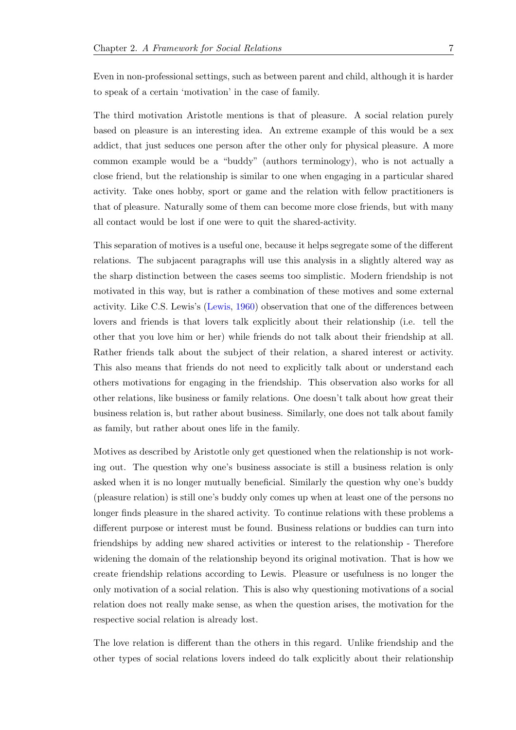Even in non-professional settings, such as between parent and child, although it is harder to speak of a certain 'motivation' in the case of family.

The third motivation Aristotle mentions is that of pleasure. A social relation purely based on pleasure is an interesting idea. An extreme example of this would be a sex addict, that just seduces one person after the other only for physical pleasure. A more common example would be a "buddy" (authors terminology), who is not actually a close friend, but the relationship is similar to one when engaging in a particular shared activity. Take ones hobby, sport or game and the relation with fellow practitioners is that of pleasure. Naturally some of them can become more close friends, but with many all contact would be lost if one were to quit the shared-activity.

This separation of motives is a useful one, because it helps segregate some of the different relations. The subjacent paragraphs will use this analysis in a slightly altered way as the sharp distinction between the cases seems too simplistic. Modern friendship is not motivated in this way, but is rather a combination of these motives and some external activity. Like C.S. Lewis's (Lewis, 1960) observation that one of the differences between lovers and friends is that lovers talk explicitly about their relationship (i.e. tell the other that you love him or her) while friends do not talk about their friendship at all. Rather friends talk about the subject of their relation, a shared interest or activity. This also means that friends do not need to explicitly talk about or understand each others motivations for engaging in the friendship. This observation also works for all other relations, like business or family relations. One doesn't talk about how great their business relation is, but rather about business. Similarly, one does not talk about family as family, but rather about ones life in the family.

Motives as described by Aristotle only get questioned when the relationship is not working out. The question why one's business associate is still a business relation is only asked when it is no longer mutually beneficial. Similarly the question why one's buddy (pleasure relation) is still one's buddy only comes up when at least one of the persons no longer finds pleasure in the shared activity. To continue relations with these problems a different purpose or interest must be found. Business relations or buddies can turn into friendships by adding new shared activities or interest to the relationship - Therefore widening the domain of the relationship beyond its original motivation. That is how we create friendship relations according to Lewis. Pleasure or usefulness is no longer the only motivation of a social relation. This is also why questioning motivations of a social relation does not really make sense, as when the question arises, the motivation for the respective social relation is already lost.

The love relation is different than the others in this regard. Unlike friendship and the other types of social relations lovers indeed do talk explicitly about their relationship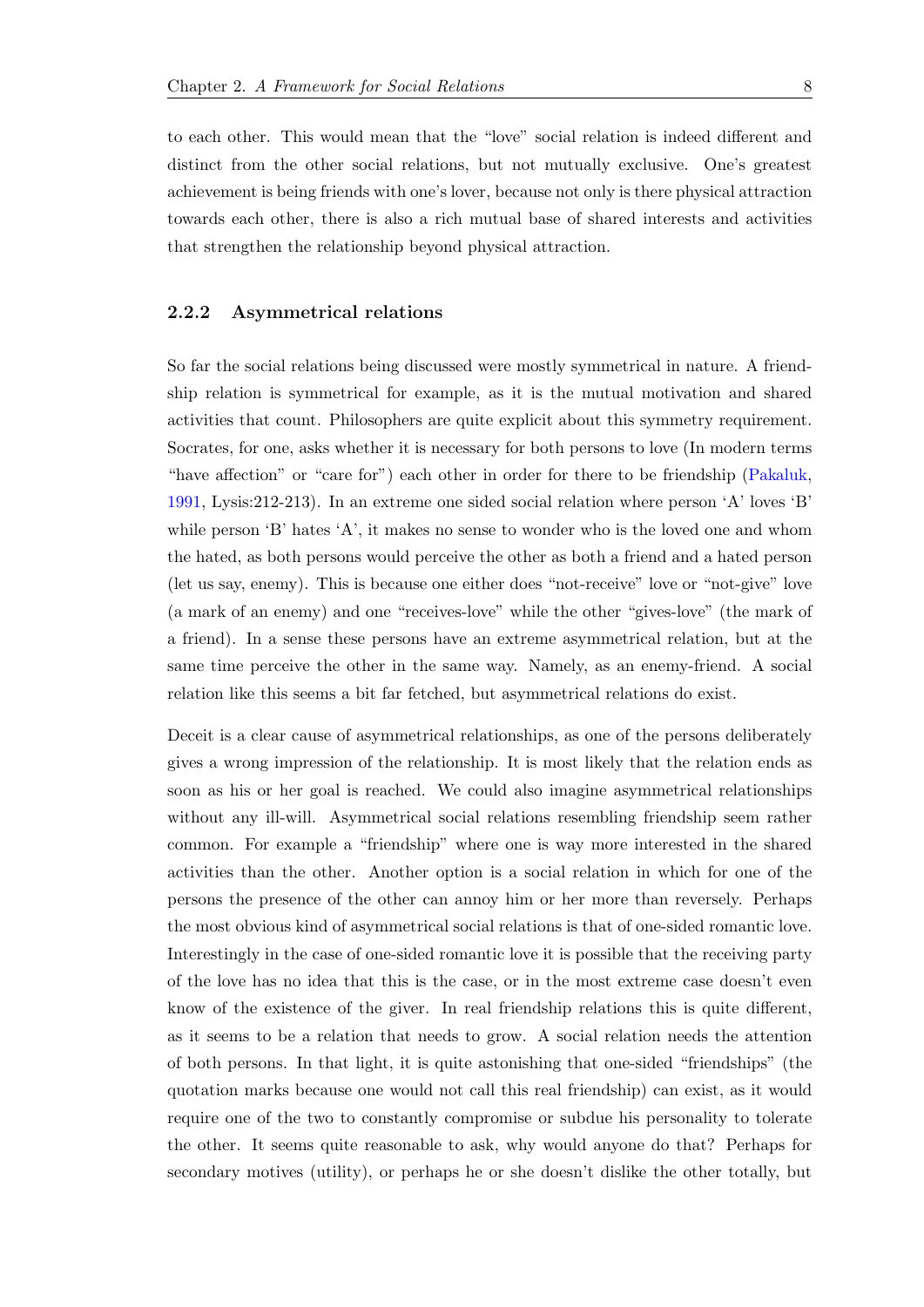to each other. This would mean that the "love" social relation is indeed different and distinct from the other social relations, but not mutually exclusive. One's greatest achievement is being friends with one's lover, because not only is there physical attraction towards each other, there is also a rich mutual base of shared interests and activities that strengthen the relationship beyond physical attraction.

### 2.2.2 Asymmetrical relations

So far the social relations being discussed were mostly symmetrical in nature. A friendship relation is symmetrical for example, as it is the mutual motivation and shared activities that count. Philosophers are quite explicit about this symmetry requirement. Socrates, for one, asks whether it is necessary for both persons to love (In modern terms "have affection" or "care for") each other in order for there to be friendship (Pakaluk, 1991, Lysis:212-213). In an extreme one sided social relation where person 'A' loves 'B' while person 'B' hates 'A', it makes no sense to wonder who is the loved one and whom the hated, as both persons would perceive the other as both a friend and a hated person (let us say, enemy). This is because one either does "not-receive" love or "not-give" love (a mark of an enemy) and one "receives-love" while the other "gives-love" (the mark of a friend). In a sense these persons have an extreme asymmetrical relation, but at the same time perceive the other in the same way. Namely, as an enemy-friend. A social relation like this seems a bit far fetched, but asymmetrical relations do exist.

Deceit is a clear cause of asymmetrical relationships, as one of the persons deliberately gives a wrong impression of the relationship. It is most likely that the relation ends as soon as his or her goal is reached. We could also imagine asymmetrical relationships without any ill-will. Asymmetrical social relations resembling friendship seem rather common. For example a "friendship" where one is way more interested in the shared activities than the other. Another option is a social relation in which for one of the persons the presence of the other can annoy him or her more than reversely. Perhaps the most obvious kind of asymmetrical social relations is that of one-sided romantic love. Interestingly in the case of one-sided romantic love it is possible that the receiving party of the love has no idea that this is the case, or in the most extreme case doesn't even know of the existence of the giver. In real friendship relations this is quite different, as it seems to be a relation that needs to grow. A social relation needs the attention of both persons. In that light, it is quite astonishing that one-sided "friendships" (the quotation marks because one would not call this real friendship) can exist, as it would require one of the two to constantly compromise or subdue his personality to tolerate the other. It seems quite reasonable to ask, why would anyone do that? Perhaps for secondary motives (utility), or perhaps he or she doesn't dislike the other totally, but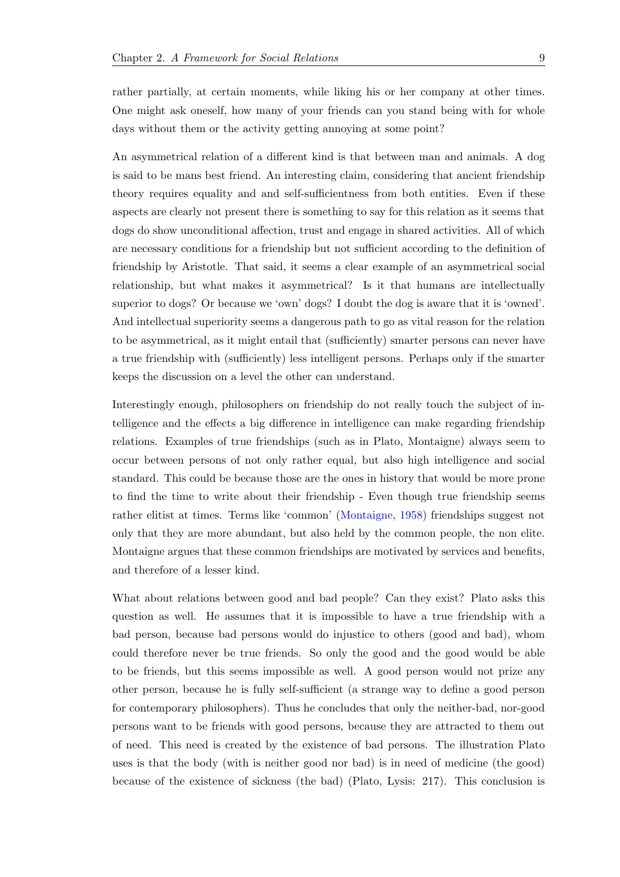rather partially, at certain moments, while liking his or her company at other times. One might ask oneself, how many of your friends can you stand being with for whole days without them or the activity getting annoying at some point?

An asymmetrical relation of a different kind is that between man and animals. A dog is said to be mans best friend. An interesting claim, considering that ancient friendship theory requires equality and and self-sufficientness from both entities. Even if these aspects are clearly not present there is something to say for this relation as it seems that dogs do show unconditional affection, trust and engage in shared activities. All of which are necessary conditions for a friendship but not sufficient according to the definition of friendship by Aristotle. That said, it seems a clear example of an asymmetrical social relationship, but what makes it asymmetrical? Is it that humans are intellectually superior to dogs? Or because we 'own' dogs? I doubt the dog is aware that it is 'owned'. And intellectual superiority seems a dangerous path to go as vital reason for the relation to be asymmetrical, as it might entail that (sufficiently) smarter persons can never have a true friendship with (sufficiently) less intelligent persons. Perhaps only if the smarter keeps the discussion on a level the other can understand.

Interestingly enough, philosophers on friendship do not really touch the subject of intelligence and the effects a big difference in intelligence can make regarding friendship relations. Examples of true friendships (such as in Plato, Montaigne) always seem to occur between persons of not only rather equal, but also high intelligence and social standard. This could be because those are the ones in history that would be more prone to find the time to write about their friendship - Even though true friendship seems rather elitist at times. Terms like 'common' (Montaigne, 1958) friendships suggest not only that they are more abundant, but also held by the common people, the non elite. Montaigne argues that these common friendships are motivated by services and benefits, and therefore of a lesser kind.

What about relations between good and bad people? Can they exist? Plato asks this question as well. He assumes that it is impossible to have a true friendship with a bad person, because bad persons would do injustice to others (good and bad), whom could therefore never be true friends. So only the good and the good would be able to be friends, but this seems impossible as well. A good person would not prize any other person, because he is fully self-sufficient (a strange way to define a good person for contemporary philosophers). Thus he concludes that only the neither-bad, nor-good persons want to be friends with good persons, because they are attracted to them out of need. This need is created by the existence of bad persons. The illustration Plato uses is that the body (with is neither good nor bad) is in need of medicine (the good) because of the existence of sickness (the bad) (Plato, Lysis: 217). This conclusion is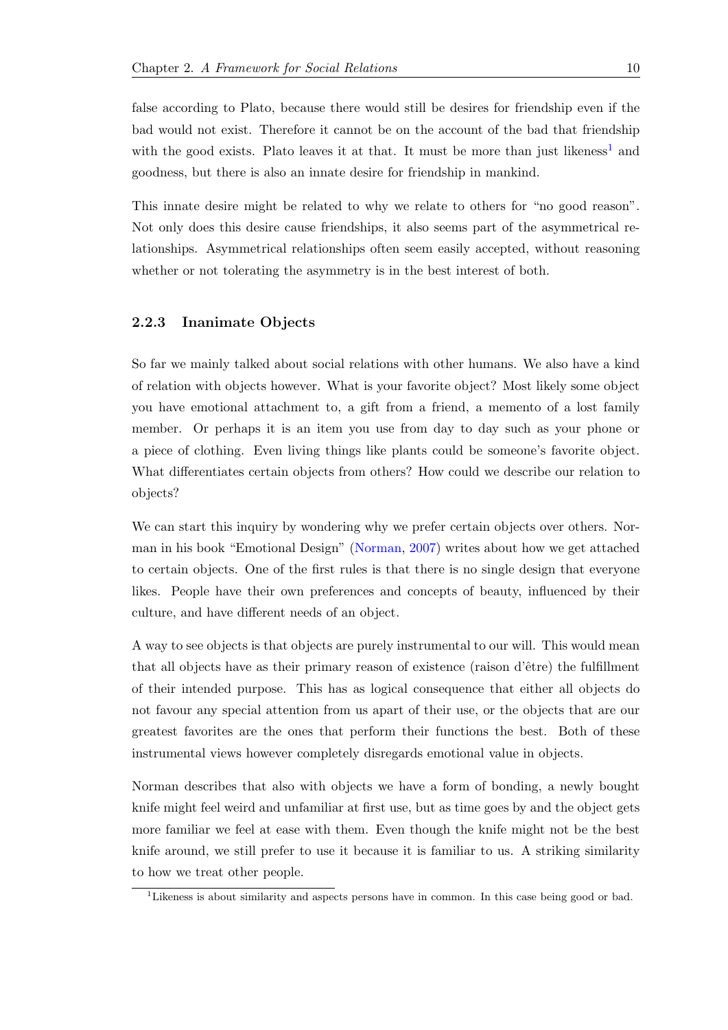false according to Plato, because there would still be desires for friendship even if the bad would not exist. Therefore it cannot be on the account of the bad that friendship with the good exists. Plato leaves it at that. It must be more than just likeness[1] and goodness, but there is also an innate desire for friendship in mankind.

This innate desire might be related to why we relate to others for "no good reason". Not only does this desire cause friendships, it also seems part of the asymmetrical relationships. Asymmetrical relationships often seem easily accepted, without reasoning whether or not tolerating the asymmetry is in the best interest of both.

### 2.2.3 Inanimate Objects

So far we mainly talked about social relations with other humans. We also have a kind of relation with objects however. What is your favorite object? Most likely some object you have emotional attachment to, a gift from a friend, a memento of a lost family member. Or perhaps it is an item you use from day to day such as your phone or a piece of clothing. Even living things like plants could be someone's favorite object. What differentiates certain objects from others? How could we describe our relation to objects?

We can start this inquiry by wondering why we prefer certain objects over others. Norman in his book "Emotional Design" (Norman, 2007) writes about how we get attached to certain objects. One of the first rules is that there is no single design that everyone likes. People have their own preferences and concepts of beauty, influenced by their culture, and have different needs of an object.

A way to see objects is that objects are purely instrumental to our will. This would mean that all objects have as their primary reason of existence (raison d'être) the fulfillment of their intended purpose. This has as logical consequence that either all objects do not favour any special attention from us apart of their use, or the objects that are our greatest favorites are the ones that perform their functions the best. Both of these instrumental views however completely disregards emotional value in objects.

Norman describes that also with objects we have a form of bonding, a newly bought knife might feel weird and unfamiliar at first use, but as time goes by and the object gets more familiar we feel at ease with them. Even though the knife might not be the best knife around, we still prefer to use it because it is familiar to us. A striking similarity to how we treat other people.

[1] Likeness is about similarity and aspects persons have in common. In this case being good or bad.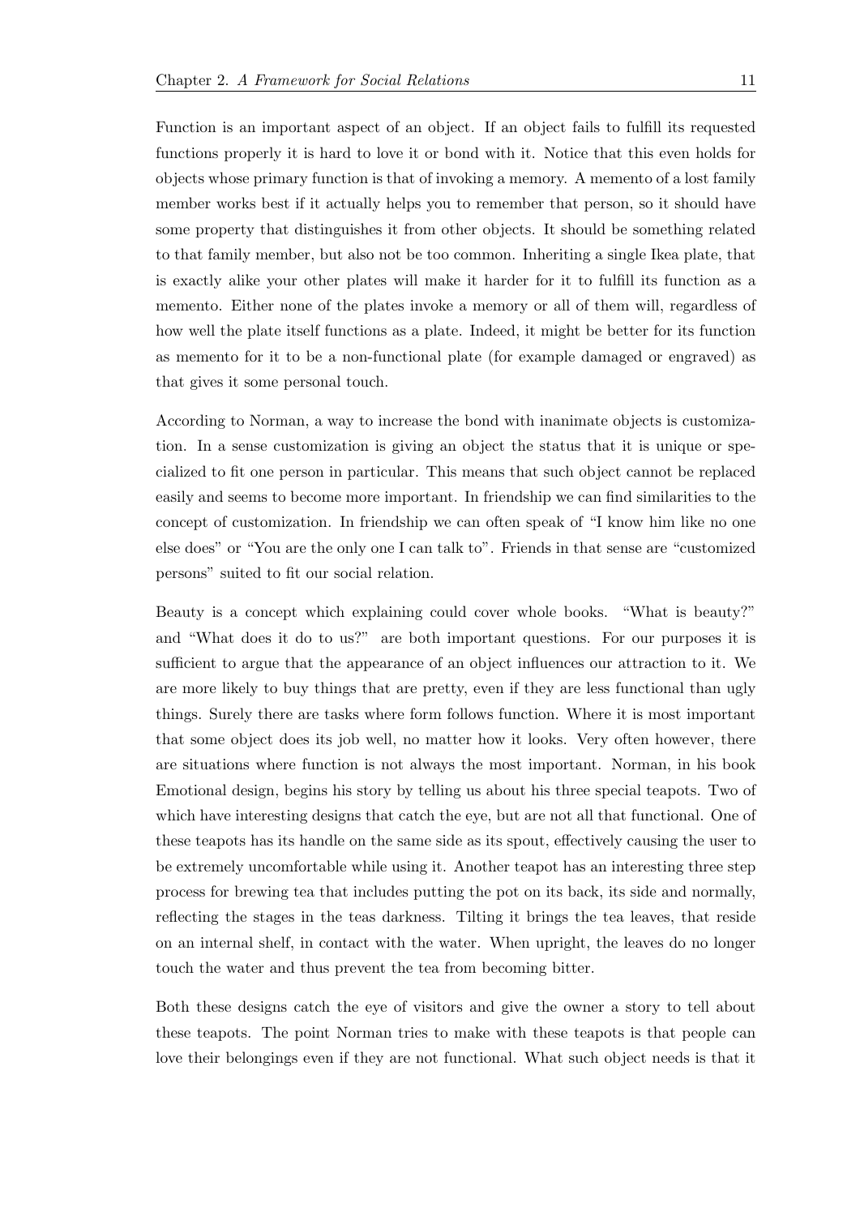Function is an important aspect of an object. If an object fails to fulfill its requested functions properly it is hard to love it or bond with it. Notice that this even holds for objects whose primary function is that of invoking a memory. A memento of a lost family member works best if it actually helps you to remember that person, so it should have some property that distinguishes it from other objects. It should be something related to that family member, but also not be too common. Inheriting a single Ikea plate, that is exactly alike your other plates will make it harder for it to fulfill its function as a memento. Either none of the plates invoke a memory or all of them will, regardless of how well the plate itself functions as a plate. Indeed, it might be better for its function as memento for it to be a non-functional plate (for example damaged or engraved) as that gives it some personal touch.

According to Norman, a way to increase the bond with inanimate objects is customization. In a sense customization is giving an object the status that it is unique or specialized to fit one person in particular. This means that such object cannot be replaced easily and seems to become more important. In friendship we can find similarities to the concept of customization. In friendship we can often speak of "I know him like no one else does" or "You are the only one I can talk to". Friends in that sense are "customized persons" suited to fit our social relation.

Beauty is a concept which explaining could cover whole books. "What is beauty?" and "What does it do to us?" are both important questions. For our purposes it is sufficient to argue that the appearance of an object influences our attraction to it. We are more likely to buy things that are pretty, even if they are less functional than ugly things. Surely there are tasks where form follows function. Where it is most important that some object does its job well, no matter how it looks. Very often however, there are situations where function is not always the most important. Norman, in his book Emotional design, begins his story by telling us about his three special teapots. Two of which have interesting designs that catch the eye, but are not all that functional. One of these teapots has its handle on the same side as its spout, effectively causing the user to be extremely uncomfortable while using it. Another teapot has an interesting three step process for brewing tea that includes putting the pot on its back, its side and normally, reflecting the stages in the teas darkness. Tilting it brings the tea leaves, that reside on an internal shelf, in contact with the water. When upright, the leaves do no longer touch the water and thus prevent the tea from becoming bitter.

Both these designs catch the eye of visitors and give the owner a story to tell about these teapots. The point Norman tries to make with these teapots is that people can love their belongings even if they are not functional. What such object needs is that it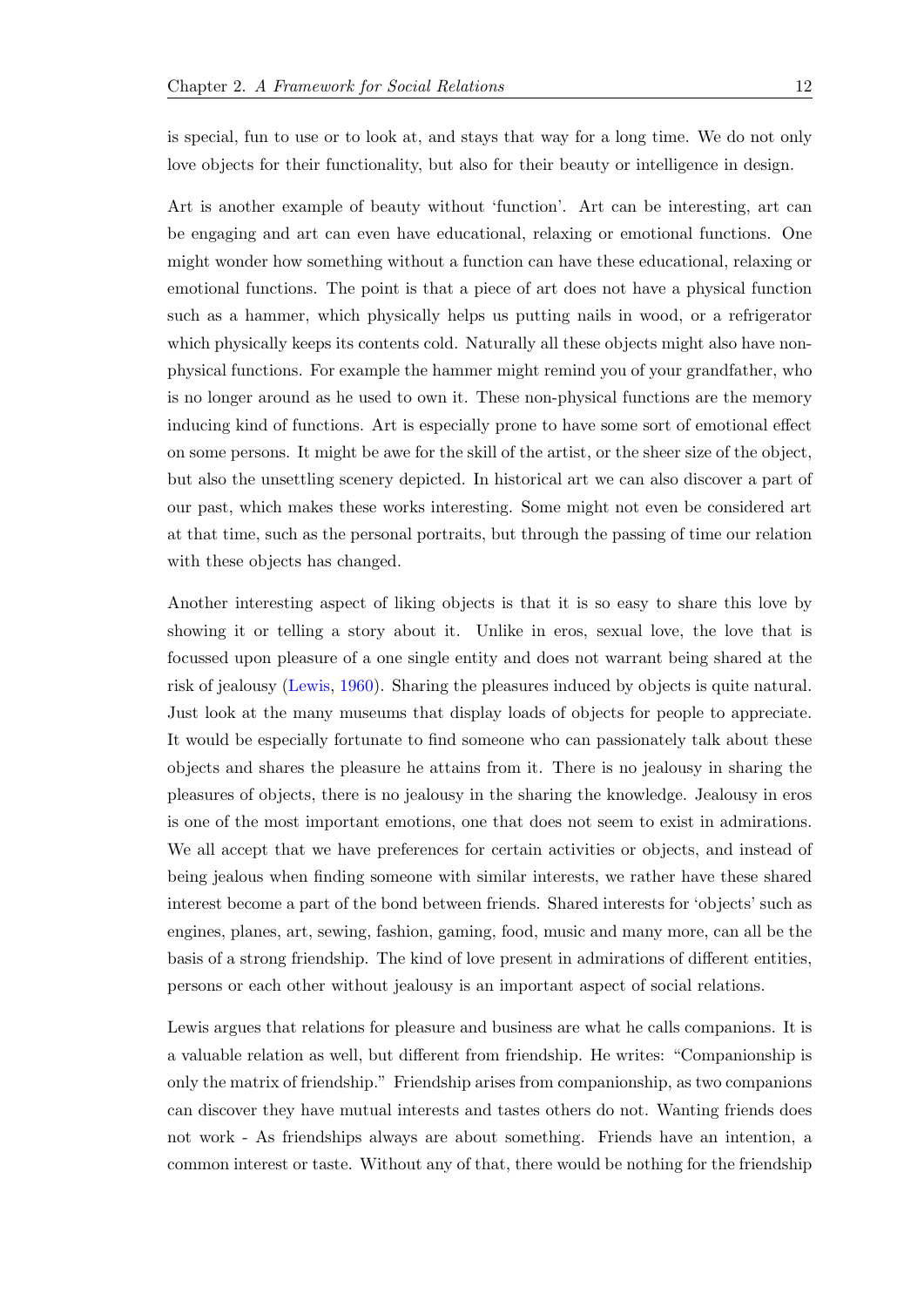is special, fun to use or to look at, and stays that way for a long time. We do not only love objects for their functionality, but also for their beauty or intelligence in design.

Art is another example of beauty without 'function'. Art can be interesting, art can be engaging and art can even have educational, relaxing or emotional functions. One might wonder how something without a function can have these educational, relaxing or emotional functions. The point is that a piece of art does not have a physical function such as a hammer, which physically helps us putting nails in wood, or a refrigerator which physically keeps its contents cold. Naturally all these objects might also have non-physical functions. For example the hammer might remind you of your grandfather, who is no longer around as he used to own it. These non-physical functions are the memory inducing kind of functions. Art is especially prone to have some sort of emotional effect on some persons. It might be awe for the skill of the artist, or the sheer size of the object, but also the unsettling scenery depicted. In historical art we can also discover a part of our past, which makes these works interesting. Some might not even be considered art at that time, such as the personal portraits, but through the passing of time our relation with these objects has changed.

Another interesting aspect of liking objects is that it is so easy to share this love by showing it or telling a story about it. Unlike in eros, sexual love, the love that is focussed upon pleasure of a one single entity and does not warrant being shared at the risk of jealousy (Lewis, 1960). Sharing the pleasures induced by objects is quite natural. Just look at the many museums that display loads of objects for people to appreciate. It would be especially fortunate to find someone who can passionately talk about these objects and shares the pleasure he attains from it. There is no jealousy in sharing the pleasures of objects, there is no jealousy in the sharing the knowledge. Jealousy in eros is one of the most important emotions, one that does not seem to exist in admirations. We all accept that we have preferences for certain activities or objects, and instead of being jealous when finding someone with similar interests, we rather have these shared interest become a part of the bond between friends. Shared interests for 'objects' such as engines, planes, art, sewing, fashion, gaming, food, music and many more, can all be the basis of a strong friendship. The kind of love present in admirations of different entities, persons or each other without jealousy is an important aspect of social relations.

Lewis argues that relations for pleasure and business are what he calls companions. It is a valuable relation as well, but different from friendship. He writes: "Companionship is only the matrix of friendship." Friendship arises from companionship, as two companions can discover they have mutual interests and tastes others do not. Wanting friends does not work - As friendships always are about something. Friends have an intention, a common interest or taste. Without any of that, there would be nothing for the friendship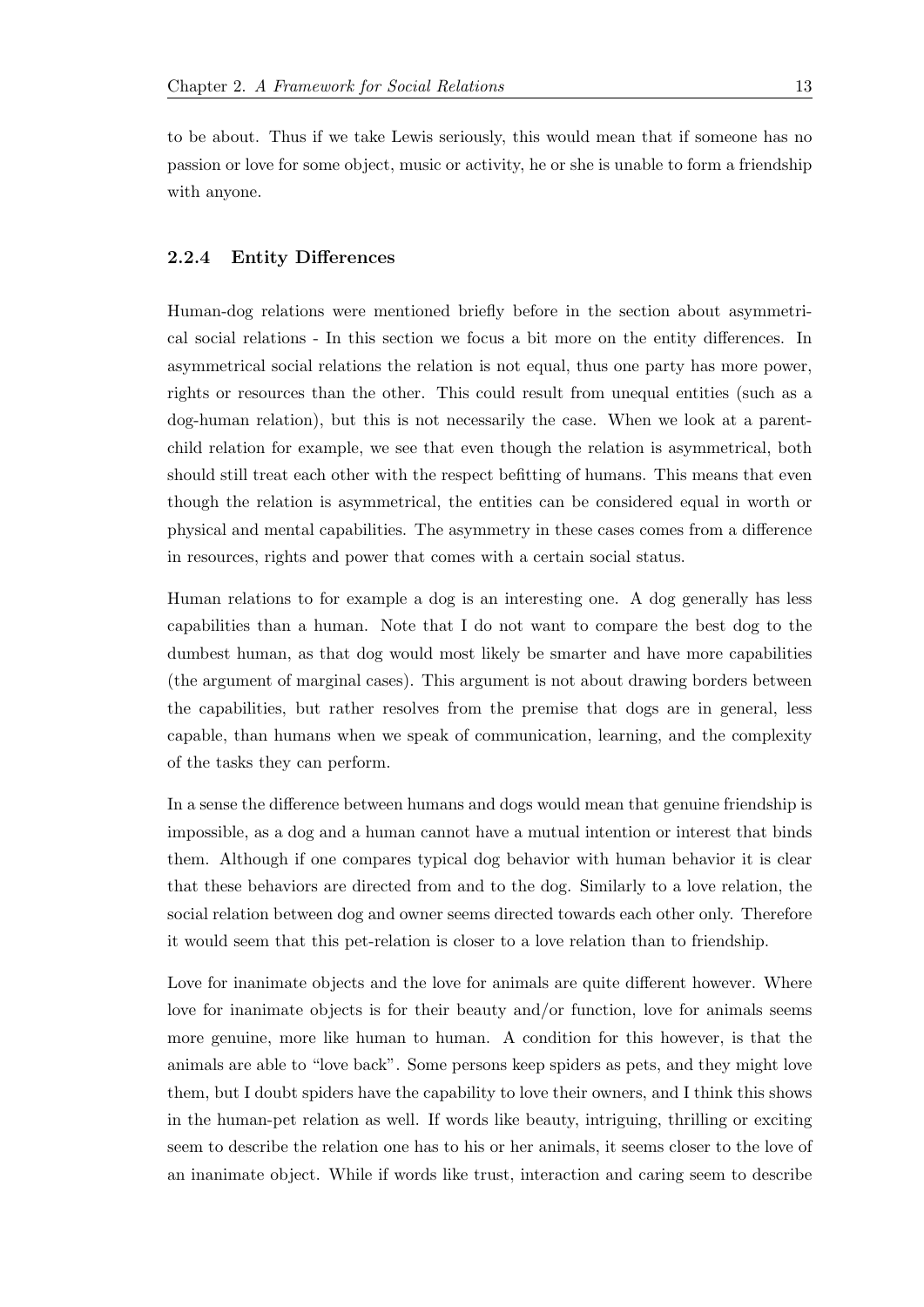to be about. Thus if we take Lewis seriously, this would mean that if someone has no passion or love for some object, music or activity, he or she is unable to form a friendship with anyone.

### 2.2.4 Entity Differences

Human-dog relations were mentioned briefly before in the section about asymmetrical social relations - In this section we focus a bit more on the entity differences. In asymmetrical social relations the relation is not equal, thus one party has more power, rights or resources than the other. This could result from unequal entities (such as a dog-human relation), but this is not necessarily the case. When we look at a parent-child relation for example, we see that even though the relation is asymmetrical, both should still treat each other with the respect befitting of humans. This means that even though the relation is asymmetrical, the entities can be considered equal in worth or physical and mental capabilities. The asymmetry in these cases comes from a difference in resources, rights and power that comes with a certain social status.

Human relations to for example a dog is an interesting one. A dog generally has less capabilities than a human. Note that I do not want to compare the best dog to the dumbest human, as that dog would most likely be smarter and have more capabilities (the argument of marginal cases). This argument is not about drawing borders between the capabilities, but rather resolves from the premise that dogs are in general, less capable, than humans when we speak of communication, learning, and the complexity of the tasks they can perform.

In a sense the difference between humans and dogs would mean that genuine friendship is impossible, as a dog and a human cannot have a mutual intention or interest that binds them. Although if one compares typical dog behavior with human behavior it is clear that these behaviors are directed from and to the dog. Similarly to a love relation, the social relation between dog and owner seems directed towards each other only. Therefore it would seem that this pet-relation is closer to a love relation than to friendship.

Love for inanimate objects and the love for animals are quite different however. Where love for inanimate objects is for their beauty and/or function, love for animals seems more genuine, more like human to human. A condition for this however, is that the animals are able to "love back". Some persons keep spiders as pets, and they might love them, but I doubt spiders have the capability to love their owners, and I think this shows in the human-pet relation as well. If words like beauty, intriguing, thrilling or exciting seem to describe the relation one has to his or her animals, it seems closer to the love of an inanimate object. While if words like trust, interaction and caring seem to describe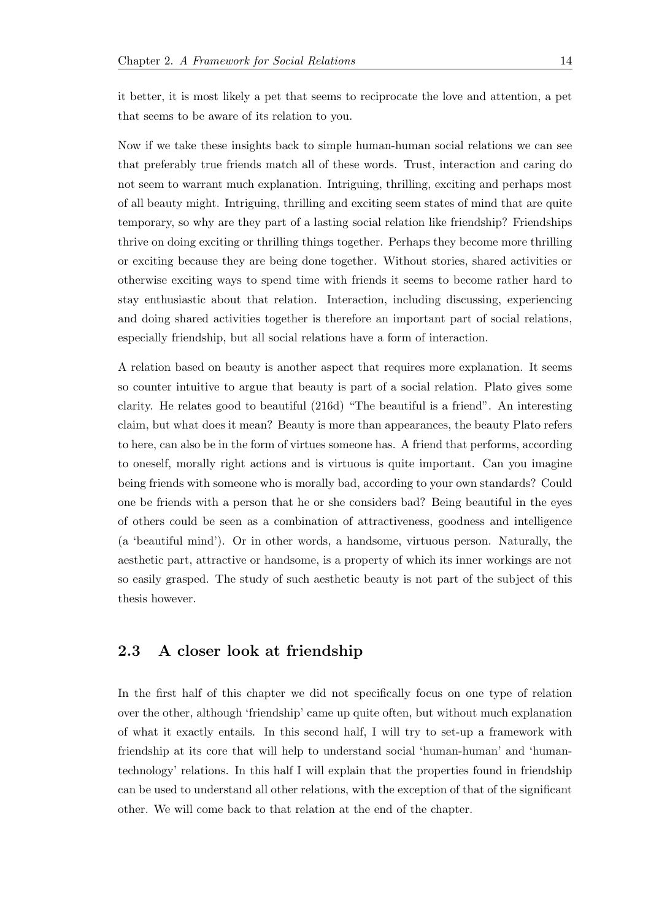it better, it is most likely a pet that seems to reciprocate the love and attention, a pet that seems to be aware of its relation to you.

Now if we take these insights back to simple human-human social relations we can see that preferably true friends match all of these words. Trust, interaction and caring do not seem to warrant much explanation. Intriguing, thrilling, exciting and perhaps most of all beauty might. Intriguing, thrilling and exciting seem states of mind that are quite temporary, so why are they part of a lasting social relation like friendship? Friendships thrive on doing exciting or thrilling things together. Perhaps they become more thrilling or exciting because they are being done together. Without stories, shared activities or otherwise exciting ways to spend time with friends it seems to become rather hard to stay enthusiastic about that relation. Interaction, including discussing, experiencing and doing shared activities together is therefore an important part of social relations, especially friendship, but all social relations have a form of interaction.

A relation based on beauty is another aspect that requires more explanation. It seems so counter intuitive to argue that beauty is part of a social relation. Plato gives some clarity. He relates good to beautiful (216d) "The beautiful is a friend". An interesting claim, but what does it mean? Beauty is more than appearances, the beauty Plato refers to here, can also be in the form of virtues someone has. A friend that performs, according to oneself, morally right actions and is virtuous is quite important. Can you imagine being friends with someone who is morally bad, according to your own standards? Could one be friends with a person that he or she considers bad? Being beautiful in the eyes of others could be seen as a combination of attractiveness, goodness and intelligence (a 'beautiful mind'). Or in other words, a handsome, virtuous person. Naturally, the aesthetic part, attractive or handsome, is a property of which its inner workings are not so easily grasped. The study of such aesthetic beauty is not part of the subject of this thesis however.

## 2.3 A closer look at friendship

In the first half of this chapter we did not specifically focus on one type of relation over the other, although 'friendship' came up quite often, but without much explanation of what it exactly entails. In this second half, I will try to set-up a framework with friendship at its core that will help to understand social 'human-human' and 'human-technology' relations. In this half I will explain that the properties found in friendship can be used to understand all other relations, with the exception of that of the significant other. We will come back to that relation at the end of the chapter.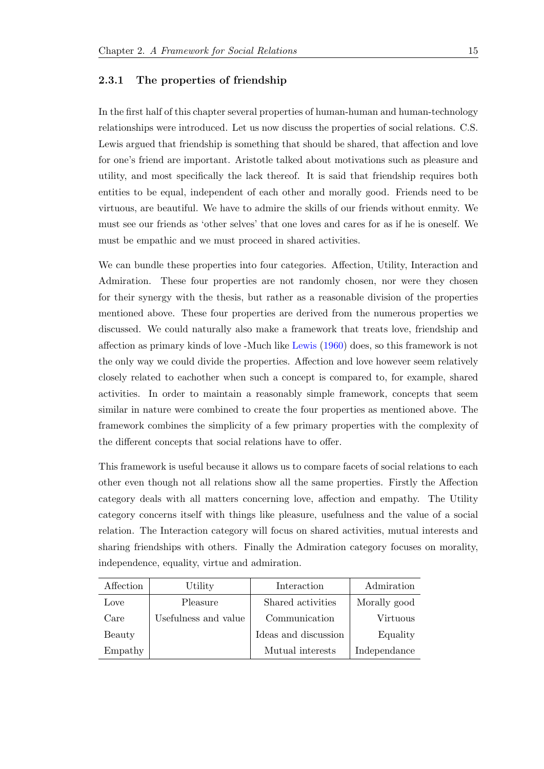### 2.3.1 The properties of friendship

In the first half of this chapter several properties of human-human and human-technology relationships were introduced. Let us now discuss the properties of social relations. C.S. Lewis argued that friendship is something that should be shared, that affection and love for one's friend are important. Aristotle talked about motivations such as pleasure and utility, and most specifically the lack thereof. It is said that friendship requires both entities to be equal, independent of each other and morally good. Friends need to be virtuous, are beautiful. We have to admire the skills of our friends without enmity. We must see our friends as 'other selves' that one loves and cares for as if he is oneself. We must be empathic and we must proceed in shared activities.

We can bundle these properties into four categories. Affection, Utility, Interaction and Admiration. These four properties are not randomly chosen, nor were they chosen for their synergy with the thesis, but rather as a reasonable division of the properties mentioned above. These four properties are derived from the numerous properties we discussed. We could naturally also make a framework that treats love, friendship and affection as primary kinds of love -Much like Lewis (1960) does, so this framework is not the only way we could divide the properties. Affection and love however seem relatively closely related to eachother when such a concept is compared to, for example, shared activities. In order to maintain a reasonably simple framework, concepts that seem similar in nature were combined to create the four properties as mentioned above. The framework combines the simplicity of a few primary properties with the complexity of the different concepts that social relations have to offer.

This framework is useful because it allows us to compare facets of social relations to each other even though not all relations show all the same properties. Firstly the Affection category deals with all matters concerning love, affection and empathy. The Utility category concerns itself with things like pleasure, usefulness and the value of a social relation. The Interaction category will focus on shared activities, mutual interests and sharing friendships with others. Finally the Admiration category focuses on morality, independence, equality, virtue and admiration.

| Affection | Utility | Interaction | Admiration |
|---|---|---|---|
| Love | Pleasure | Shared activities | Morally good |
| Care | Usefulness and value | Communication | Virtuous |
| Beauty | | Ideas and discussion | Equality |
| Empathy | | Mutual interests | Independance |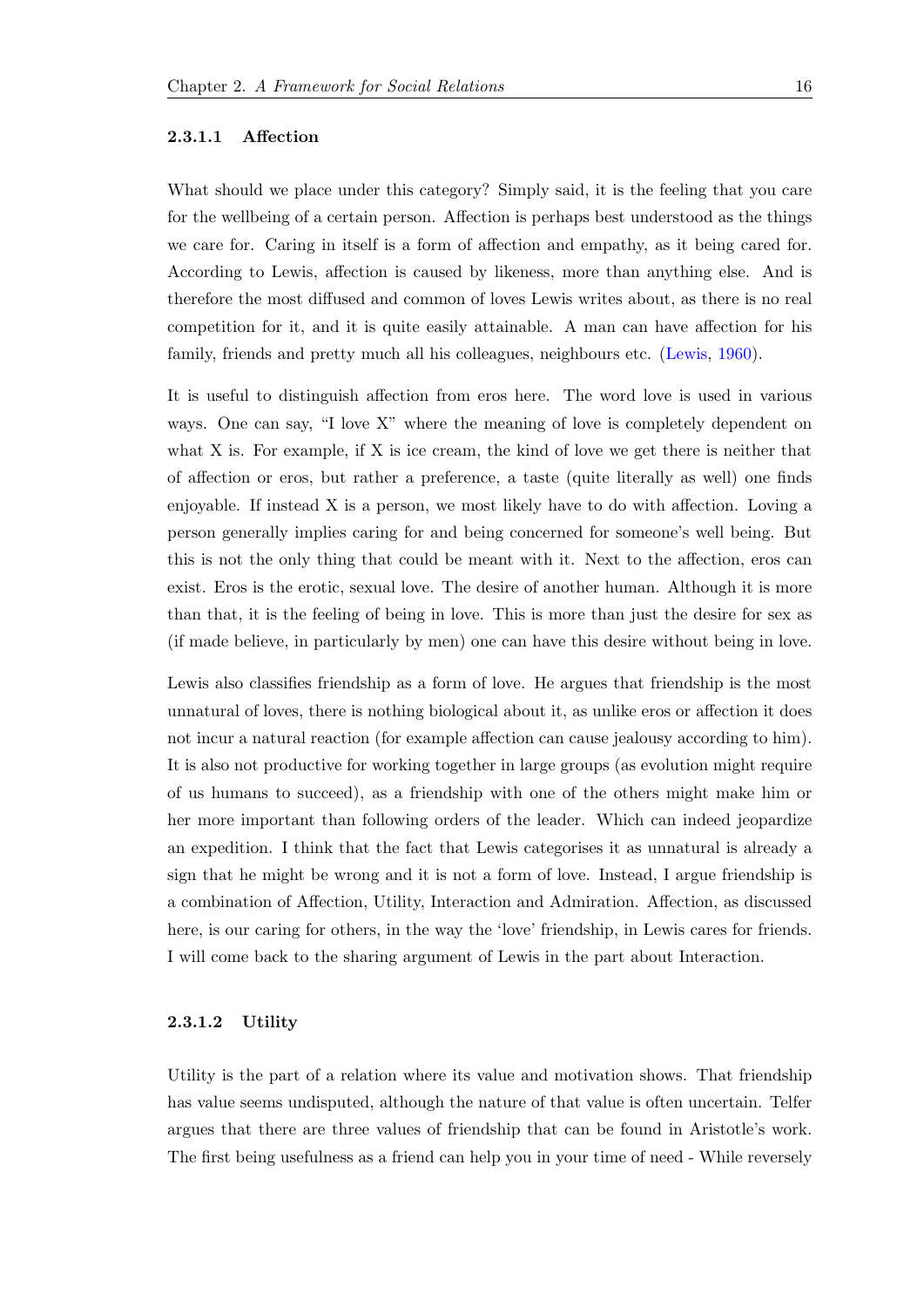#### 2.3.1.1 Affection

What should we place under this category? Simply said, it is the feeling that you care for the wellbeing of a certain person. Affection is perhaps best understood as the things we care for. Caring in itself is a form of affection and empathy, as it being cared for. According to Lewis, affection is caused by likeness, more than anything else. And is therefore the most diffused and common of loves Lewis writes about, as there is no real competition for it, and it is quite easily attainable. A man can have affection for his family, friends and pretty much all his colleagues, neighbours etc. (Lewis, 1960).

It is useful to distinguish affection from eros here. The word love is used in various ways. One can say, "I love X" where the meaning of love is completely dependent on what X is. For example, if X is ice cream, the kind of love we get there is neither that of affection or eros, but rather a preference, a taste (quite literally as well) one finds enjoyable. If instead X is a person, we most likely have to do with affection. Loving a person generally implies caring for and being concerned for someone's well being. But this is not the only thing that could be meant with it. Next to the affection, eros can exist. Eros is the erotic, sexual love. The desire of another human. Although it is more than that, it is the feeling of being in love. This is more than just the desire for sex as (if made believe, in particularly by men) one can have this desire without being in love.

Lewis also classifies friendship as a form of love. He argues that friendship is the most unnatural of loves, there is nothing biological about it, as unlike eros or affection it does not incur a natural reaction (for example affection can cause jealousy according to him). It is also not productive for working together in large groups (as evolution might require of us humans to succeed), as a friendship with one of the others might make him or her more important than following orders of the leader. Which can indeed jeopardize an expedition. I think that the fact that Lewis categorises it as unnatural is already a sign that he might be wrong and it is not a form of love. Instead, I argue friendship is a combination of Affection, Utility, Interaction and Admiration. Affection, as discussed here, is our caring for others, in the way the 'love' friendship, in Lewis cares for friends. I will come back to the sharing argument of Lewis in the part about Interaction.

#### 2.3.1.2 Utility

Utility is the part of a relation where its value and motivation shows. That friendship has value seems undisputed, although the nature of that value is often uncertain. Telfer argues that there are three values of friendship that can be found in Aristotle's work. The first being usefulness as a friend can help you in your time of need - While reversely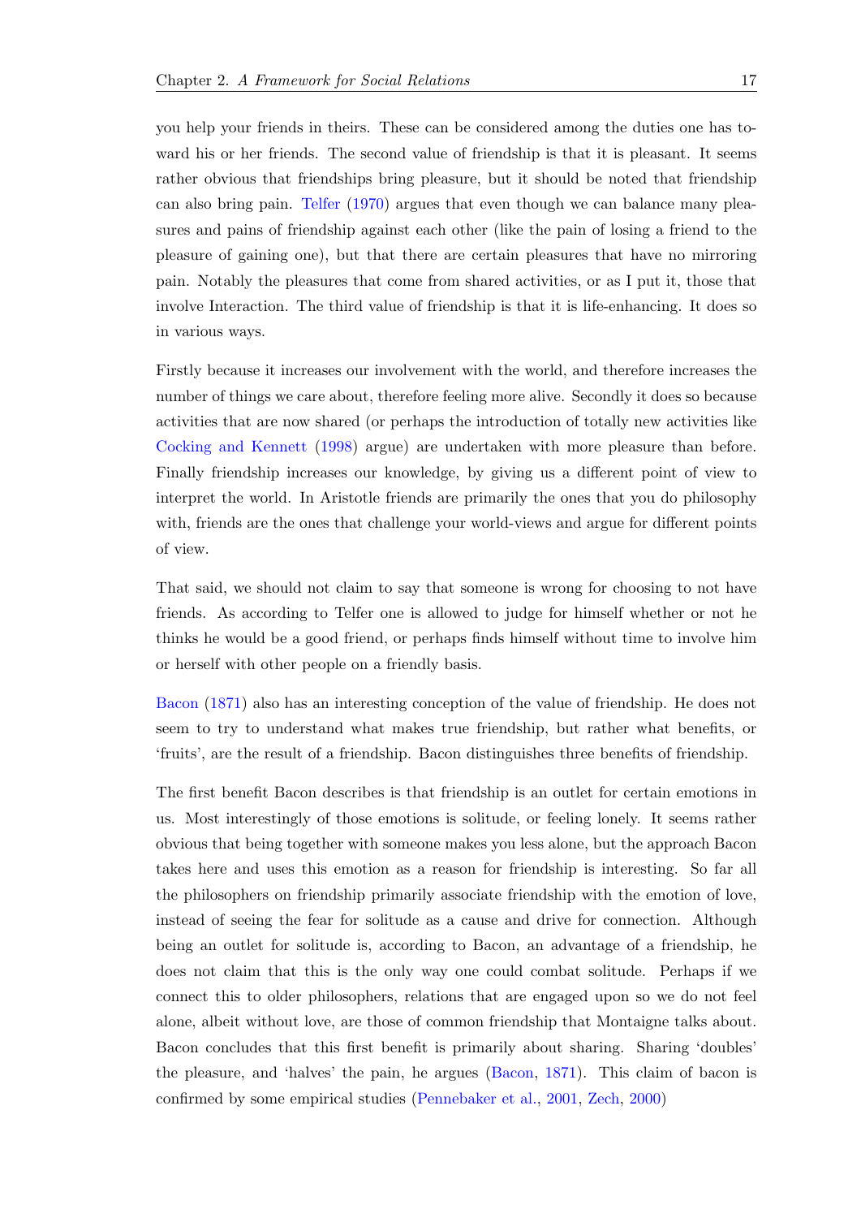you help your friends in theirs. These can be considered among the duties one has toward his or her friends. The second value of friendship is that it is pleasant. It seems rather obvious that friendships bring pleasure, but it should be noted that friendship can also bring pain. Telfer (1970) argues that even though we can balance many pleasures and pains of friendship against each other (like the pain of losing a friend to the pleasure of gaining one), but that there are certain pleasures that have no mirroring pain. Notably the pleasures that come from shared activities, or as I put it, those that involve Interaction. The third value of friendship is that it is life-enhancing. It does so in various ways.

Firstly because it increases our involvement with the world, and therefore increases the number of things we care about, therefore feeling more alive. Secondly it does so because activities that are now shared (or perhaps the introduction of totally new activities like Cocking and Kennett (1998) argue) are undertaken with more pleasure than before. Finally friendship increases our knowledge, by giving us a different point of view to interpret the world. In Aristotle friends are primarily the ones that you do philosophy with, friends are the ones that challenge your world-views and argue for different points of view.

That said, we should not claim to say that someone is wrong for choosing to not have friends. As according to Telfer one is allowed to judge for himself whether or not he thinks he would be a good friend, or perhaps finds himself without time to involve him or herself with other people on a friendly basis.

Bacon (1871) also has an interesting conception of the value of friendship. He does not seem to try to understand what makes true friendship, but rather what benefits, or 'fruits', are the result of a friendship. Bacon distinguishes three benefits of friendship.

The first benefit Bacon describes is that friendship is an outlet for certain emotions in us. Most interestingly of those emotions is solitude, or feeling lonely. It seems rather obvious that being together with someone makes you less alone, but the approach Bacon takes here and uses this emotion as a reason for friendship is interesting. So far all the philosophers on friendship primarily associate friendship with the emotion of love, instead of seeing the fear for solitude as a cause and drive for connection. Although being an outlet for solitude is, according to Bacon, an advantage of a friendship, he does not claim that this is the only way one could combat solitude. Perhaps if we connect this to older philosophers, relations that are engaged upon so we do not feel alone, albeit without love, are those of common friendship that Montaigne talks about. Bacon concludes that this first benefit is primarily about sharing. Sharing 'doubles' the pleasure, and 'halves' the pain, he argues (Bacon, 1871). This claim of bacon is confirmed by some empirical studies (Pennebaker et al., 2001, Zech, 2000)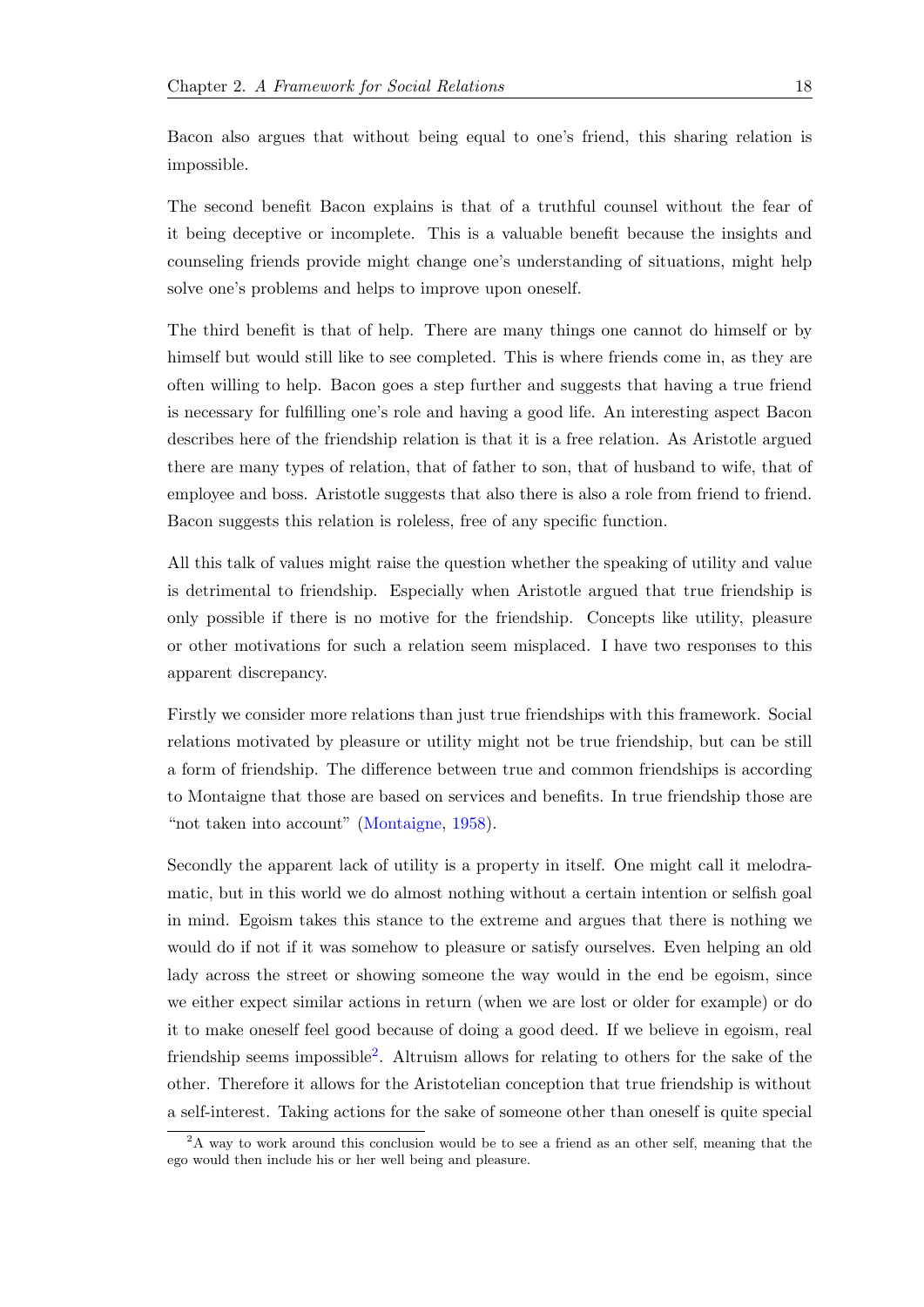Bacon also argues that without being equal to one's friend, this sharing relation is impossible.

The second benefit Bacon explains is that of a truthful counsel without the fear of it being deceptive or incomplete. This is a valuable benefit because the insights and counseling friends provide might change one's understanding of situations, might help solve one's problems and helps to improve upon oneself.

The third benefit is that of help. There are many things one cannot do himself or by himself but would still like to see completed. This is where friends come in, as they are often willing to help. Bacon goes a step further and suggests that having a true friend is necessary for fulfilling one's role and having a good life. An interesting aspect Bacon describes here of the friendship relation is that it is a free relation. As Aristotle argued there are many types of relation, that of father to son, that of husband to wife, that of employee and boss. Aristotle suggests that also there is also a role from friend to friend. Bacon suggests this relation is roleless, free of any specific function.

All this talk of values might raise the question whether the speaking of utility and value is detrimental to friendship. Especially when Aristotle argued that true friendship is only possible if there is no motive for the friendship. Concepts like utility, pleasure or other motivations for such a relation seem misplaced. I have two responses to this apparent discrepancy.

Firstly we consider more relations than just true friendships with this framework. Social relations motivated by pleasure or utility might not be true friendship, but can be still a form of friendship. The difference between true and common friendships is according to Montaigne that those are based on services and benefits. In true friendship those are "not taken into account" (Montaigne, 1958).

Secondly the apparent lack of utility is a property in itself. One might call it melodramatic, but in this world we do almost nothing without a certain intention or selfish goal in mind. Egoism takes this stance to the extreme and argues that there is nothing we would do if not if it was somehow to pleasure or satisfy ourselves. Even helping an old lady across the street or showing someone the way would in the end be egoism, since we either expect similar actions in return (when we are lost or older for example) or do it to make oneself feel good because of doing a good deed. If we believe in egoism, real friendship seems impossible[2]. Altruism allows for relating to others for the sake of the other. Therefore it allows for the Aristotelian conception that true friendship is without a self-interest. Taking actions for the sake of someone other than oneself is quite special

[2] A way to work around this conclusion would be to see a friend as an other self, meaning that the ego would then include his or her well being and pleasure.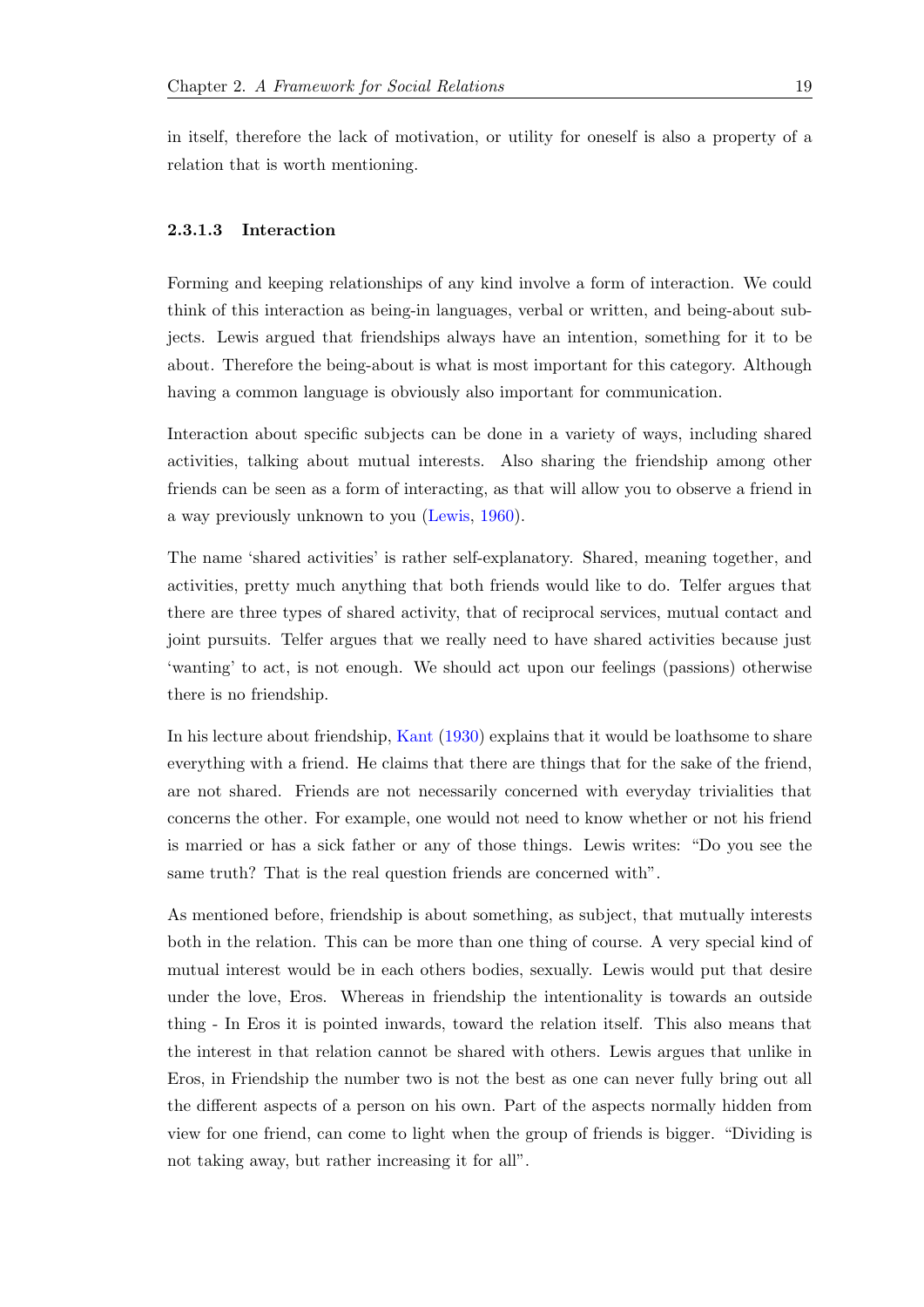in itself, therefore the lack of motivation, or utility for oneself is also a property of a relation that is worth mentioning.

#### 2.3.1.3 Interaction

Forming and keeping relationships of any kind involve a form of interaction. We could think of this interaction as being-in languages, verbal or written, and being-about subjects. Lewis argued that friendships always have an intention, something for it to be about. Therefore the being-about is what is most important for this category. Although having a common language is obviously also important for communication.

Interaction about specific subjects can be done in a variety of ways, including shared activities, talking about mutual interests. Also sharing the friendship among other friends can be seen as a form of interacting, as that will allow you to observe a friend in a way previously unknown to you (Lewis, 1960).

The name 'shared activities' is rather self-explanatory. Shared, meaning together, and activities, pretty much anything that both friends would like to do. Telfer argues that there are three types of shared activity, that of reciprocal services, mutual contact and joint pursuits. Telfer argues that we really need to have shared activities because just 'wanting' to act, is not enough. We should act upon our feelings (passions) otherwise there is no friendship.

In his lecture about friendship, Kant (1930) explains that it would be loathsome to share everything with a friend. He claims that there are things that for the sake of the friend, are not shared. Friends are not necessarily concerned with everyday trivialities that concerns the other. For example, one would not need to know whether or not his friend is married or has a sick father or any of those things. Lewis writes: "Do you see the same truth? That is the real question friends are concerned with".

As mentioned before, friendship is about something, as subject, that mutually interests both in the relation. This can be more than one thing of course. A very special kind of mutual interest would be in each others bodies, sexually. Lewis would put that desire under the love, Eros. Whereas in friendship the intentionality is towards an outside thing - In Eros it is pointed inwards, toward the relation itself. This also means that the interest in that relation cannot be shared with others. Lewis argues that unlike in Eros, in Friendship the number two is not the best as one can never fully bring out all the different aspects of a person on his own. Part of the aspects normally hidden from view for one friend, can come to light when the group of friends is bigger. "Dividing is not taking away, but rather increasing it for all".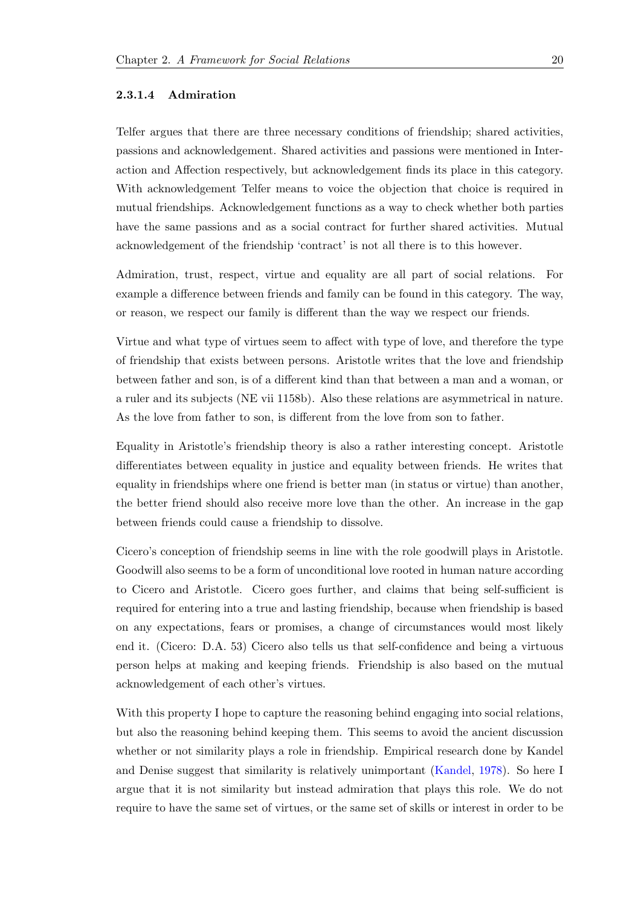#### 2.3.1.4 Admiration

Telfer argues that there are three necessary conditions of friendship; shared activities, passions and acknowledgement. Shared activities and passions were mentioned in Interaction and Affection respectively, but acknowledgement finds its place in this category. With acknowledgement Telfer means to voice the objection that choice is required in mutual friendships. Acknowledgement functions as a way to check whether both parties have the same passions and as a social contract for further shared activities. Mutual acknowledgement of the friendship 'contract' is not all there is to this however.

Admiration, trust, respect, virtue and equality are all part of social relations. For example a difference between friends and family can be found in this category. The way, or reason, we respect our family is different than the way we respect our friends.

Virtue and what type of virtues seem to affect with type of love, and therefore the type of friendship that exists between persons. Aristotle writes that the love and friendship between father and son, is of a different kind than that between a man and a woman, or a ruler and its subjects (NE vii 1158b). Also these relations are asymmetrical in nature. As the love from father to son, is different from the love from son to father.

Equality in Aristotle's friendship theory is also a rather interesting concept. Aristotle differentiates between equality in justice and equality between friends. He writes that equality in friendships where one friend is better man (in status or virtue) than another, the better friend should also receive more love than the other. An increase in the gap between friends could cause a friendship to dissolve.

Cicero's conception of friendship seems in line with the role goodwill plays in Aristotle. Goodwill also seems to be a form of unconditional love rooted in human nature according to Cicero and Aristotle. Cicero goes further, and claims that being self-sufficient is required for entering into a true and lasting friendship, because when friendship is based on any expectations, fears or promises, a change of circumstances would most likely end it. (Cicero: D.A. 53) Cicero also tells us that self-confidence and being a virtuous person helps at making and keeping friends. Friendship is also based on the mutual acknowledgement of each other's virtues.

With this property I hope to capture the reasoning behind engaging into social relations, but also the reasoning behind keeping them. This seems to avoid the ancient discussion whether or not similarity plays a role in friendship. Empirical research done by Kandel and Denise suggest that similarity is relatively unimportant (Kandel, 1978). So here I argue that it is not similarity but instead admiration that plays this role. We do not require to have the same set of virtues, or the same set of skills or interest in order to be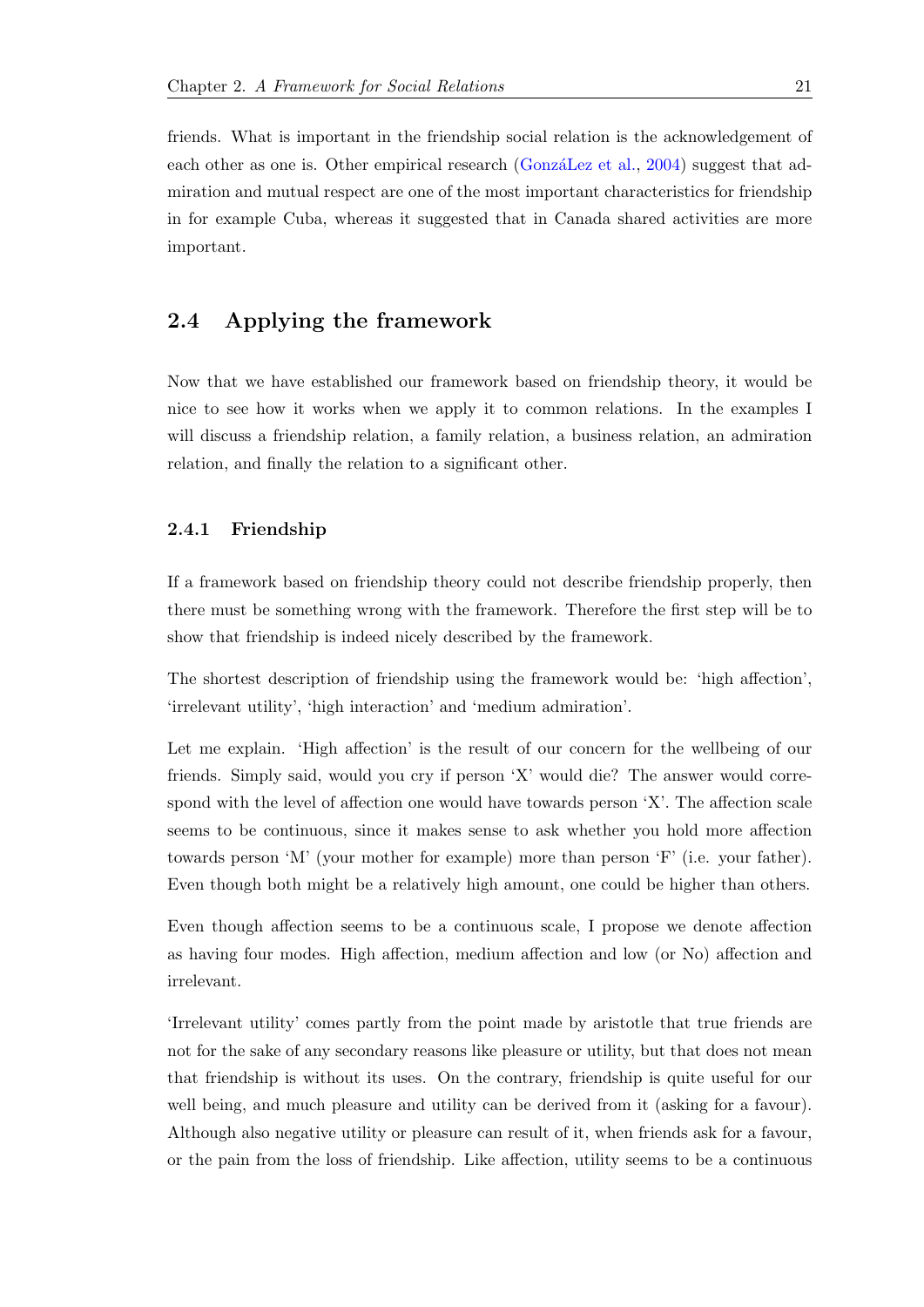friends. What is important in the friendship social relation is the acknowledgement of each other as one is. Other empirical research (GonzáLez et al., 2004) suggest that admiration and mutual respect are one of the most important characteristics for friendship in for example Cuba, whereas it suggested that in Canada shared activities are more important.

## 2.4 Applying the framework

Now that we have established our framework based on friendship theory, it would be nice to see how it works when we apply it to common relations. In the examples I will discuss a friendship relation, a family relation, a business relation, an admiration relation, and finally the relation to a significant other.

### 2.4.1 Friendship

If a framework based on friendship theory could not describe friendship properly, then there must be something wrong with the framework. Therefore the first step will be to show that friendship is indeed nicely described by the framework.

The shortest description of friendship using the framework would be: 'high affection', 'irrelevant utility', 'high interaction' and 'medium admiration'.

Let me explain. 'High affection' is the result of our concern for the wellbeing of our friends. Simply said, would you cry if person 'X' would die? The answer would correspond with the level of affection one would have towards person 'X'. The affection scale seems to be continuous, since it makes sense to ask whether you hold more affection towards person 'M' (your mother for example) more than person 'F' (i.e. your father). Even though both might be a relatively high amount, one could be higher than others.

Even though affection seems to be a continuous scale, I propose we denote affection as having four modes. High affection, medium affection and low (or No) affection and irrelevant.

'Irrelevant utility' comes partly from the point made by aristotle that true friends are not for the sake of any secondary reasons like pleasure or utility, but that does not mean that friendship is without its uses. On the contrary, friendship is quite useful for our well being, and much pleasure and utility can be derived from it (asking for a favour). Although also negative utility or pleasure can result of it, when friends ask for a favour, or the pain from the loss of friendship. Like affection, utility seems to be a continuous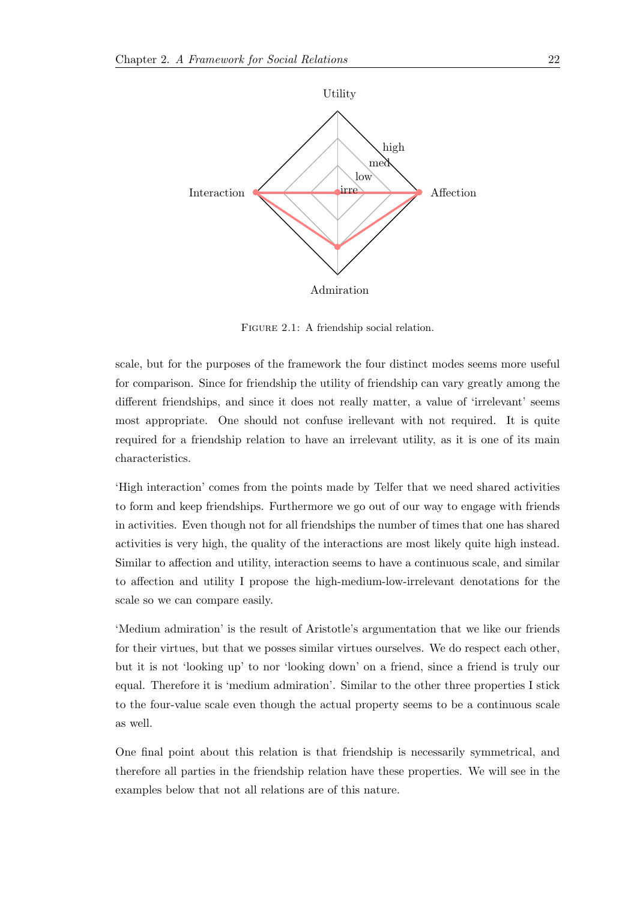Figure 2.1: A friendship social relation.

scale, but for the purposes of the framework the four distinct modes seems more useful for comparison. Since for friendship the utility of friendship can vary greatly among the different friendships, and since it does not really matter, a value of 'irrelevant' seems most appropriate. One should not confuse irellevant with not required. It is quite required for a friendship relation to have an irrelevant utility, as it is one of its main characteristics.

'High interaction' comes from the points made by Telfer that we need shared activities to form and keep friendships. Furthermore we go out of our way to engage with friends in activities. Even though not for all friendships the number of times that one has shared activities is very high, the quality of the interactions are most likely quite high instead. Similar to affection and utility, interaction seems to have a continuous scale, and similar to affection and utility I propose the high-medium-low-irrelevant denotations for the scale so we can compare easily.

'Medium admiration' is the result of Aristotle's argumentation that we like our friends for their virtues, but that we posses similar virtues ourselves. We do respect each other, but it is not 'looking up' to nor 'looking down' on a friend, since a friend is truly our equal. Therefore it is 'medium admiration'. Similar to the other three properties I stick to the four-value scale even though the actual property seems to be a continuous scale as well.

One final point about this relation is that friendship is necessarily symmetrical, and therefore all parties in the friendship relation have these properties. We will see in the examples below that not all relations are of this nature.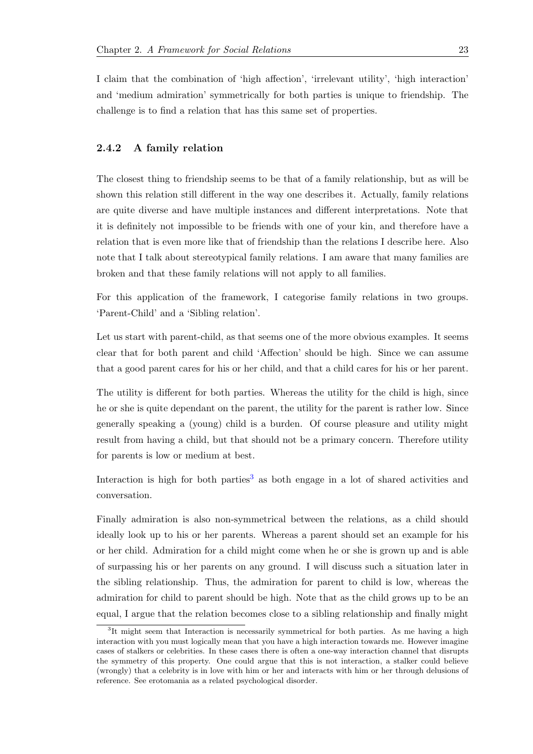I claim that the combination of 'high affection', 'irrelevant utility', 'high interaction' and 'medium admiration' symmetrically for both parties is unique to friendship. The challenge is to find a relation that has this same set of properties.

### 2.4.2 A family relation

The closest thing to friendship seems to be that of a family relationship, but as will be shown this relation still different in the way one describes it. Actually, family relations are quite diverse and have multiple instances and different interpretations. Note that it is definitely not impossible to be friends with one of your kin, and therefore have a relation that is even more like that of friendship than the relations I describe here. Also note that I talk about stereotypical family relations. I am aware that many families are broken and that these family relations will not apply to all families.

For this application of the framework, I categorise family relations in two groups. 'Parent-Child' and a 'Sibling relation'.

Let us start with parent-child, as that seems one of the more obvious examples. It seems clear that for both parent and child 'Affection' should be high. Since we can assume that a good parent cares for his or her child, and that a child cares for his or her parent.

The utility is different for both parties. Whereas the utility for the child is high, since he or she is quite dependant on the parent, the utility for the parent is rather low. Since generally speaking a (young) child is a burden. Of course pleasure and utility might result from having a child, but that should not be a primary concern. Therefore utility for parents is low or medium at best.

Interaction is high for both parties[3] as both engage in a lot of shared activities and conversation.

Finally admiration is also non-symmetrical between the relations, as a child should ideally look up to his or her parents. Whereas a parent should set an example for his or her child. Admiration for a child might come when he or she is grown up and is able of surpassing his or her parents on any ground. I will discuss such a situation later in the sibling relationship. Thus, the admiration for parent to child is low, whereas the admiration for child to parent should be high. Note that as the child grows up to be an equal, I argue that the relation becomes close to a sibling relationship and finally might

[3] It might seem that Interaction is necessarily symmetrical for both parties. As me having a high interaction with you must logically mean that you have a high interaction towards me. However imagine cases of stalkers or celebrities. In these cases there is often a one-way interaction channel that disrupts the symmetry of this property. One could argue that this is not interaction, a stalker could believe (wrongly) that a celebrity is in love with him or her and interacts with him or her through delusions of reference. See erotomania as a related psychological disorder.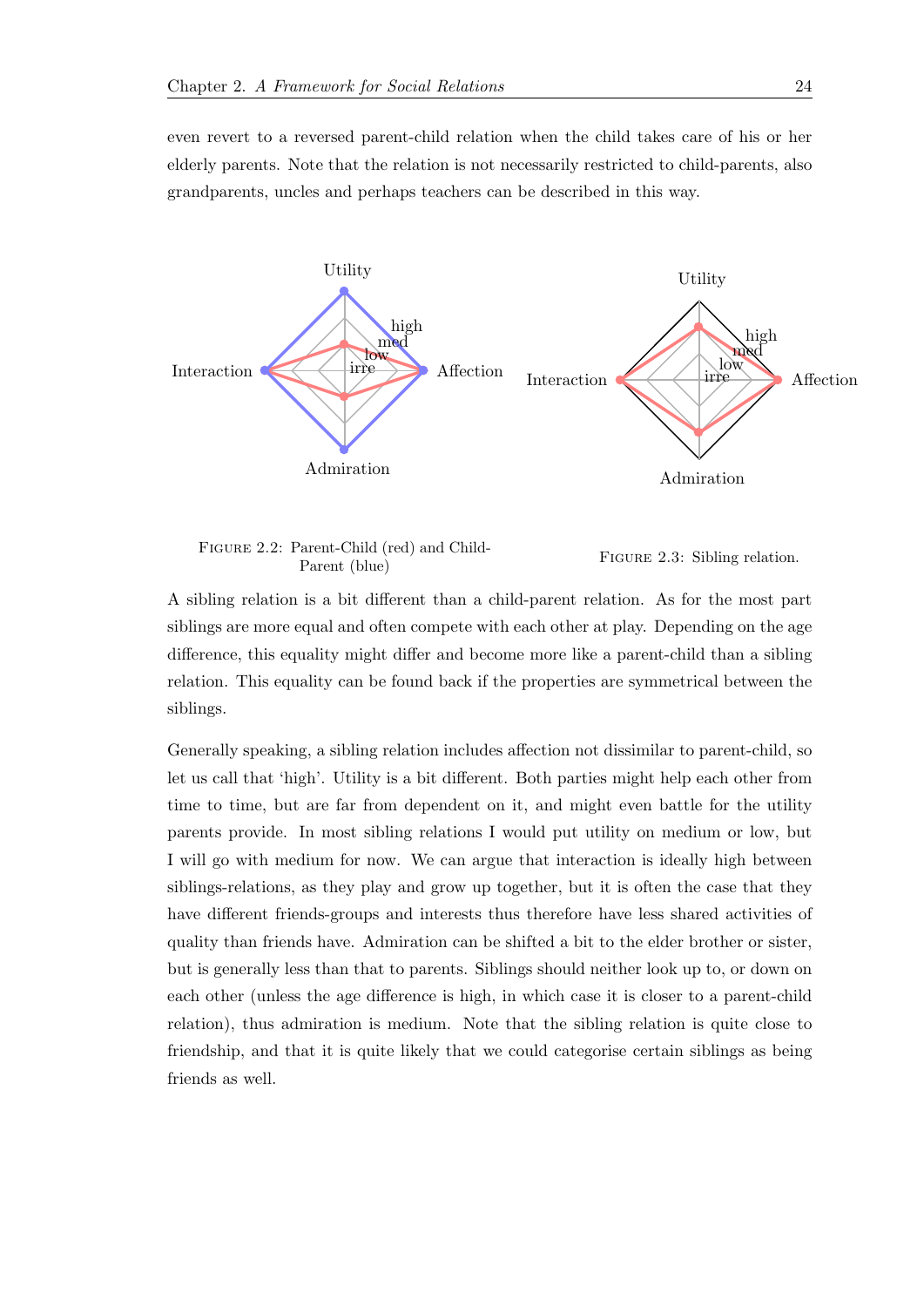even revert to a reversed parent-child relation when the child takes care of his or her elderly parents. Note that the relation is not necessarily restricted to child-parents, also grandparents, uncles and perhaps teachers can be described in this way.

FIGURE 2.2: Parent-Child (red) and Child-Parent (blue)

FIGURE 2.3: Sibling relation.

A sibling relation is a bit different than a child-parent relation. As for the most part siblings are more equal and often compete with each other at play. Depending on the age difference, this equality might differ and become more like a parent-child than a sibling relation. This equality can be found back if the properties are symmetrical between the siblings.

Generally speaking, a sibling relation includes affection not dissimilar to parent-child, so let us call that 'high'. Utility is a bit different. Both parties might help each other from time to time, but are far from dependent on it, and might even battle for the utility parents provide. In most sibling relations I would put utility on medium or low, but I will go with medium for now. We can argue that interaction is ideally high between siblings-relations, as they play and grow up together, but it is often the case that they have different friends-groups and interests thus therefore have less shared activities of quality than friends have. Admiration can be shifted a bit to the elder brother or sister, but is generally less than that to parents. Siblings should neither look up to, or down on each other (unless the age difference is high, in which case it is closer to a parent-child relation), thus admiration is medium. Note that the sibling relation is quite close to friendship, and that it is quite likely that we could categorise certain siblings as being friends as well.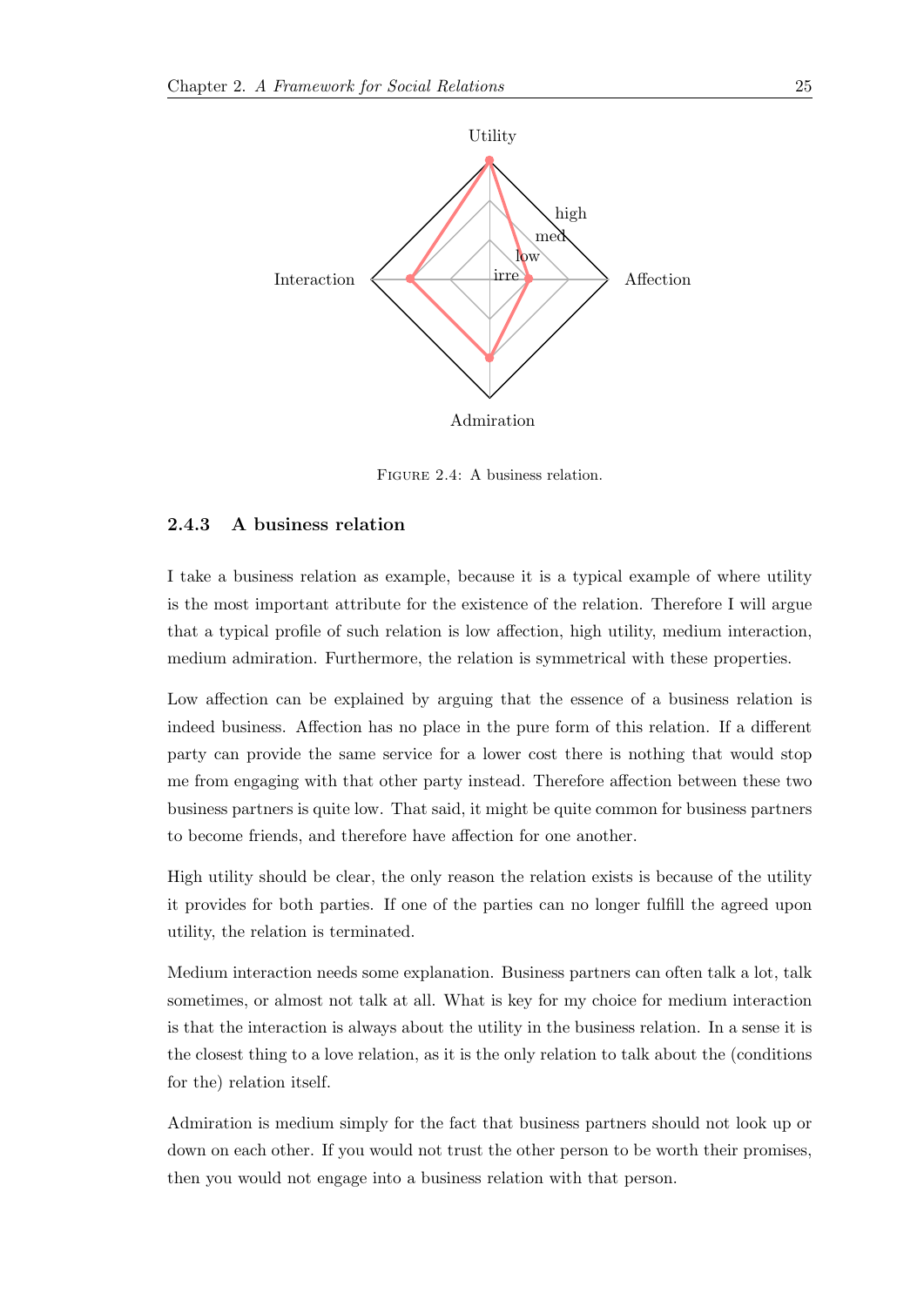Figure 2.4: A business relation.

### 2.4.3 A business relation

I take a business relation as example, because it is a typical example of where utility is the most important attribute for the existence of the relation. Therefore I will argue that a typical profile of such relation is low affection, high utility, medium interaction, medium admiration. Furthermore, the relation is symmetrical with these properties.

Low affection can be explained by arguing that the essence of a business relation is indeed business. Affection has no place in the pure form of this relation. If a different party can provide the same service for a lower cost there is nothing that would stop me from engaging with that other party instead. Therefore affection between these two business partners is quite low. That said, it might be quite common for business partners to become friends, and therefore have affection for one another.

High utility should be clear, the only reason the relation exists is because of the utility it provides for both parties. If one of the parties can no longer fulfill the agreed upon utility, the relation is terminated.

Medium interaction needs some explanation. Business partners can often talk a lot, talk sometimes, or almost not talk at all. What is key for my choice for medium interaction is that the interaction is always about the utility in the business relation. In a sense it is the closest thing to a love relation, as it is the only relation to talk about the (conditions for the) relation itself.

Admiration is medium simply for the fact that business partners should not look up or down on each other. If you would not trust the other person to be worth their promises, then you would not engage into a business relation with that person.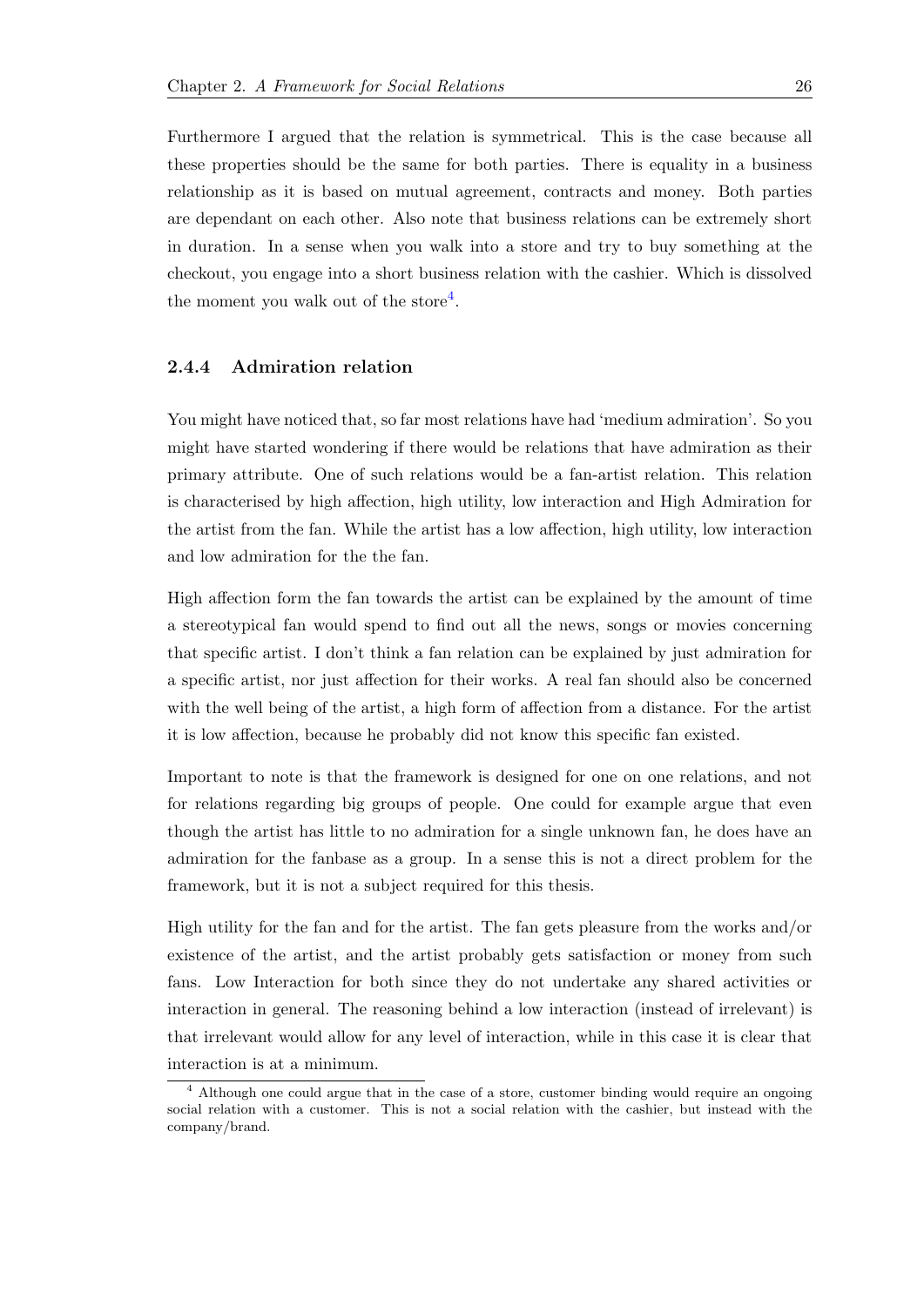Furthermore I argued that the relation is symmetrical. This is the case because all these properties should be the same for both parties. There is equality in a business relationship as it is based on mutual agreement, contracts and money. Both parties are dependant on each other. Also note that business relations can be extremely short in duration. In a sense when you walk into a store and try to buy something at the checkout, you engage into a short business relation with the cashier. Which is dissolved the moment you walk out of the store[4].

### 2.4.4 Admiration relation

You might have noticed that, so far most relations have had 'medium admiration'. So you might have started wondering if there would be relations that have admiration as their primary attribute. One of such relations would be a fan-artist relation. This relation is characterised by high affection, high utility, low interaction and High Admiration for the artist from the fan. While the artist has a low affection, high utility, low interaction and low admiration for the the fan.

High affection form the fan towards the artist can be explained by the amount of time a stereotypical fan would spend to find out all the news, songs or movies concerning that specific artist. I don't think a fan relation can be explained by just admiration for a specific artist, nor just affection for their works. A real fan should also be concerned with the well being of the artist, a high form of affection from a distance. For the artist it is low affection, because he probably did not know this specific fan existed.

Important to note is that the framework is designed for one on one relations, and not for relations regarding big groups of people. One could for example argue that even though the artist has little to no admiration for a single unknown fan, he does have an admiration for the fanbase as a group. In a sense this is not a direct problem for the framework, but it is not a subject required for this thesis.

High utility for the fan and for the artist. The fan gets pleasure from the works and/or existence of the artist, and the artist probably gets satisfaction or money from such fans. Low Interaction for both since they do not undertake any shared activities or interaction in general. The reasoning behind a low interaction (instead of irrelevant) is that irrelevant would allow for any level of interaction, while in this case it is clear that interaction is at a minimum.

[4] Although one could argue that in the case of a store, customer binding would require an ongoing social relation with a customer. This is not a social relation with the cashier, but instead with the company/brand.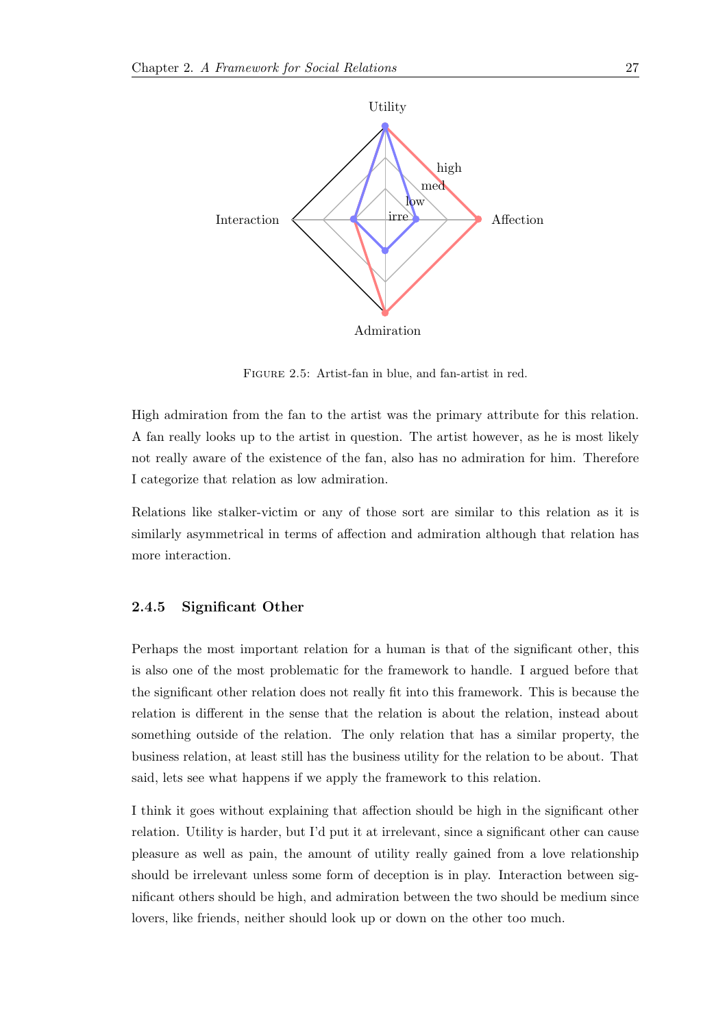FIGURE 2.5: Artist-fan in blue, and fan-artist in red.

High admiration from the fan to the artist was the primary attribute for this relation. A fan really looks up to the artist in question. The artist however, as he is most likely not really aware of the existence of the fan, also has no admiration for him. Therefore I categorize that relation as low admiration.

Relations like stalker-victim or any of those sort are similar to this relation as it is similarly asymmetrical in terms of affection and admiration although that relation has more interaction.

### 2.4.5 Significant Other

Perhaps the most important relation for a human is that of the significant other, this is also one of the most problematic for the framework to handle. I argued before that the significant other relation does not really fit into this framework. This is because the relation is different in the sense that the relation is about the relation, instead about something outside of the relation. The only relation that has a similar property, the business relation, at least still has the business utility for the relation to be about. That said, lets see what happens if we apply the framework to this relation.

I think it goes without explaining that affection should be high in the significant other relation. Utility is harder, but I'd put it at irrelevant, since a significant other can cause pleasure as well as pain, the amount of utility really gained from a love relationship should be irrelevant unless some form of deception is in play. Interaction between significant others should be high, and admiration between the two should be medium since lovers, like friends, neither should look up or down on the other too much.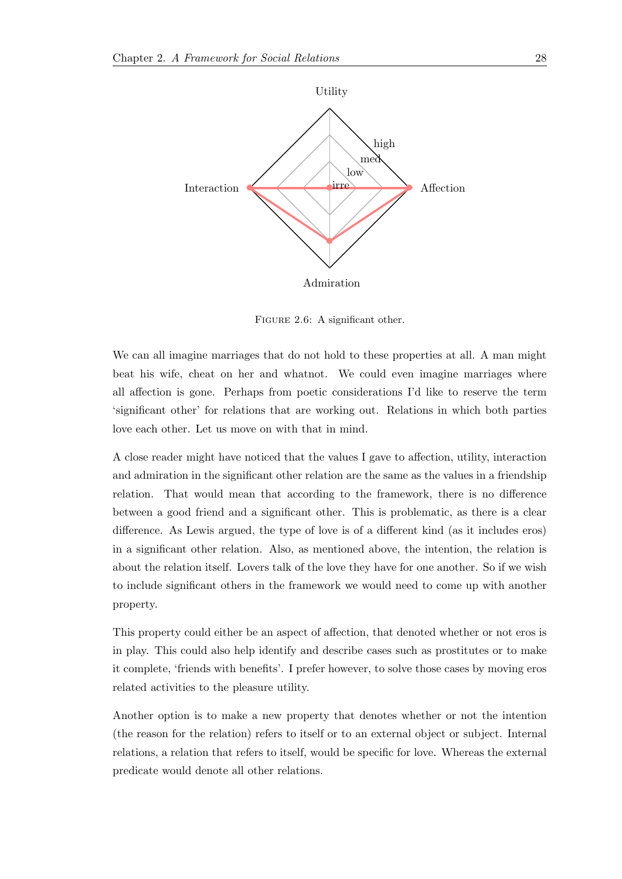FIGURE 2.6: A significant other.

We can all imagine marriages that do not hold to these properties at all. A man might beat his wife, cheat on her and whatnot. We could even imagine marriages where all affection is gone. Perhaps from poetic considerations I'd like to reserve the term 'significant other' for relations that are working out. Relations in which both parties love each other. Let us move on with that in mind.

A close reader might have noticed that the values I gave to affection, utility, interaction and admiration in the significant other relation are the same as the values in a friendship relation. That would mean that according to the framework, there is no difference between a good friend and a significant other. This is problematic, as there is a clear difference. As Lewis argued, the type of love is of a different kind (as it includes eros) in a significant other relation. Also, as mentioned above, the intention, the relation is about the relation itself. Lovers talk of the love they have for one another. So if we wish to include significant others in the framework we would need to come up with another property.

This property could either be an aspect of affection, that denoted whether or not eros is in play. This could also help identify and describe cases such as prostitutes or to make it complete, 'friends with benefits'. I prefer however, to solve those cases by moving eros related activities to the pleasure utility.

Another option is to make a new property that denotes whether or not the intention (the reason for the relation) refers to itself or to an external object or subject. Internal relations, a relation that refers to itself, would be specific for love. Whereas the external predicate would denote all other relations.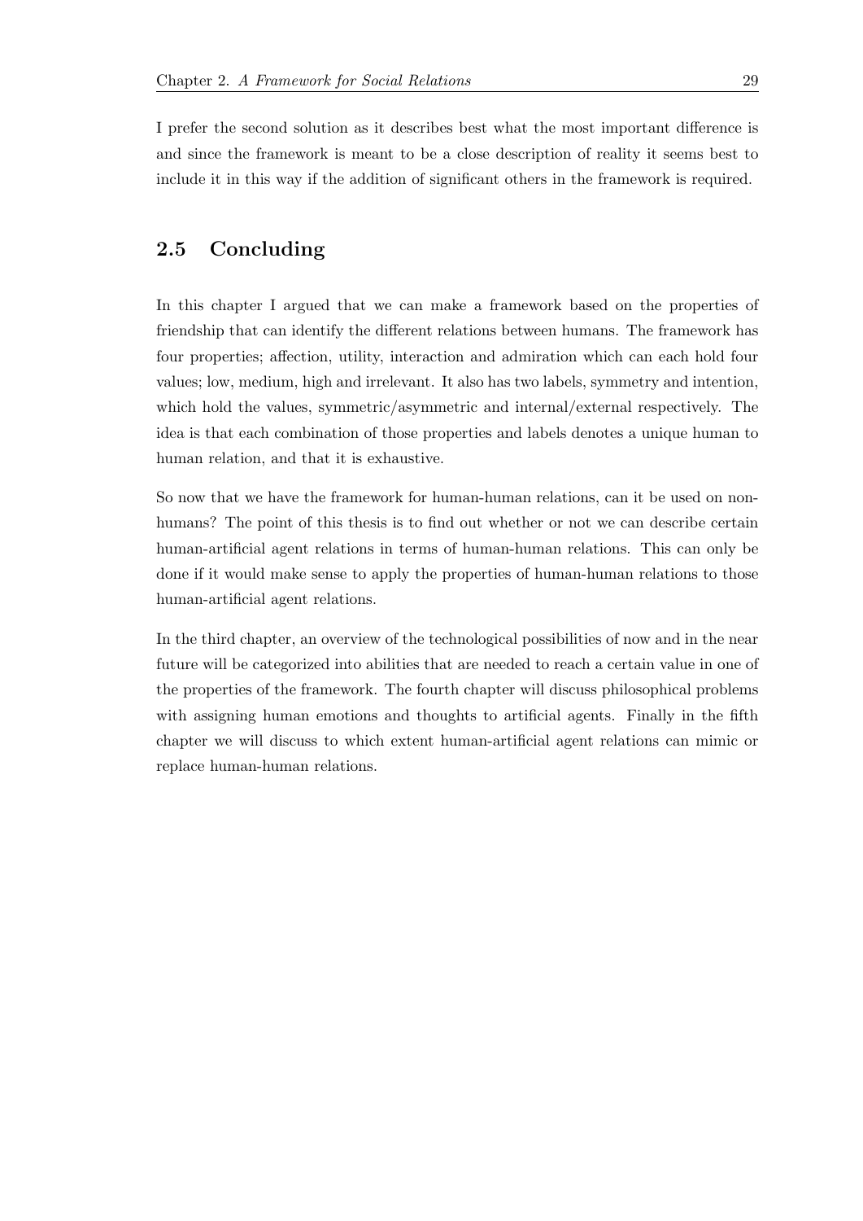I prefer the second solution as it describes best what the most important difference is and since the framework is meant to be a close description of reality it seems best to include it in this way if the addition of significant others in the framework is required.

## 2.5 Concluding

In this chapter I argued that we can make a framework based on the properties of friendship that can identify the different relations between humans. The framework has four properties; affection, utility, interaction and admiration which can each hold four values; low, medium, high and irrelevant. It also has two labels, symmetry and intention, which hold the values, symmetric/asymmetric and internal/external respectively. The idea is that each combination of those properties and labels denotes a unique human to human relation, and that it is exhaustive.

So now that we have the framework for human-human relations, can it be used on non-humans? The point of this thesis is to find out whether or not we can describe certain human-artificial agent relations in terms of human-human relations. This can only be done if it would make sense to apply the properties of human-human relations to those human-artificial agent relations.

In the third chapter, an overview of the technological possibilities of now and in the near future will be categorized into abilities that are needed to reach a certain value in one of the properties of the framework. The fourth chapter will discuss philosophical problems with assigning human emotions and thoughts to artificial agents. Finally in the fifth chapter we will discuss to which extent human-artificial agent relations can mimic or replace human-human relations.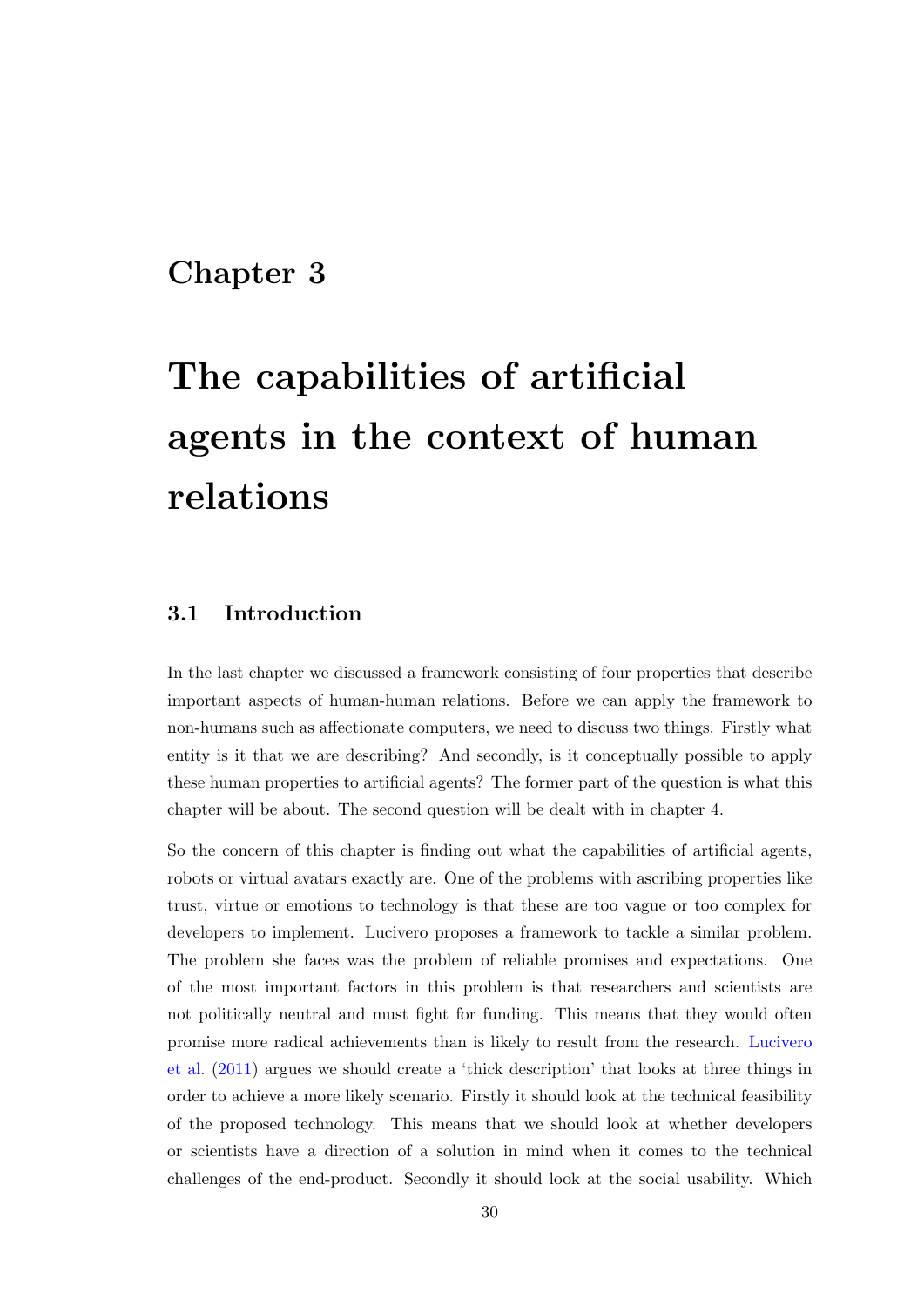# Chapter 3

# The capabilities of artificial agents in the context of human relations

## 3.1 Introduction

In the last chapter we discussed a framework consisting of four properties that describe important aspects of human-human relations. Before we can apply the framework to non-humans such as affectionate computers, we need to discuss two things. Firstly what entity is it that we are describing? And secondly, is it conceptually possible to apply these human properties to artificial agents? The former part of the question is what this chapter will be about. The second question will be dealt with in chapter 4.

So the concern of this chapter is finding out what the capabilities of artificial agents, robots or virtual avatars exactly are. One of the problems with ascribing properties like trust, virtue or emotions to technology is that these are too vague or too complex for developers to implement. Lucivero proposes a framework to tackle a similar problem. The problem she faces was the problem of reliable promises and expectations. One of the most important factors in this problem is that researchers and scientists are not politically neutral and must fight for funding. This means that they would often promise more radical achievements than is likely to result from the research. Lucivero et al. (2011) argues we should create a 'thick description' that looks at three things in order to achieve a more likely scenario. Firstly it should look at the technical feasibility of the proposed technology. This means that we should look at whether developers or scientists have a direction of a solution in mind when it comes to the technical challenges of the end-product. Secondly it should look at the social usability. Which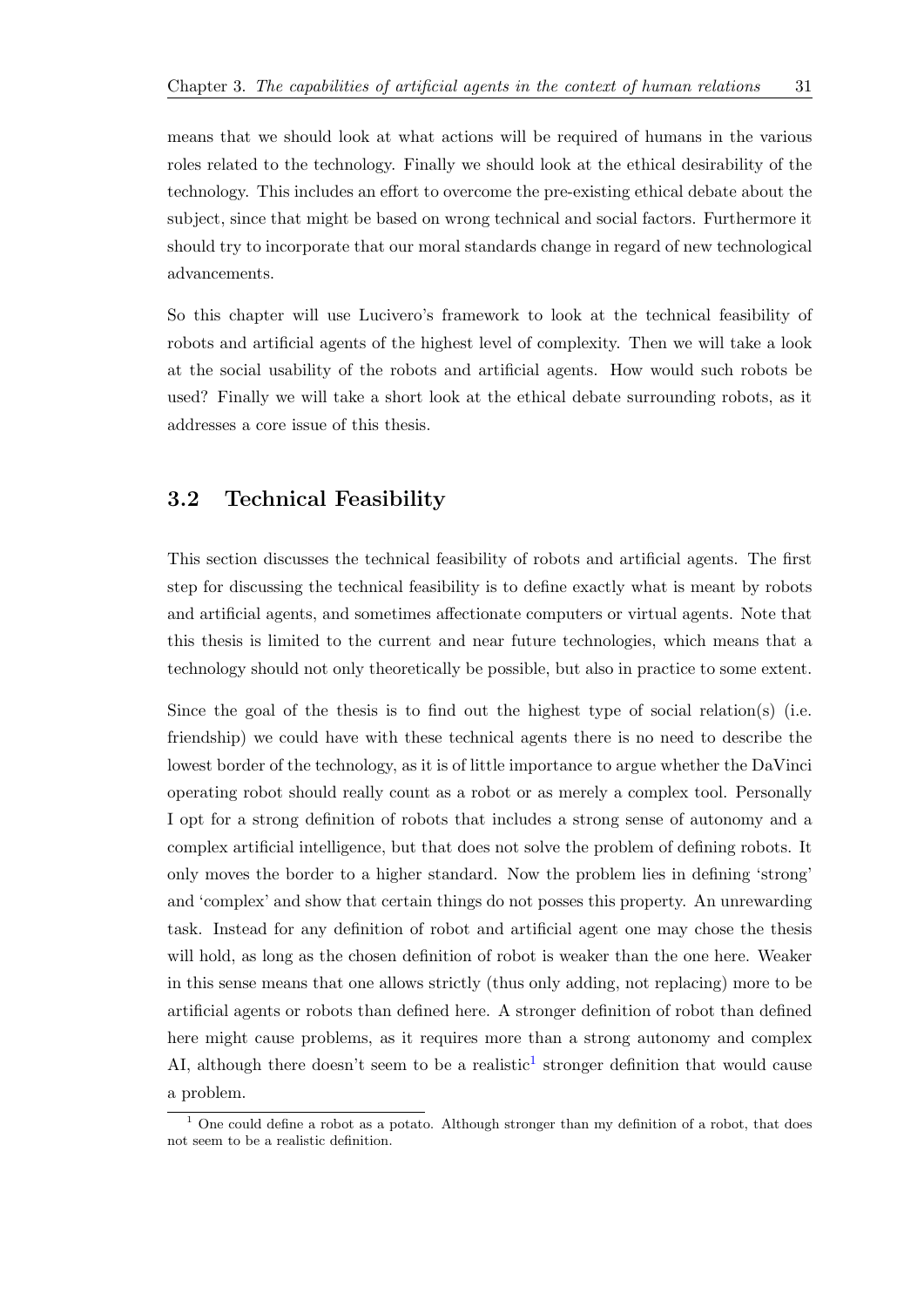means that we should look at what actions will be required of humans in the various roles related to the technology. Finally we should look at the ethical desirability of the technology. This includes an effort to overcome the pre-existing ethical debate about the subject, since that might be based on wrong technical and social factors. Furthermore it should try to incorporate that our moral standards change in regard of new technological advancements.

So this chapter will use Lucivero's framework to look at the technical feasibility of robots and artificial agents of the highest level of complexity. Then we will take a look at the social usability of the robots and artificial agents. How would such robots be used? Finally we will take a short look at the ethical debate surrounding robots, as it addresses a core issue of this thesis.

## 3.2 Technical Feasibility

This section discusses the technical feasibility of robots and artificial agents. The first step for discussing the technical feasibility is to define exactly what is meant by robots and artificial agents, and sometimes affectionate computers or virtual agents. Note that this thesis is limited to the current and near future technologies, which means that a technology should not only theoretically be possible, but also in practice to some extent.

Since the goal of the thesis is to find out the highest type of social relation(s) (i.e. friendship) we could have with these technical agents there is no need to describe the lowest border of the technology, as it is of little importance to argue whether the DaVinci operating robot should really count as a robot or as merely a complex tool. Personally I opt for a strong definition of robots that includes a strong sense of autonomy and a complex artificial intelligence, but that does not solve the problem of defining robots. It only moves the border to a higher standard. Now the problem lies in defining 'strong' and 'complex' and show that certain things do not posses this property. An unrewarding task. Instead for any definition of robot and artificial agent one may chose the thesis will hold, as long as the chosen definition of robot is weaker than the one here. Weaker in this sense means that one allows strictly (thus only adding, not replacing) more to be artificial agents or robots than defined here. A stronger definition of robot than defined here might cause problems, as it requires more than a strong autonomy and complex AI, although there doesn't seem to be a realistic[1] stronger definition that would cause a problem.

[1] One could define a robot as a potato. Although stronger than my definition of a robot, that does not seem to be a realistic definition.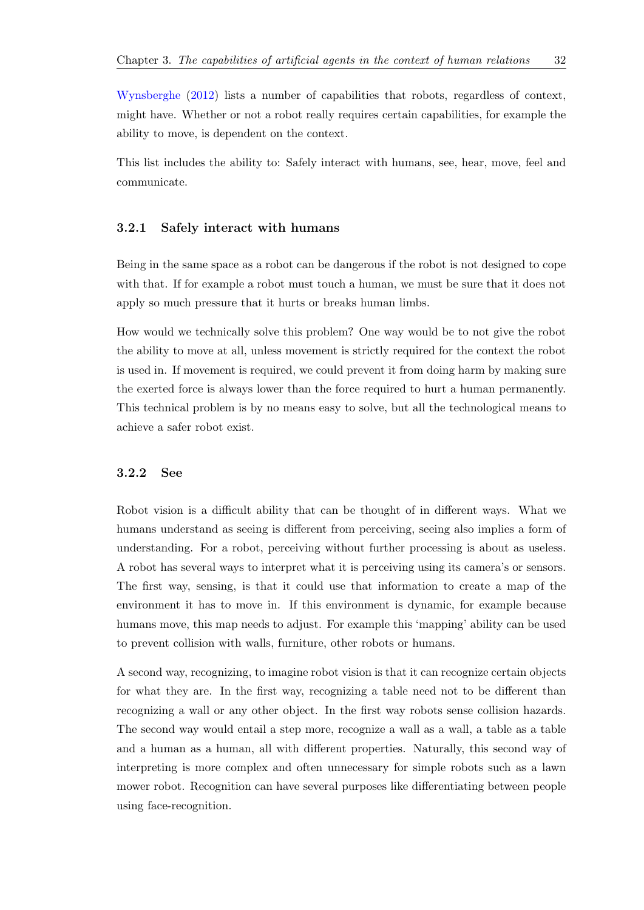Wynsberghe (2012) lists a number of capabilities that robots, regardless of context, might have. Whether or not a robot really requires certain capabilities, for example the ability to move, is dependent on the context.

This list includes the ability to: Safely interact with humans, see, hear, move, feel and communicate.

### 3.2.1 Safely interact with humans

Being in the same space as a robot can be dangerous if the robot is not designed to cope with that. If for example a robot must touch a human, we must be sure that it does not apply so much pressure that it hurts or breaks human limbs.

How would we technically solve this problem? One way would be to not give the robot the ability to move at all, unless movement is strictly required for the context the robot is used in. If movement is required, we could prevent it from doing harm by making sure the exerted force is always lower than the force required to hurt a human permanently. This technical problem is by no means easy to solve, but all the technological means to achieve a safer robot exist.

### 3.2.2 See

Robot vision is a difficult ability that can be thought of in different ways. What we humans understand as seeing is different from perceiving, seeing also implies a form of understanding. For a robot, perceiving without further processing is about as useless. A robot has several ways to interpret what it is perceiving using its camera's or sensors. The first way, sensing, is that it could use that information to create a map of the environment it has to move in. If this environment is dynamic, for example because humans move, this map needs to adjust. For example this 'mapping' ability can be used to prevent collision with walls, furniture, other robots or humans.

A second way, recognizing, to imagine robot vision is that it can recognize certain objects for what they are. In the first way, recognizing a table need not to be different than recognizing a wall or any other object. In the first way robots sense collision hazards. The second way would entail a step more, recognize a wall as a wall, a table as a table and a human as a human, all with different properties. Naturally, this second way of interpreting is more complex and often unnecessary for simple robots such as a lawn mower robot. Recognition can have several purposes like differentiating between people using face-recognition.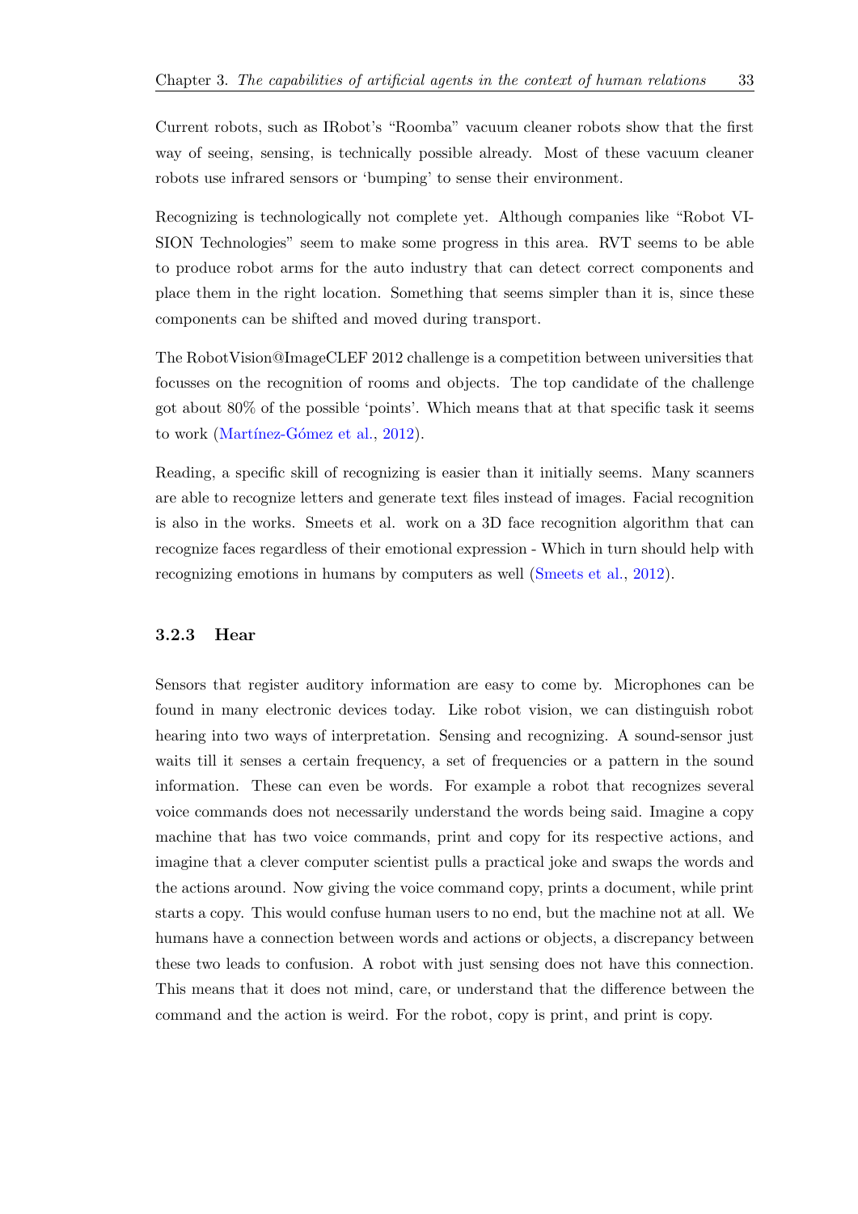Current robots, such as IRobot's "Roomba" vacuum cleaner robots show that the first way of seeing, sensing, is technically possible already. Most of these vacuum cleaner robots use infrared sensors or 'bumping' to sense their environment.

Recognizing is technologically not complete yet. Although companies like "Robot VISION Technologies" seem to make some progress in this area. RVT seems to be able to produce robot arms for the auto industry that can detect correct components and place them in the right location. Something that seems simpler than it is, since these components can be shifted and moved during transport.

The RobotVision@ImageCLEF 2012 challenge is a competition between universities that focusses on the recognition of rooms and objects. The top candidate of the challenge got about 80% of the possible 'points'. Which means that at that specific task it seems to work (Martínez-Gómez et al., 2012).

Reading, a specific skill of recognizing is easier than it initially seems. Many scanners are able to recognize letters and generate text files instead of images. Facial recognition is also in the works. Smeets et al. work on a 3D face recognition algorithm that can recognize faces regardless of their emotional expression - Which in turn should help with recognizing emotions in humans by computers as well (Smeets et al., 2012).

### 3.2.3 Hear

Sensors that register auditory information are easy to come by. Microphones can be found in many electronic devices today. Like robot vision, we can distinguish robot hearing into two ways of interpretation. Sensing and recognizing. A sound-sensor just waits till it senses a certain frequency, a set of frequencies or a pattern in the sound information. These can even be words. For example a robot that recognizes several voice commands does not necessarily understand the words being said. Imagine a copy machine that has two voice commands, print and copy for its respective actions, and imagine that a clever computer scientist pulls a practical joke and swaps the words and the actions around. Now giving the voice command copy, prints a document, while print starts a copy. This would confuse human users to no end, but the machine not at all. We humans have a connection between words and actions or objects, a discrepancy between these two leads to confusion. A robot with just sensing does not have this connection. This means that it does not mind, care, or understand that the difference between the command and the action is weird. For the robot, copy is print, and print is copy.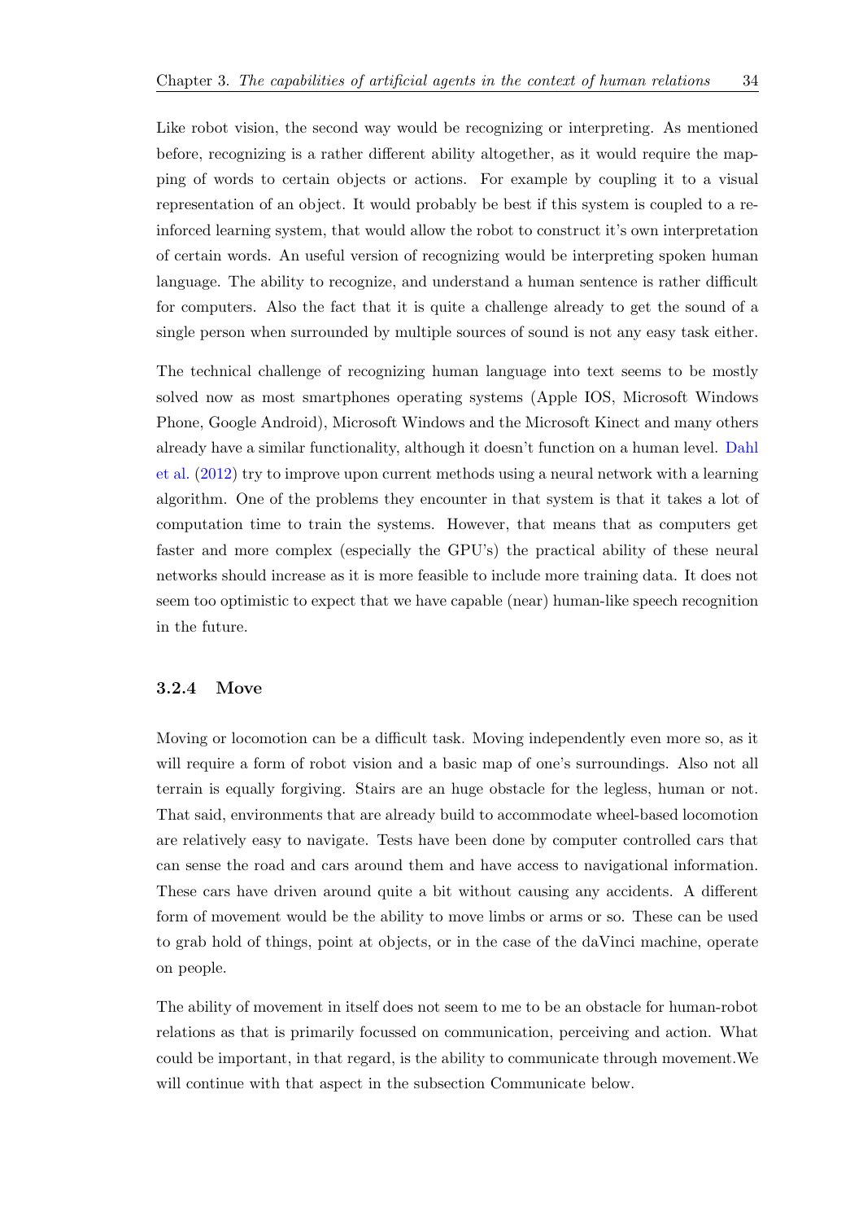Like robot vision, the second way would be recognizing or interpreting. As mentioned before, recognizing is a rather different ability altogether, as it would require the mapping of words to certain objects or actions. For example by coupling it to a visual representation of an object. It would probably be best if this system is coupled to a reinforced learning system, that would allow the robot to construct it's own interpretation of certain words. An useful version of recognizing would be interpreting spoken human language. The ability to recognize, and understand a human sentence is rather difficult for computers. Also the fact that it is quite a challenge already to get the sound of a single person when surrounded by multiple sources of sound is not any easy task either.

The technical challenge of recognizing human language into text seems to be mostly solved now as most smartphones operating systems (Apple IOS, Microsoft Windows Phone, Google Android), Microsoft Windows and the Microsoft Kinect and many others already have a similar functionality, although it doesn't function on a human level. Dahl et al. (2012) try to improve upon current methods using a neural network with a learning algorithm. One of the problems they encounter in that system is that it takes a lot of computation time to train the systems. However, that means that as computers get faster and more complex (especially the GPU's) the practical ability of these neural networks should increase as it is more feasible to include more training data. It does not seem too optimistic to expect that we have capable (near) human-like speech recognition in the future.

### 3.2.4 Move

Moving or locomotion can be a difficult task. Moving independently even more so, as it will require a form of robot vision and a basic map of one's surroundings. Also not all terrain is equally forgiving. Stairs are an huge obstacle for the legless, human or not. That said, environments that are already build to accommodate wheel-based locomotion are relatively easy to navigate. Tests have been done by computer controlled cars that can sense the road and cars around them and have access to navigational information. These cars have driven around quite a bit without causing any accidents. A different form of movement would be the ability to move limbs or arms or so. These can be used to grab hold of things, point at objects, or in the case of the daVinci machine, operate on people.

The ability of movement in itself does not seem to me to be an obstacle for human-robot relations as that is primarily focussed on communication, perceiving and action. What could be important, in that regard, is the ability to communicate through movement.We will continue with that aspect in the subsection Communicate below.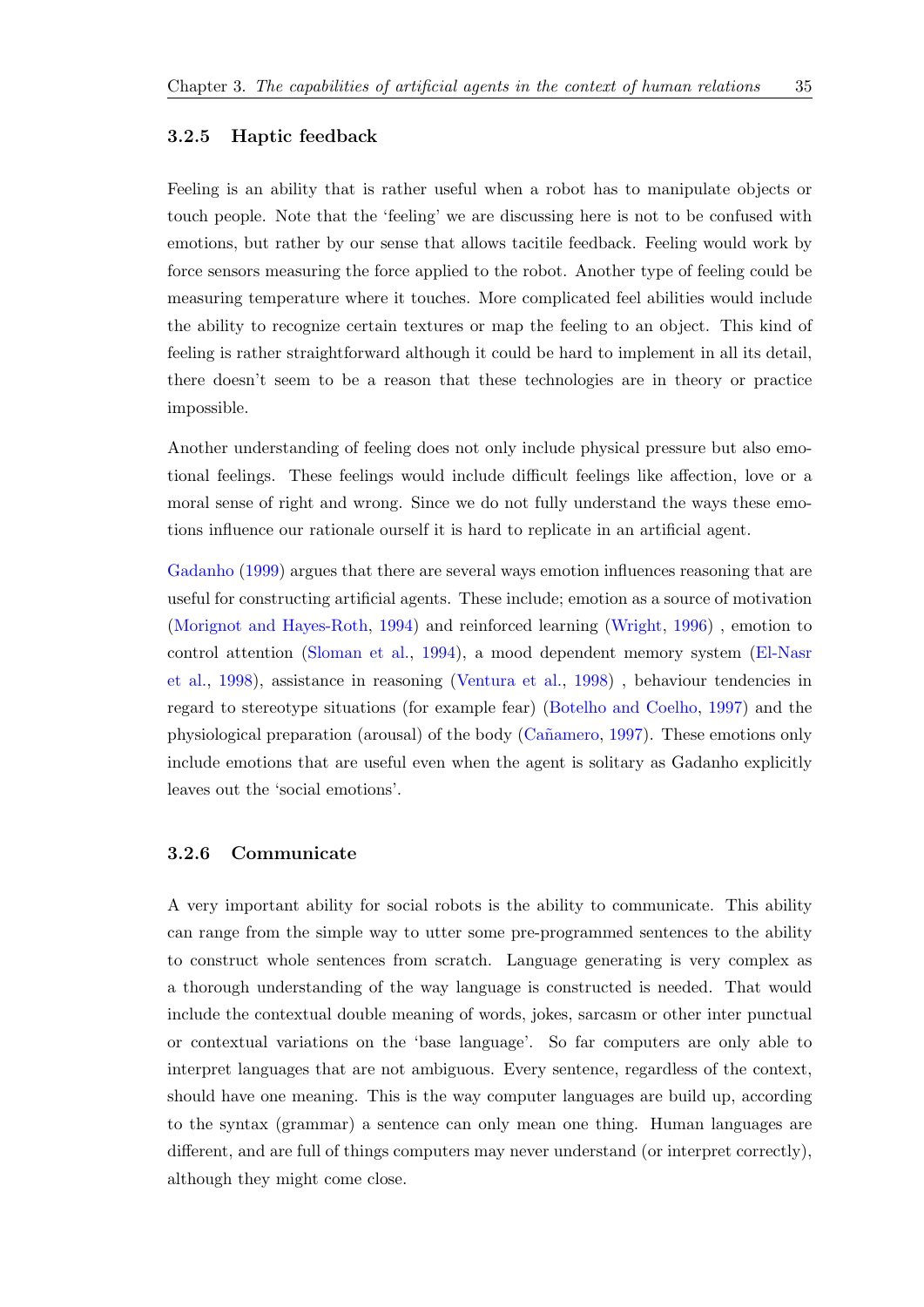### 3.2.5 Haptic feedback

Feeling is an ability that is rather useful when a robot has to manipulate objects or touch people. Note that the 'feeling' we are discussing here is not to be confused with emotions, but rather by our sense that allows tacitile feedback. Feeling would work by force sensors measuring the force applied to the robot. Another type of feeling could be measuring temperature where it touches. More complicated feel abilities would include the ability to recognize certain textures or map the feeling to an object. This kind of feeling is rather straightforward although it could be hard to implement in all its detail, there doesn't seem to be a reason that these technologies are in theory or practice impossible.

Another understanding of feeling does not only include physical pressure but also emotional feelings. These feelings would include difficult feelings like affection, love or a moral sense of right and wrong. Since we do not fully understand the ways these emotions influence our rationale ourself it is hard to replicate in an artificial agent.

Gadanho (1999) argues that there are several ways emotion influences reasoning that are useful for constructing artificial agents. These include; emotion as a source of motivation (Morignot and Hayes-Roth, 1994) and reinforced learning (Wright, 1996) , emotion to control attention (Sloman et al., 1994), a mood dependent memory system (El-Nasr et al., 1998), assistance in reasoning (Ventura et al., 1998) , behaviour tendencies in regard to stereotype situations (for example fear) (Botelho and Coelho, 1997) and the physiological preparation (arousal) of the body (Cañamero, 1997). These emotions only include emotions that are useful even when the agent is solitary as Gadanho explicitly leaves out the 'social emotions'.

### 3.2.6 Communicate

A very important ability for social robots is the ability to communicate. This ability can range from the simple way to utter some pre-programmed sentences to the ability to construct whole sentences from scratch. Language generating is very complex as a thorough understanding of the way language is constructed is needed. That would include the contextual double meaning of words, jokes, sarcasm or other inter punctual or contextual variations on the 'base language'. So far computers are only able to interpret languages that are not ambiguous. Every sentence, regardless of the context, should have one meaning. This is the way computer languages are build up, according to the syntax (grammar) a sentence can only mean one thing. Human languages are different, and are full of things computers may never understand (or interpret correctly), although they might come close.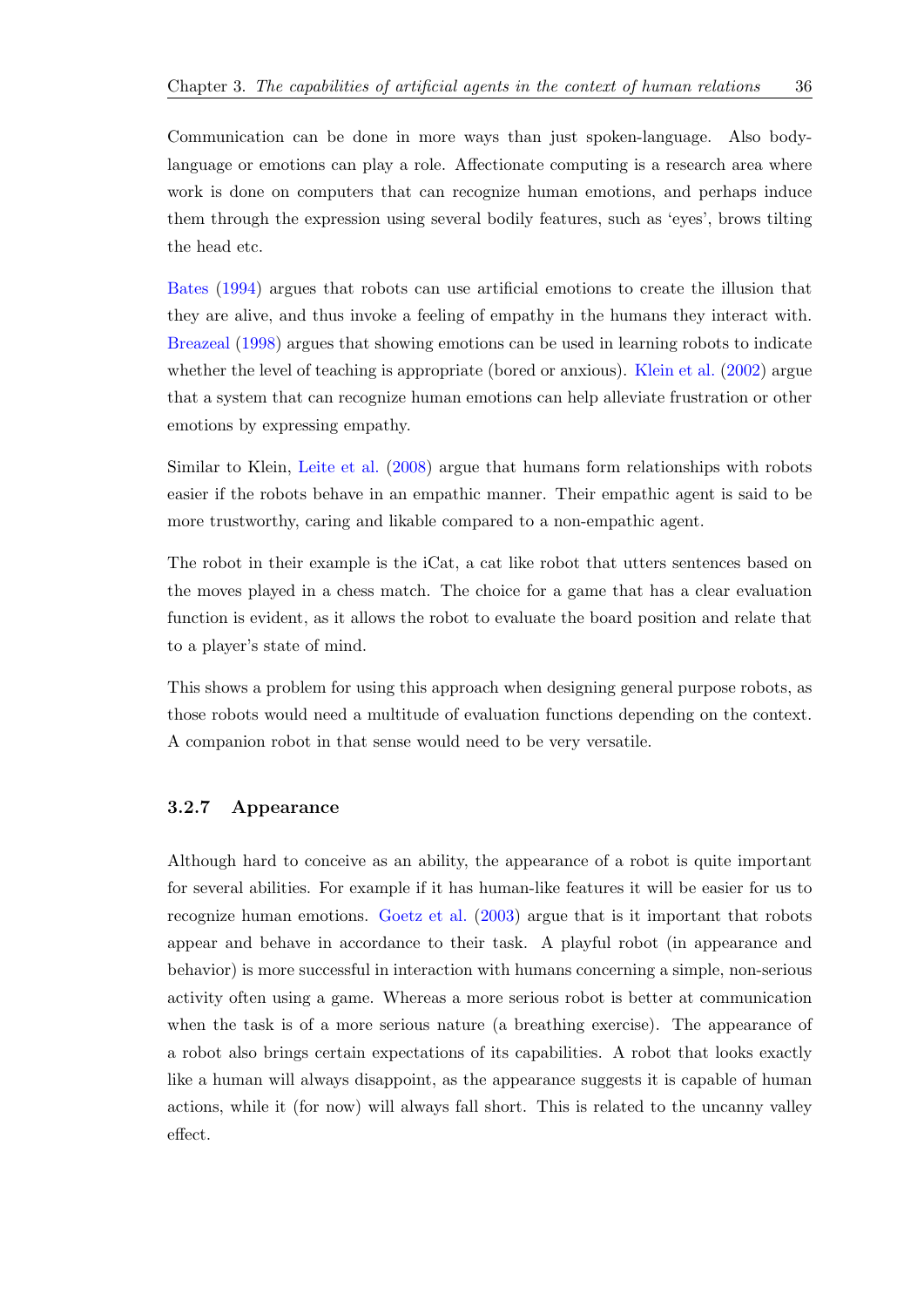Communication can be done in more ways than just spoken-language. Also body-language or emotions can play a role. Affectionate computing is a research area where work is done on computers that can recognize human emotions, and perhaps induce them through the expression using several bodily features, such as 'eyes', brows tilting the head etc.

Bates (1994) argues that robots can use artificial emotions to create the illusion that they are alive, and thus invoke a feeling of empathy in the humans they interact with. Breazeal (1998) argues that showing emotions can be used in learning robots to indicate whether the level of teaching is appropriate (bored or anxious). Klein et al. (2002) argue that a system that can recognize human emotions can help alleviate frustration or other emotions by expressing empathy.

Similar to Klein, Leite et al. (2008) argue that humans form relationships with robots easier if the robots behave in an empathic manner. Their empathic agent is said to be more trustworthy, caring and likable compared to a non-empathic agent.

The robot in their example is the iCat, a cat like robot that utters sentences based on the moves played in a chess match. The choice for a game that has a clear evaluation function is evident, as it allows the robot to evaluate the board position and relate that to a player's state of mind.

This shows a problem for using this approach when designing general purpose robots, as those robots would need a multitude of evaluation functions depending on the context. A companion robot in that sense would need to be very versatile.

### 3.2.7 Appearance

Although hard to conceive as an ability, the appearance of a robot is quite important for several abilities. For example if it has human-like features it will be easier for us to recognize human emotions. Goetz et al. (2003) argue that is it important that robots appear and behave in accordance to their task. A playful robot (in appearance and behavior) is more successful in interaction with humans concerning a simple, non-serious activity often using a game. Whereas a more serious robot is better at communication when the task is of a more serious nature (a breathing exercise). The appearance of a robot also brings certain expectations of its capabilities. A robot that looks exactly like a human will always disappoint, as the appearance suggests it is capable of human actions, while it (for now) will always fall short. This is related to the uncanny valley effect.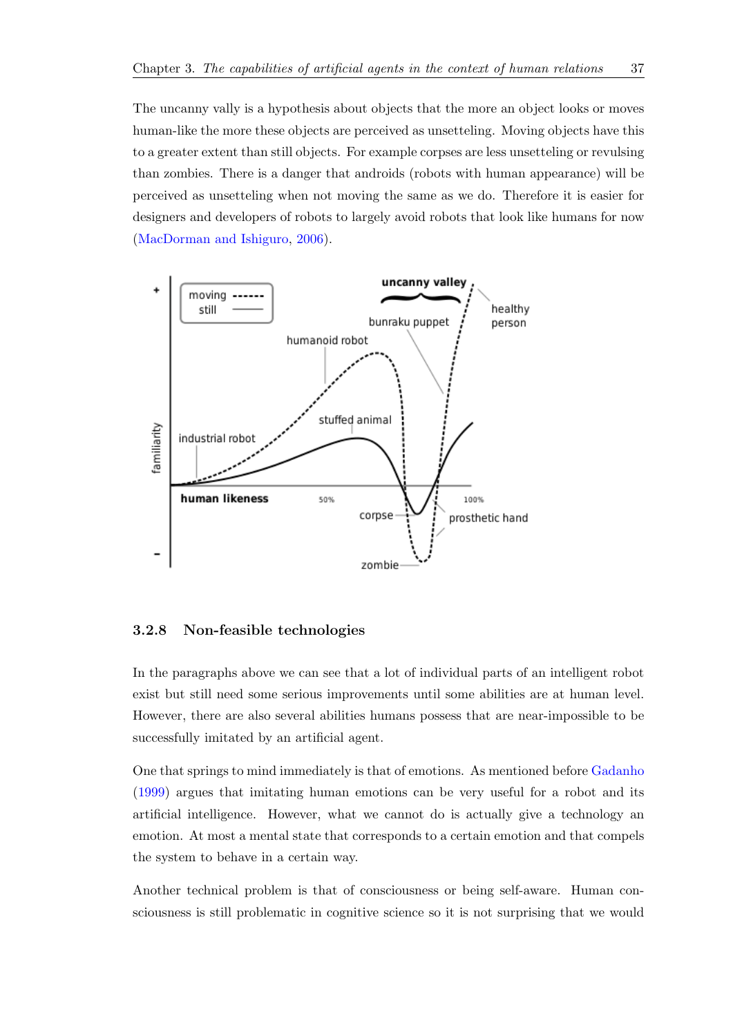The uncanny vally is a hypothesis about objects that the more an object looks or moves human-like the more these objects are perceived as unsetteling. Moving objects have this to a greater extent than still objects. For example corpses are less unsetteling or revulsing than zombies. There is a danger that androids (robots with human appearance) will be perceived as unsetteling when not moving the same as we do. Therefore it is easier for designers and developers of robots to largely avoid robots that look like humans for now (MacDorman and Ishiguro, 2006).

### 3.2.8 Non-feasible technologies

In the paragraphs above we can see that a lot of individual parts of an intelligent robot exist but still need some serious improvements until some abilities are at human level. However, there are also several abilities humans possess that are near-impossible to be successfully imitated by an artificial agent.

One that springs to mind immediately is that of emotions. As mentioned before Gadanho (1999) argues that imitating human emotions can be very useful for a robot and its artificial intelligence. However, what we cannot do is actually give a technology an emotion. At most a mental state that corresponds to a certain emotion and that compels the system to behave in a certain way.

Another technical problem is that of consciousness or being self-aware. Human consciousness is still problematic in cognitive science so it is not surprising that we would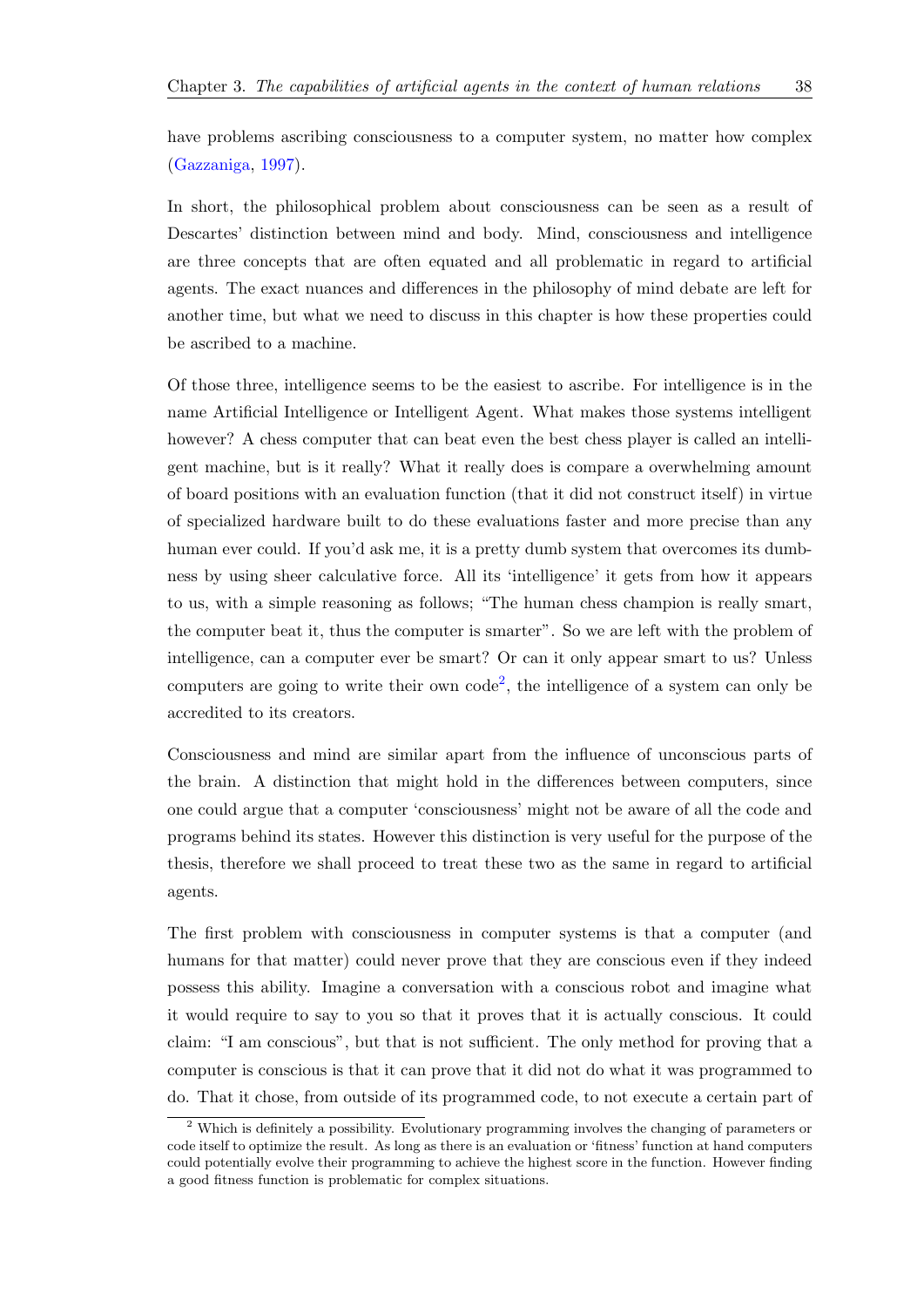have problems ascribing consciousness to a computer system, no matter how complex (Gazzaniga, 1997).

In short, the philosophical problem about consciousness can be seen as a result of Descartes' distinction between mind and body. Mind, consciousness and intelligence are three concepts that are often equated and all problematic in regard to artificial agents. The exact nuances and differences in the philosophy of mind debate are left for another time, but what we need to discuss in this chapter is how these properties could be ascribed to a machine.

Of those three, intelligence seems to be the easiest to ascribe. For intelligence is in the name Artificial Intelligence or Intelligent Agent. What makes those systems intelligent however? A chess computer that can beat even the best chess player is called an intelligent machine, but is it really? What it really does is compare a overwhelming amount of board positions with an evaluation function (that it did not construct itself) in virtue of specialized hardware built to do these evaluations faster and more precise than any human ever could. If you'd ask me, it is a pretty dumb system that overcomes its dumbness by using sheer calculative force. All its 'intelligence' it gets from how it appears to us, with a simple reasoning as follows; "The human chess champion is really smart, the computer beat it, thus the computer is smarter". So we are left with the problem of intelligence, can a computer ever be smart? Or can it only appear smart to us? Unless computers are going to write their own code[2], the intelligence of a system can only be accredited to its creators.

Consciousness and mind are similar apart from the influence of unconscious parts of the brain. A distinction that might hold in the differences between computers, since one could argue that a computer 'consciousness' might not be aware of all the code and programs behind its states. However this distinction is very useful for the purpose of the thesis, therefore we shall proceed to treat these two as the same in regard to artificial agents.

The first problem with consciousness in computer systems is that a computer (and humans for that matter) could never prove that they are conscious even if they indeed possess this ability. Imagine a conversation with a conscious robot and imagine what it would require to say to you so that it proves that it is actually conscious. It could claim: "I am conscious", but that is not sufficient. The only method for proving that a computer is conscious is that it can prove that it did not do what it was programmed to do. That it chose, from outside of its programmed code, to not execute a certain part of

[2] Which is definitely a possibility. Evolutionary programming involves the changing of parameters or code itself to optimize the result. As long as there is an evaluation or 'fitness' function at hand computers could potentially evolve their programming to achieve the highest score in the function. However finding a good fitness function is problematic for complex situations.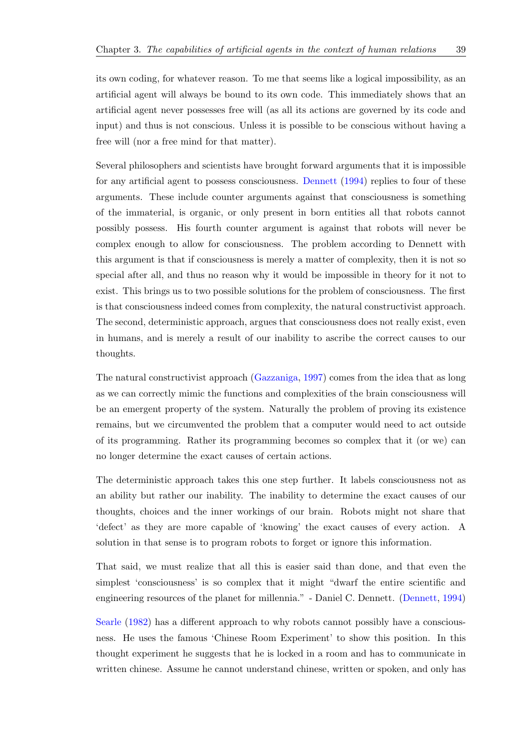its own coding, for whatever reason. To me that seems like a logical impossibility, as an artificial agent will always be bound to its own code. This immediately shows that an artificial agent never possesses free will (as all its actions are governed by its code and input) and thus is not conscious. Unless it is possible to be conscious without having a free will (nor a free mind for that matter).

Several philosophers and scientists have brought forward arguments that it is impossible for any artificial agent to possess consciousness. Dennett (1994) replies to four of these arguments. These include counter arguments against that consciousness is something of the immaterial, is organic, or only present in born entities all that robots cannot possibly possess. His fourth counter argument is against that robots will never be complex enough to allow for consciousness. The problem according to Dennett with this argument is that if consciousness is merely a matter of complexity, then it is not so special after all, and thus no reason why it would be impossible in theory for it not to exist. This brings us to two possible solutions for the problem of consciousness. The first is that consciousness indeed comes from complexity, the natural constructivist approach. The second, deterministic approach, argues that consciousness does not really exist, even in humans, and is merely a result of our inability to ascribe the correct causes to our thoughts.

The natural constructivist approach (Gazzaniga, 1997) comes from the idea that as long as we can correctly mimic the functions and complexities of the brain consciousness will be an emergent property of the system. Naturally the problem of proving its existence remains, but we circumvented the problem that a computer would need to act outside of its programming. Rather its programming becomes so complex that it (or we) can no longer determine the exact causes of certain actions.

The deterministic approach takes this one step further. It labels consciousness not as an ability but rather our inability. The inability to determine the exact causes of our thoughts, choices and the inner workings of our brain. Robots might not share that 'defect' as they are more capable of 'knowing' the exact causes of every action. A solution in that sense is to program robots to forget or ignore this information.

That said, we must realize that all this is easier said than done, and that even the simplest 'consciousness' is so complex that it might "dwarf the entire scientific and engineering resources of the planet for millennia." - Daniel C. Dennett. (Dennett, 1994)

Searle (1982) has a different approach to why robots cannot possibly have a consciousness. He uses the famous 'Chinese Room Experiment' to show this position. In this thought experiment he suggests that he is locked in a room and has to communicate in written chinese. Assume he cannot understand chinese, written or spoken, and only has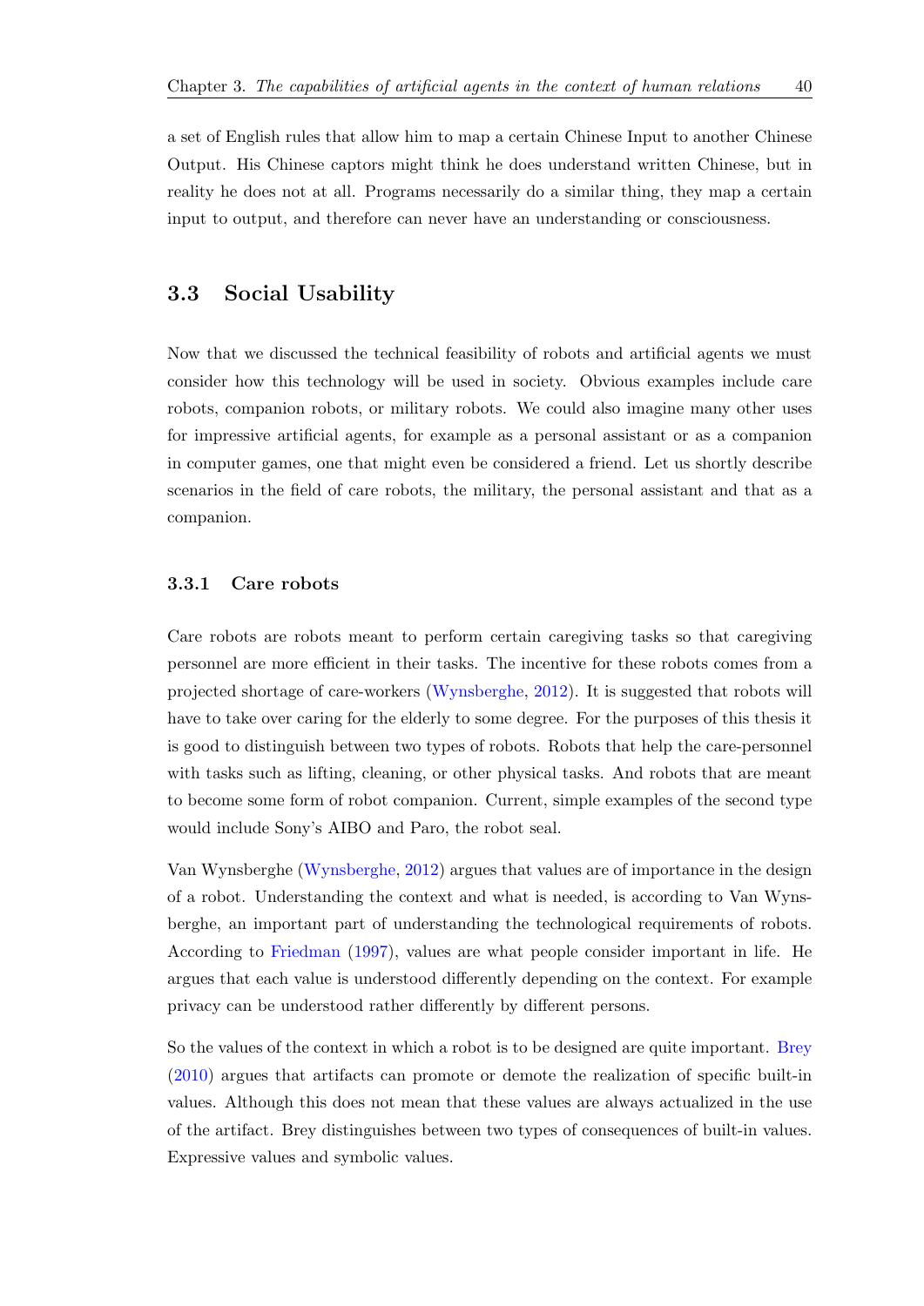a set of English rules that allow him to map a certain Chinese Input to another Chinese Output. His Chinese captors might think he does understand written Chinese, but in reality he does not at all. Programs necessarily do a similar thing, they map a certain input to output, and therefore can never have an understanding or consciousness.

## 3.3 Social Usability

Now that we discussed the technical feasibility of robots and artificial agents we must consider how this technology will be used in society. Obvious examples include care robots, companion robots, or military robots. We could also imagine many other uses for impressive artificial agents, for example as a personal assistant or as a companion in computer games, one that might even be considered a friend. Let us shortly describe scenarios in the field of care robots, the military, the personal assistant and that as a companion.

### 3.3.1 Care robots

Care robots are robots meant to perform certain caregiving tasks so that caregiving personnel are more efficient in their tasks. The incentive for these robots comes from a projected shortage of care-workers (Wynsberghe, 2012). It is suggested that robots will have to take over caring for the elderly to some degree. For the purposes of this thesis it is good to distinguish between two types of robots. Robots that help the care-personnel with tasks such as lifting, cleaning, or other physical tasks. And robots that are meant to become some form of robot companion. Current, simple examples of the second type would include Sony's AIBO and Paro, the robot seal.

Van Wynsberghe (Wynsberghe, 2012) argues that values are of importance in the design of a robot. Understanding the context and what is needed, is according to Van Wynsberghe, an important part of understanding the technological requirements of robots. According to Friedman (1997), values are what people consider important in life. He argues that each value is understood differently depending on the context. For example privacy can be understood rather differently by different persons.

So the values of the context in which a robot is to be designed are quite important. Brey (2010) argues that artifacts can promote or demote the realization of specific built-in values. Although this does not mean that these values are always actualized in the use of the artifact. Brey distinguishes between two types of consequences of built-in values. Expressive values and symbolic values.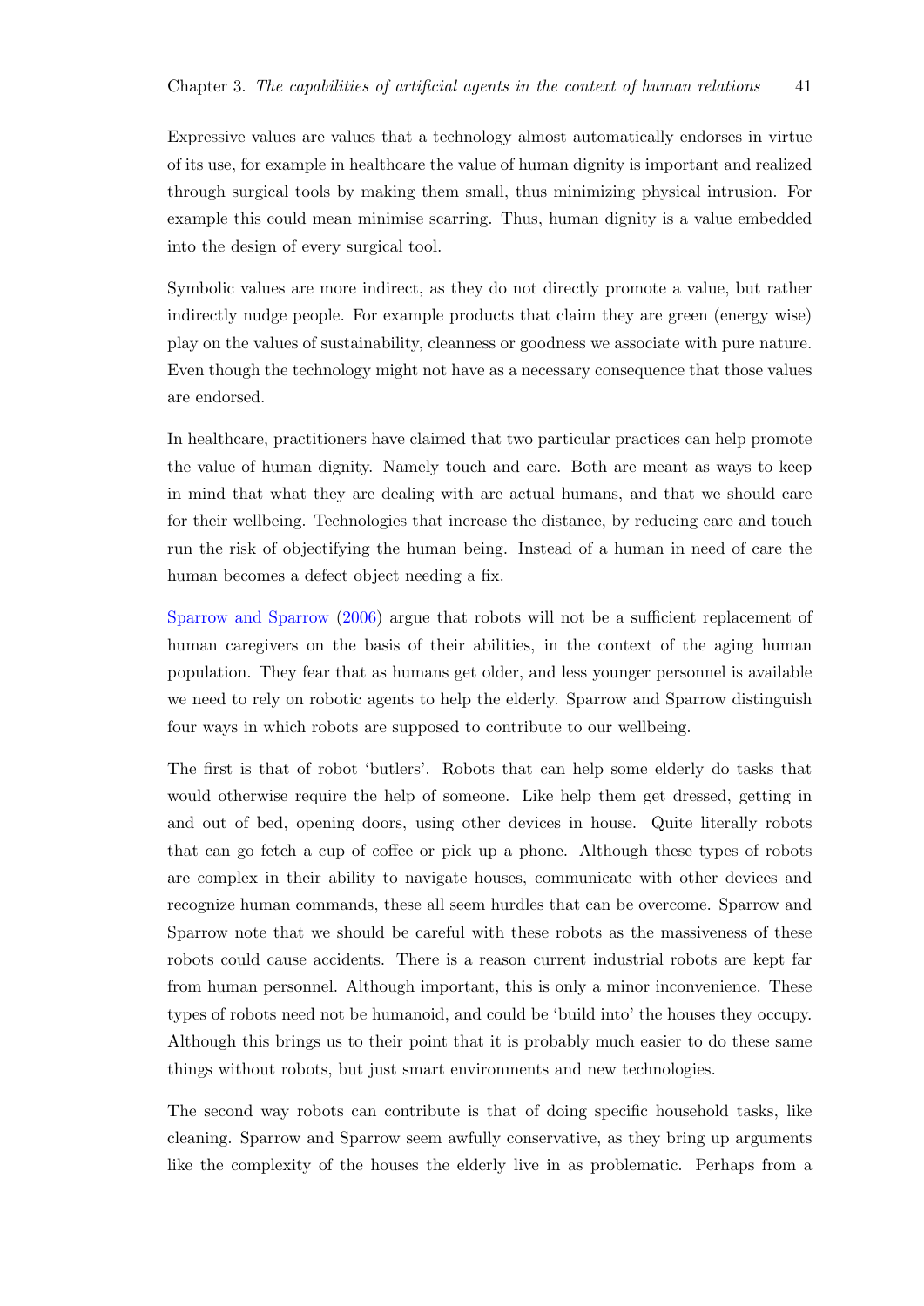Expressive values are values that a technology almost automatically endorses in virtue of its use, for example in healthcare the value of human dignity is important and realized through surgical tools by making them small, thus minimizing physical intrusion. For example this could mean minimise scarring. Thus, human dignity is a value embedded into the design of every surgical tool.

Symbolic values are more indirect, as they do not directly promote a value, but rather indirectly nudge people. For example products that claim they are green (energy wise) play on the values of sustainability, cleanness or goodness we associate with pure nature. Even though the technology might not have as a necessary consequence that those values are endorsed.

In healthcare, practitioners have claimed that two particular practices can help promote the value of human dignity. Namely touch and care. Both are meant as ways to keep in mind that what they are dealing with are actual humans, and that we should care for their wellbeing. Technologies that increase the distance, by reducing care and touch run the risk of objectifying the human being. Instead of a human in need of care the human becomes a defect object needing a fix.

Sparrow and Sparrow (2006) argue that robots will not be a sufficient replacement of human caregivers on the basis of their abilities, in the context of the aging human population. They fear that as humans get older, and less younger personnel is available we need to rely on robotic agents to help the elderly. Sparrow and Sparrow distinguish four ways in which robots are supposed to contribute to our wellbeing.

The first is that of robot 'butlers'. Robots that can help some elderly do tasks that would otherwise require the help of someone. Like help them get dressed, getting in and out of bed, opening doors, using other devices in house. Quite literally robots that can go fetch a cup of coffee or pick up a phone. Although these types of robots are complex in their ability to navigate houses, communicate with other devices and recognize human commands, these all seem hurdles that can be overcome. Sparrow and Sparrow note that we should be careful with these robots as the massiveness of these robots could cause accidents. There is a reason current industrial robots are kept far from human personnel. Although important, this is only a minor inconvenience. These types of robots need not be humanoid, and could be 'build into' the houses they occupy. Although this brings us to their point that it is probably much easier to do these same things without robots, but just smart environments and new technologies.

The second way robots can contribute is that of doing specific household tasks, like cleaning. Sparrow and Sparrow seem awfully conservative, as they bring up arguments like the complexity of the houses the elderly live in as problematic. Perhaps from a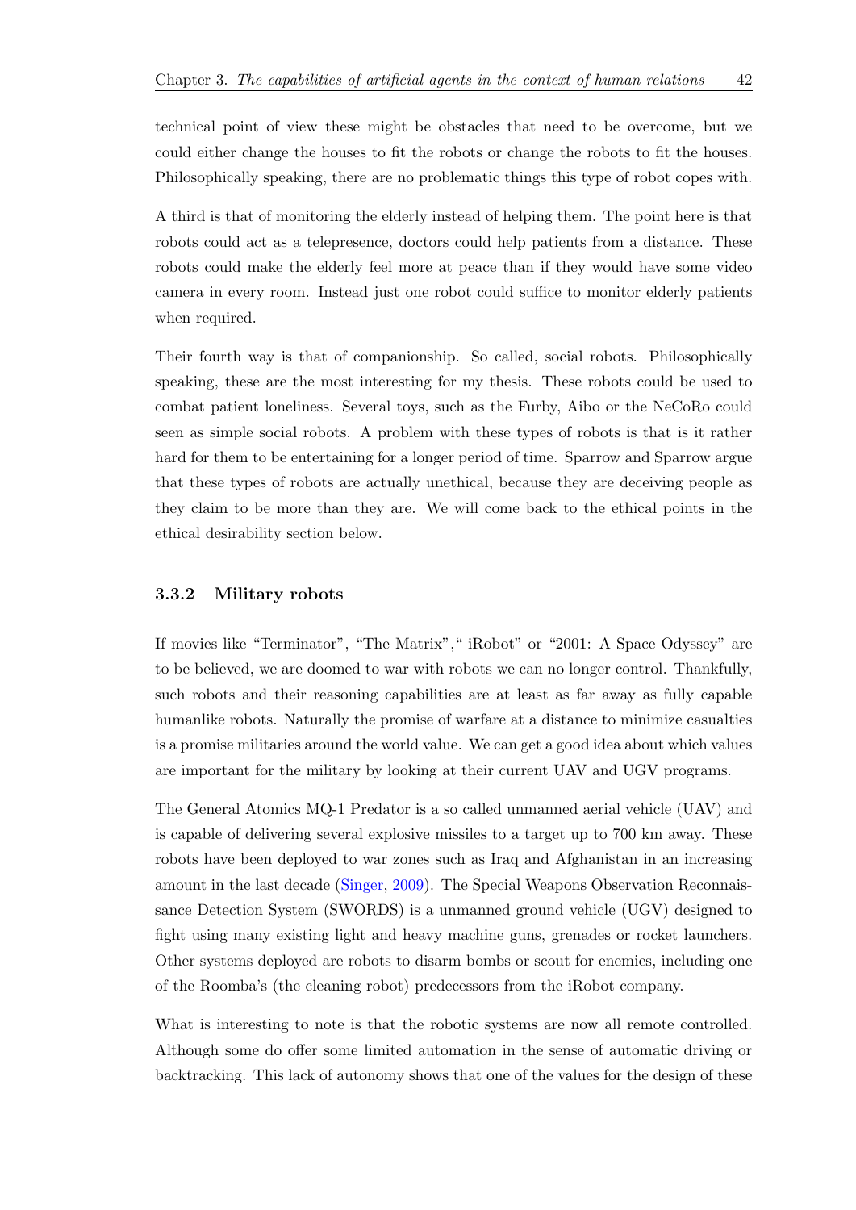technical point of view these might be obstacles that need to be overcome, but we could either change the houses to fit the robots or change the robots to fit the houses. Philosophically speaking, there are no problematic things this type of robot copes with.

A third is that of monitoring the elderly instead of helping them. The point here is that robots could act as a telepresence, doctors could help patients from a distance. These robots could make the elderly feel more at peace than if they would have some video camera in every room. Instead just one robot could suffice to monitor elderly patients when required.

Their fourth way is that of companionship. So called, social robots. Philosophically speaking, these are the most interesting for my thesis. These robots could be used to combat patient loneliness. Several toys, such as the Furby, Aibo or the NeCoRo could seen as simple social robots. A problem with these types of robots is that is it rather hard for them to be entertaining for a longer period of time. Sparrow and Sparrow argue that these types of robots are actually unethical, because they are deceiving people as they claim to be more than they are. We will come back to the ethical points in the ethical desirability section below.

### 3.3.2 Military robots

If movies like "Terminator", "The Matrix"," iRobot" or "2001: A Space Odyssey" are to be believed, we are doomed to war with robots we can no longer control. Thankfully, such robots and their reasoning capabilities are at least as far away as fully capable humanlike robots. Naturally the promise of warfare at a distance to minimize casualties is a promise militaries around the world value. We can get a good idea about which values are important for the military by looking at their current UAV and UGV programs.

The General Atomics MQ-1 Predator is a so called unmanned aerial vehicle (UAV) and is capable of delivering several explosive missiles to a target up to 700 km away. These robots have been deployed to war zones such as Iraq and Afghanistan in an increasing amount in the last decade (Singer, 2009). The Special Weapons Observation Reconnaissance Detection System (SWORDS) is a unmanned ground vehicle (UGV) designed to fight using many existing light and heavy machine guns, grenades or rocket launchers. Other systems deployed are robots to disarm bombs or scout for enemies, including one of the Roomba's (the cleaning robot) predecessors from the iRobot company.

What is interesting to note is that the robotic systems are now all remote controlled. Although some do offer some limited automation in the sense of automatic driving or backtracking. This lack of autonomy shows that one of the values for the design of these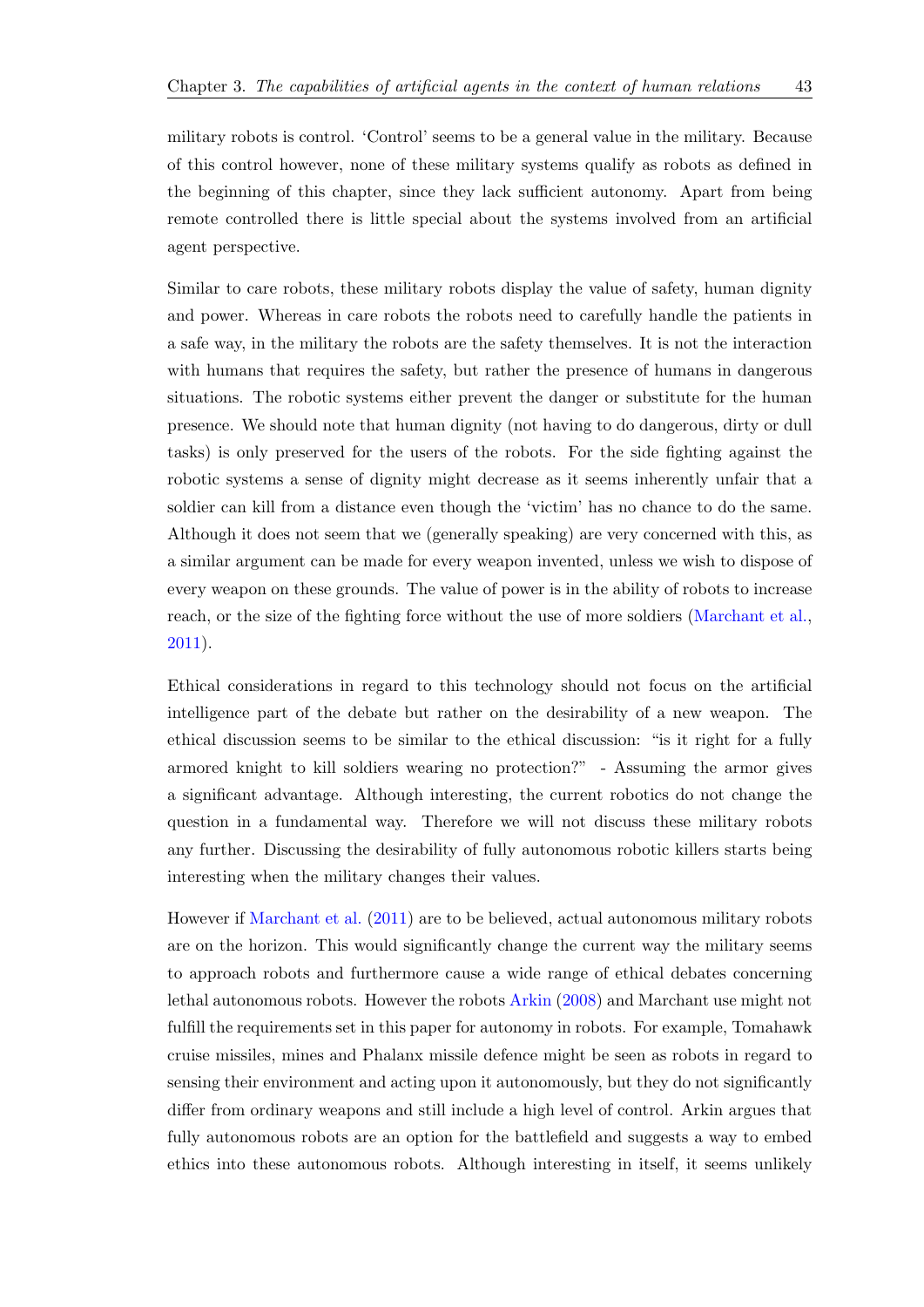military robots is control. 'Control' seems to be a general value in the military. Because of this control however, none of these military systems qualify as robots as defined in the beginning of this chapter, since they lack sufficient autonomy. Apart from being remote controlled there is little special about the systems involved from an artificial agent perspective.

Similar to care robots, these military robots display the value of safety, human dignity and power. Whereas in care robots the robots need to carefully handle the patients in a safe way, in the military the robots are the safety themselves. It is not the interaction with humans that requires the safety, but rather the presence of humans in dangerous situations. The robotic systems either prevent the danger or substitute for the human presence. We should note that human dignity (not having to do dangerous, dirty or dull tasks) is only preserved for the users of the robots. For the side fighting against the robotic systems a sense of dignity might decrease as it seems inherently unfair that a soldier can kill from a distance even though the 'victim' has no chance to do the same. Although it does not seem that we (generally speaking) are very concerned with this, as a similar argument can be made for every weapon invented, unless we wish to dispose of every weapon on these grounds. The value of power is in the ability of robots to increase reach, or the size of the fighting force without the use of more soldiers (Marchant et al., 2011).

Ethical considerations in regard to this technology should not focus on the artificial intelligence part of the debate but rather on the desirability of a new weapon. The ethical discussion seems to be similar to the ethical discussion: "is it right for a fully armored knight to kill soldiers wearing no protection?" - Assuming the armor gives a significant advantage. Although interesting, the current robotics do not change the question in a fundamental way. Therefore we will not discuss these military robots any further. Discussing the desirability of fully autonomous robotic killers starts being interesting when the military changes their values.

However if Marchant et al. (2011) are to be believed, actual autonomous military robots are on the horizon. This would significantly change the current way the military seems to approach robots and furthermore cause a wide range of ethical debates concerning lethal autonomous robots. However the robots Arkin (2008) and Marchant use might not fulfill the requirements set in this paper for autonomy in robots. For example, Tomahawk cruise missiles, mines and Phalanx missile defence might be seen as robots in regard to sensing their environment and acting upon it autonomously, but they do not significantly differ from ordinary weapons and still include a high level of control. Arkin argues that fully autonomous robots are an option for the battlefield and suggests a way to embed ethics into these autonomous robots. Although interesting in itself, it seems unlikely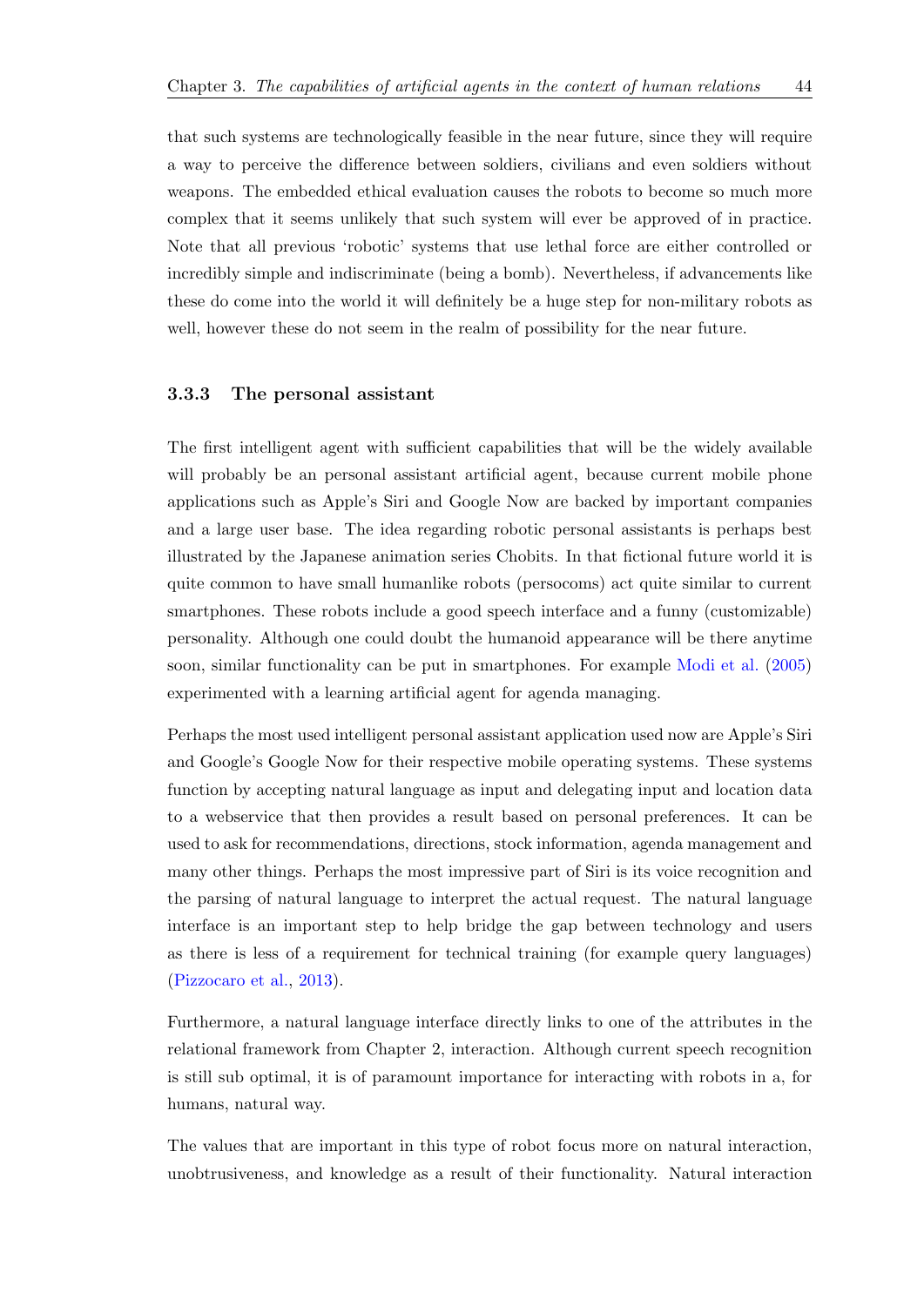that such systems are technologically feasible in the near future, since they will require a way to perceive the difference between soldiers, civilians and even soldiers without weapons. The embedded ethical evaluation causes the robots to become so much more complex that it seems unlikely that such system will ever be approved of in practice. Note that all previous 'robotic' systems that use lethal force are either controlled or incredibly simple and indiscriminate (being a bomb). Nevertheless, if advancements like these do come into the world it will definitely be a huge step for non-military robots as well, however these do not seem in the realm of possibility for the near future.

### 3.3.3 The personal assistant

The first intelligent agent with sufficient capabilities that will be the widely available will probably be an personal assistant artificial agent, because current mobile phone applications such as Apple's Siri and Google Now are backed by important companies and a large user base. The idea regarding robotic personal assistants is perhaps best illustrated by the Japanese animation series Chobits. In that fictional future world it is quite common to have small humanlike robots (persocoms) act quite similar to current smartphones. These robots include a good speech interface and a funny (customizable) personality. Although one could doubt the humanoid appearance will be there anytime soon, similar functionality can be put in smartphones. For example Modi et al. (2005) experimented with a learning artificial agent for agenda managing.

Perhaps the most used intelligent personal assistant application used now are Apple's Siri and Google's Google Now for their respective mobile operating systems. These systems function by accepting natural language as input and delegating input and location data to a webservice that then provides a result based on personal preferences. It can be used to ask for recommendations, directions, stock information, agenda management and many other things. Perhaps the most impressive part of Siri is its voice recognition and the parsing of natural language to interpret the actual request. The natural language interface is an important step to help bridge the gap between technology and users as there is less of a requirement for technical training (for example query languages) (Pizzocaro et al., 2013).

Furthermore, a natural language interface directly links to one of the attributes in the relational framework from Chapter 2, interaction. Although current speech recognition is still sub optimal, it is of paramount importance for interacting with robots in a, for humans, natural way.

The values that are important in this type of robot focus more on natural interaction, unobtrusiveness, and knowledge as a result of their functionality. Natural interaction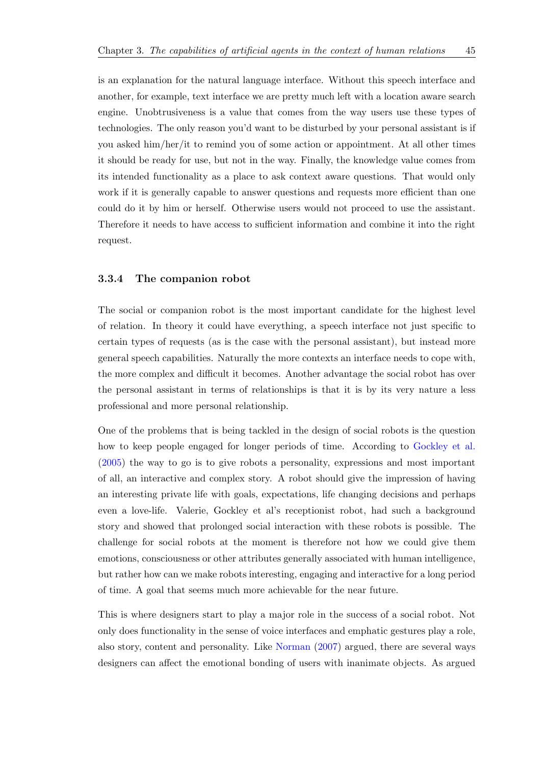is an explanation for the natural language interface. Without this speech interface and another, for example, text interface we are pretty much left with a location aware search engine. Unobtrusiveness is a value that comes from the way users use these types of technologies. The only reason you'd want to be disturbed by your personal assistant is if you asked him/her/it to remind you of some action or appointment. At all other times it should be ready for use, but not in the way. Finally, the knowledge value comes from its intended functionality as a place to ask context aware questions. That would only work if it is generally capable to answer questions and requests more efficient than one could do it by him or herself. Otherwise users would not proceed to use the assistant. Therefore it needs to have access to sufficient information and combine it into the right request.

### 3.3.4 The companion robot

The social or companion robot is the most important candidate for the highest level of relation. In theory it could have everything, a speech interface not just specific to certain types of requests (as is the case with the personal assistant), but instead more general speech capabilities. Naturally the more contexts an interface needs to cope with, the more complex and difficult it becomes. Another advantage the social robot has over the personal assistant in terms of relationships is that it is by its very nature a less professional and more personal relationship.

One of the problems that is being tackled in the design of social robots is the question how to keep people engaged for longer periods of time. According to Gockley et al. (2005) the way to go is to give robots a personality, expressions and most important of all, an interactive and complex story. A robot should give the impression of having an interesting private life with goals, expectations, life changing decisions and perhaps even a love-life. Valerie, Gockley et al's receptionist robot, had such a background story and showed that prolonged social interaction with these robots is possible. The challenge for social robots at the moment is therefore not how we could give them emotions, consciousness or other attributes generally associated with human intelligence, but rather how can we make robots interesting, engaging and interactive for a long period of time. A goal that seems much more achievable for the near future.

This is where designers start to play a major role in the success of a social robot. Not only does functionality in the sense of voice interfaces and emphatic gestures play a role, also story, content and personality. Like Norman (2007) argued, there are several ways designers can affect the emotional bonding of users with inanimate objects. As argued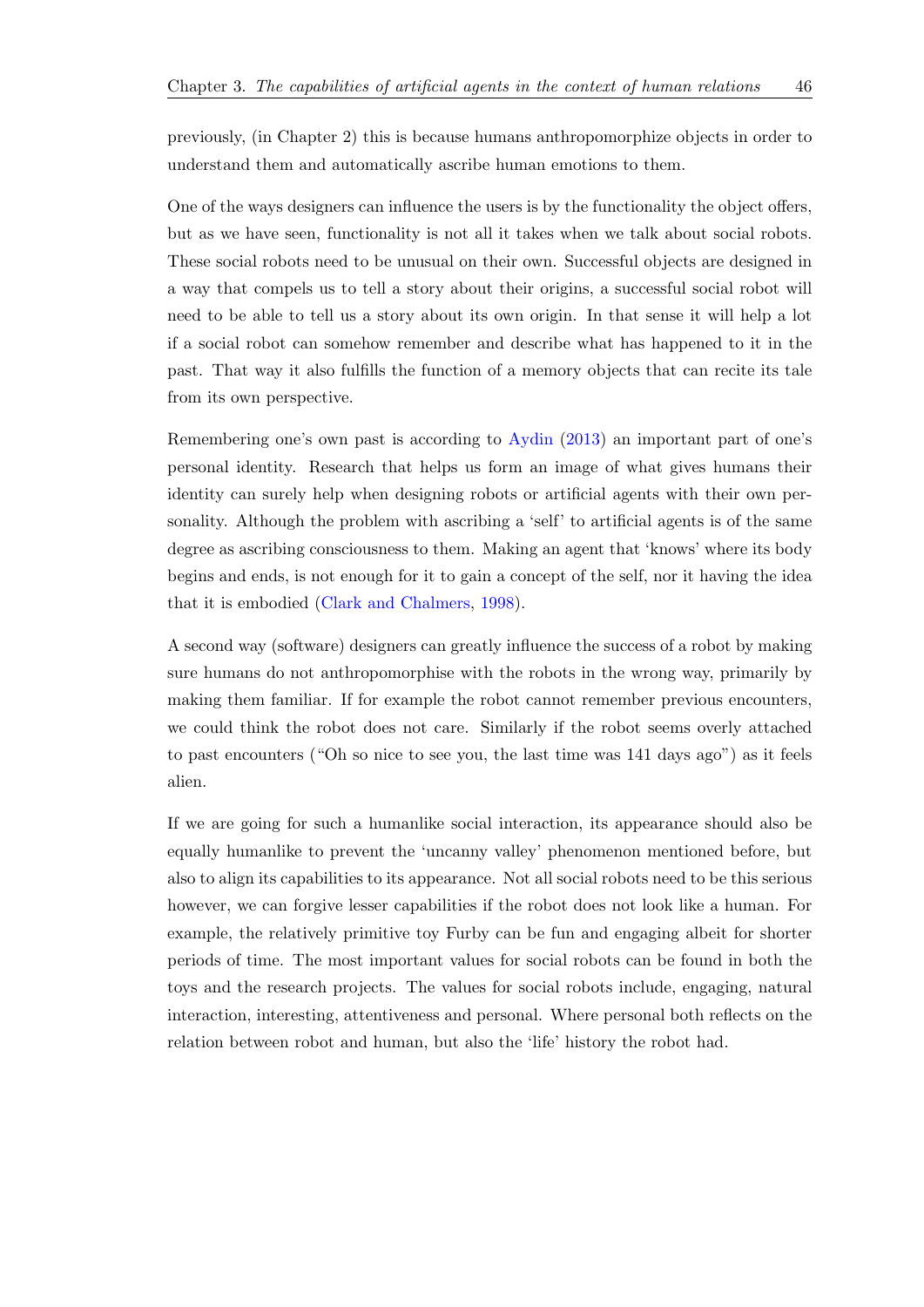previously, (in Chapter 2) this is because humans anthropomorphize objects in order to understand them and automatically ascribe human emotions to them.

One of the ways designers can influence the users is by the functionality the object offers, but as we have seen, functionality is not all it takes when we talk about social robots. These social robots need to be unusual on their own. Successful objects are designed in a way that compels us to tell a story about their origins, a successful social robot will need to be able to tell us a story about its own origin. In that sense it will help a lot if a social robot can somehow remember and describe what has happened to it in the past. That way it also fulfills the function of a memory objects that can recite its tale from its own perspective.

Remembering one's own past is according to Aydin (2013) an important part of one's personal identity. Research that helps us form an image of what gives humans their identity can surely help when designing robots or artificial agents with their own personality. Although the problem with ascribing a 'self' to artificial agents is of the same degree as ascribing consciousness to them. Making an agent that 'knows' where its body begins and ends, is not enough for it to gain a concept of the self, nor it having the idea that it is embodied (Clark and Chalmers, 1998).

A second way (software) designers can greatly influence the success of a robot by making sure humans do not anthropomorphise with the robots in the wrong way, primarily by making them familiar. If for example the robot cannot remember previous encounters, we could think the robot does not care. Similarly if the robot seems overly attached to past encounters ("Oh so nice to see you, the last time was 141 days ago") as it feels alien.

If we are going for such a humanlike social interaction, its appearance should also be equally humanlike to prevent the 'uncanny valley' phenomenon mentioned before, but also to align its capabilities to its appearance. Not all social robots need to be this serious however, we can forgive lesser capabilities if the robot does not look like a human. For example, the relatively primitive toy Furby can be fun and engaging albeit for shorter periods of time. The most important values for social robots can be found in both the toys and the research projects. The values for social robots include, engaging, natural interaction, interesting, attentiveness and personal. Where personal both reflects on the relation between robot and human, but also the 'life' history the robot had.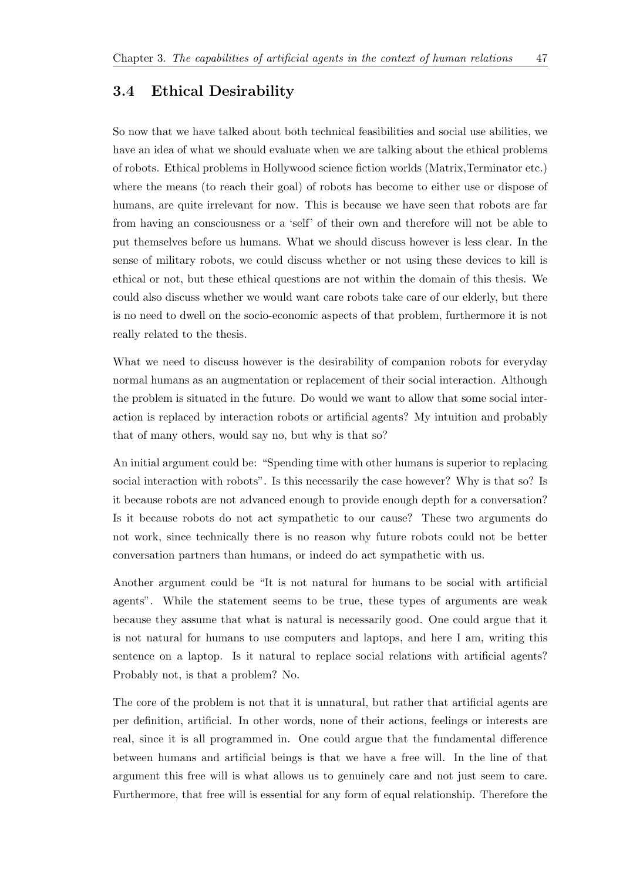## 3.4 Ethical Desirability

So now that we have talked about both technical feasibilities and social use abilities, we have an idea of what we should evaluate when we are talking about the ethical problems of robots. Ethical problems in Hollywood science fiction worlds (Matrix,Terminator etc.) where the means (to reach their goal) of robots has become to either use or dispose of humans, are quite irrelevant for now. This is because we have seen that robots are far from having an consciousness or a 'self' of their own and therefore will not be able to put themselves before us humans. What we should discuss however is less clear. In the sense of military robots, we could discuss whether or not using these devices to kill is ethical or not, but these ethical questions are not within the domain of this thesis. We could also discuss whether we would want care robots take care of our elderly, but there is no need to dwell on the socio-economic aspects of that problem, furthermore it is not really related to the thesis.

What we need to discuss however is the desirability of companion robots for everyday normal humans as an augmentation or replacement of their social interaction. Although the problem is situated in the future. Do would we want to allow that some social interaction is replaced by interaction robots or artificial agents? My intuition and probably that of many others, would say no, but why is that so?

An initial argument could be: "Spending time with other humans is superior to replacing social interaction with robots". Is this necessarily the case however? Why is that so? Is it because robots are not advanced enough to provide enough depth for a conversation? Is it because robots do not act sympathetic to our cause? These two arguments do not work, since technically there is no reason why future robots could not be better conversation partners than humans, or indeed do act sympathetic with us.

Another argument could be "It is not natural for humans to be social with artificial agents". While the statement seems to be true, these types of arguments are weak because they assume that what is natural is necessarily good. One could argue that it is not natural for humans to use computers and laptops, and here I am, writing this sentence on a laptop. Is it natural to replace social relations with artificial agents? Probably not, is that a problem? No.

The core of the problem is not that it is unnatural, but rather that artificial agents are per definition, artificial. In other words, none of their actions, feelings or interests are real, since it is all programmed in. One could argue that the fundamental difference between humans and artificial beings is that we have a free will. In the line of that argument this free will is what allows us to genuinely care and not just seem to care. Furthermore, that free will is essential for any form of equal relationship. Therefore the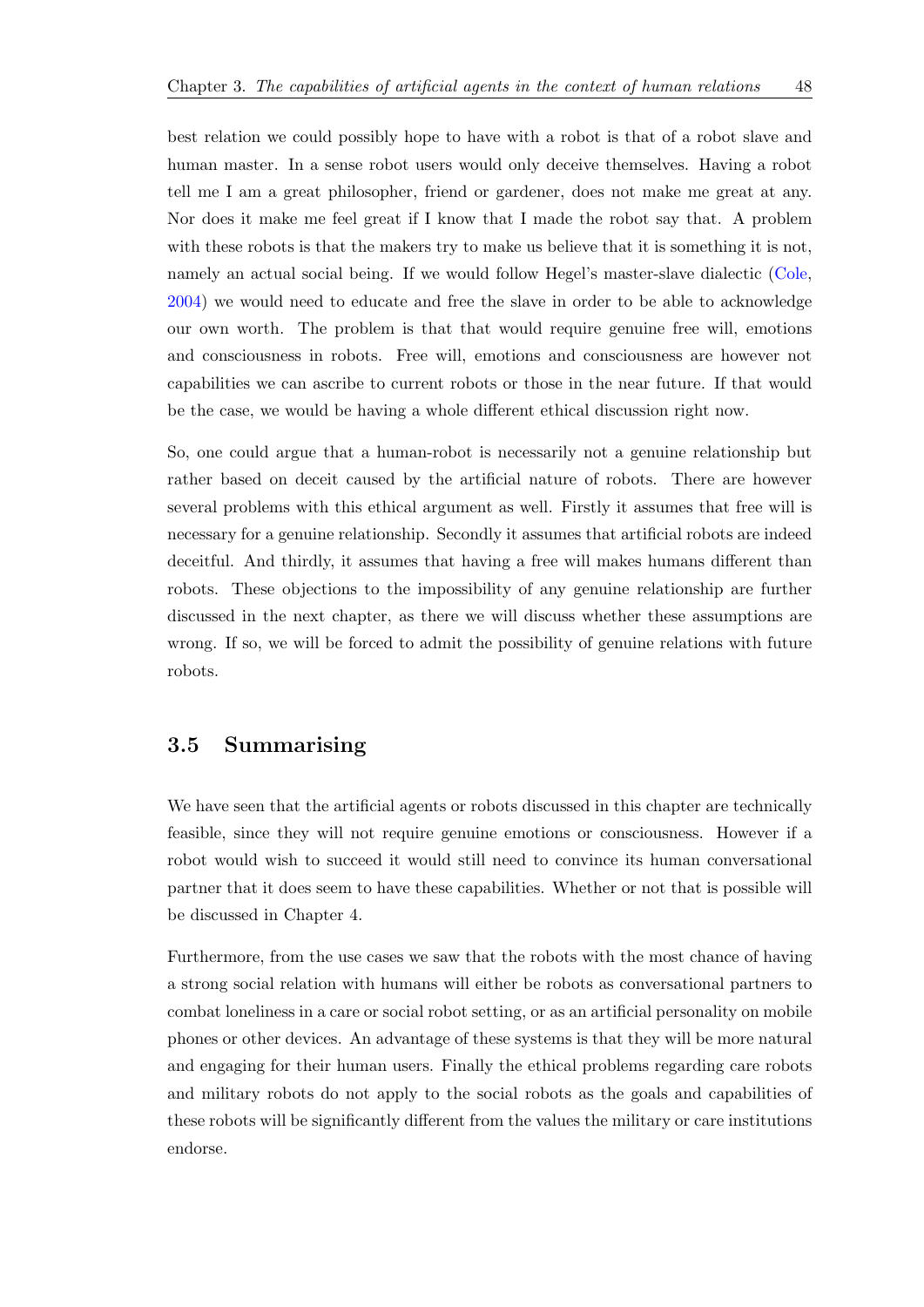best relation we could possibly hope to have with a robot is that of a robot slave and human master. In a sense robot users would only deceive themselves. Having a robot tell me I am a great philosopher, friend or gardener, does not make me great at any. Nor does it make me feel great if I know that I made the robot say that. A problem with these robots is that the makers try to make us believe that it is something it is not, namely an actual social being. If we would follow Hegel's master-slave dialectic (Cole, 2004) we would need to educate and free the slave in order to be able to acknowledge our own worth. The problem is that that would require genuine free will, emotions and consciousness in robots. Free will, emotions and consciousness are however not capabilities we can ascribe to current robots or those in the near future. If that would be the case, we would be having a whole different ethical discussion right now.

So, one could argue that a human-robot is necessarily not a genuine relationship but rather based on deceit caused by the artificial nature of robots. There are however several problems with this ethical argument as well. Firstly it assumes that free will is necessary for a genuine relationship. Secondly it assumes that artificial robots are indeed deceitful. And thirdly, it assumes that having a free will makes humans different than robots. These objections to the impossibility of any genuine relationship are further discussed in the next chapter, as there we will discuss whether these assumptions are wrong. If so, we will be forced to admit the possibility of genuine relations with future robots.

## 3.5 Summarising

We have seen that the artificial agents or robots discussed in this chapter are technically feasible, since they will not require genuine emotions or consciousness. However if a robot would wish to succeed it would still need to convince its human conversational partner that it does seem to have these capabilities. Whether or not that is possible will be discussed in Chapter 4.

Furthermore, from the use cases we saw that the robots with the most chance of having a strong social relation with humans will either be robots as conversational partners to combat loneliness in a care or social robot setting, or as an artificial personality on mobile phones or other devices. An advantage of these systems is that they will be more natural and engaging for their human users. Finally the ethical problems regarding care robots and military robots do not apply to the social robots as the goals and capabilities of these robots will be significantly different from the values the military or care institutions endorse.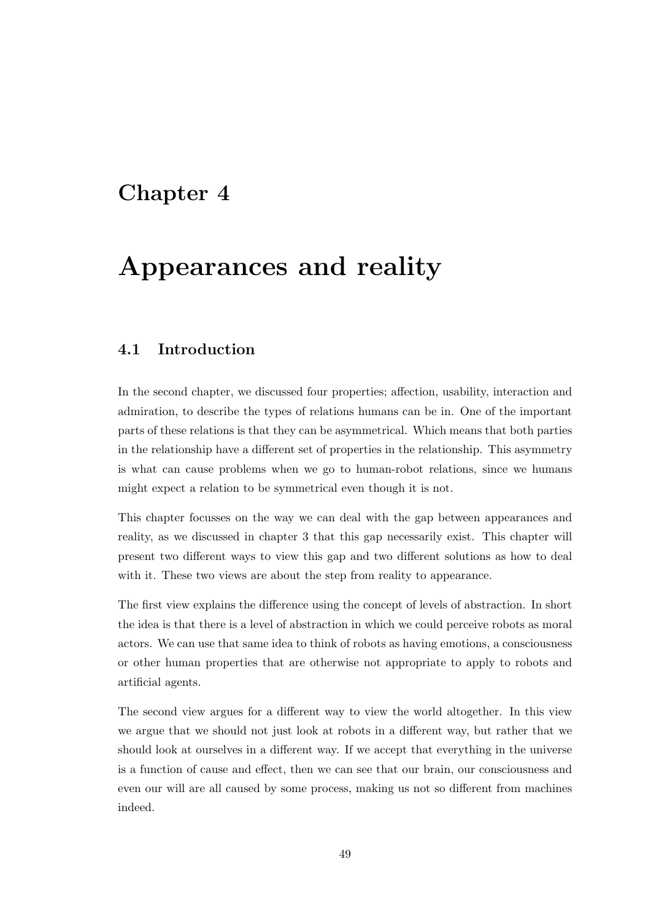# Chapter 4

# Appearances and reality

## 4.1 Introduction

In the second chapter, we discussed four properties; affection, usability, interaction and admiration, to describe the types of relations humans can be in. One of the important parts of these relations is that they can be asymmetrical. Which means that both parties in the relationship have a different set of properties in the relationship. This asymmetry is what can cause problems when we go to human-robot relations, since we humans might expect a relation to be symmetrical even though it is not.

This chapter focusses on the way we can deal with the gap between appearances and reality, as we discussed in chapter 3 that this gap necessarily exist. This chapter will present two different ways to view this gap and two different solutions as how to deal with it. These two views are about the step from reality to appearance.

The first view explains the difference using the concept of levels of abstraction. In short the idea is that there is a level of abstraction in which we could perceive robots as moral actors. We can use that same idea to think of robots as having emotions, a consciousness or other human properties that are otherwise not appropriate to apply to robots and artificial agents.

The second view argues for a different way to view the world altogether. In this view we argue that we should not just look at robots in a different way, but rather that we should look at ourselves in a different way. If we accept that everything in the universe is a function of cause and effect, then we can see that our brain, our consciousness and even our will are all caused by some process, making us not so different from machines indeed.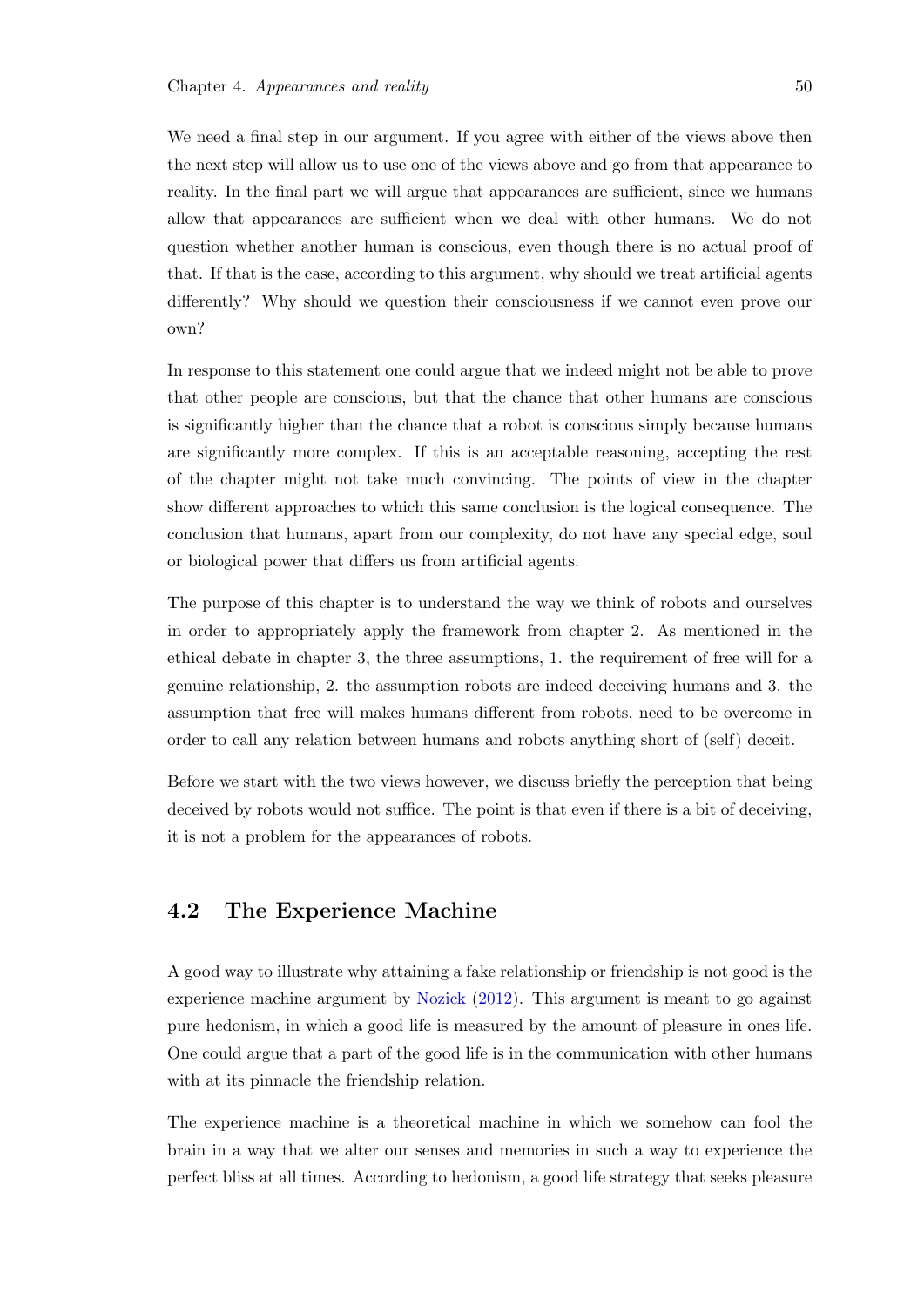We need a final step in our argument. If you agree with either of the views above then the next step will allow us to use one of the views above and go from that appearance to reality. In the final part we will argue that appearances are sufficient, since we humans allow that appearances are sufficient when we deal with other humans. We do not question whether another human is conscious, even though there is no actual proof of that. If that is the case, according to this argument, why should we treat artificial agents differently? Why should we question their consciousness if we cannot even prove our own?

In response to this statement one could argue that we indeed might not be able to prove that other people are conscious, but that the chance that other humans are conscious is significantly higher than the chance that a robot is conscious simply because humans are significantly more complex. If this is an acceptable reasoning, accepting the rest of the chapter might not take much convincing. The points of view in the chapter show different approaches to which this same conclusion is the logical consequence. The conclusion that humans, apart from our complexity, do not have any special edge, soul or biological power that differs us from artificial agents.

The purpose of this chapter is to understand the way we think of robots and ourselves in order to appropriately apply the framework from chapter 2. As mentioned in the ethical debate in chapter 3, the three assumptions, 1. the requirement of free will for a genuine relationship, 2. the assumption robots are indeed deceiving humans and 3. the assumption that free will makes humans different from robots, need to be overcome in order to call any relation between humans and robots anything short of (self) deceit.

Before we start with the two views however, we discuss briefly the perception that being deceived by robots would not suffice. The point is that even if there is a bit of deceiving, it is not a problem for the appearances of robots.

## 4.2 The Experience Machine

A good way to illustrate why attaining a fake relationship or friendship is not good is the experience machine argument by Nozick (2012). This argument is meant to go against pure hedonism, in which a good life is measured by the amount of pleasure in ones life. One could argue that a part of the good life is in the communication with other humans with at its pinnacle the friendship relation.

The experience machine is a theoretical machine in which we somehow can fool the brain in a way that we alter our senses and memories in such a way to experience the perfect bliss at all times. According to hedonism, a good life strategy that seeks pleasure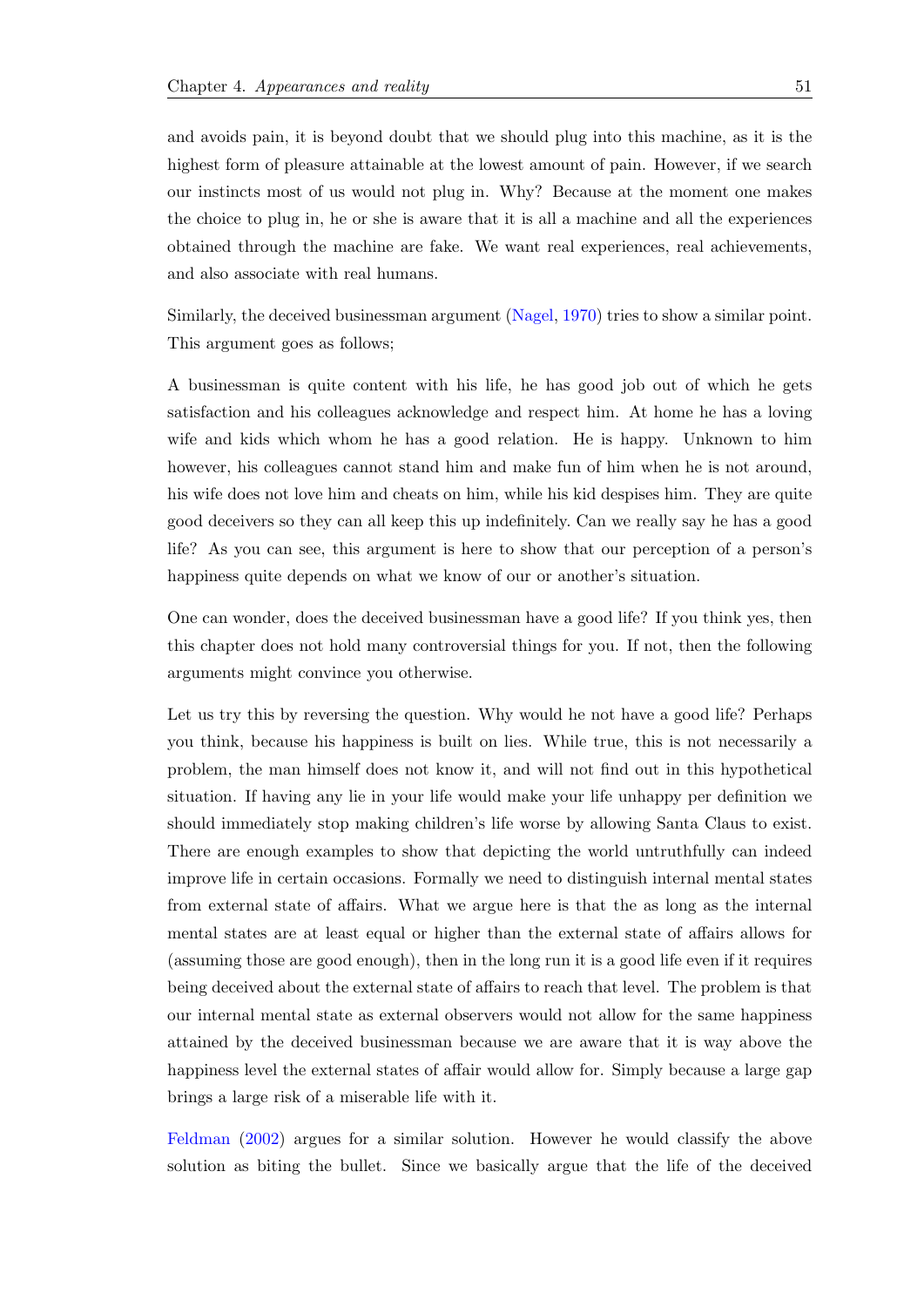and avoids pain, it is beyond doubt that we should plug into this machine, as it is the highest form of pleasure attainable at the lowest amount of pain. However, if we search our instincts most of us would not plug in. Why? Because at the moment one makes the choice to plug in, he or she is aware that it is all a machine and all the experiences obtained through the machine are fake. We want real experiences, real achievements, and also associate with real humans.

Similarly, the deceived businessman argument (Nagel, 1970) tries to show a similar point. This argument goes as follows;

A businessman is quite content with his life, he has good job out of which he gets satisfaction and his colleagues acknowledge and respect him. At home he has a loving wife and kids which whom he has a good relation. He is happy. Unknown to him however, his colleagues cannot stand him and make fun of him when he is not around, his wife does not love him and cheats on him, while his kid despises him. They are quite good deceivers so they can all keep this up indefinitely. Can we really say he has a good life? As you can see, this argument is here to show that our perception of a person's happiness quite depends on what we know of our or another's situation.

One can wonder, does the deceived businessman have a good life? If you think yes, then this chapter does not hold many controversial things for you. If not, then the following arguments might convince you otherwise.

Let us try this by reversing the question. Why would he not have a good life? Perhaps you think, because his happiness is built on lies. While true, this is not necessarily a problem, the man himself does not know it, and will not find out in this hypothetical situation. If having any lie in your life would make your life unhappy per definition we should immediately stop making children's life worse by allowing Santa Claus to exist. There are enough examples to show that depicting the world untruthfully can indeed improve life in certain occasions. Formally we need to distinguish internal mental states from external state of affairs. What we argue here is that the as long as the internal mental states are at least equal or higher than the external state of affairs allows for (assuming those are good enough), then in the long run it is a good life even if it requires being deceived about the external state of affairs to reach that level. The problem is that our internal mental state as external observers would not allow for the same happiness attained by the deceived businessman because we are aware that it is way above the happiness level the external states of affair would allow for. Simply because a large gap brings a large risk of a miserable life with it.

Feldman (2002) argues for a similar solution. However he would classify the above solution as biting the bullet. Since we basically argue that the life of the deceived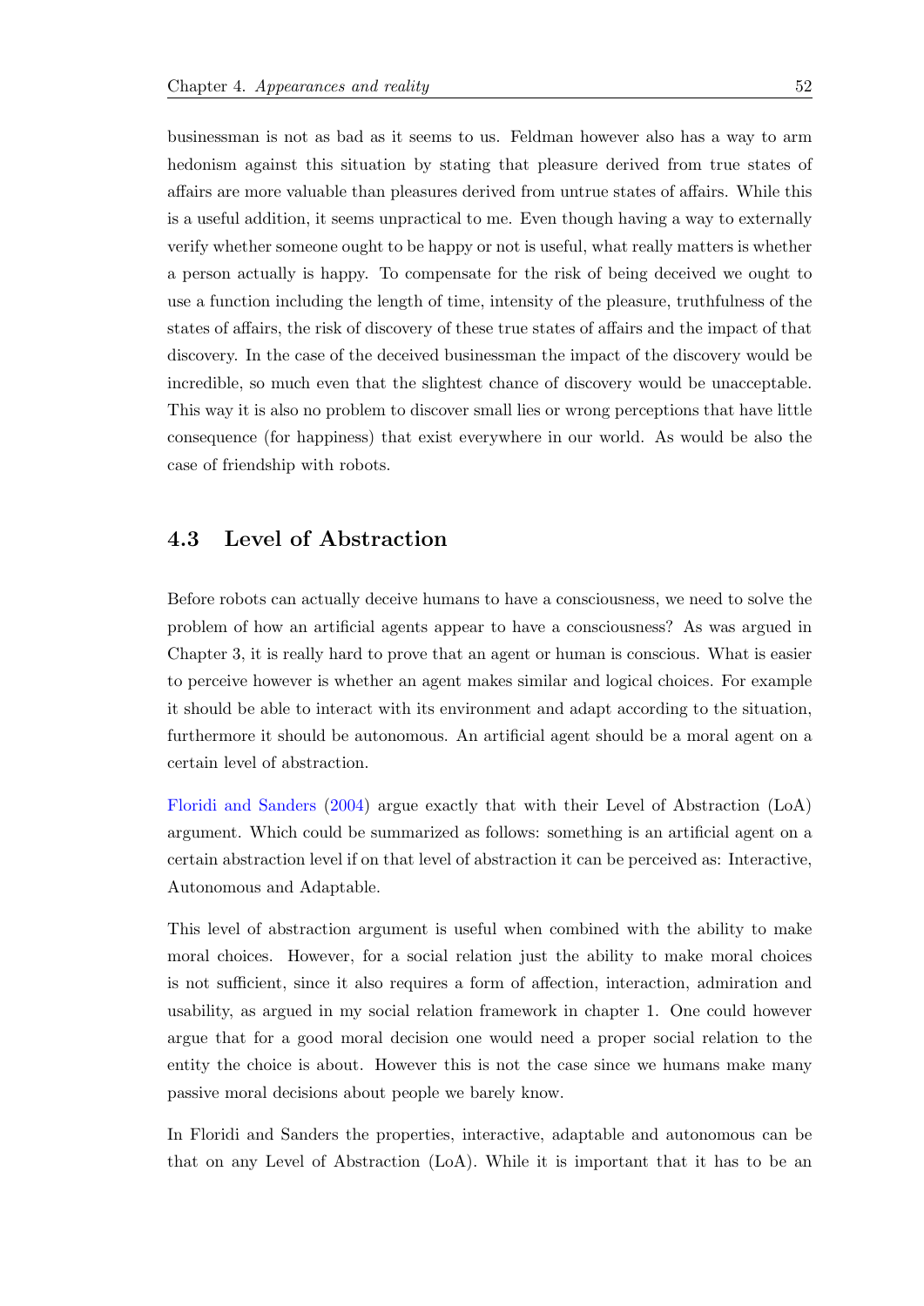businessman is not as bad as it seems to us. Feldman however also has a way to arm hedonism against this situation by stating that pleasure derived from true states of affairs are more valuable than pleasures derived from untrue states of affairs. While this is a useful addition, it seems unpractical to me. Even though having a way to externally verify whether someone ought to be happy or not is useful, what really matters is whether a person actually is happy. To compensate for the risk of being deceived we ought to use a function including the length of time, intensity of the pleasure, truthfulness of the states of affairs, the risk of discovery of these true states of affairs and the impact of that discovery. In the case of the deceived businessman the impact of the discovery would be incredible, so much even that the slightest chance of discovery would be unacceptable. This way it is also no problem to discover small lies or wrong perceptions that have little consequence (for happiness) that exist everywhere in our world. As would be also the case of friendship with robots.

## 4.3 Level of Abstraction

Before robots can actually deceive humans to have a consciousness, we need to solve the problem of how an artificial agents appear to have a consciousness? As was argued in Chapter 3, it is really hard to prove that an agent or human is conscious. What is easier to perceive however is whether an agent makes similar and logical choices. For example it should be able to interact with its environment and adapt according to the situation, furthermore it should be autonomous. An artificial agent should be a moral agent on a certain level of abstraction.

Floridi and Sanders (2004) argue exactly that with their Level of Abstraction (LoA) argument. Which could be summarized as follows: something is an artificial agent on a certain abstraction level if on that level of abstraction it can be perceived as: Interactive, Autonomous and Adaptable.

This level of abstraction argument is useful when combined with the ability to make moral choices. However, for a social relation just the ability to make moral choices is not sufficient, since it also requires a form of affection, interaction, admiration and usability, as argued in my social relation framework in chapter 1. One could however argue that for a good moral decision one would need a proper social relation to the entity the choice is about. However this is not the case since we humans make many passive moral decisions about people we barely know.

In Floridi and Sanders the properties, interactive, adaptable and autonomous can be that on any Level of Abstraction (LoA). While it is important that it has to be an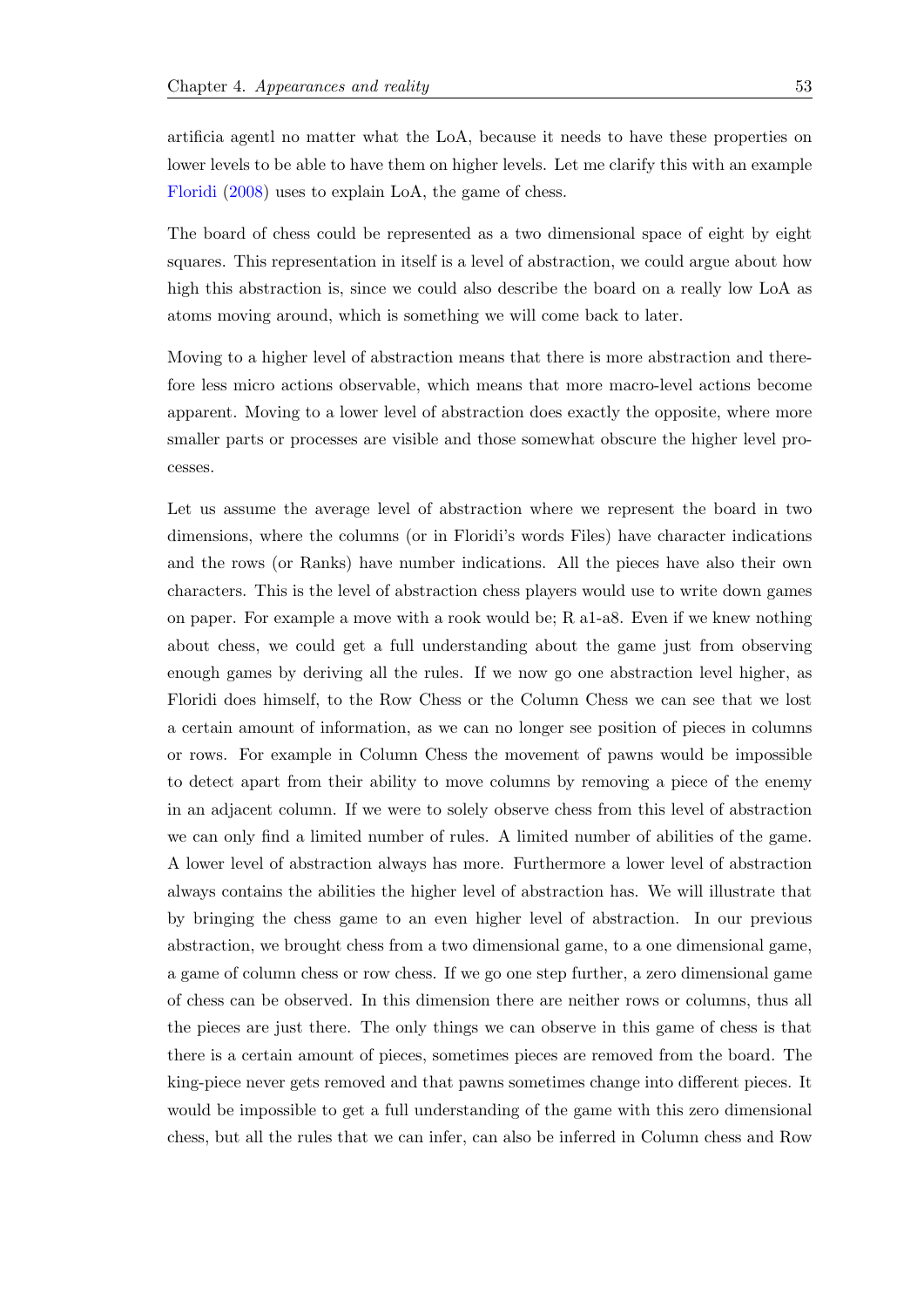artificia agentl no matter what the LoA, because it needs to have these properties on lower levels to be able to have them on higher levels. Let me clarify this with an example Floridi (2008) uses to explain LoA, the game of chess.

The board of chess could be represented as a two dimensional space of eight by eight squares. This representation in itself is a level of abstraction, we could argue about how high this abstraction is, since we could also describe the board on a really low LoA as atoms moving around, which is something we will come back to later.

Moving to a higher level of abstraction means that there is more abstraction and therefore less micro actions observable, which means that more macro-level actions become apparent. Moving to a lower level of abstraction does exactly the opposite, where more smaller parts or processes are visible and those somewhat obscure the higher level processes.

Let us assume the average level of abstraction where we represent the board in two dimensions, where the columns (or in Floridi's words Files) have character indications and the rows (or Ranks) have number indications. All the pieces have also their own characters. This is the level of abstraction chess players would use to write down games on paper. For example a move with a rook would be; R a1-a8. Even if we knew nothing about chess, we could get a full understanding about the game just from observing enough games by deriving all the rules. If we now go one abstraction level higher, as Floridi does himself, to the Row Chess or the Column Chess we can see that we lost a certain amount of information, as we can no longer see position of pieces in columns or rows. For example in Column Chess the movement of pawns would be impossible to detect apart from their ability to move columns by removing a piece of the enemy in an adjacent column. If we were to solely observe chess from this level of abstraction we can only find a limited number of rules. A limited number of abilities of the game. A lower level of abstraction always has more. Furthermore a lower level of abstraction always contains the abilities the higher level of abstraction has. We will illustrate that by bringing the chess game to an even higher level of abstraction. In our previous abstraction, we brought chess from a two dimensional game, to a one dimensional game, a game of column chess or row chess. If we go one step further, a zero dimensional game of chess can be observed. In this dimension there are neither rows or columns, thus all the pieces are just there. The only things we can observe in this game of chess is that there is a certain amount of pieces, sometimes pieces are removed from the board. The king-piece never gets removed and that pawns sometimes change into different pieces. It would be impossible to get a full understanding of the game with this zero dimensional chess, but all the rules that we can infer, can also be inferred in Column chess and Row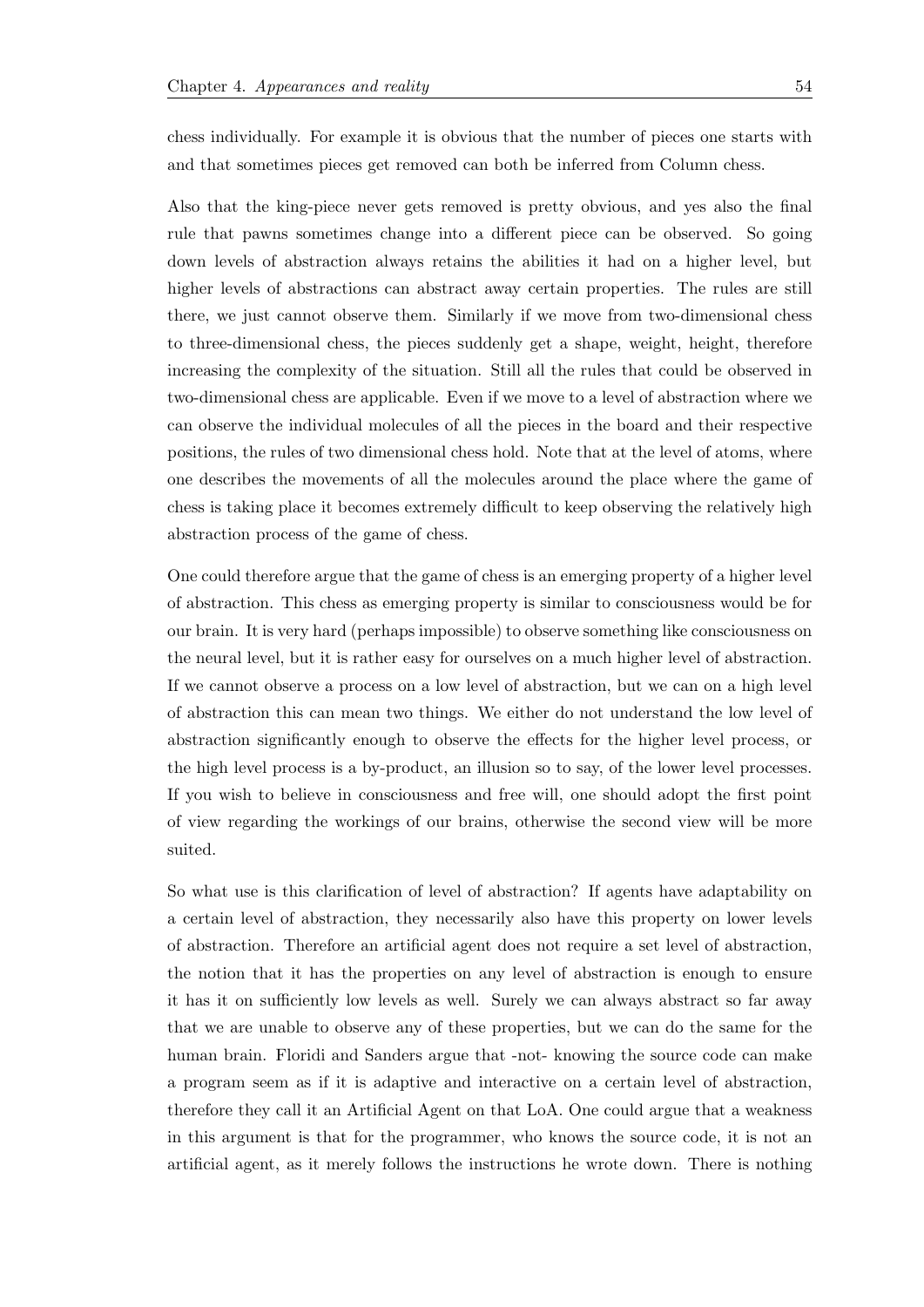chess individually. For example it is obvious that the number of pieces one starts with and that sometimes pieces get removed can both be inferred from Column chess.

Also that the king-piece never gets removed is pretty obvious, and yes also the final rule that pawns sometimes change into a different piece can be observed. So going down levels of abstraction always retains the abilities it had on a higher level, but higher levels of abstractions can abstract away certain properties. The rules are still there, we just cannot observe them. Similarly if we move from two-dimensional chess to three-dimensional chess, the pieces suddenly get a shape, weight, height, therefore increasing the complexity of the situation. Still all the rules that could be observed in two-dimensional chess are applicable. Even if we move to a level of abstraction where we can observe the individual molecules of all the pieces in the board and their respective positions, the rules of two dimensional chess hold. Note that at the level of atoms, where one describes the movements of all the molecules around the place where the game of chess is taking place it becomes extremely difficult to keep observing the relatively high abstraction process of the game of chess.

One could therefore argue that the game of chess is an emerging property of a higher level of abstraction. This chess as emerging property is similar to consciousness would be for our brain. It is very hard (perhaps impossible) to observe something like consciousness on the neural level, but it is rather easy for ourselves on a much higher level of abstraction. If we cannot observe a process on a low level of abstraction, but we can on a high level of abstraction this can mean two things. We either do not understand the low level of abstraction significantly enough to observe the effects for the higher level process, or the high level process is a by-product, an illusion so to say, of the lower level processes. If you wish to believe in consciousness and free will, one should adopt the first point of view regarding the workings of our brains, otherwise the second view will be more suited.

So what use is this clarification of level of abstraction? If agents have adaptability on a certain level of abstraction, they necessarily also have this property on lower levels of abstraction. Therefore an artificial agent does not require a set level of abstraction, the notion that it has the properties on any level of abstraction is enough to ensure it has it on sufficiently low levels as well. Surely we can always abstract so far away that we are unable to observe any of these properties, but we can do the same for the human brain. Floridi and Sanders argue that -not- knowing the source code can make a program seem as if it is adaptive and interactive on a certain level of abstraction, therefore they call it an Artificial Agent on that LoA. One could argue that a weakness in this argument is that for the programmer, who knows the source code, it is not an artificial agent, as it merely follows the instructions he wrote down. There is nothing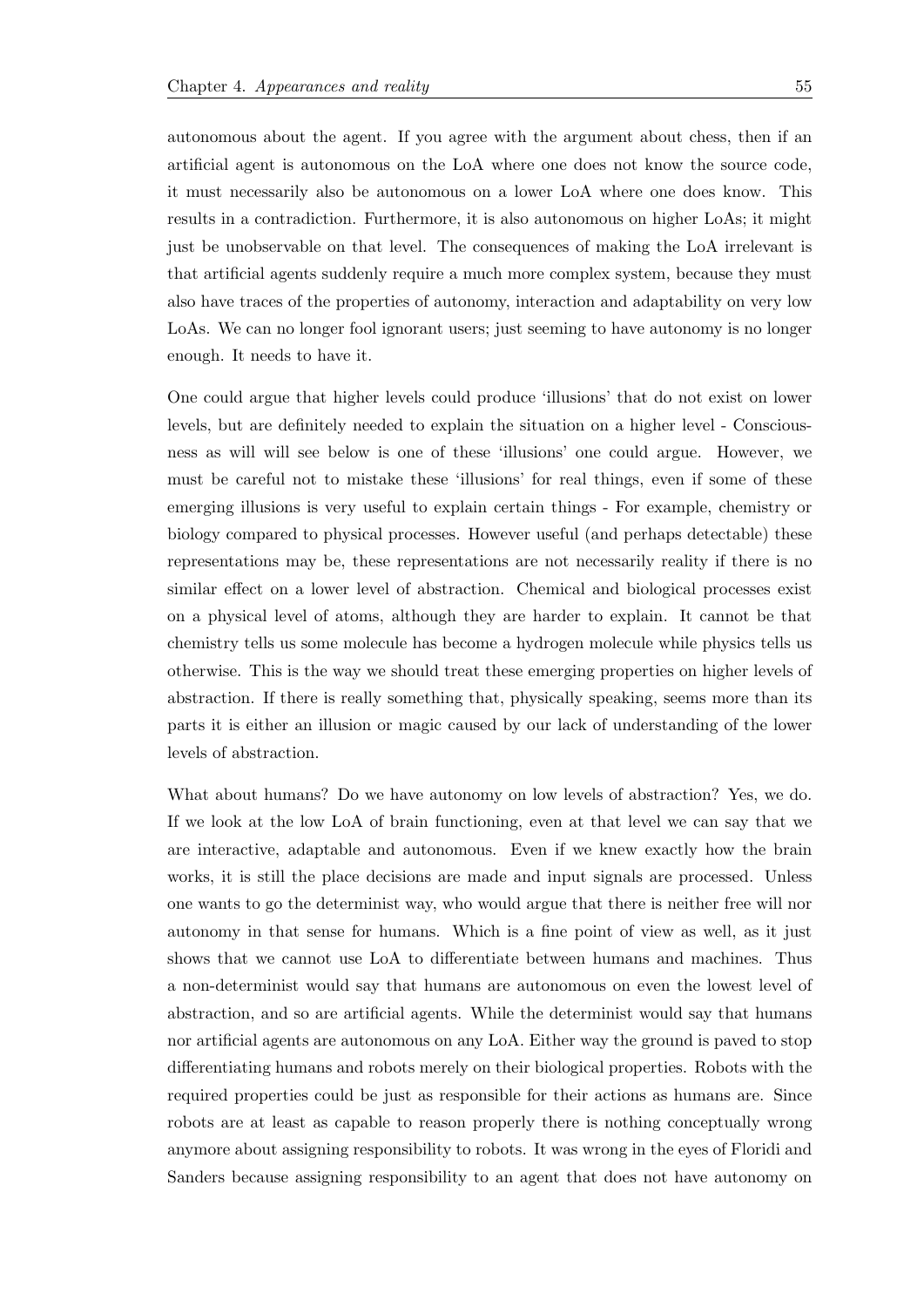autonomous about the agent. If you agree with the argument about chess, then if an artificial agent is autonomous on the LoA where one does not know the source code, it must necessarily also be autonomous on a lower LoA where one does know. This results in a contradiction. Furthermore, it is also autonomous on higher LoAs; it might just be unobservable on that level. The consequences of making the LoA irrelevant is that artificial agents suddenly require a much more complex system, because they must also have traces of the properties of autonomy, interaction and adaptability on very low LoAs. We can no longer fool ignorant users; just seeming to have autonomy is no longer enough. It needs to have it.

One could argue that higher levels could produce 'illusions' that do not exist on lower levels, but are definitely needed to explain the situation on a higher level - Consciousness as will will see below is one of these 'illusions' one could argue. However, we must be careful not to mistake these 'illusions' for real things, even if some of these emerging illusions is very useful to explain certain things - For example, chemistry or biology compared to physical processes. However useful (and perhaps detectable) these representations may be, these representations are not necessarily reality if there is no similar effect on a lower level of abstraction. Chemical and biological processes exist on a physical level of atoms, although they are harder to explain. It cannot be that chemistry tells us some molecule has become a hydrogen molecule while physics tells us otherwise. This is the way we should treat these emerging properties on higher levels of abstraction. If there is really something that, physically speaking, seems more than its parts it is either an illusion or magic caused by our lack of understanding of the lower levels of abstraction.

What about humans? Do we have autonomy on low levels of abstraction? Yes, we do. If we look at the low LoA of brain functioning, even at that level we can say that we are interactive, adaptable and autonomous. Even if we knew exactly how the brain works, it is still the place decisions are made and input signals are processed. Unless one wants to go the determinist way, who would argue that there is neither free will nor autonomy in that sense for humans. Which is a fine point of view as well, as it just shows that we cannot use LoA to differentiate between humans and machines. Thus a non-determinist would say that humans are autonomous on even the lowest level of abstraction, and so are artificial agents. While the determinist would say that humans nor artificial agents are autonomous on any LoA. Either way the ground is paved to stop differentiating humans and robots merely on their biological properties. Robots with the required properties could be just as responsible for their actions as humans are. Since robots are at least as capable to reason properly there is nothing conceptually wrong anymore about assigning responsibility to robots. It was wrong in the eyes of Floridi and Sanders because assigning responsibility to an agent that does not have autonomy on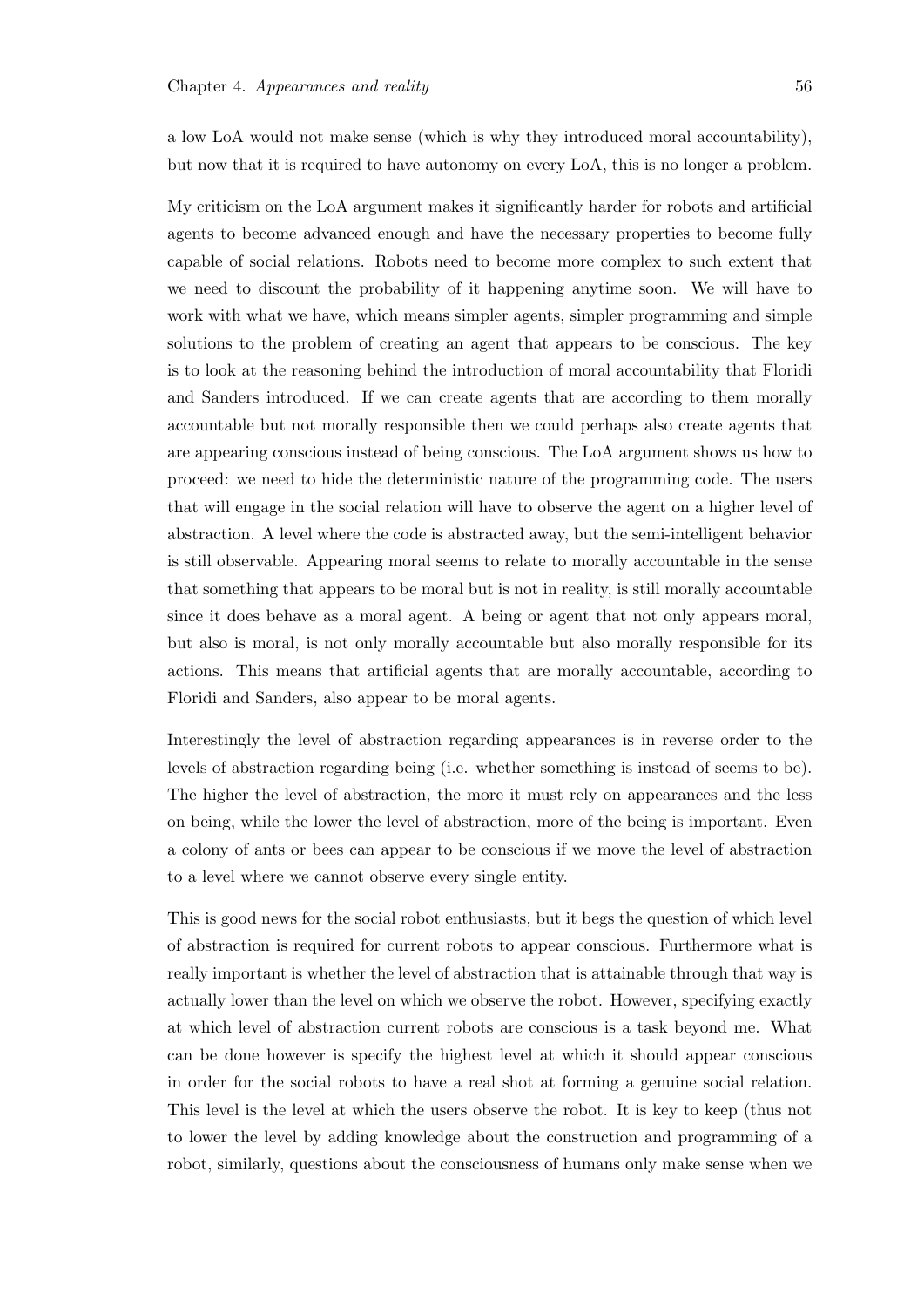a low LoA would not make sense (which is why they introduced moral accountability), but now that it is required to have autonomy on every LoA, this is no longer a problem.

My criticism on the LoA argument makes it significantly harder for robots and artificial agents to become advanced enough and have the necessary properties to become fully capable of social relations. Robots need to become more complex to such extent that we need to discount the probability of it happening anytime soon. We will have to work with what we have, which means simpler agents, simpler programming and simple solutions to the problem of creating an agent that appears to be conscious. The key is to look at the reasoning behind the introduction of moral accountability that Floridi and Sanders introduced. If we can create agents that are according to them morally accountable but not morally responsible then we could perhaps also create agents that are appearing conscious instead of being conscious. The LoA argument shows us how to proceed: we need to hide the deterministic nature of the programming code. The users that will engage in the social relation will have to observe the agent on a higher level of abstraction. A level where the code is abstracted away, but the semi-intelligent behavior is still observable. Appearing moral seems to relate to morally accountable in the sense that something that appears to be moral but is not in reality, is still morally accountable since it does behave as a moral agent. A being or agent that not only appears moral, but also is moral, is not only morally accountable but also morally responsible for its actions. This means that artificial agents that are morally accountable, according to Floridi and Sanders, also appear to be moral agents.

Interestingly the level of abstraction regarding appearances is in reverse order to the levels of abstraction regarding being (i.e. whether something is instead of seems to be). The higher the level of abstraction, the more it must rely on appearances and the less on being, while the lower the level of abstraction, more of the being is important. Even a colony of ants or bees can appear to be conscious if we move the level of abstraction to a level where we cannot observe every single entity.

This is good news for the social robot enthusiasts, but it begs the question of which level of abstraction is required for current robots to appear conscious. Furthermore what is really important is whether the level of abstraction that is attainable through that way is actually lower than the level on which we observe the robot. However, specifying exactly at which level of abstraction current robots are conscious is a task beyond me. What can be done however is specify the highest level at which it should appear conscious in order for the social robots to have a real shot at forming a genuine social relation. This level is the level at which the users observe the robot. It is key to keep (thus not to lower the level by adding knowledge about the construction and programming of a robot, similarly, questions about the consciousness of humans only make sense when we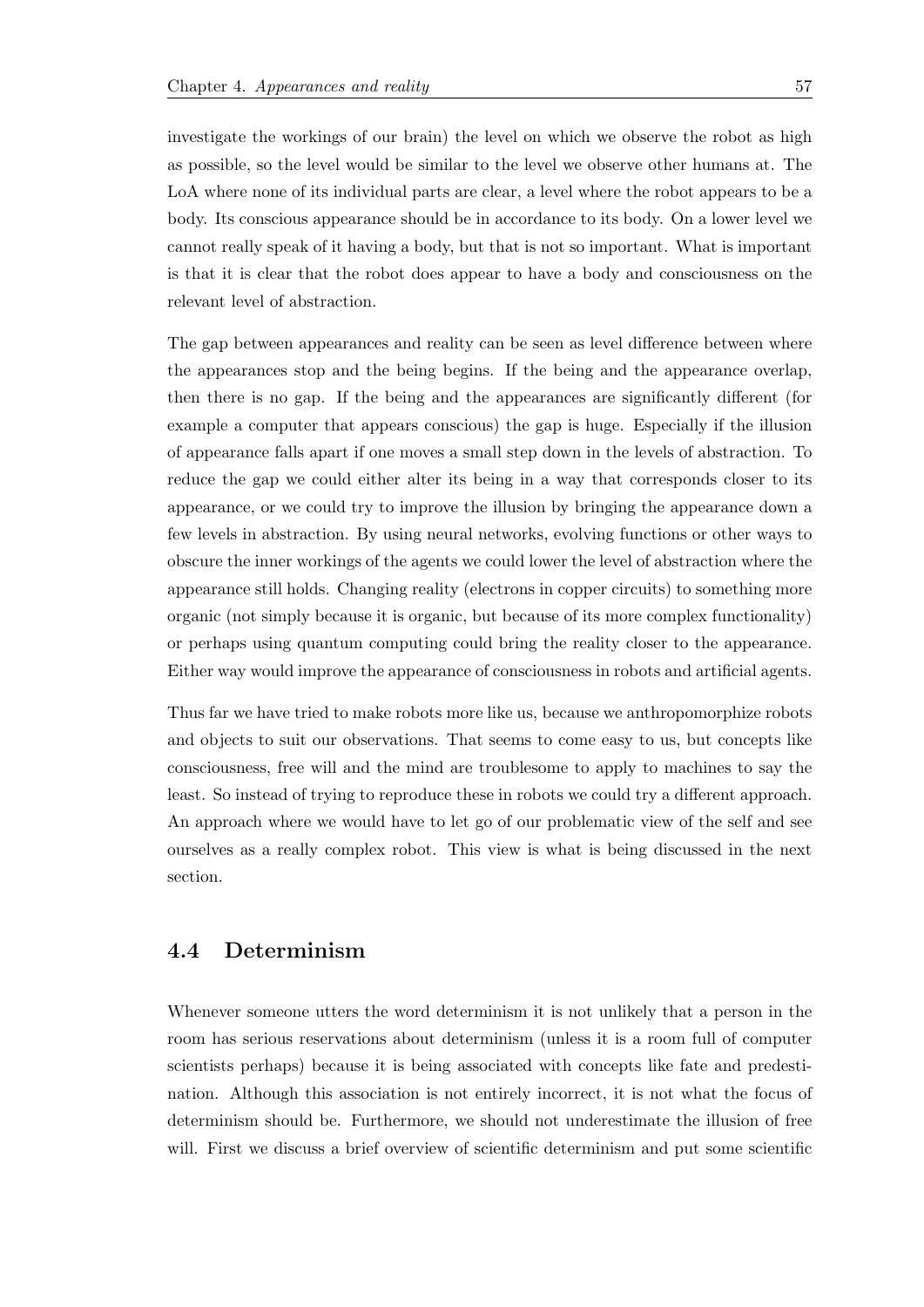investigate the workings of our brain) the level on which we observe the robot as high as possible, so the level would be similar to the level we observe other humans at. The LoA where none of its individual parts are clear, a level where the robot appears to be a body. Its conscious appearance should be in accordance to its body. On a lower level we cannot really speak of it having a body, but that is not so important. What is important is that it is clear that the robot does appear to have a body and consciousness on the relevant level of abstraction.

The gap between appearances and reality can be seen as level difference between where the appearances stop and the being begins. If the being and the appearance overlap, then there is no gap. If the being and the appearances are significantly different (for example a computer that appears conscious) the gap is huge. Especially if the illusion of appearance falls apart if one moves a small step down in the levels of abstraction. To reduce the gap we could either alter its being in a way that corresponds closer to its appearance, or we could try to improve the illusion by bringing the appearance down a few levels in abstraction. By using neural networks, evolving functions or other ways to obscure the inner workings of the agents we could lower the level of abstraction where the appearance still holds. Changing reality (electrons in copper circuits) to something more organic (not simply because it is organic, but because of its more complex functionality) or perhaps using quantum computing could bring the reality closer to the appearance. Either way would improve the appearance of consciousness in robots and artificial agents.

Thus far we have tried to make robots more like us, because we anthropomorphize robots and objects to suit our observations. That seems to come easy to us, but concepts like consciousness, free will and the mind are troublesome to apply to machines to say the least. So instead of trying to reproduce these in robots we could try a different approach. An approach where we would have to let go of our problematic view of the self and see ourselves as a really complex robot. This view is what is being discussed in the next section.

## 4.4 Determinism

Whenever someone utters the word determinism it is not unlikely that a person in the room has serious reservations about determinism (unless it is a room full of computer scientists perhaps) because it is being associated with concepts like fate and predestination. Although this association is not entirely incorrect, it is not what the focus of determinism should be. Furthermore, we should not underestimate the illusion of free will. First we discuss a brief overview of scientific determinism and put some scientific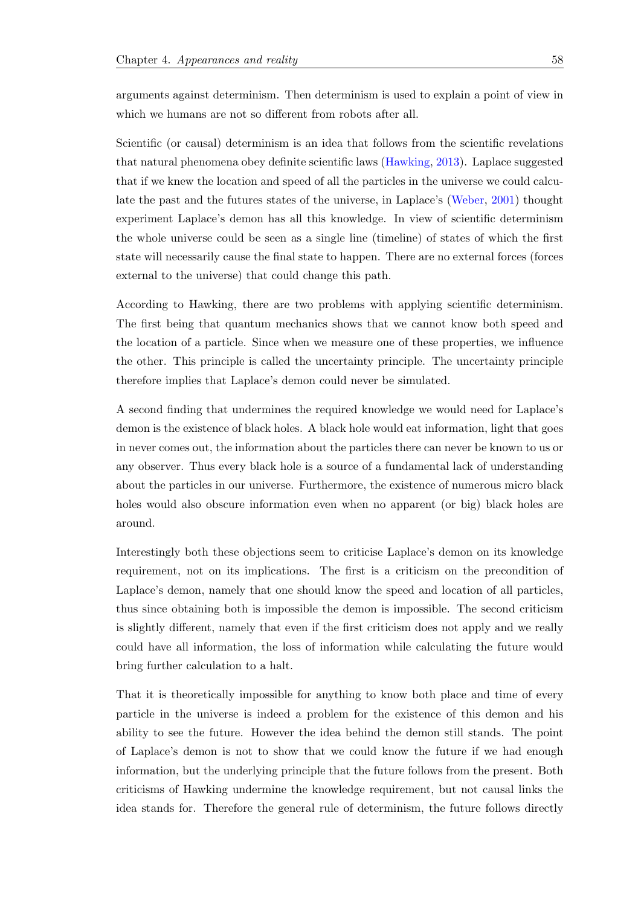arguments against determinism. Then determinism is used to explain a point of view in which we humans are not so different from robots after all.

Scientific (or causal) determinism is an idea that follows from the scientific revelations that natural phenomena obey definite scientific laws (Hawking, 2013). Laplace suggested that if we knew the location and speed of all the particles in the universe we could calculate the past and the futures states of the universe, in Laplace's (Weber, 2001) thought experiment Laplace's demon has all this knowledge. In view of scientific determinism the whole universe could be seen as a single line (timeline) of states of which the first state will necessarily cause the final state to happen. There are no external forces (forces external to the universe) that could change this path.

According to Hawking, there are two problems with applying scientific determinism. The first being that quantum mechanics shows that we cannot know both speed and the location of a particle. Since when we measure one of these properties, we influence the other. This principle is called the uncertainty principle. The uncertainty principle therefore implies that Laplace's demon could never be simulated.

A second finding that undermines the required knowledge we would need for Laplace's demon is the existence of black holes. A black hole would eat information, light that goes in never comes out, the information about the particles there can never be known to us or any observer. Thus every black hole is a source of a fundamental lack of understanding about the particles in our universe. Furthermore, the existence of numerous micro black holes would also obscure information even when no apparent (or big) black holes are around.

Interestingly both these objections seem to criticise Laplace's demon on its knowledge requirement, not on its implications. The first is a criticism on the precondition of Laplace's demon, namely that one should know the speed and location of all particles, thus since obtaining both is impossible the demon is impossible. The second criticism is slightly different, namely that even if the first criticism does not apply and we really could have all information, the loss of information while calculating the future would bring further calculation to a halt.

That it is theoretically impossible for anything to know both place and time of every particle in the universe is indeed a problem for the existence of this demon and his ability to see the future. However the idea behind the demon still stands. The point of Laplace's demon is not to show that we could know the future if we had enough information, but the underlying principle that the future follows from the present. Both criticisms of Hawking undermine the knowledge requirement, but not causal links the idea stands for. Therefore the general rule of determinism, the future follows directly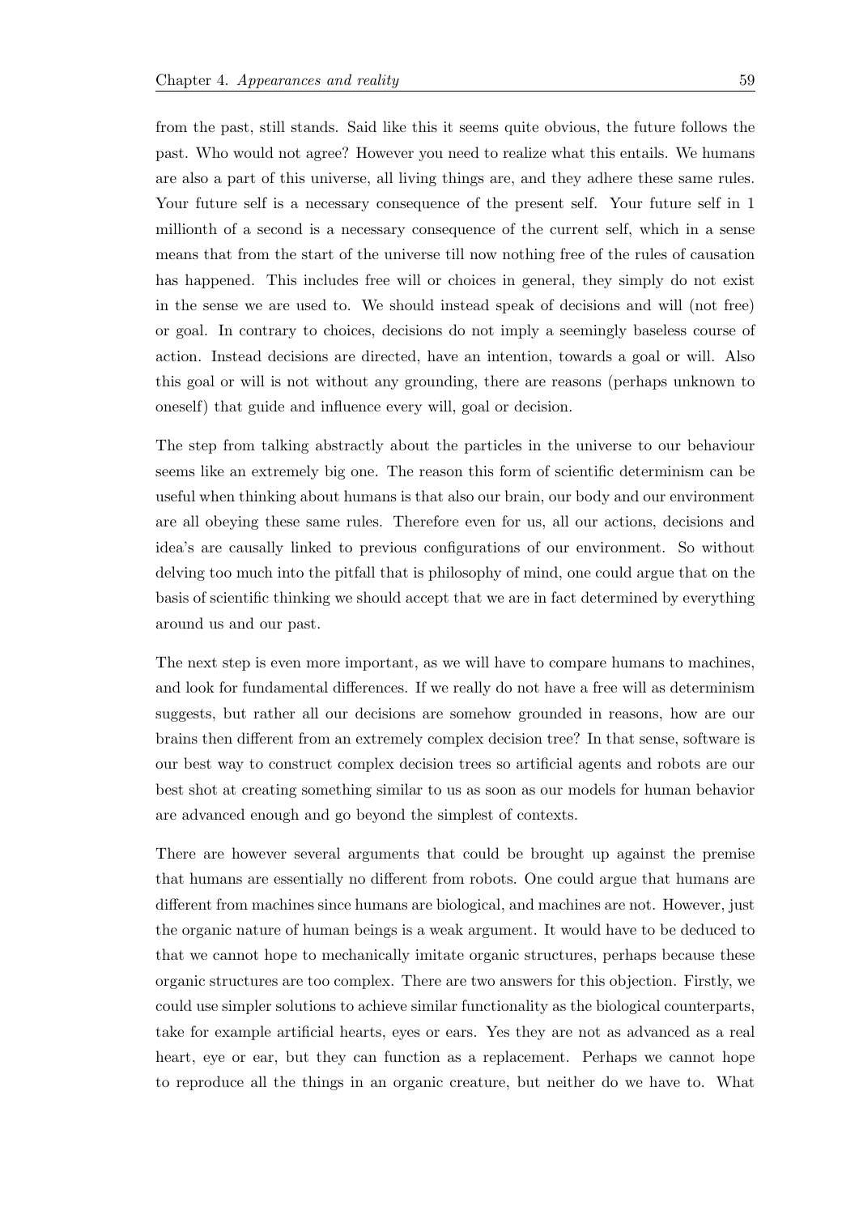from the past, still stands. Said like this it seems quite obvious, the future follows the past. Who would not agree? However you need to realize what this entails. We humans are also a part of this universe, all living things are, and they adhere these same rules. Your future self is a necessary consequence of the present self. Your future self in 1 millionth of a second is a necessary consequence of the current self, which in a sense means that from the start of the universe till now nothing free of the rules of causation has happened. This includes free will or choices in general, they simply do not exist in the sense we are used to. We should instead speak of decisions and will (not free) or goal. In contrary to choices, decisions do not imply a seemingly baseless course of action. Instead decisions are directed, have an intention, towards a goal or will. Also this goal or will is not without any grounding, there are reasons (perhaps unknown to oneself) that guide and influence every will, goal or decision.

The step from talking abstractly about the particles in the universe to our behaviour seems like an extremely big one. The reason this form of scientific determinism can be useful when thinking about humans is that also our brain, our body and our environment are all obeying these same rules. Therefore even for us, all our actions, decisions and idea's are causally linked to previous configurations of our environment. So without delving too much into the pitfall that is philosophy of mind, one could argue that on the basis of scientific thinking we should accept that we are in fact determined by everything around us and our past.

The next step is even more important, as we will have to compare humans to machines, and look for fundamental differences. If we really do not have a free will as determinism suggests, but rather all our decisions are somehow grounded in reasons, how are our brains then different from an extremely complex decision tree? In that sense, software is our best way to construct complex decision trees so artificial agents and robots are our best shot at creating something similar to us as soon as our models for human behavior are advanced enough and go beyond the simplest of contexts.

There are however several arguments that could be brought up against the premise that humans are essentially no different from robots. One could argue that humans are different from machines since humans are biological, and machines are not. However, just the organic nature of human beings is a weak argument. It would have to be deduced to that we cannot hope to mechanically imitate organic structures, perhaps because these organic structures are too complex. There are two answers for this objection. Firstly, we could use simpler solutions to achieve similar functionality as the biological counterparts, take for example artificial hearts, eyes or ears. Yes they are not as advanced as a real heart, eye or ear, but they can function as a replacement. Perhaps we cannot hope to reproduce all the things in an organic creature, but neither do we have to. What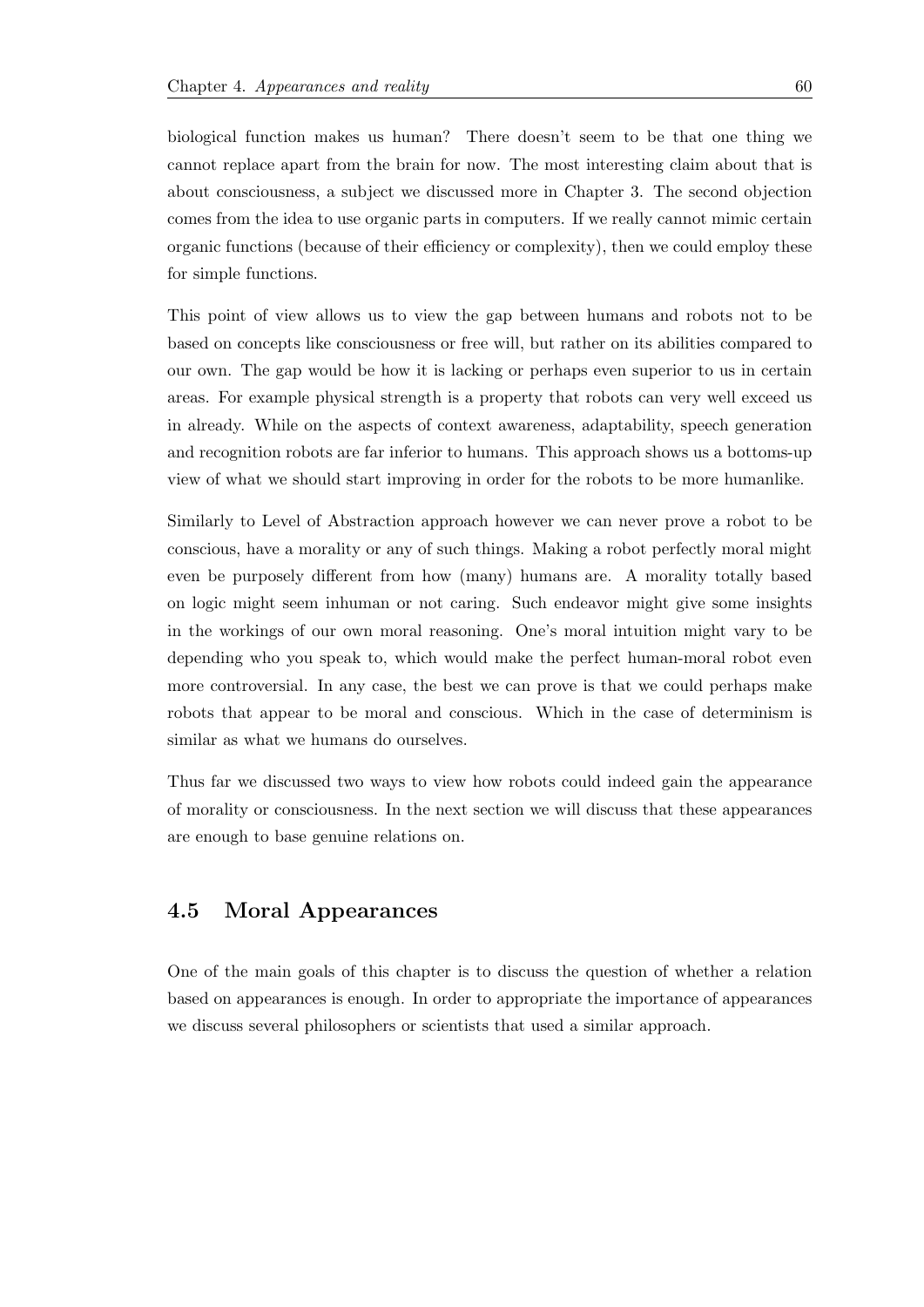biological function makes us human? There doesn't seem to be that one thing we cannot replace apart from the brain for now. The most interesting claim about that is about consciousness, a subject we discussed more in Chapter 3. The second objection comes from the idea to use organic parts in computers. If we really cannot mimic certain organic functions (because of their efficiency or complexity), then we could employ these for simple functions.

This point of view allows us to view the gap between humans and robots not to be based on concepts like consciousness or free will, but rather on its abilities compared to our own. The gap would be how it is lacking or perhaps even superior to us in certain areas. For example physical strength is a property that robots can very well exceed us in already. While on the aspects of context awareness, adaptability, speech generation and recognition robots are far inferior to humans. This approach shows us a bottoms-up view of what we should start improving in order for the robots to be more humanlike.

Similarly to Level of Abstraction approach however we can never prove a robot to be conscious, have a morality or any of such things. Making a robot perfectly moral might even be purposely different from how (many) humans are. A morality totally based on logic might seem inhuman or not caring. Such endeavor might give some insights in the workings of our own moral reasoning. One's moral intuition might vary to be depending who you speak to, which would make the perfect human-moral robot even more controversial. In any case, the best we can prove is that we could perhaps make robots that appear to be moral and conscious. Which in the case of determinism is similar as what we humans do ourselves.

Thus far we discussed two ways to view how robots could indeed gain the appearance of morality or consciousness. In the next section we will discuss that these appearances are enough to base genuine relations on.

## 4.5 Moral Appearances

One of the main goals of this chapter is to discuss the question of whether a relation based on appearances is enough. In order to appropriate the importance of appearances we discuss several philosophers or scientists that used a similar approach.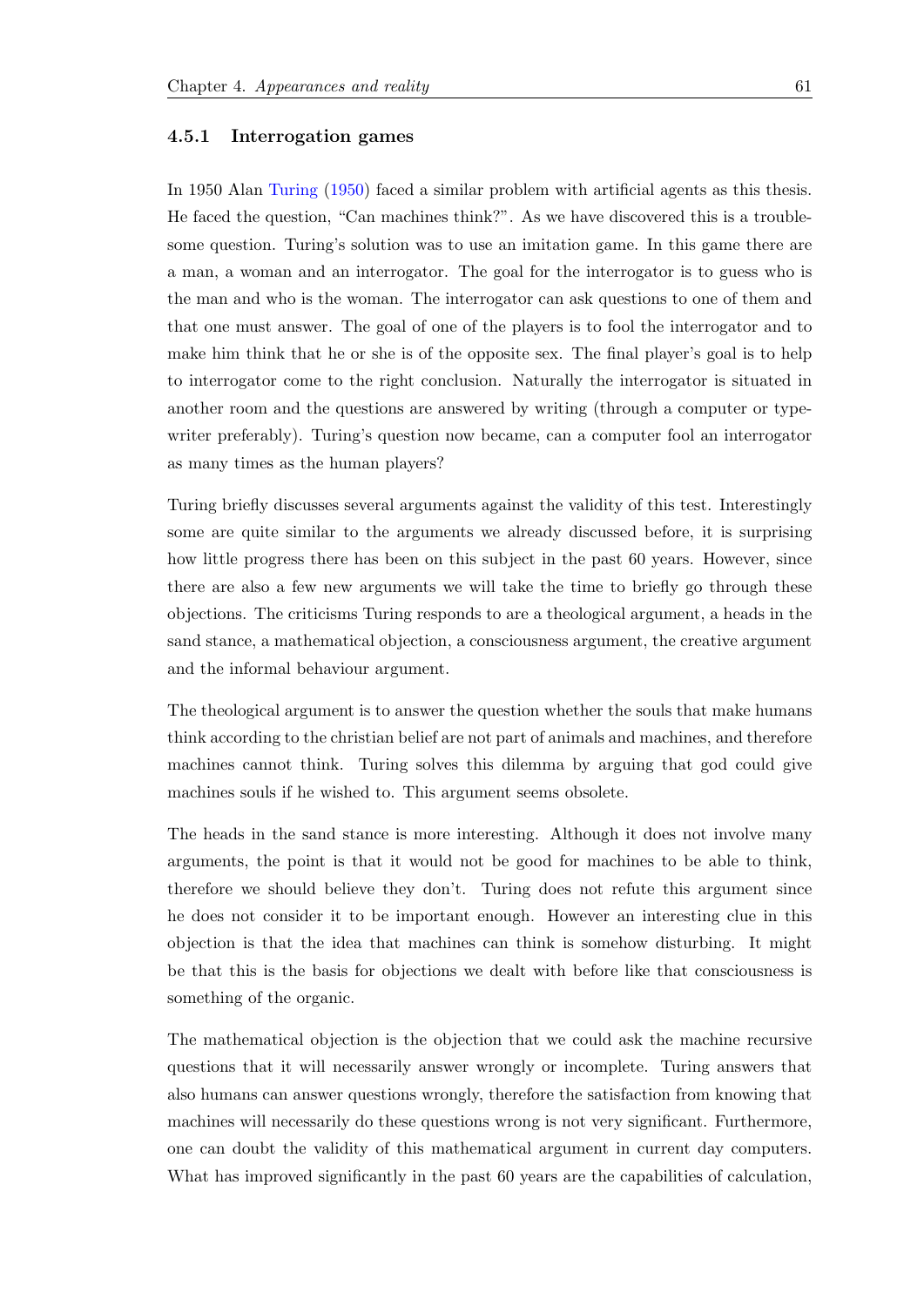### 4.5.1 Interrogation games

In 1950 Alan Turing (1950) faced a similar problem with artificial agents as this thesis. He faced the question, "Can machines think?". As we have discovered this is a troublesome question. Turing's solution was to use an imitation game. In this game there are a man, a woman and an interrogator. The goal for the interrogator is to guess who is the man and who is the woman. The interrogator can ask questions to one of them and that one must answer. The goal of one of the players is to fool the interrogator and to make him think that he or she is of the opposite sex. The final player's goal is to help to interrogator come to the right conclusion. Naturally the interrogator is situated in another room and the questions are answered by writing (through a computer or typewriter preferably). Turing's question now became, can a computer fool an interrogator as many times as the human players?

Turing briefly discusses several arguments against the validity of this test. Interestingly some are quite similar to the arguments we already discussed before, it is surprising how little progress there has been on this subject in the past 60 years. However, since there are also a few new arguments we will take the time to briefly go through these objections. The criticisms Turing responds to are a theological argument, a heads in the sand stance, a mathematical objection, a consciousness argument, the creative argument and the informal behaviour argument.

The theological argument is to answer the question whether the souls that make humans think according to the christian belief are not part of animals and machines, and therefore machines cannot think. Turing solves this dilemma by arguing that god could give machines souls if he wished to. This argument seems obsolete.

The heads in the sand stance is more interesting. Although it does not involve many arguments, the point is that it would not be good for machines to be able to think, therefore we should believe they don't. Turing does not refute this argument since he does not consider it to be important enough. However an interesting clue in this objection is that the idea that machines can think is somehow disturbing. It might be that this is the basis for objections we dealt with before like that consciousness is something of the organic.

The mathematical objection is the objection that we could ask the machine recursive questions that it will necessarily answer wrongly or incomplete. Turing answers that also humans can answer questions wrongly, therefore the satisfaction from knowing that machines will necessarily do these questions wrong is not very significant. Furthermore, one can doubt the validity of this mathematical argument in current day computers. What has improved significantly in the past 60 years are the capabilities of calculation,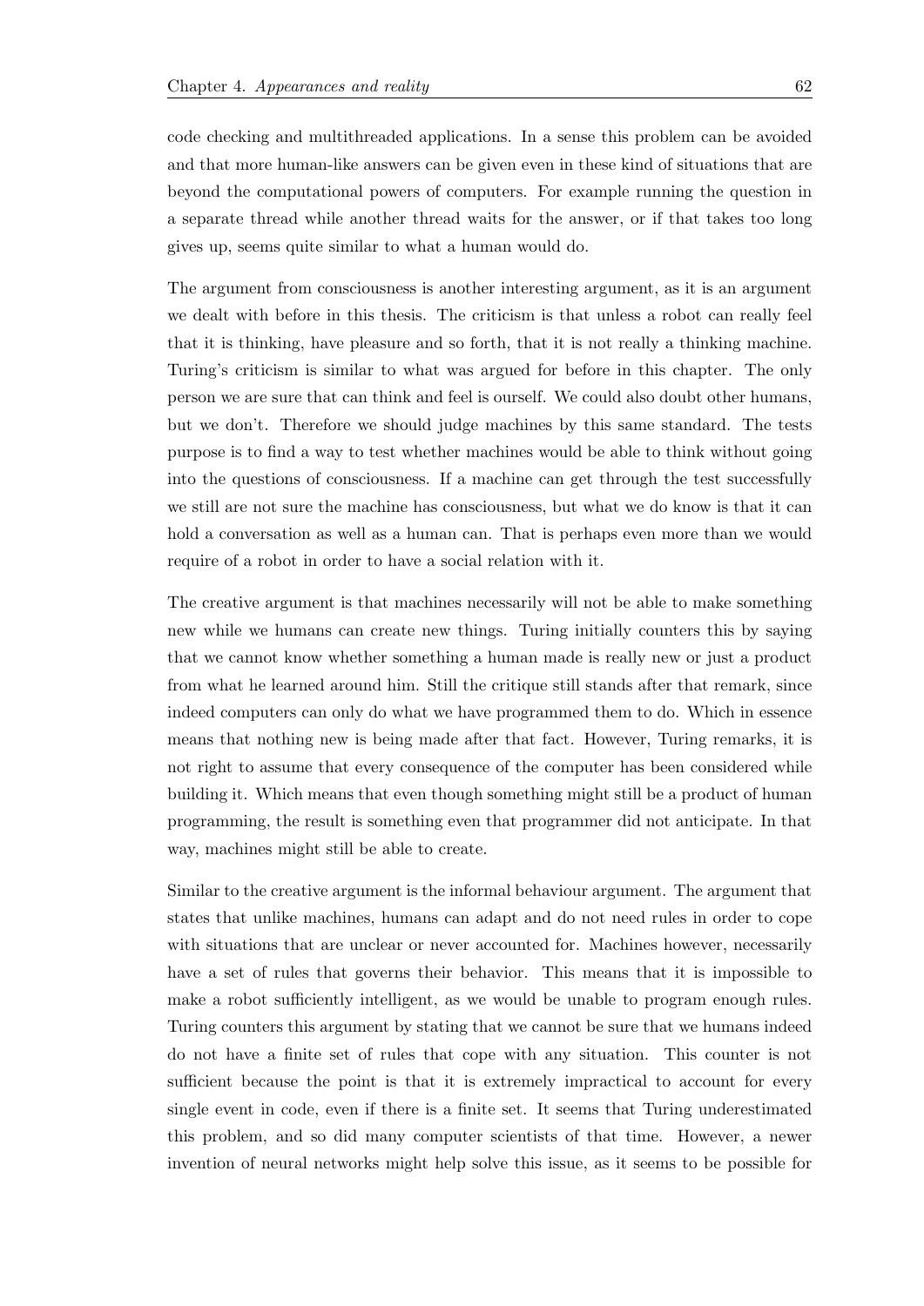code checking and multithreaded applications. In a sense this problem can be avoided and that more human-like answers can be given even in these kind of situations that are beyond the computational powers of computers. For example running the question in a separate thread while another thread waits for the answer, or if that takes too long gives up, seems quite similar to what a human would do.

The argument from consciousness is another interesting argument, as it is an argument we dealt with before in this thesis. The criticism is that unless a robot can really feel that it is thinking, have pleasure and so forth, that it is not really a thinking machine. Turing's criticism is similar to what was argued for before in this chapter. The only person we are sure that can think and feel is ourself. We could also doubt other humans, but we don't. Therefore we should judge machines by this same standard. The tests purpose is to find a way to test whether machines would be able to think without going into the questions of consciousness. If a machine can get through the test successfully we still are not sure the machine has consciousness, but what we do know is that it can hold a conversation as well as a human can. That is perhaps even more than we would require of a robot in order to have a social relation with it.

The creative argument is that machines necessarily will not be able to make something new while we humans can create new things. Turing initially counters this by saying that we cannot know whether something a human made is really new or just a product from what he learned around him. Still the critique still stands after that remark, since indeed computers can only do what we have programmed them to do. Which in essence means that nothing new is being made after that fact. However, Turing remarks, it is not right to assume that every consequence of the computer has been considered while building it. Which means that even though something might still be a product of human programming, the result is something even that programmer did not anticipate. In that way, machines might still be able to create.

Similar to the creative argument is the informal behaviour argument. The argument that states that unlike machines, humans can adapt and do not need rules in order to cope with situations that are unclear or never accounted for. Machines however, necessarily have a set of rules that governs their behavior. This means that it is impossible to make a robot sufficiently intelligent, as we would be unable to program enough rules. Turing counters this argument by stating that we cannot be sure that we humans indeed do not have a finite set of rules that cope with any situation. This counter is not sufficient because the point is that it is extremely impractical to account for every single event in code, even if there is a finite set. It seems that Turing underestimated this problem, and so did many computer scientists of that time. However, a newer invention of neural networks might help solve this issue, as it seems to be possible for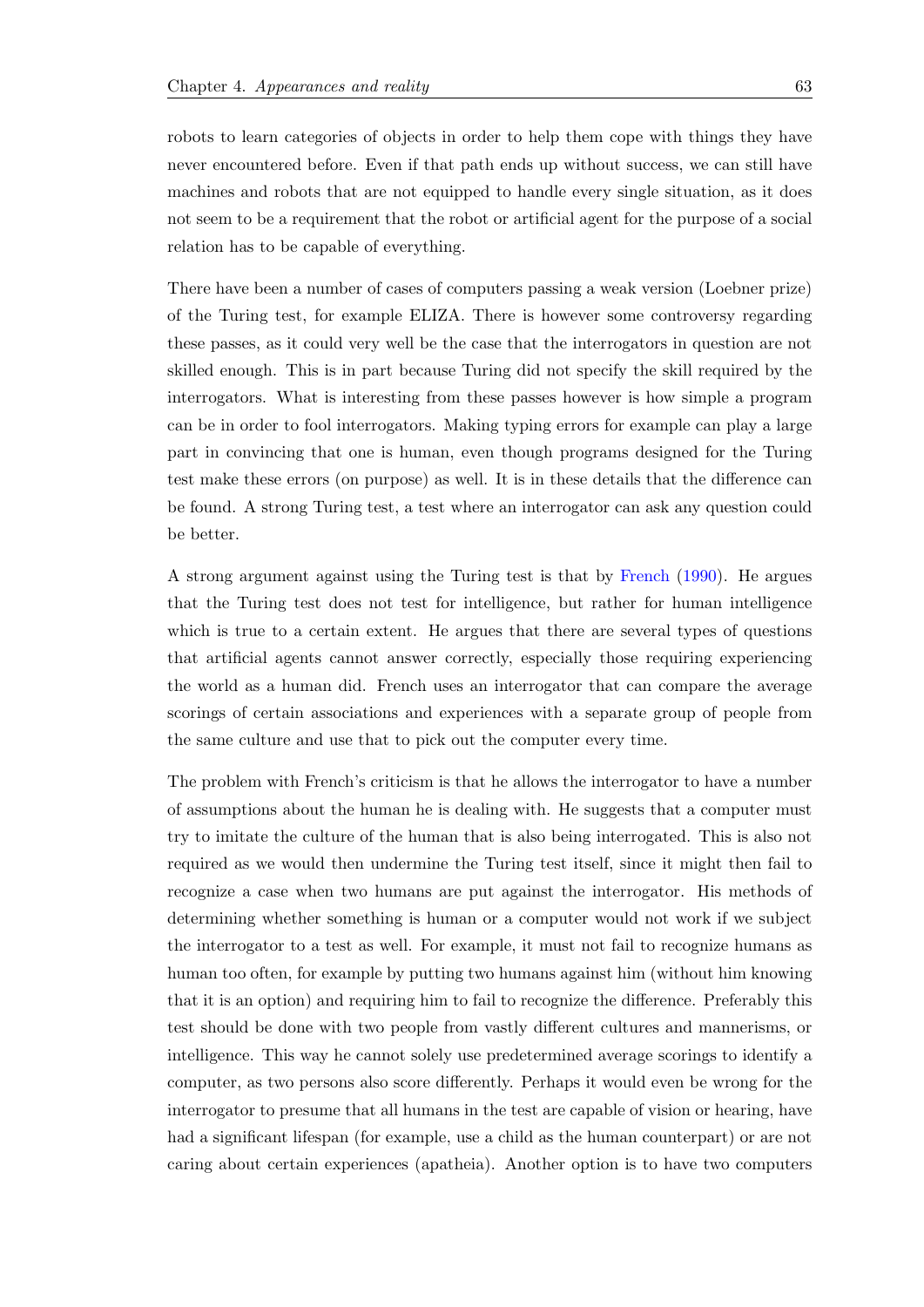robots to learn categories of objects in order to help them cope with things they have never encountered before. Even if that path ends up without success, we can still have machines and robots that are not equipped to handle every single situation, as it does not seem to be a requirement that the robot or artificial agent for the purpose of a social relation has to be capable of everything.

There have been a number of cases of computers passing a weak version (Loebner prize) of the Turing test, for example ELIZA. There is however some controversy regarding these passes, as it could very well be the case that the interrogators in question are not skilled enough. This is in part because Turing did not specify the skill required by the interrogators. What is interesting from these passes however is how simple a program can be in order to fool interrogators. Making typing errors for example can play a large part in convincing that one is human, even though programs designed for the Turing test make these errors (on purpose) as well. It is in these details that the difference can be found. A strong Turing test, a test where an interrogator can ask any question could be better.

A strong argument against using the Turing test is that by French (1990). He argues that the Turing test does not test for intelligence, but rather for human intelligence which is true to a certain extent. He argues that there are several types of questions that artificial agents cannot answer correctly, especially those requiring experiencing the world as a human did. French uses an interrogator that can compare the average scorings of certain associations and experiences with a separate group of people from the same culture and use that to pick out the computer every time.

The problem with French's criticism is that he allows the interrogator to have a number of assumptions about the human he is dealing with. He suggests that a computer must try to imitate the culture of the human that is also being interrogated. This is also not required as we would then undermine the Turing test itself, since it might then fail to recognize a case when two humans are put against the interrogator. His methods of determining whether something is human or a computer would not work if we subject the interrogator to a test as well. For example, it must not fail to recognize humans as human too often, for example by putting two humans against him (without him knowing that it is an option) and requiring him to fail to recognize the difference. Preferably this test should be done with two people from vastly different cultures and mannerisms, or intelligence. This way he cannot solely use predetermined average scorings to identify a computer, as two persons also score differently. Perhaps it would even be wrong for the interrogator to presume that all humans in the test are capable of vision or hearing, have had a significant lifespan (for example, use a child as the human counterpart) or are not caring about certain experiences (apatheia). Another option is to have two computers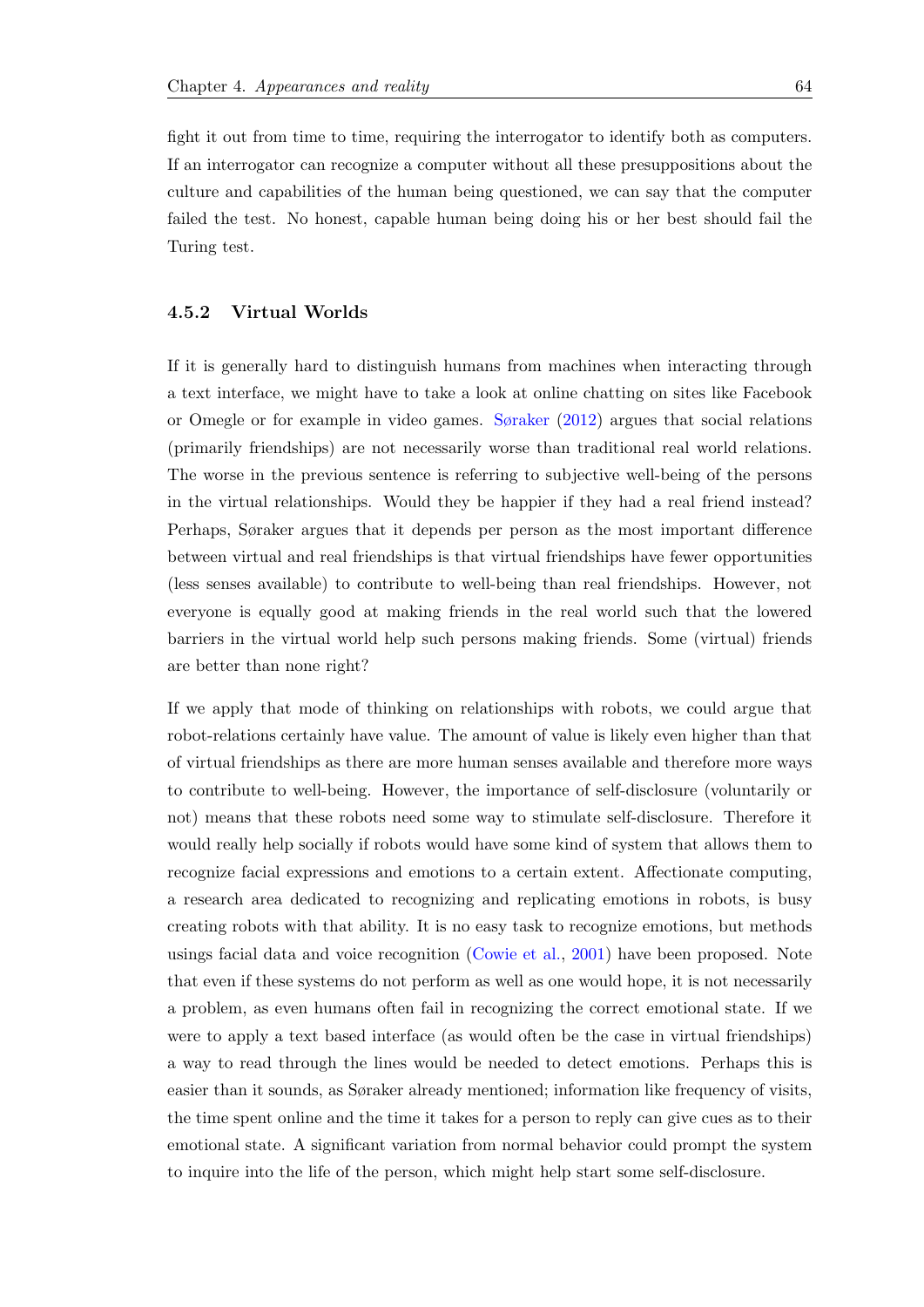fight it out from time to time, requiring the interrogator to identify both as computers. If an interrogator can recognize a computer without all these presuppositions about the culture and capabilities of the human being questioned, we can say that the computer failed the test. No honest, capable human being doing his or her best should fail the Turing test.

### 4.5.2 Virtual Worlds

If it is generally hard to distinguish humans from machines when interacting through a text interface, we might have to take a look at online chatting on sites like Facebook or Omegle or for example in video games. Søraker (2012) argues that social relations (primarily friendships) are not necessarily worse than traditional real world relations. The worse in the previous sentence is referring to subjective well-being of the persons in the virtual relationships. Would they be happier if they had a real friend instead? Perhaps, Søraker argues that it depends per person as the most important difference between virtual and real friendships is that virtual friendships have fewer opportunities (less senses available) to contribute to well-being than real friendships. However, not everyone is equally good at making friends in the real world such that the lowered barriers in the virtual world help such persons making friends. Some (virtual) friends are better than none right?

If we apply that mode of thinking on relationships with robots, we could argue that robot-relations certainly have value. The amount of value is likely even higher than that of virtual friendships as there are more human senses available and therefore more ways to contribute to well-being. However, the importance of self-disclosure (voluntarily or not) means that these robots need some way to stimulate self-disclosure. Therefore it would really help socially if robots would have some kind of system that allows them to recognize facial expressions and emotions to a certain extent. Affectionate computing, a research area dedicated to recognizing and replicating emotions in robots, is busy creating robots with that ability. It is no easy task to recognize emotions, but methods usings facial data and voice recognition (Cowie et al., 2001) have been proposed. Note that even if these systems do not perform as well as one would hope, it is not necessarily a problem, as even humans often fail in recognizing the correct emotional state. If we were to apply a text based interface (as would often be the case in virtual friendships) a way to read through the lines would be needed to detect emotions. Perhaps this is easier than it sounds, as Søraker already mentioned; information like frequency of visits, the time spent online and the time it takes for a person to reply can give cues as to their emotional state. A significant variation from normal behavior could prompt the system to inquire into the life of the person, which might help start some self-disclosure.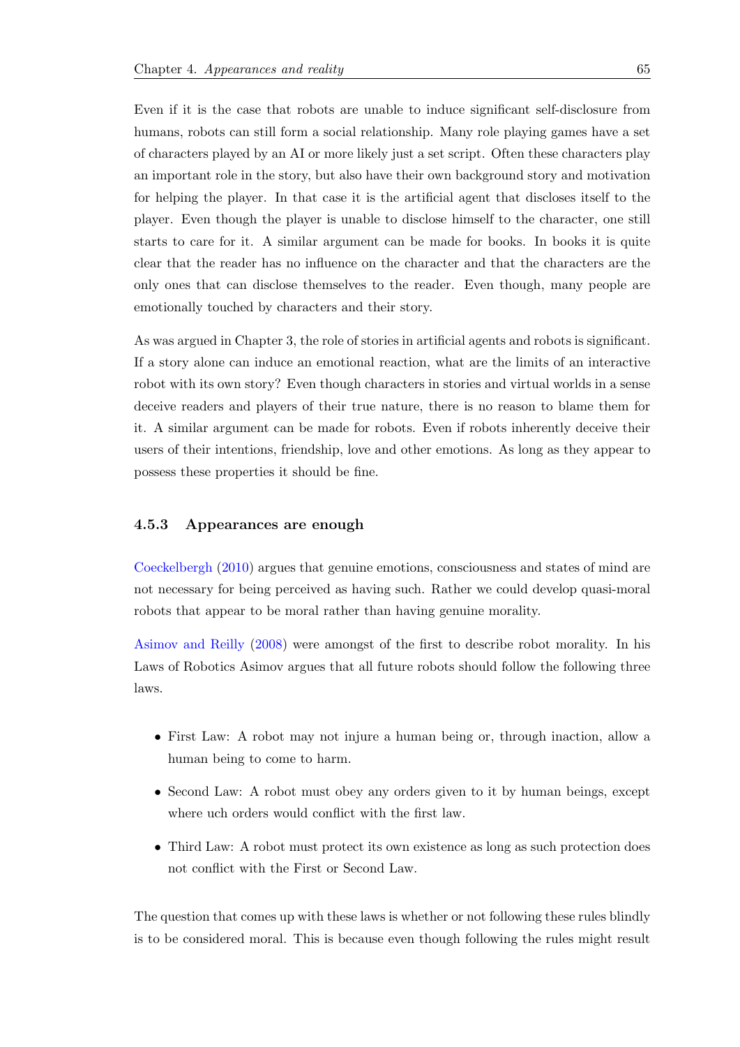Even if it is the case that robots are unable to induce significant self-disclosure from humans, robots can still form a social relationship. Many role playing games have a set of characters played by an AI or more likely just a set script. Often these characters play an important role in the story, but also have their own background story and motivation for helping the player. In that case it is the artificial agent that discloses itself to the player. Even though the player is unable to disclose himself to the character, one still starts to care for it. A similar argument can be made for books. In books it is quite clear that the reader has no influence on the character and that the characters are the only ones that can disclose themselves to the reader. Even though, many people are emotionally touched by characters and their story.

As was argued in Chapter 3, the role of stories in artificial agents and robots is significant. If a story alone can induce an emotional reaction, what are the limits of an interactive robot with its own story? Even though characters in stories and virtual worlds in a sense deceive readers and players of their true nature, there is no reason to blame them for it. A similar argument can be made for robots. Even if robots inherently deceive their users of their intentions, friendship, love and other emotions. As long as they appear to possess these properties it should be fine.

### 4.5.3 Appearances are enough

Coeckelbergh (2010) argues that genuine emotions, consciousness and states of mind are not necessary for being perceived as having such. Rather we could develop quasi-moral robots that appear to be moral rather than having genuine morality.

Asimov and Reilly (2008) were amongst of the first to describe robot morality. In his Laws of Robotics Asimov argues that all future robots should follow the following three laws.

- First Law: A robot may not injure a human being or, through inaction, allow a human being to come to harm.
- Second Law: A robot must obey any orders given to it by human beings, except where uch orders would conflict with the first law.
- Third Law: A robot must protect its own existence as long as such protection does not conflict with the First or Second Law.

The question that comes up with these laws is whether or not following these rules blindly is to be considered moral. This is because even though following the rules might result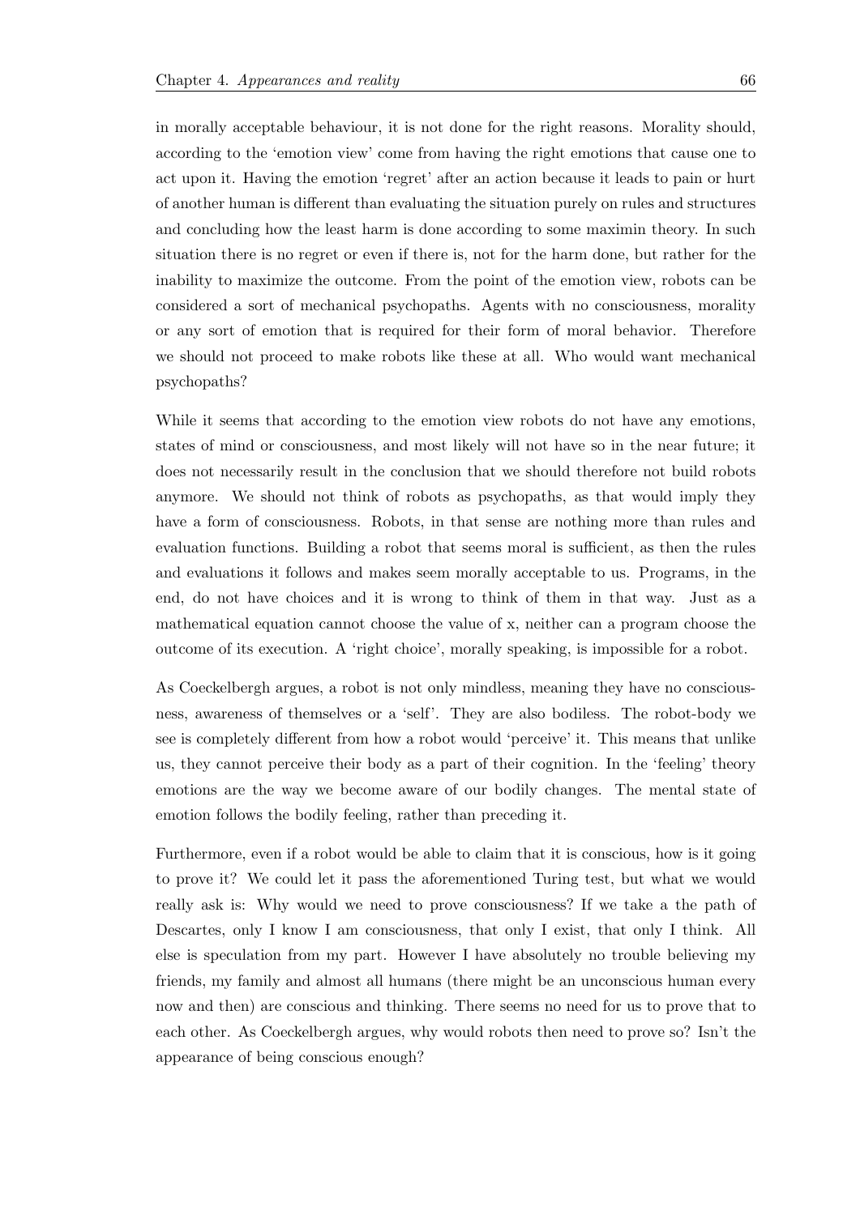in morally acceptable behaviour, it is not done for the right reasons. Morality should, according to the 'emotion view' come from having the right emotions that cause one to act upon it. Having the emotion 'regret' after an action because it leads to pain or hurt of another human is different than evaluating the situation purely on rules and structures and concluding how the least harm is done according to some maximin theory. In such situation there is no regret or even if there is, not for the harm done, but rather for the inability to maximize the outcome. From the point of the emotion view, robots can be considered a sort of mechanical psychopaths. Agents with no consciousness, morality or any sort of emotion that is required for their form of moral behavior. Therefore we should not proceed to make robots like these at all. Who would want mechanical psychopaths?

While it seems that according to the emotion view robots do not have any emotions, states of mind or consciousness, and most likely will not have so in the near future; it does not necessarily result in the conclusion that we should therefore not build robots anymore. We should not think of robots as psychopaths, as that would imply they have a form of consciousness. Robots, in that sense are nothing more than rules and evaluation functions. Building a robot that seems moral is sufficient, as then the rules and evaluations it follows and makes seem morally acceptable to us. Programs, in the end, do not have choices and it is wrong to think of them in that way. Just as a mathematical equation cannot choose the value of x, neither can a program choose the outcome of its execution. A 'right choice', morally speaking, is impossible for a robot.

As Coeckelbergh argues, a robot is not only mindless, meaning they have no consciousness, awareness of themselves or a 'self'. They are also bodiless. The robot-body we see is completely different from how a robot would 'perceive' it. This means that unlike us, they cannot perceive their body as a part of their cognition. In the 'feeling' theory emotions are the way we become aware of our bodily changes. The mental state of emotion follows the bodily feeling, rather than preceding it.

Furthermore, even if a robot would be able to claim that it is conscious, how is it going to prove it? We could let it pass the aforementioned Turing test, but what we would really ask is: Why would we need to prove consciousness? If we take a the path of Descartes, only I know I am consciousness, that only I exist, that only I think. All else is speculation from my part. However I have absolutely no trouble believing my friends, my family and almost all humans (there might be an unconscious human every now and then) are conscious and thinking. There seems no need for us to prove that to each other. As Coeckelbergh argues, why would robots then need to prove so? Isn't the appearance of being conscious enough?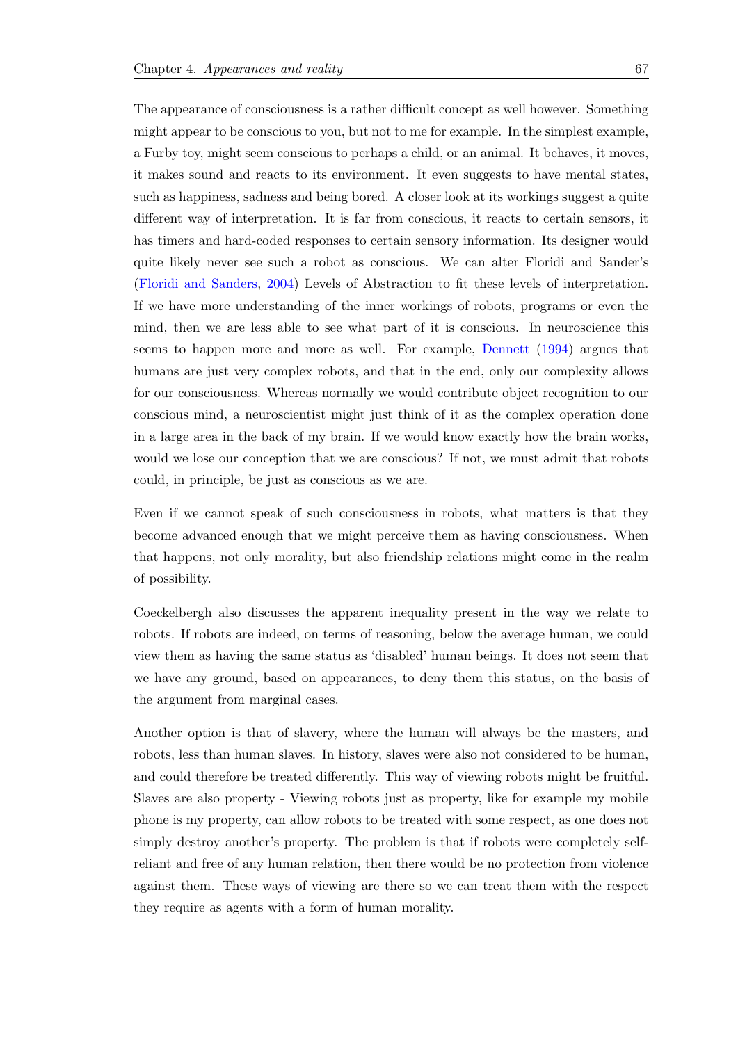The appearance of consciousness is a rather difficult concept as well however. Something might appear to be conscious to you, but not to me for example. In the simplest example, a Furby toy, might seem conscious to perhaps a child, or an animal. It behaves, it moves, it makes sound and reacts to its environment. It even suggests to have mental states, such as happiness, sadness and being bored. A closer look at its workings suggest a quite different way of interpretation. It is far from conscious, it reacts to certain sensors, it has timers and hard-coded responses to certain sensory information. Its designer would quite likely never see such a robot as conscious. We can alter Floridi and Sander's (Floridi and Sanders, 2004) Levels of Abstraction to fit these levels of interpretation. If we have more understanding of the inner workings of robots, programs or even the mind, then we are less able to see what part of it is conscious. In neuroscience this seems to happen more and more as well. For example, Dennett (1994) argues that humans are just very complex robots, and that in the end, only our complexity allows for our consciousness. Whereas normally we would contribute object recognition to our conscious mind, a neuroscientist might just think of it as the complex operation done in a large area in the back of my brain. If we would know exactly how the brain works, would we lose our conception that we are conscious? If not, we must admit that robots could, in principle, be just as conscious as we are.

Even if we cannot speak of such consciousness in robots, what matters is that they become advanced enough that we might perceive them as having consciousness. When that happens, not only morality, but also friendship relations might come in the realm of possibility.

Coeckelbergh also discusses the apparent inequality present in the way we relate to robots. If robots are indeed, on terms of reasoning, below the average human, we could view them as having the same status as 'disabled' human beings. It does not seem that we have any ground, based on appearances, to deny them this status, on the basis of the argument from marginal cases.

Another option is that of slavery, where the human will always be the masters, and robots, less than human slaves. In history, slaves were also not considered to be human, and could therefore be treated differently. This way of viewing robots might be fruitful. Slaves are also property - Viewing robots just as property, like for example my mobile phone is my property, can allow robots to be treated with some respect, as one does not simply destroy another's property. The problem is that if robots were completely self-reliant and free of any human relation, then there would be no protection from violence against them. These ways of viewing are there so we can treat them with the respect they require as agents with a form of human morality.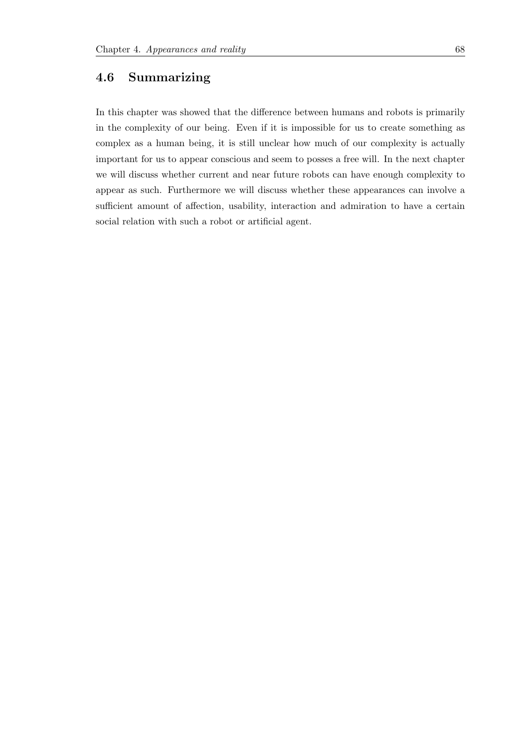## 4.6 Summarizing

In this chapter was showed that the difference between humans and robots is primarily in the complexity of our being. Even if it is impossible for us to create something as complex as a human being, it is still unclear how much of our complexity is actually important for us to appear conscious and seem to posses a free will. In the next chapter we will discuss whether current and near future robots can have enough complexity to appear as such. Furthermore we will discuss whether these appearances can involve a sufficient amount of affection, usability, interaction and admiration to have a certain social relation with such a robot or artificial agent.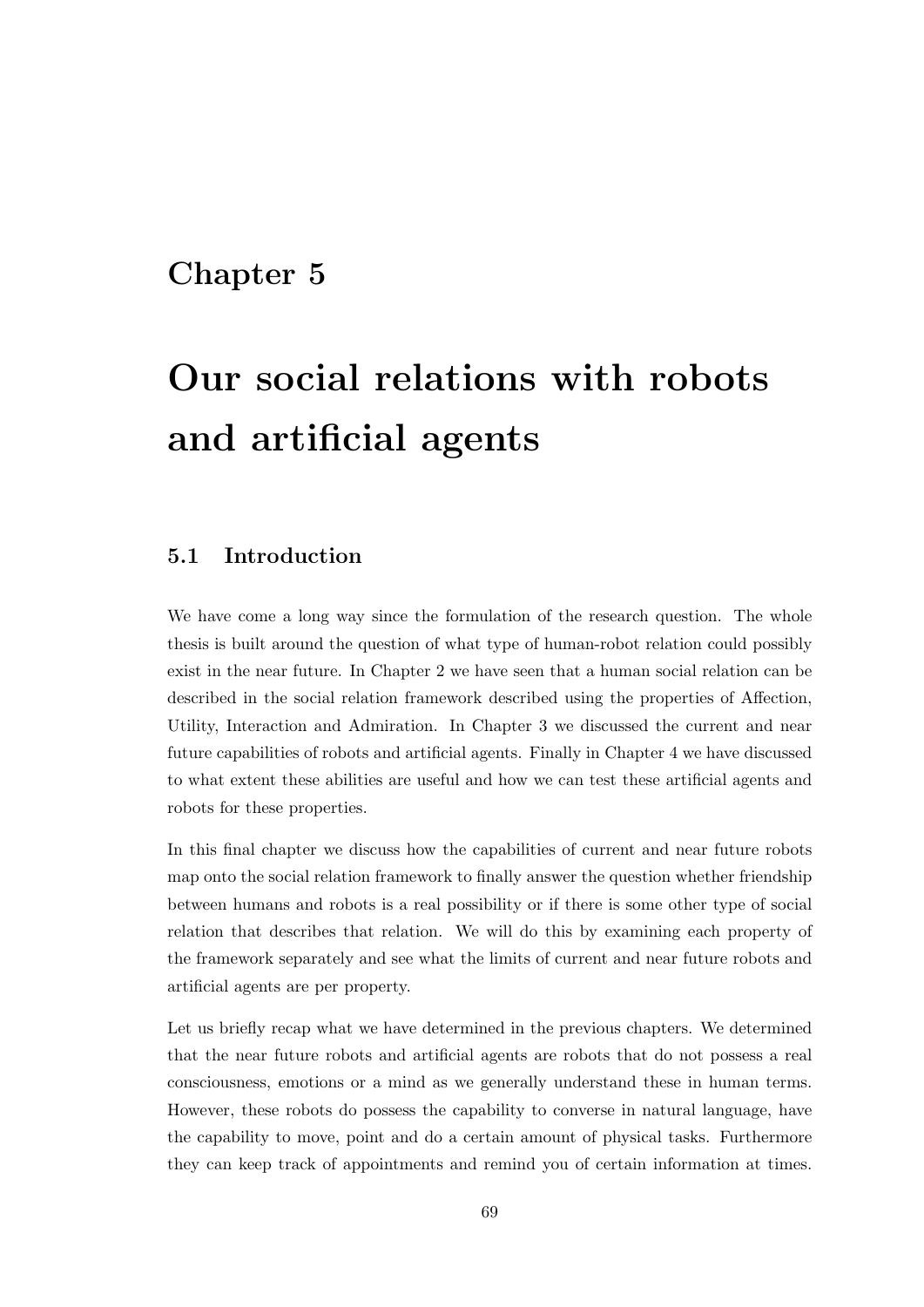# Chapter 5

# Our social relations with robots and artificial agents

## 5.1 Introduction

We have come a long way since the formulation of the research question. The whole thesis is built around the question of what type of human-robot relation could possibly exist in the near future. In Chapter 2 we have seen that a human social relation can be described in the social relation framework described using the properties of Affection, Utility, Interaction and Admiration. In Chapter 3 we discussed the current and near future capabilities of robots and artificial agents. Finally in Chapter 4 we have discussed to what extent these abilities are useful and how we can test these artificial agents and robots for these properties.

In this final chapter we discuss how the capabilities of current and near future robots map onto the social relation framework to finally answer the question whether friendship between humans and robots is a real possibility or if there is some other type of social relation that describes that relation. We will do this by examining each property of the framework separately and see what the limits of current and near future robots and artificial agents are per property.

Let us briefly recap what we have determined in the previous chapters. We determined that the near future robots and artificial agents are robots that do not possess a real consciousness, emotions or a mind as we generally understand these in human terms. However, these robots do possess the capability to converse in natural language, have the capability to move, point and do a certain amount of physical tasks. Furthermore they can keep track of appointments and remind you of certain information at times.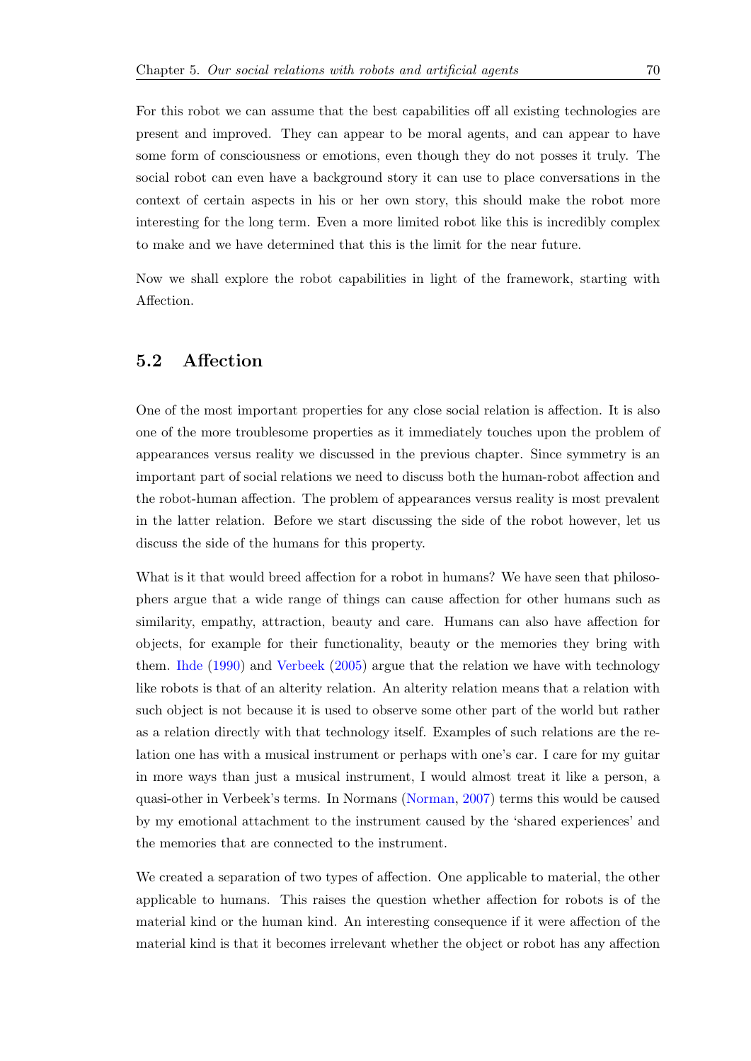For this robot we can assume that the best capabilities off all existing technologies are present and improved. They can appear to be moral agents, and can appear to have some form of consciousness or emotions, even though they do not posses it truly. The social robot can even have a background story it can use to place conversations in the context of certain aspects in his or her own story, this should make the robot more interesting for the long term. Even a more limited robot like this is incredibly complex to make and we have determined that this is the limit for the near future.

Now we shall explore the robot capabilities in light of the framework, starting with Affection.

## 5.2 Affection

One of the most important properties for any close social relation is affection. It is also one of the more troublesome properties as it immediately touches upon the problem of appearances versus reality we discussed in the previous chapter. Since symmetry is an important part of social relations we need to discuss both the human-robot affection and the robot-human affection. The problem of appearances versus reality is most prevalent in the latter relation. Before we start discussing the side of the robot however, let us discuss the side of the humans for this property.

What is it that would breed affection for a robot in humans? We have seen that philosophers argue that a wide range of things can cause affection for other humans such as similarity, empathy, attraction, beauty and care. Humans can also have affection for objects, for example for their functionality, beauty or the memories they bring with them. Ihde (1990) and Verbeek (2005) argue that the relation we have with technology like robots is that of an alterity relation. An alterity relation means that a relation with such object is not because it is used to observe some other part of the world but rather as a relation directly with that technology itself. Examples of such relations are the relation one has with a musical instrument or perhaps with one's car. I care for my guitar in more ways than just a musical instrument, I would almost treat it like a person, a quasi-other in Verbeek's terms. In Normans (Norman, 2007) terms this would be caused by my emotional attachment to the instrument caused by the 'shared experiences' and the memories that are connected to the instrument.

We created a separation of two types of affection. One applicable to material, the other applicable to humans. This raises the question whether affection for robots is of the material kind or the human kind. An interesting consequence if it were affection of the material kind is that it becomes irrelevant whether the object or robot has any affection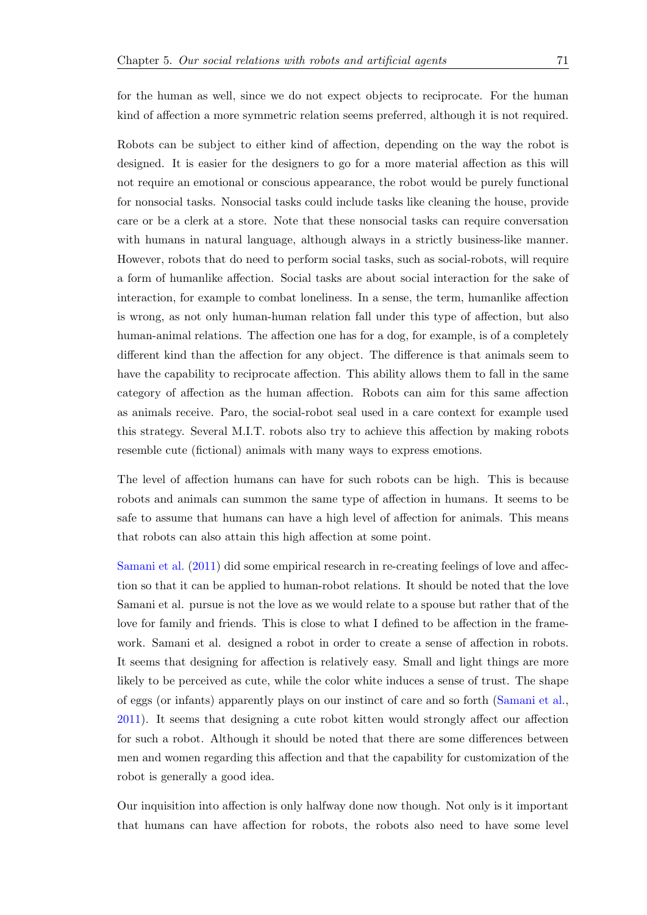for the human as well, since we do not expect objects to reciprocate. For the human kind of affection a more symmetric relation seems preferred, although it is not required.

Robots can be subject to either kind of affection, depending on the way the robot is designed. It is easier for the designers to go for a more material affection as this will not require an emotional or conscious appearance, the robot would be purely functional for nonsocial tasks. Nonsocial tasks could include tasks like cleaning the house, provide care or be a clerk at a store. Note that these nonsocial tasks can require conversation with humans in natural language, although always in a strictly business-like manner. However, robots that do need to perform social tasks, such as social-robots, will require a form of humanlike affection. Social tasks are about social interaction for the sake of interaction, for example to combat loneliness. In a sense, the term, humanlike affection is wrong, as not only human-human relation fall under this type of affection, but also human-animal relations. The affection one has for a dog, for example, is of a completely different kind than the affection for any object. The difference is that animals seem to have the capability to reciprocate affection. This ability allows them to fall in the same category of affection as the human affection. Robots can aim for this same affection as animals receive. Paro, the social-robot seal used in a care context for example used this strategy. Several M.I.T. robots also try to achieve this affection by making robots resemble cute (fictional) animals with many ways to express emotions.

The level of affection humans can have for such robots can be high. This is because robots and animals can summon the same type of affection in humans. It seems to be safe to assume that humans can have a high level of affection for animals. This means that robots can also attain this high affection at some point.

Samani et al. (2011) did some empirical research in re-creating feelings of love and affection so that it can be applied to human-robot relations. It should be noted that the love Samani et al. pursue is not the love as we would relate to a spouse but rather that of the love for family and friends. This is close to what I defined to be affection in the framework. Samani et al. designed a robot in order to create a sense of affection in robots. It seems that designing for affection is relatively easy. Small and light things are more likely to be perceived as cute, while the color white induces a sense of trust. The shape of eggs (or infants) apparently plays on our instinct of care and so forth (Samani et al., 2011). It seems that designing a cute robot kitten would strongly affect our affection for such a robot. Although it should be noted that there are some differences between men and women regarding this affection and that the capability for customization of the robot is generally a good idea.

Our inquisition into affection is only halfway done now though. Not only is it important that humans can have affection for robots, the robots also need to have some level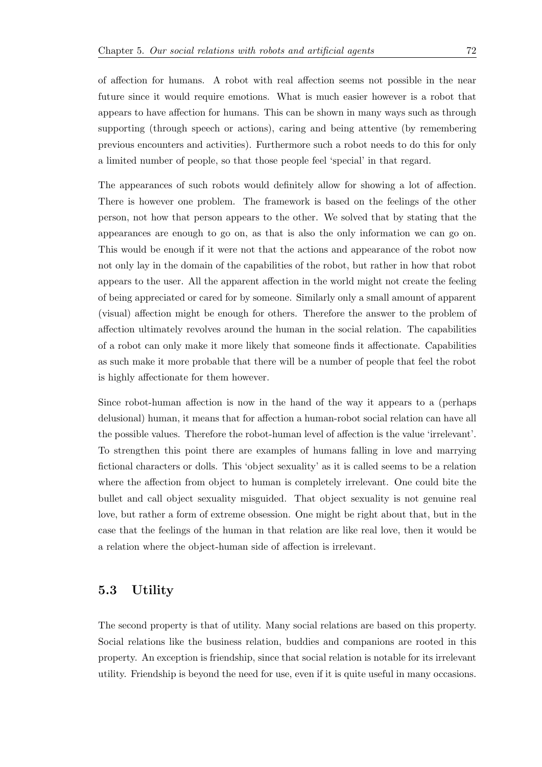of affection for humans. A robot with real affection seems not possible in the near future since it would require emotions. What is much easier however is a robot that appears to have affection for humans. This can be shown in many ways such as through supporting (through speech or actions), caring and being attentive (by remembering previous encounters and activities). Furthermore such a robot needs to do this for only a limited number of people, so that those people feel 'special' in that regard.

The appearances of such robots would definitely allow for showing a lot of affection. There is however one problem. The framework is based on the feelings of the other person, not how that person appears to the other. We solved that by stating that the appearances are enough to go on, as that is also the only information we can go on. This would be enough if it were not that the actions and appearance of the robot now not only lay in the domain of the capabilities of the robot, but rather in how that robot appears to the user. All the apparent affection in the world might not create the feeling of being appreciated or cared for by someone. Similarly only a small amount of apparent (visual) affection might be enough for others. Therefore the answer to the problem of affection ultimately revolves around the human in the social relation. The capabilities of a robot can only make it more likely that someone finds it affectionate. Capabilities as such make it more probable that there will be a number of people that feel the robot is highly affectionate for them however.

Since robot-human affection is now in the hand of the way it appears to a (perhaps delusional) human, it means that for affection a human-robot social relation can have all the possible values. Therefore the robot-human level of affection is the value 'irrelevant'. To strengthen this point there are examples of humans falling in love and marrying fictional characters or dolls. This 'object sexuality' as it is called seems to be a relation where the affection from object to human is completely irrelevant. One could bite the bullet and call object sexuality misguided. That object sexuality is not genuine real love, but rather a form of extreme obsession. One might be right about that, but in the case that the feelings of the human in that relation are like real love, then it would be a relation where the object-human side of affection is irrelevant.

## 5.3 Utility

The second property is that of utility. Many social relations are based on this property. Social relations like the business relation, buddies and companions are rooted in this property. An exception is friendship, since that social relation is notable for its irrelevant utility. Friendship is beyond the need for use, even if it is quite useful in many occasions.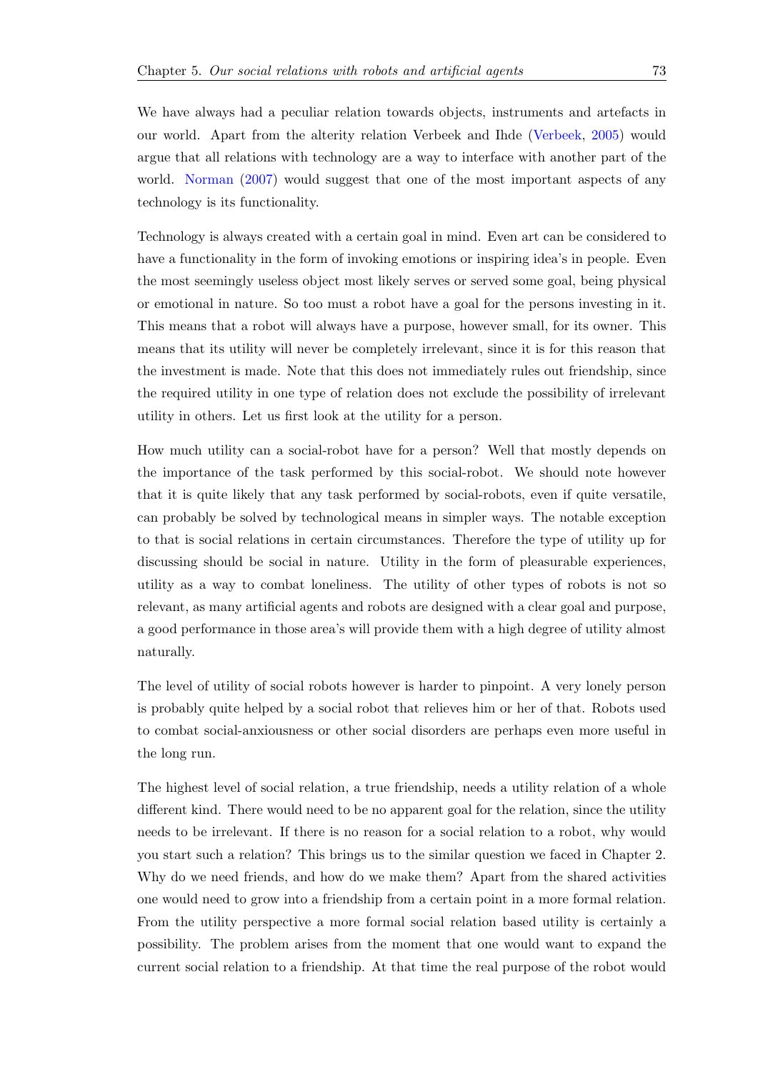We have always had a peculiar relation towards objects, instruments and artefacts in our world. Apart from the alterity relation Verbeek and Ihde (Verbeek, 2005) would argue that all relations with technology are a way to interface with another part of the world. Norman (2007) would suggest that one of the most important aspects of any technology is its functionality.

Technology is always created with a certain goal in mind. Even art can be considered to have a functionality in the form of invoking emotions or inspiring idea's in people. Even the most seemingly useless object most likely serves or served some goal, being physical or emotional in nature. So too must a robot have a goal for the persons investing in it. This means that a robot will always have a purpose, however small, for its owner. This means that its utility will never be completely irrelevant, since it is for this reason that the investment is made. Note that this does not immediately rules out friendship, since the required utility in one type of relation does not exclude the possibility of irrelevant utility in others. Let us first look at the utility for a person.

How much utility can a social-robot have for a person? Well that mostly depends on the importance of the task performed by this social-robot. We should note however that it is quite likely that any task performed by social-robots, even if quite versatile, can probably be solved by technological means in simpler ways. The notable exception to that is social relations in certain circumstances. Therefore the type of utility up for discussing should be social in nature. Utility in the form of pleasurable experiences, utility as a way to combat loneliness. The utility of other types of robots is not so relevant, as many artificial agents and robots are designed with a clear goal and purpose, a good performance in those area's will provide them with a high degree of utility almost naturally.

The level of utility of social robots however is harder to pinpoint. A very lonely person is probably quite helped by a social robot that relieves him or her of that. Robots used to combat social-anxiousness or other social disorders are perhaps even more useful in the long run.

The highest level of social relation, a true friendship, needs a utility relation of a whole different kind. There would need to be no apparent goal for the relation, since the utility needs to be irrelevant. If there is no reason for a social relation to a robot, why would you start such a relation? This brings us to the similar question we faced in Chapter 2. Why do we need friends, and how do we make them? Apart from the shared activities one would need to grow into a friendship from a certain point in a more formal relation. From the utility perspective a more formal social relation based utility is certainly a possibility. The problem arises from the moment that one would want to expand the current social relation to a friendship. At that time the real purpose of the robot would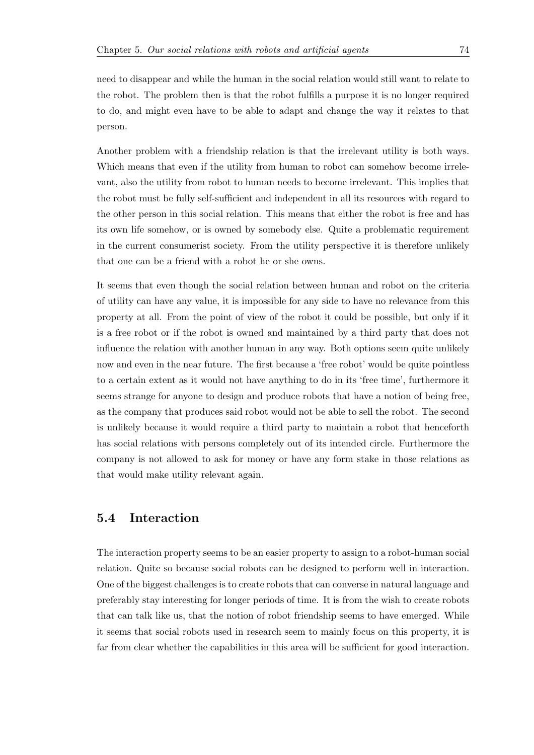need to disappear and while the human in the social relation would still want to relate to the robot. The problem then is that the robot fulfills a purpose it is no longer required to do, and might even have to be able to adapt and change the way it relates to that person.

Another problem with a friendship relation is that the irrelevant utility is both ways. Which means that even if the utility from human to robot can somehow become irrelevant, also the utility from robot to human needs to become irrelevant. This implies that the robot must be fully self-sufficient and independent in all its resources with regard to the other person in this social relation. This means that either the robot is free and has its own life somehow, or is owned by somebody else. Quite a problematic requirement in the current consumerist society. From the utility perspective it is therefore unlikely that one can be a friend with a robot he or she owns.

It seems that even though the social relation between human and robot on the criteria of utility can have any value, it is impossible for any side to have no relevance from this property at all. From the point of view of the robot it could be possible, but only if it is a free robot or if the robot is owned and maintained by a third party that does not influence the relation with another human in any way. Both options seem quite unlikely now and even in the near future. The first because a 'free robot' would be quite pointless to a certain extent as it would not have anything to do in its 'free time', furthermore it seems strange for anyone to design and produce robots that have a notion of being free, as the company that produces said robot would not be able to sell the robot. The second is unlikely because it would require a third party to maintain a robot that henceforth has social relations with persons completely out of its intended circle. Furthermore the company is not allowed to ask for money or have any form stake in those relations as that would make utility relevant again.

## 5.4 Interaction

The interaction property seems to be an easier property to assign to a robot-human social relation. Quite so because social robots can be designed to perform well in interaction. One of the biggest challenges is to create robots that can converse in natural language and preferably stay interesting for longer periods of time. It is from the wish to create robots that can talk like us, that the notion of robot friendship seems to have emerged. While it seems that social robots used in research seem to mainly focus on this property, it is far from clear whether the capabilities in this area will be sufficient for good interaction.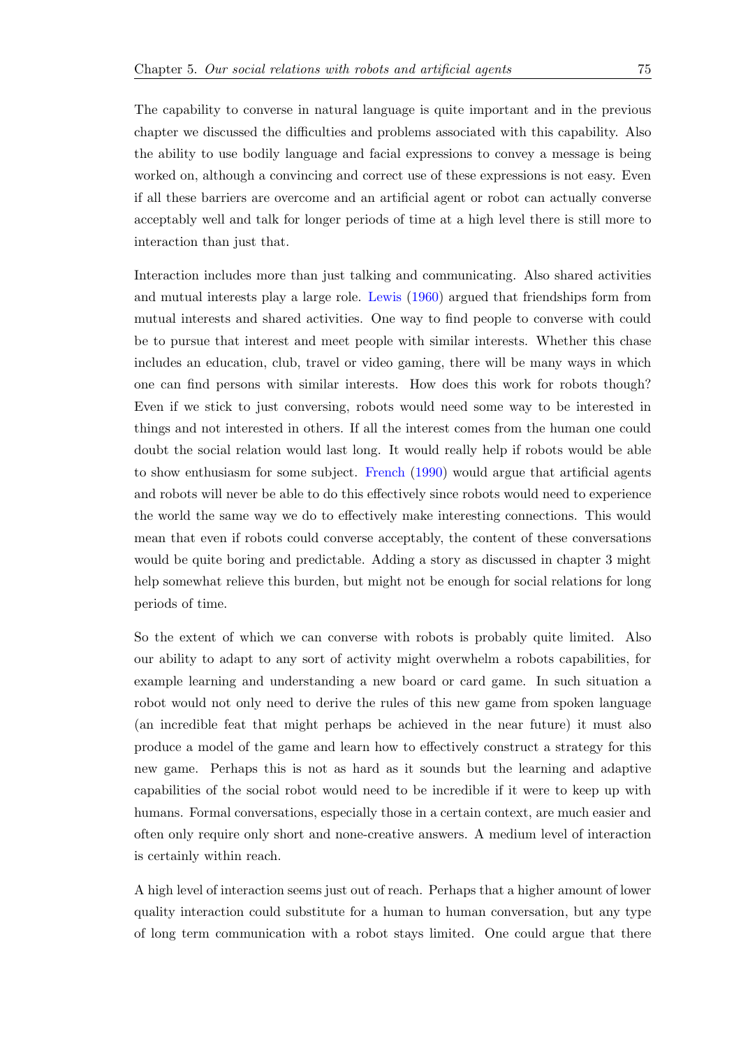The capability to converse in natural language is quite important and in the previous chapter we discussed the difficulties and problems associated with this capability. Also the ability to use bodily language and facial expressions to convey a message is being worked on, although a convincing and correct use of these expressions is not easy. Even if all these barriers are overcome and an artificial agent or robot can actually converse acceptably well and talk for longer periods of time at a high level there is still more to interaction than just that.

Interaction includes more than just talking and communicating. Also shared activities and mutual interests play a large role. Lewis (1960) argued that friendships form from mutual interests and shared activities. One way to find people to converse with could be to pursue that interest and meet people with similar interests. Whether this chase includes an education, club, travel or video gaming, there will be many ways in which one can find persons with similar interests. How does this work for robots though? Even if we stick to just conversing, robots would need some way to be interested in things and not interested in others. If all the interest comes from the human one could doubt the social relation would last long. It would really help if robots would be able to show enthusiasm for some subject. French (1990) would argue that artificial agents and robots will never be able to do this effectively since robots would need to experience the world the same way we do to effectively make interesting connections. This would mean that even if robots could converse acceptably, the content of these conversations would be quite boring and predictable. Adding a story as discussed in chapter 3 might help somewhat relieve this burden, but might not be enough for social relations for long periods of time.

So the extent of which we can converse with robots is probably quite limited. Also our ability to adapt to any sort of activity might overwhelm a robots capabilities, for example learning and understanding a new board or card game. In such situation a robot would not only need to derive the rules of this new game from spoken language (an incredible feat that might perhaps be achieved in the near future) it must also produce a model of the game and learn how to effectively construct a strategy for this new game. Perhaps this is not as hard as it sounds but the learning and adaptive capabilities of the social robot would need to be incredible if it were to keep up with humans. Formal conversations, especially those in a certain context, are much easier and often only require only short and none-creative answers. A medium level of interaction is certainly within reach.

A high level of interaction seems just out of reach. Perhaps that a higher amount of lower quality interaction could substitute for a human to human conversation, but any type of long term communication with a robot stays limited. One could argue that there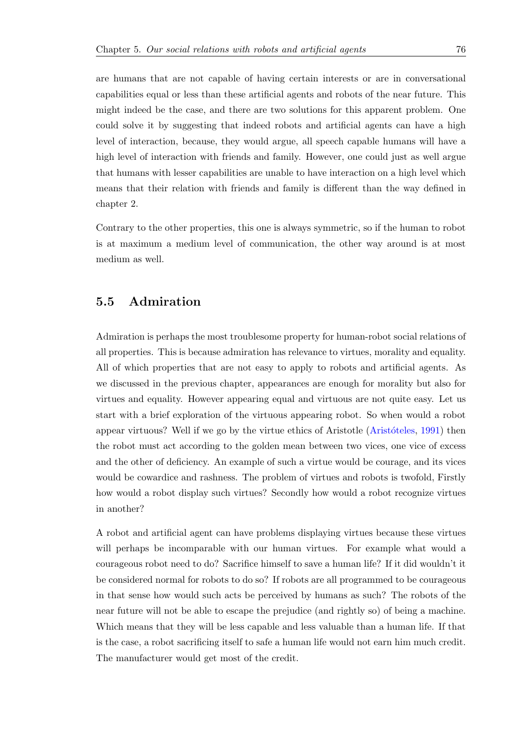are humans that are not capable of having certain interests or are in conversational capabilities equal or less than these artificial agents and robots of the near future. This might indeed be the case, and there are two solutions for this apparent problem. One could solve it by suggesting that indeed robots and artificial agents can have a high level of interaction, because, they would argue, all speech capable humans will have a high level of interaction with friends and family. However, one could just as well argue that humans with lesser capabilities are unable to have interaction on a high level which means that their relation with friends and family is different than the way defined in chapter 2.

Contrary to the other properties, this one is always symmetric, so if the human to robot is at maximum a medium level of communication, the other way around is at most medium as well.

## 5.5 Admiration

Admiration is perhaps the most troublesome property for human-robot social relations of all properties. This is because admiration has relevance to virtues, morality and equality. All of which properties that are not easy to apply to robots and artificial agents. As we discussed in the previous chapter, appearances are enough for morality but also for virtues and equality. However appearing equal and virtuous are not quite easy. Let us start with a brief exploration of the virtuous appearing robot. So when would a robot appear virtuous? Well if we go by the virtue ethics of Aristotle (Aristóteles, 1991) then the robot must act according to the golden mean between two vices, one vice of excess and the other of deficiency. An example of such a virtue would be courage, and its vices would be cowardice and rashness. The problem of virtues and robots is twofold, Firstly how would a robot display such virtues? Secondly how would a robot recognize virtues in another?

A robot and artificial agent can have problems displaying virtues because these virtues will perhaps be incomparable with our human virtues. For example what would a courageous robot need to do? Sacrifice himself to save a human life? If it did wouldn't it be considered normal for robots to do so? If robots are all programmed to be courageous in that sense how would such acts be perceived by humans as such? The robots of the near future will not be able to escape the prejudice (and rightly so) of being a machine. Which means that they will be less capable and less valuable than a human life. If that is the case, a robot sacrificing itself to safe a human life would not earn him much credit. The manufacturer would get most of the credit.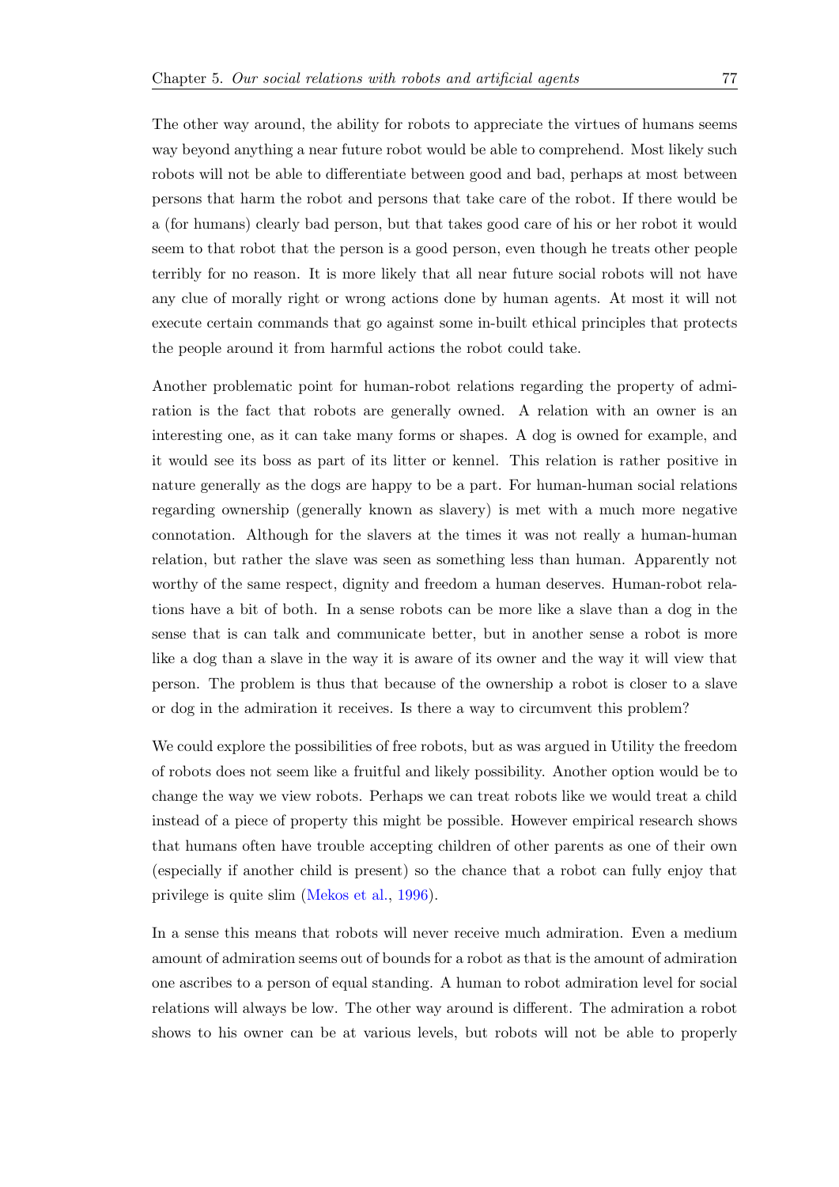The other way around, the ability for robots to appreciate the virtues of humans seems way beyond anything a near future robot would be able to comprehend. Most likely such robots will not be able to differentiate between good and bad, perhaps at most between persons that harm the robot and persons that take care of the robot. If there would be a (for humans) clearly bad person, but that takes good care of his or her robot it would seem to that robot that the person is a good person, even though he treats other people terribly for no reason. It is more likely that all near future social robots will not have any clue of morally right or wrong actions done by human agents. At most it will not execute certain commands that go against some in-built ethical principles that protects the people around it from harmful actions the robot could take.

Another problematic point for human-robot relations regarding the property of admiration is the fact that robots are generally owned. A relation with an owner is an interesting one, as it can take many forms or shapes. A dog is owned for example, and it would see its boss as part of its litter or kennel. This relation is rather positive in nature generally as the dogs are happy to be a part. For human-human social relations regarding ownership (generally known as slavery) is met with a much more negative connotation. Although for the slavers at the times it was not really a human-human relation, but rather the slave was seen as something less than human. Apparently not worthy of the same respect, dignity and freedom a human deserves. Human-robot relations have a bit of both. In a sense robots can be more like a slave than a dog in the sense that is can talk and communicate better, but in another sense a robot is more like a dog than a slave in the way it is aware of its owner and the way it will view that person. The problem is thus that because of the ownership a robot is closer to a slave or dog in the admiration it receives. Is there a way to circumvent this problem?

We could explore the possibilities of free robots, but as was argued in Utility the freedom of robots does not seem like a fruitful and likely possibility. Another option would be to change the way we view robots. Perhaps we can treat robots like we would treat a child instead of a piece of property this might be possible. However empirical research shows that humans often have trouble accepting children of other parents as one of their own (especially if another child is present) so the chance that a robot can fully enjoy that privilege is quite slim (Mekos et al., 1996).

In a sense this means that robots will never receive much admiration. Even a medium amount of admiration seems out of bounds for a robot as that is the amount of admiration one ascribes to a person of equal standing. A human to robot admiration level for social relations will always be low. The other way around is different. The admiration a robot shows to his owner can be at various levels, but robots will not be able to properly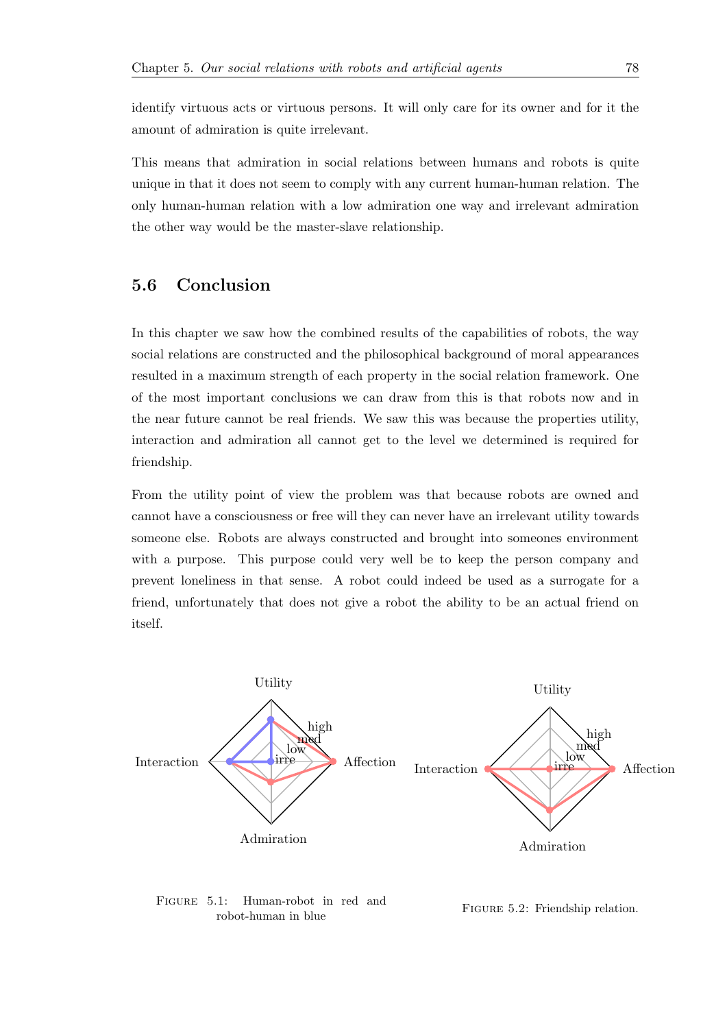identify virtuous acts or virtuous persons. It will only care for its owner and for it the amount of admiration is quite irrelevant.

This means that admiration in social relations between humans and robots is quite unique in that it does not seem to comply with any current human-human relation. The only human-human relation with a low admiration one way and irrelevant admiration the other way would be the master-slave relationship.

## 5.6 Conclusion

In this chapter we saw how the combined results of the capabilities of robots, the way social relations are constructed and the philosophical background of moral appearances resulted in a maximum strength of each property in the social relation framework. One of the most important conclusions we can draw from this is that robots now and in the near future cannot be real friends. We saw this was because the properties utility, interaction and admiration all cannot get to the level we determined is required for friendship.

From the utility point of view the problem was that because robots are owned and cannot have a consciousness or free will they can never have an irrelevant utility towards someone else. Robots are always constructed and brought into someones environment with a purpose. This purpose could very well be to keep the person company and prevent loneliness in that sense. A robot could indeed be used as a surrogate for a friend, unfortunately that does not give a robot the ability to be an actual friend on itself.

Figure 5.1: Human-robot in red and robot-human in blue

Figure 5.2: Friendship relation.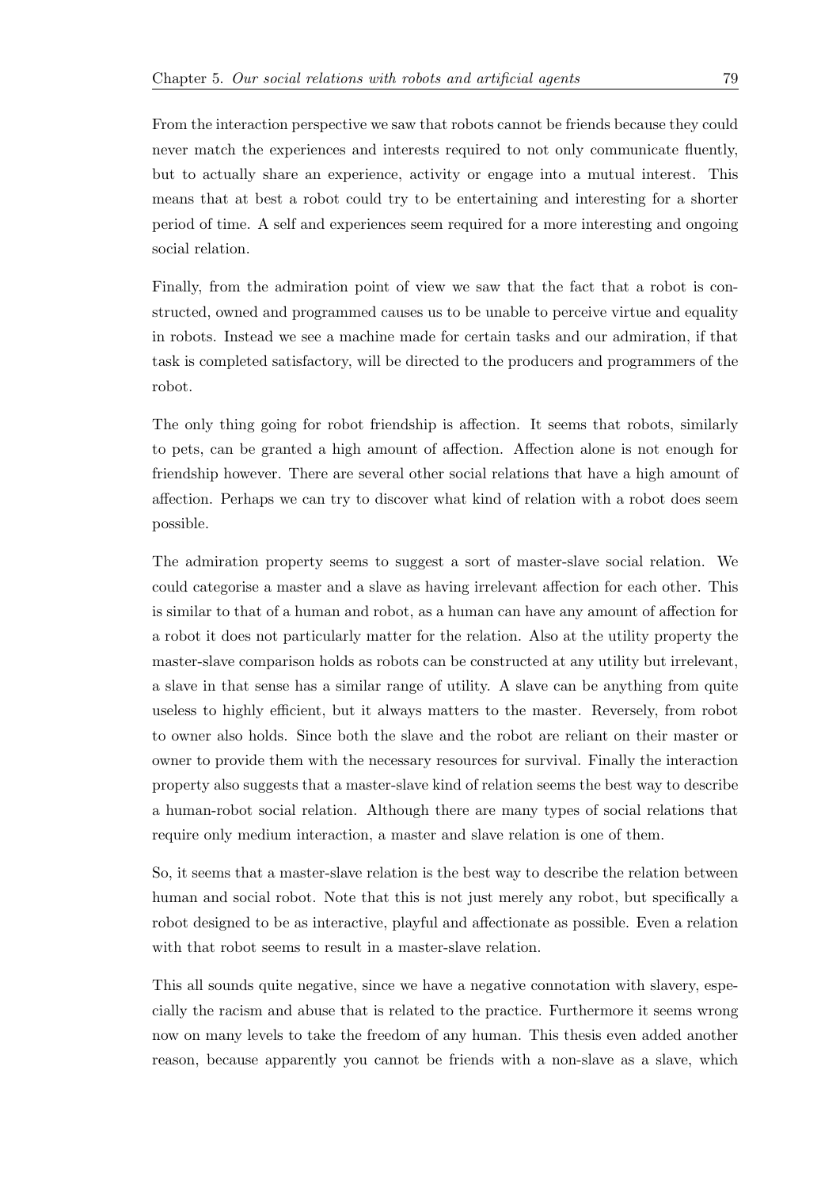From the interaction perspective we saw that robots cannot be friends because they could never match the experiences and interests required to not only communicate fluently, but to actually share an experience, activity or engage into a mutual interest. This means that at best a robot could try to be entertaining and interesting for a shorter period of time. A self and experiences seem required for a more interesting and ongoing social relation.

Finally, from the admiration point of view we saw that the fact that a robot is constructed, owned and programmed causes us to be unable to perceive virtue and equality in robots. Instead we see a machine made for certain tasks and our admiration, if that task is completed satisfactory, will be directed to the producers and programmers of the robot.

The only thing going for robot friendship is affection. It seems that robots, similarly to pets, can be granted a high amount of affection. Affection alone is not enough for friendship however. There are several other social relations that have a high amount of affection. Perhaps we can try to discover what kind of relation with a robot does seem possible.

The admiration property seems to suggest a sort of master-slave social relation. We could categorise a master and a slave as having irrelevant affection for each other. This is similar to that of a human and robot, as a human can have any amount of affection for a robot it does not particularly matter for the relation. Also at the utility property the master-slave comparison holds as robots can be constructed at any utility but irrelevant, a slave in that sense has a similar range of utility. A slave can be anything from quite useless to highly efficient, but it always matters to the master. Reversely, from robot to owner also holds. Since both the slave and the robot are reliant on their master or owner to provide them with the necessary resources for survival. Finally the interaction property also suggests that a master-slave kind of relation seems the best way to describe a human-robot social relation. Although there are many types of social relations that require only medium interaction, a master and slave relation is one of them.

So, it seems that a master-slave relation is the best way to describe the relation between human and social robot. Note that this is not just merely any robot, but specifically a robot designed to be as interactive, playful and affectionate as possible. Even a relation with that robot seems to result in a master-slave relation.

This all sounds quite negative, since we have a negative connotation with slavery, especially the racism and abuse that is related to the practice. Furthermore it seems wrong now on many levels to take the freedom of any human. This thesis even added another reason, because apparently you cannot be friends with a non-slave as a slave, which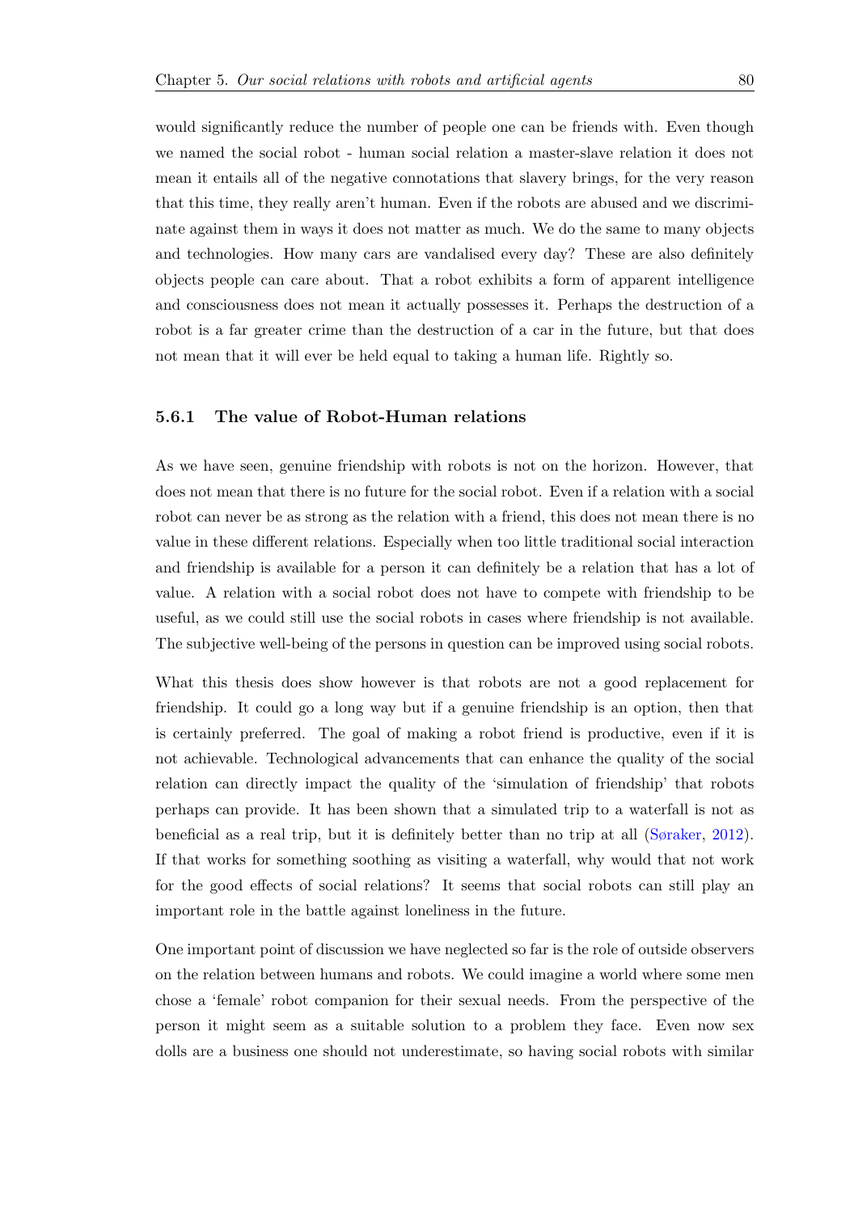would significantly reduce the number of people one can be friends with. Even though we named the social robot - human social relation a master-slave relation it does not mean it entails all of the negative connotations that slavery brings, for the very reason that this time, they really aren't human. Even if the robots are abused and we discriminate against them in ways it does not matter as much. We do the same to many objects and technologies. How many cars are vandalised every day? These are also definitely objects people can care about. That a robot exhibits a form of apparent intelligence and consciousness does not mean it actually possesses it. Perhaps the destruction of a robot is a far greater crime than the destruction of a car in the future, but that does not mean that it will ever be held equal to taking a human life. Rightly so.

### 5.6.1 The value of Robot-Human relations

As we have seen, genuine friendship with robots is not on the horizon. However, that does not mean that there is no future for the social robot. Even if a relation with a social robot can never be as strong as the relation with a friend, this does not mean there is no value in these different relations. Especially when too little traditional social interaction and friendship is available for a person it can definitely be a relation that has a lot of value. A relation with a social robot does not have to compete with friendship to be useful, as we could still use the social robots in cases where friendship is not available. The subjective well-being of the persons in question can be improved using social robots.

What this thesis does show however is that robots are not a good replacement for friendship. It could go a long way but if a genuine friendship is an option, then that is certainly preferred. The goal of making a robot friend is productive, even if it is not achievable. Technological advancements that can enhance the quality of the social relation can directly impact the quality of the 'simulation of friendship' that robots perhaps can provide. It has been shown that a simulated trip to a waterfall is not as beneficial as a real trip, but it is definitely better than no trip at all (Søraker, 2012). If that works for something soothing as visiting a waterfall, why would that not work for the good effects of social relations? It seems that social robots can still play an important role in the battle against loneliness in the future.

One important point of discussion we have neglected so far is the role of outside observers on the relation between humans and robots. We could imagine a world where some men chose a 'female' robot companion for their sexual needs. From the perspective of the person it might seem as a suitable solution to a problem they face. Even now sex dolls are a business one should not underestimate, so having social robots with similar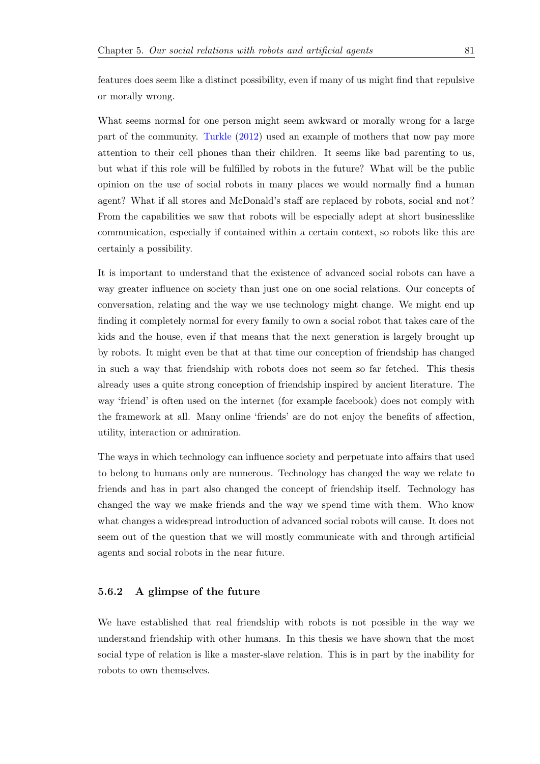features does seem like a distinct possibility, even if many of us might find that repulsive or morally wrong.

What seems normal for one person might seem awkward or morally wrong for a large part of the community. Turkle (2012) used an example of mothers that now pay more attention to their cell phones than their children. It seems like bad parenting to us, but what if this role will be fulfilled by robots in the future? What will be the public opinion on the use of social robots in many places we would normally find a human agent? What if all stores and McDonald's staff are replaced by robots, social and not? From the capabilities we saw that robots will be especially adept at short businesslike communication, especially if contained within a certain context, so robots like this are certainly a possibility.

It is important to understand that the existence of advanced social robots can have a way greater influence on society than just one on one social relations. Our concepts of conversation, relating and the way we use technology might change. We might end up finding it completely normal for every family to own a social robot that takes care of the kids and the house, even if that means that the next generation is largely brought up by robots. It might even be that at that time our conception of friendship has changed in such a way that friendship with robots does not seem so far fetched. This thesis already uses a quite strong conception of friendship inspired by ancient literature. The way 'friend' is often used on the internet (for example facebook) does not comply with the framework at all. Many online 'friends' are do not enjoy the benefits of affection, utility, interaction or admiration.

The ways in which technology can influence society and perpetuate into affairs that used to belong to humans only are numerous. Technology has changed the way we relate to friends and has in part also changed the concept of friendship itself. Technology has changed the way we make friends and the way we spend time with them. Who know what changes a widespread introduction of advanced social robots will cause. It does not seem out of the question that we will mostly communicate with and through artificial agents and social robots in the near future.

### 5.6.2 A glimpse of the future

We have established that real friendship with robots is not possible in the way we understand friendship with other humans. In this thesis we have shown that the most social type of relation is like a master-slave relation. This is in part by the inability for robots to own themselves.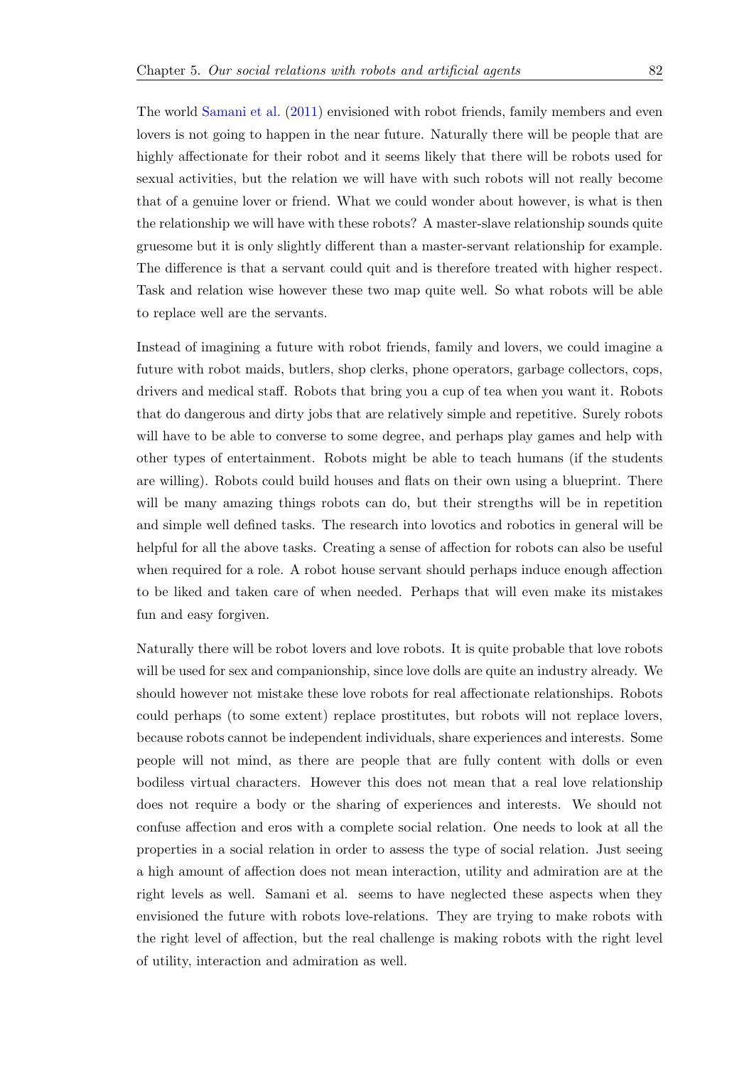The world Samani et al. (2011) envisioned with robot friends, family members and even lovers is not going to happen in the near future. Naturally there will be people that are highly affectionate for their robot and it seems likely that there will be robots used for sexual activities, but the relation we will have with such robots will not really become that of a genuine lover or friend. What we could wonder about however, is what is then the relationship we will have with these robots? A master-slave relationship sounds quite gruesome but it is only slightly different than a master-servant relationship for example. The difference is that a servant could quit and is therefore treated with higher respect. Task and relation wise however these two map quite well. So what robots will be able to replace well are the servants.

Instead of imagining a future with robot friends, family and lovers, we could imagine a future with robot maids, butlers, shop clerks, phone operators, garbage collectors, cops, drivers and medical staff. Robots that bring you a cup of tea when you want it. Robots that do dangerous and dirty jobs that are relatively simple and repetitive. Surely robots will have to be able to converse to some degree, and perhaps play games and help with other types of entertainment. Robots might be able to teach humans (if the students are willing). Robots could build houses and flats on their own using a blueprint. There will be many amazing things robots can do, but their strengths will be in repetition and simple well defined tasks. The research into lovotics and robotics in general will be helpful for all the above tasks. Creating a sense of affection for robots can also be useful when required for a role. A robot house servant should perhaps induce enough affection to be liked and taken care of when needed. Perhaps that will even make its mistakes fun and easy forgiven.

Naturally there will be robot lovers and love robots. It is quite probable that love robots will be used for sex and companionship, since love dolls are quite an industry already. We should however not mistake these love robots for real affectionate relationships. Robots could perhaps (to some extent) replace prostitutes, but robots will not replace lovers, because robots cannot be independent individuals, share experiences and interests. Some people will not mind, as there are people that are fully content with dolls or even bodiless virtual characters. However this does not mean that a real love relationship does not require a body or the sharing of experiences and interests. We should not confuse affection and eros with a complete social relation. One needs to look at all the properties in a social relation in order to assess the type of social relation. Just seeing a high amount of affection does not mean interaction, utility and admiration are at the right levels as well. Samani et al. seems to have neglected these aspects when they envisioned the future with robots love-relations. They are trying to make robots with the right level of affection, but the real challenge is making robots with the right level of utility, interaction and admiration as well.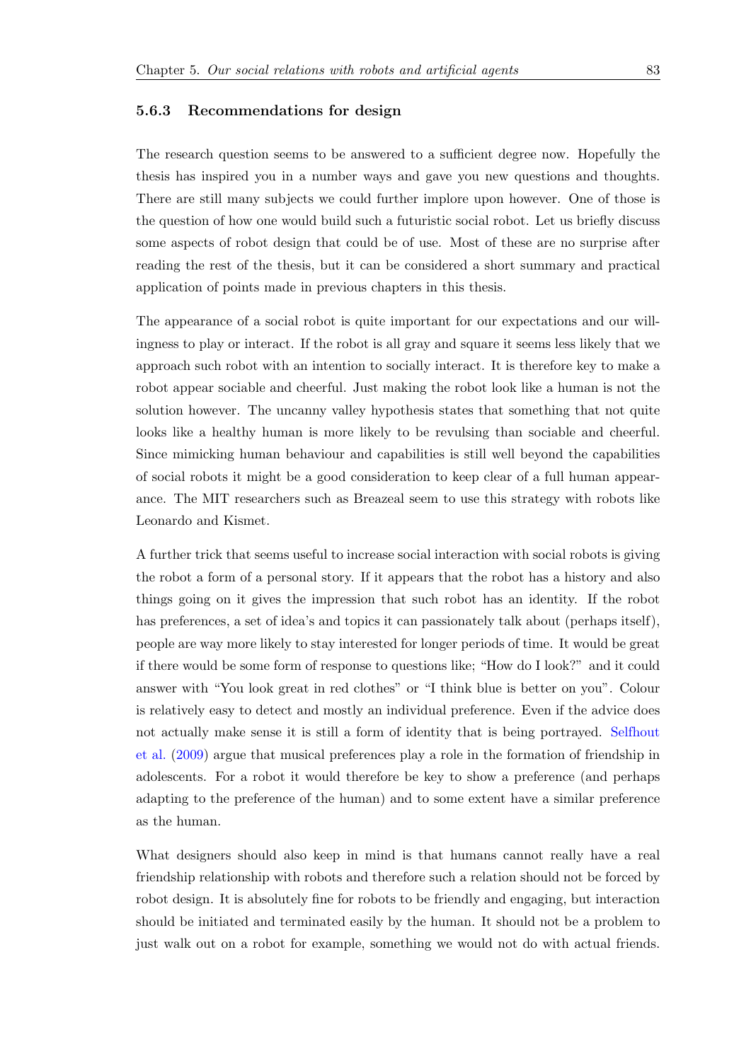### 5.6.3 Recommendations for design

The research question seems to be answered to a sufficient degree now. Hopefully the thesis has inspired you in a number ways and gave you new questions and thoughts. There are still many subjects we could further implore upon however. One of those is the question of how one would build such a futuristic social robot. Let us briefly discuss some aspects of robot design that could be of use. Most of these are no surprise after reading the rest of the thesis, but it can be considered a short summary and practical application of points made in previous chapters in this thesis.

The appearance of a social robot is quite important for our expectations and our willingness to play or interact. If the robot is all gray and square it seems less likely that we approach such robot with an intention to socially interact. It is therefore key to make a robot appear sociable and cheerful. Just making the robot look like a human is not the solution however. The uncanny valley hypothesis states that something that not quite looks like a healthy human is more likely to be revulsing than sociable and cheerful. Since mimicking human behaviour and capabilities is still well beyond the capabilities of social robots it might be a good consideration to keep clear of a full human appearance. The MIT researchers such as Breazeal seem to use this strategy with robots like Leonardo and Kismet.

A further trick that seems useful to increase social interaction with social robots is giving the robot a form of a personal story. If it appears that the robot has a history and also things going on it gives the impression that such robot has an identity. If the robot has preferences, a set of idea's and topics it can passionately talk about (perhaps itself), people are way more likely to stay interested for longer periods of time. It would be great if there would be some form of response to questions like; "How do I look?" and it could answer with "You look great in red clothes" or "I think blue is better on you". Colour is relatively easy to detect and mostly an individual preference. Even if the advice does not actually make sense it is still a form of identity that is being portrayed. Selfhout et al. (2009) argue that musical preferences play a role in the formation of friendship in adolescents. For a robot it would therefore be key to show a preference (and perhaps adapting to the preference of the human) and to some extent have a similar preference as the human.

What designers should also keep in mind is that humans cannot really have a real friendship relationship with robots and therefore such a relation should not be forced by robot design. It is absolutely fine for robots to be friendly and engaging, but interaction should be initiated and terminated easily by the human. It should not be a problem to just walk out on a robot for example, something we would not do with actual friends.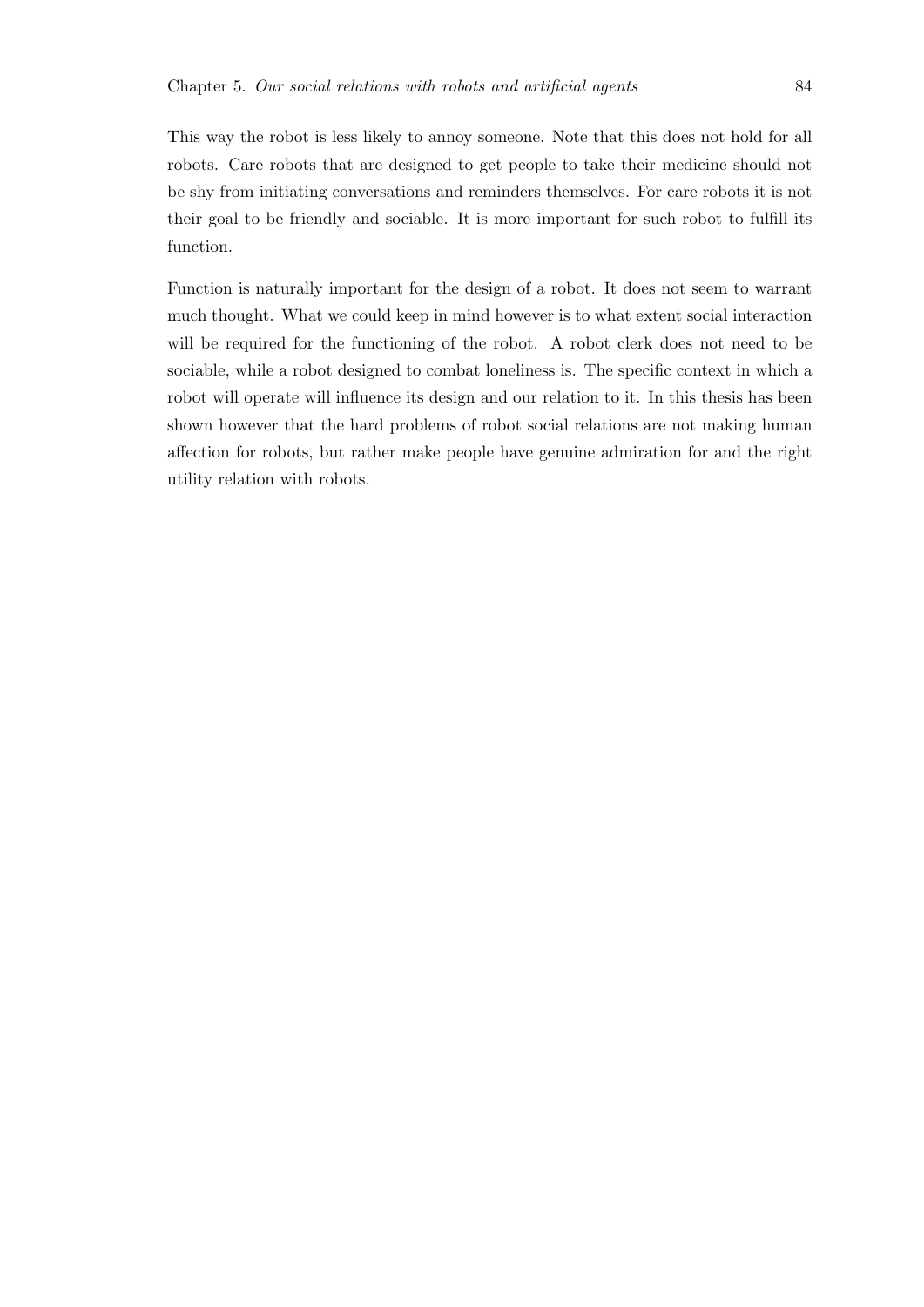This way the robot is less likely to annoy someone. Note that this does not hold for all robots. Care robots that are designed to get people to take their medicine should not be shy from initiating conversations and reminders themselves. For care robots it is not their goal to be friendly and sociable. It is more important for such robot to fulfill its function.

Function is naturally important for the design of a robot. It does not seem to warrant much thought. What we could keep in mind however is to what extent social interaction will be required for the functioning of the robot. A robot clerk does not need to be sociable, while a robot designed to combat loneliness is. The specific context in which a robot will operate will influence its design and our relation to it. In this thesis has been shown however that the hard problems of robot social relations are not making human affection for robots, but rather make people have genuine admiration for and the right utility relation with robots.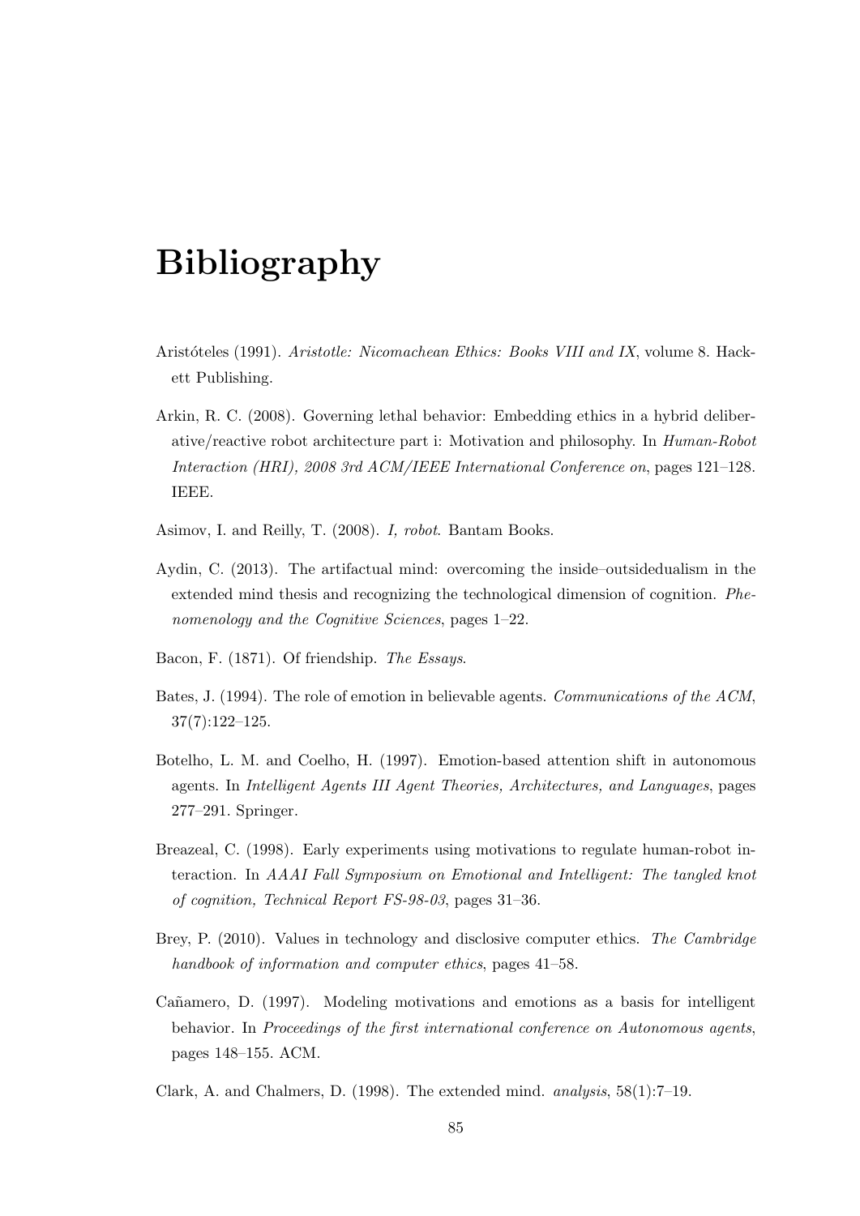# Bibliography

Aristóteles (1991). *Aristotle: Nicomachean Ethics: Books VIII and IX*, volume 8. Hackett Publishing.

Arkin, R. C. (2008). Governing lethal behavior: Embedding ethics in a hybrid deliberative/reactive robot architecture part i: Motivation and philosophy. In *Human-Robot Interaction (HRI), 2008 3rd ACM/IEEE International Conference on*, pages 121–128. IEEE.

Asimov, I. and Reilly, T. (2008). *I, robot*. Bantam Books.

Aydin, C. (2013). The artifactual mind: overcoming the inside–outsidedualism in the extended mind thesis and recognizing the technological dimension of cognition. *Phenomenology and the Cognitive Sciences*, pages 1–22.

Bacon, F. (1871). Of friendship. *The Essays*.

Bates, J. (1994). The role of emotion in believable agents. *Communications of the ACM*, 37(7):122–125.

Botelho, L. M. and Coelho, H. (1997). Emotion-based attention shift in autonomous agents. In *Intelligent Agents III Agent Theories, Architectures, and Languages*, pages 277–291. Springer.

Breazeal, C. (1998). Early experiments using motivations to regulate human-robot interaction. In *AAAI Fall Symposium on Emotional and Intelligent: The tangled knot of cognition, Technical Report FS-98-03*, pages 31–36.

Brey, P. (2010). Values in technology and disclosive computer ethics. *The Cambridge handbook of information and computer ethics*, pages 41–58.

Cañamero, D. (1997). Modeling motivations and emotions as a basis for intelligent behavior. In *Proceedings of the first international conference on Autonomous agents*, pages 148–155. ACM.

Clark, A. and Chalmers, D. (1998). The extended mind. *analysis*, 58(1):7–19.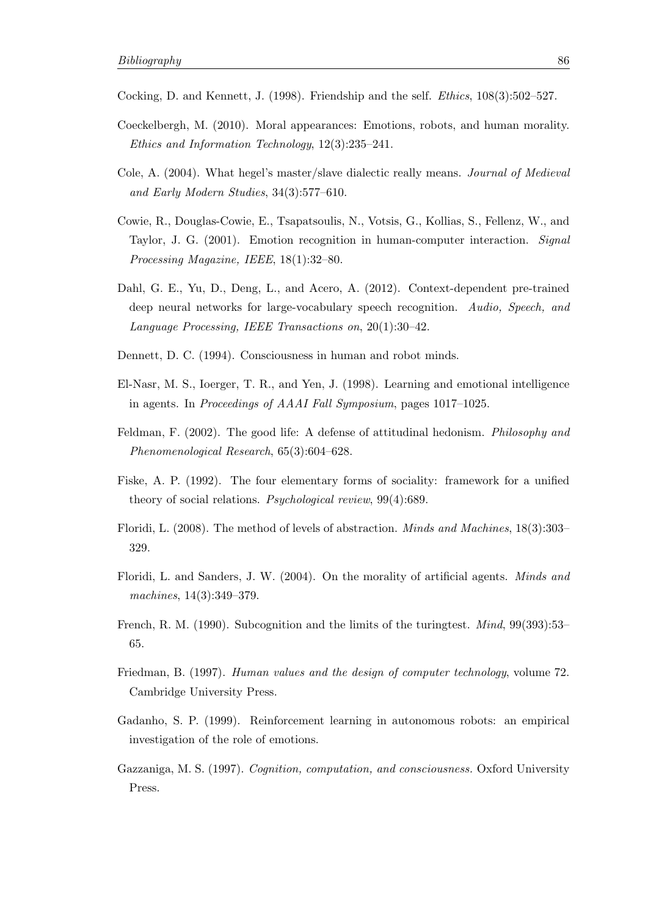Cocking, D. and Kennett, J. (1998). Friendship and the self. *Ethics*, 108(3):502–527.

Coeckelbergh, M. (2010). Moral appearances: Emotions, robots, and human morality. *Ethics and Information Technology*, 12(3):235–241.

Cole, A. (2004). What hegel's master/slave dialectic really means. *Journal of Medieval and Early Modern Studies*, 34(3):577–610.

Cowie, R., Douglas-Cowie, E., Tsapatsoulis, N., Votsis, G., Kollias, S., Fellenz, W., and Taylor, J. G. (2001). Emotion recognition in human-computer interaction. *Signal Processing Magazine, IEEE*, 18(1):32–80.

Dahl, G. E., Yu, D., Deng, L., and Acero, A. (2012). Context-dependent pre-trained deep neural networks for large-vocabulary speech recognition. *Audio, Speech, and Language Processing, IEEE Transactions on*, 20(1):30–42.

Dennett, D. C. (1994). Consciousness in human and robot minds.

El-Nasr, M. S., Ioerger, T. R., and Yen, J. (1998). Learning and emotional intelligence in agents. In *Proceedings of AAAI Fall Symposium*, pages 1017–1025.

Feldman, F. (2002). The good life: A defense of attitudinal hedonism. *Philosophy and Phenomenological Research*, 65(3):604–628.

Fiske, A. P. (1992). The four elementary forms of sociality: framework for a unified theory of social relations. *Psychological review*, 99(4):689.

Floridi, L. (2008). The method of levels of abstraction. *Minds and Machines*, 18(3):303–329.

Floridi, L. and Sanders, J. W. (2004). On the morality of artificial agents. *Minds and machines*, 14(3):349–379.

French, R. M. (1990). Subcognition and the limits of the turingtest. *Mind*, 99(393):53–65.

Friedman, B. (1997). *Human values and the design of computer technology*, volume 72. Cambridge University Press.

Gadanho, S. P. (1999). Reinforcement learning in autonomous robots: an empirical investigation of the role of emotions.

Gazzaniga, M. S. (1997). *Cognition, computation, and consciousness.* Oxford University Press.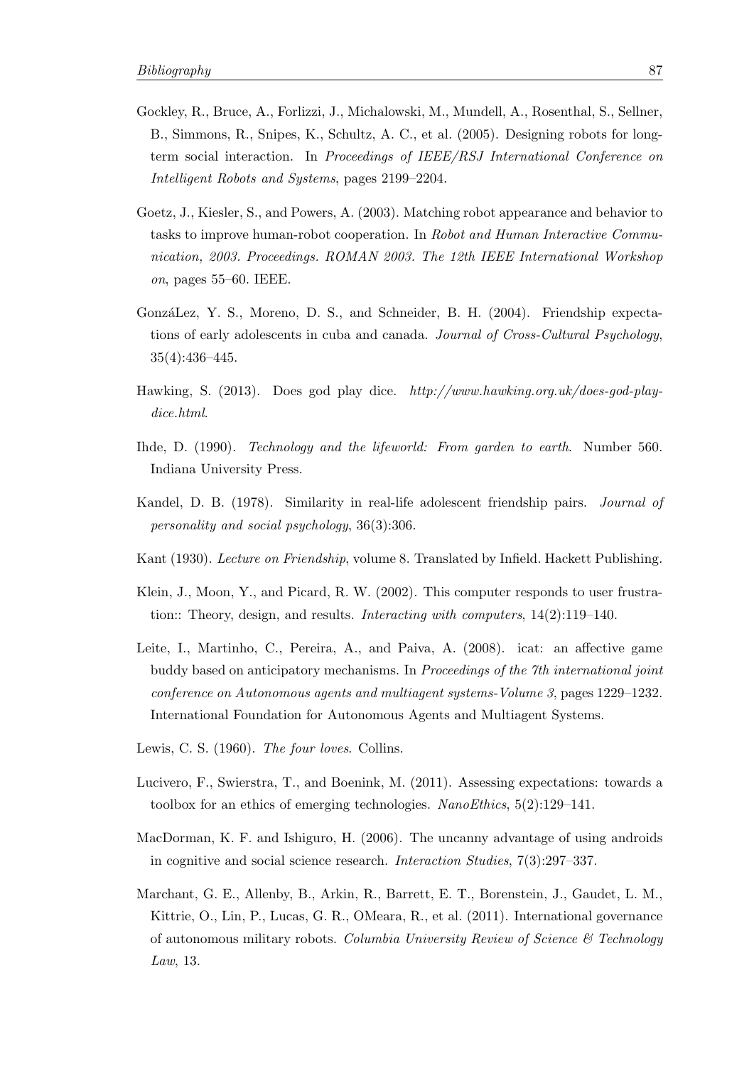Gockley, R., Bruce, A., Forlizzi, J., Michalowski, M., Mundell, A., Rosenthal, S., Sellner, B., Simmons, R., Snipes, K., Schultz, A. C., et al. (2005). Designing robots for long-term social interaction. In *Proceedings of IEEE/RSJ International Conference on Intelligent Robots and Systems*, pages 2199–2204.

Goetz, J., Kiesler, S., and Powers, A. (2003). Matching robot appearance and behavior to tasks to improve human-robot cooperation. In *Robot and Human Interactive Communication, 2003. Proceedings. ROMAN 2003. The 12th IEEE International Workshop on*, pages 55–60. IEEE.

GonzáLez, Y. S., Moreno, D. S., and Schneider, B. H. (2004). Friendship expectations of early adolescents in cuba and canada. *Journal of Cross-Cultural Psychology*, 35(4):436–445.

Hawking, S. (2013). Does god play dice. *http://www.hawking.org.uk/does-god-play-dice.html*.

Ihde, D. (1990). *Technology and the lifeworld: From garden to earth*. Number 560. Indiana University Press.

Kandel, D. B. (1978). Similarity in real-life adolescent friendship pairs. *Journal of personality and social psychology*, 36(3):306.

Kant (1930). *Lecture on Friendship*, volume 8. Translated by Infield. Hackett Publishing.

Klein, J., Moon, Y., and Picard, R. W. (2002). This computer responds to user frustration:: Theory, design, and results. *Interacting with computers*, 14(2):119–140.

Leite, I., Martinho, C., Pereira, A., and Paiva, A. (2008). icat: an affective game buddy based on anticipatory mechanisms. In *Proceedings of the 7th international joint conference on Autonomous agents and multiagent systems-Volume 3*, pages 1229–1232. International Foundation for Autonomous Agents and Multiagent Systems.

Lewis, C. S. (1960). *The four loves*. Collins.

Lucivero, F., Swierstra, T., and Boenink, M. (2011). Assessing expectations: towards a toolbox for an ethics of emerging technologies. *NanoEthics*, 5(2):129–141.

MacDorman, K. F. and Ishiguro, H. (2006). The uncanny advantage of using androids in cognitive and social science research. *Interaction Studies*, 7(3):297–337.

Marchant, G. E., Allenby, B., Arkin, R., Barrett, E. T., Borenstein, J., Gaudet, L. M., Kittrie, O., Lin, P., Lucas, G. R., OMeara, R., et al. (2011). International governance of autonomous military robots. *Columbia University Review of Science & Technology Law*, 13.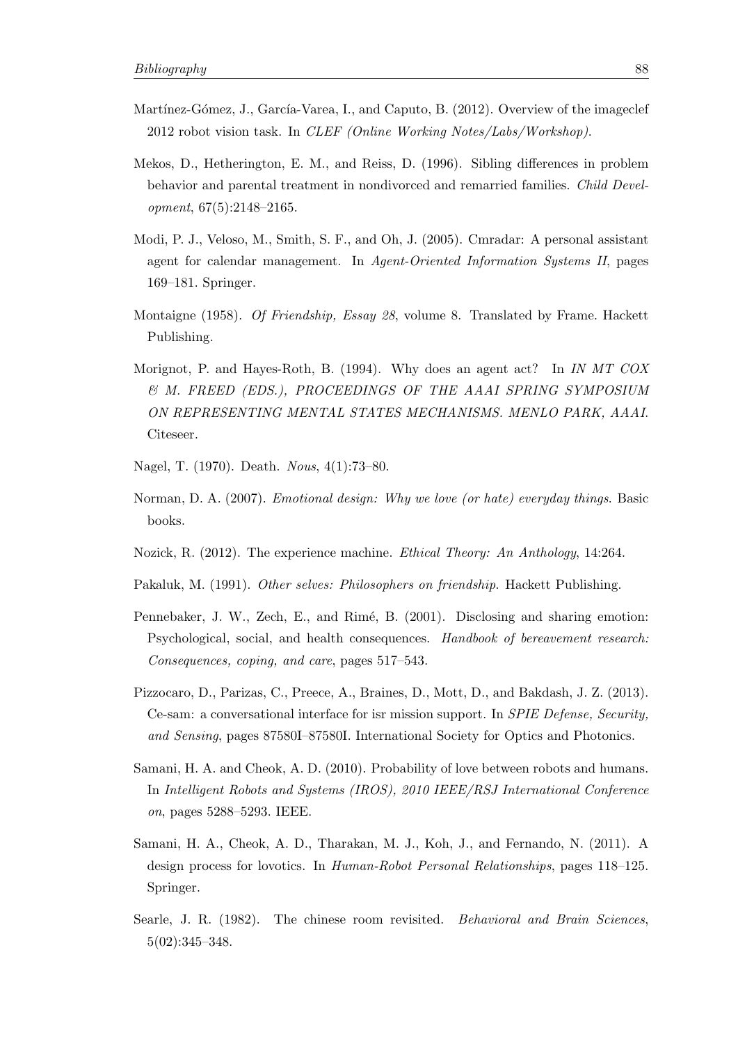Martínez-Gómez, J., García-Varea, I., and Caputo, B. (2012). Overview of the imageclef 2012 robot vision task. In *CLEF (Online Working Notes/Labs/Workshop)*.

Mekos, D., Hetherington, E. M., and Reiss, D. (1996). Sibling differences in problem behavior and parental treatment in nondivorced and remarried families. *Child Development*, 67(5):2148–2165.

Modi, P. J., Veloso, M., Smith, S. F., and Oh, J. (2005). Cmradar: A personal assistant agent for calendar management. In *Agent-Oriented Information Systems II*, pages 169–181. Springer.

Montaigne (1958). *Of Friendship, Essay 28*, volume 8. Translated by Frame. Hackett Publishing.

Morignot, P. and Hayes-Roth, B. (1994). Why does an agent act? In *IN MT COX & M. FREED (EDS.), PROCEEDINGS OF THE AAAI SPRING SYMPOSIUM ON REPRESENTING MENTAL STATES MECHANISMS. MENLO PARK, AAAI*. Citeseer.

Nagel, T. (1970). Death. *Nous*, 4(1):73–80.

Norman, D. A. (2007). *Emotional design: Why we love (or hate) everyday things*. Basic books.

Nozick, R. (2012). The experience machine. *Ethical Theory: An Anthology*, 14:264.

Pakaluk, M. (1991). *Other selves: Philosophers on friendship*. Hackett Publishing.

Pennebaker, J. W., Zech, E., and Rimé, B. (2001). Disclosing and sharing emotion: Psychological, social, and health consequences. *Handbook of bereavement research: Consequences, coping, and care*, pages 517–543.

Pizzocaro, D., Parizas, C., Preece, A., Braines, D., Mott, D., and Bakdash, J. Z. (2013). Ce-sam: a conversational interface for isr mission support. In *SPIE Defense, Security, and Sensing*, pages 87580I–87580I. International Society for Optics and Photonics.

Samani, H. A. and Cheok, A. D. (2010). Probability of love between robots and humans. In *Intelligent Robots and Systems (IROS), 2010 IEEE/RSJ International Conference on*, pages 5288–5293. IEEE.

Samani, H. A., Cheok, A. D., Tharakan, M. J., Koh, J., and Fernando, N. (2011). A design process for lovotics. In *Human-Robot Personal Relationships*, pages 118–125. Springer.

Searle, J. R. (1982). The chinese room revisited. *Behavioral and Brain Sciences*, 5(02):345–348.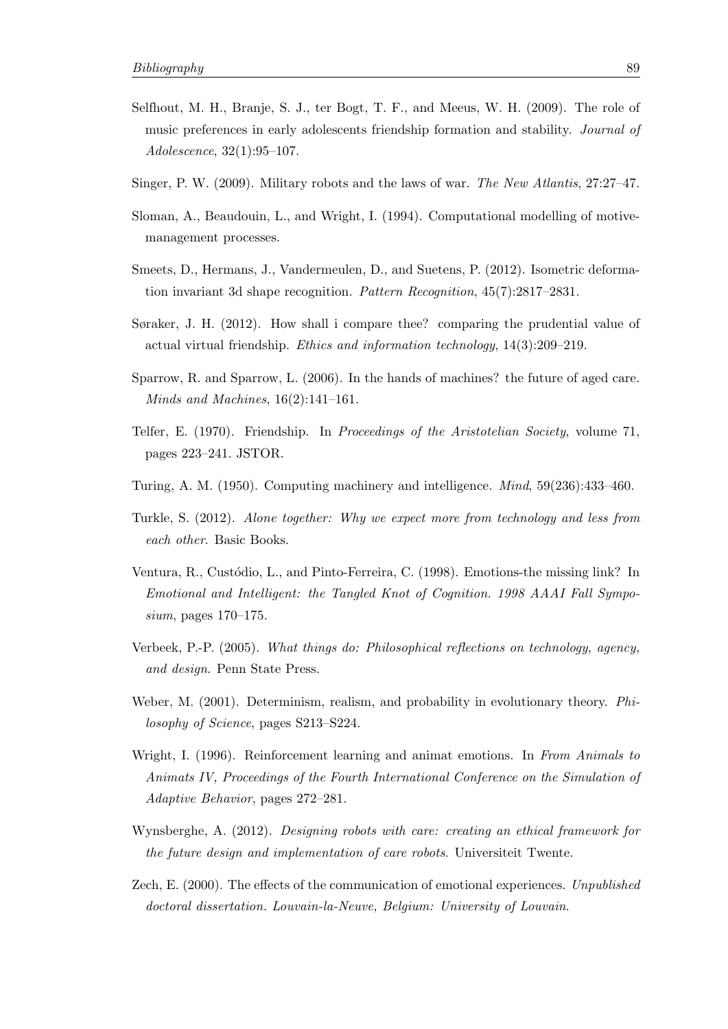Selfhout, M. H., Branje, S. J., ter Bogt, T. F., and Meeus, W. H. (2009). The role of music preferences in early adolescents friendship formation and stability. *Journal of Adolescence*, 32(1):95–107.

Singer, P. W. (2009). Military robots and the laws of war. *The New Atlantis*, 27:27–47.

Sloman, A., Beaudouin, L., and Wright, I. (1994). Computational modelling of motive-management processes.

Smeets, D., Hermans, J., Vandermeulen, D., and Suetens, P. (2012). Isometric deformation invariant 3d shape recognition. *Pattern Recognition*, 45(7):2817–2831.

Søraker, J. H. (2012). How shall i compare thee? comparing the prudential value of actual virtual friendship. *Ethics and information technology*, 14(3):209–219.

Sparrow, R. and Sparrow, L. (2006). In the hands of machines? the future of aged care. *Minds and Machines*, 16(2):141–161.

Telfer, E. (1970). Friendship. In *Proceedings of the Aristotelian Society*, volume 71, pages 223–241. JSTOR.

Turing, A. M. (1950). Computing machinery and intelligence. *Mind*, 59(236):433–460.

Turkle, S. (2012). *Alone together: Why we expect more from technology and less from each other*. Basic Books.

Ventura, R., Custódio, L., and Pinto-Ferreira, C. (1998). Emotions-the missing link? In *Emotional and Intelligent: the Tangled Knot of Cognition. 1998 AAAI Fall Symposium*, pages 170–175.

Verbeek, P.-P. (2005). *What things do: Philosophical reflections on technology, agency, and design*. Penn State Press.

Weber, M. (2001). Determinism, realism, and probability in evolutionary theory. *Philosophy of Science*, pages S213–S224.

Wright, I. (1996). Reinforcement learning and animat emotions. In *From Animals to Animats IV, Proceedings of the Fourth International Conference on the Simulation of Adaptive Behavior*, pages 272–281.

Wynsberghe, A. (2012). *Designing robots with care: creating an ethical framework for the future design and implementation of care robots*. Universiteit Twente.

Zech, E. (2000). The effects of the communication of emotional experiences. *Unpublished doctoral dissertation. Louvain-la-Neuve, Belgium: University of Louvain*.